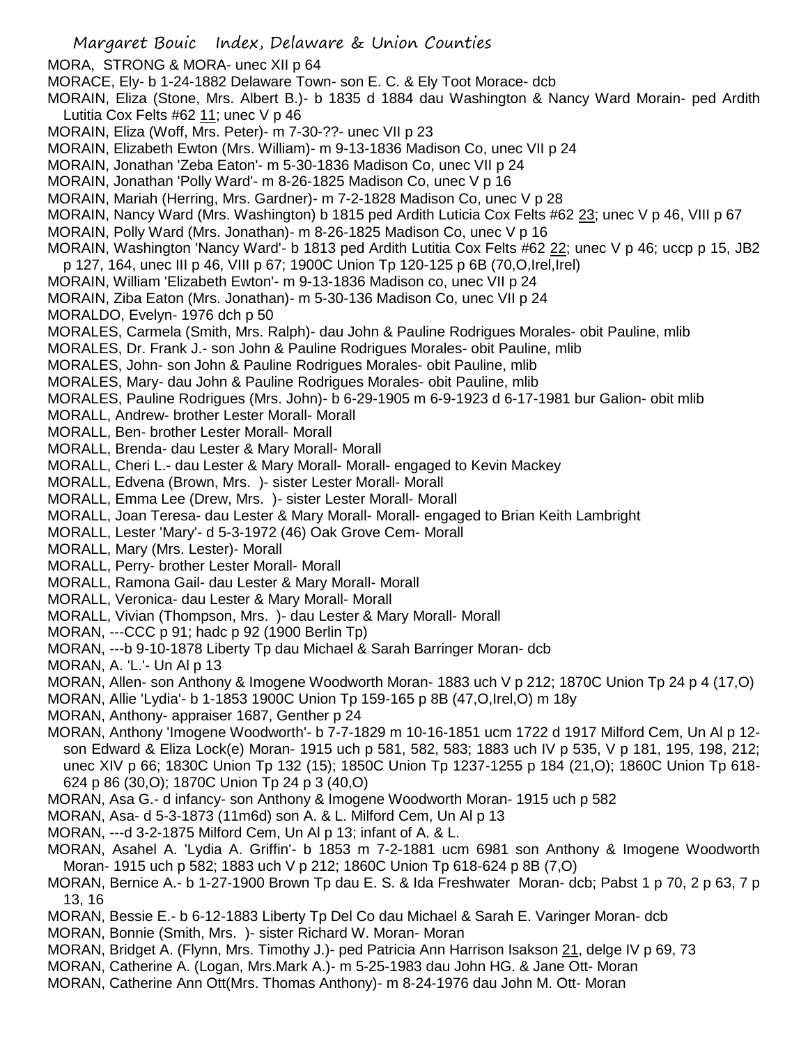MORA, STRONG & MORA- unec XII p 64

MORACE, Ely- b 1-24-1882 Delaware Town- son E. C. & Ely Toot Morace- dcb

MORAIN, Eliza (Stone, Mrs. Albert B.)- b 1835 d 1884 dau Washington & Nancy Ward Morain- ped Ardith Lutitia Cox Felts #62 11; unec V p 46

MORAIN, Eliza (Woff, Mrs. Peter)- m 7-30-??- unec VII p 23

MORAIN, Elizabeth Ewton (Mrs. William)- m 9-13-1836 Madison Co, unec VII p 24

MORAIN, Jonathan 'Zeba Eaton'- m 5-30-1836 Madison Co, unec VII p 24

MORAIN, Jonathan 'Polly Ward'- m 8-26-1825 Madison Co, unec V p 16

MORAIN, Mariah (Herring, Mrs. Gardner)- m 7-2-1828 Madison Co, unec V p 28

MORAIN, Nancy Ward (Mrs. Washington) b 1815 ped Ardith Luticia Cox Felts #62 23; unec V p 46, VIII p 67

MORAIN, Polly Ward (Mrs. Jonathan)- m 8-26-1825 Madison Co, unec V p 16

MORAIN, Washington 'Nancy Ward'- b 1813 ped Ardith Lutitia Cox Felts #62 22; unec V p 46; uccp p 15, JB2 p 127, 164, unec III p 46, VIII p 67; 1900C Union Tp 120-125 p 6B (70,O,Irel,Irel)

MORAIN, William 'Elizabeth Ewton'- m 9-13-1836 Madison co, unec VII p 24

MORAIN, Ziba Eaton (Mrs. Jonathan)- m 5-30-136 Madison Co, unec VII p 24

MORALDO, Evelyn- 1976 dch p 50

MORALES, Carmela (Smith, Mrs. Ralph)- dau John & Pauline Rodrigues Morales- obit Pauline, mlib

MORALES, Dr. Frank J.- son John & Pauline Rodrigues Morales- obit Pauline, mlib

MORALES, John- son John & Pauline Rodrigues Morales- obit Pauline, mlib

MORALES, Mary- dau John & Pauline Rodrigues Morales- obit Pauline, mlib

MORALES, Pauline Rodrigues (Mrs. John)- b 6-29-1905 m 6-9-1923 d 6-17-1981 bur Galion- obit mlib

MORALL, Andrew- brother Lester Morall- Morall

MORALL, Ben- brother Lester Morall- Morall

MORALL, Brenda- dau Lester & Mary Morall- Morall

MORALL, Cheri L.- dau Lester & Mary Morall- Morall- engaged to Kevin Mackey

MORALL, Edvena (Brown, Mrs. )- sister Lester Morall- Morall

MORALL, Emma Lee (Drew, Mrs. )- sister Lester Morall- Morall

MORALL, Joan Teresa- dau Lester & Mary Morall- Morall- engaged to Brian Keith Lambright

MORALL, Lester 'Mary'- d 5-3-1972 (46) Oak Grove Cem- Morall

MORALL, Mary (Mrs. Lester)- Morall

MORALL, Perry- brother Lester Morall- Morall

MORALL, Ramona Gail- dau Lester & Mary Morall- Morall

MORALL, Veronica- dau Lester & Mary Morall- Morall

MORALL, Vivian (Thompson, Mrs. )- dau Lester & Mary Morall- Morall

MORAN, ---CCC p 91; hadc p 92 (1900 Berlin Tp)

MORAN, ---b 9-10-1878 Liberty Tp dau Michael & Sarah Barringer Moran- dcb

MORAN, A. 'L.'- Un Al p 13

MORAN, Allen- son Anthony & Imogene Woodworth Moran- 1883 uch V p 212; 1870C Union Tp 24 p 4 (17,O)

MORAN, Allie 'Lydia'- b 1-1853 1900C Union Tp 159-165 p 8B (47,O,Irel,O) m 18y

MORAN, Anthony- appraiser 1687, Genther p 24

MORAN, Anthony 'Imogene Woodworth'- b 7-7-1829 m 10-16-1851 ucm 1722 d 1917 Milford Cem, Un Al p 12- son Edward & Eliza Lock(e) Moran- 1915 uch p 581, 582, 583; 1883 uch IV p 535, V p 181, 195, 198, 212; unec XIV p 66; 1830C Union Tp 132 (15); 1850C Union Tp 1237-1255 p 184 (21,O); 1860C Union Tp 618-624 p 86 (30,O); 1870C Union Tp 24 p 3 (40,O)

MORAN, Asa G.- d infancy- son Anthony & Imogene Woodworth Moran- 1915 uch p 582

MORAN, Asa- d 5-3-1873 (11m6d) son A. & L. Milford Cem, Un Al p 13

MORAN, ---d 3-2-1875 Milford Cem, Un Al p 13; infant of A. & L.

MORAN, Asahel A. 'Lydia A. Griffin'- b 1853 m 7-2-1881 ucm 6981 son Anthony & Imogene Woodworth Moran- 1915 uch p 582; 1883 uch V p 212; 1860C Union Tp 618-624 p 8B (7,O)

MORAN, Bernice A.- b 1-27-1900 Brown Tp dau E. S. & Ida Freshwater Moran- dcb; Pabst 1 p 70, 2 p 63, 7 p 13, 16

MORAN, Bessie E.- b 6-12-1883 Liberty Tp Del Co dau Michael & Sarah E. Varinger Moran- dcb

MORAN, Bonnie (Smith, Mrs. )- sister Richard W. Moran- Moran

MORAN, Bridget A. (Flynn, Mrs. Timothy J.)- ped Patricia Ann Harrison Isakson 21, delge IV p 69, 73

MORAN, Catherine A. (Logan, Mrs.Mark A.)- m 5-25-1983 dau John HG. & Jane Ott- Moran

MORAN, Catherine Ann Ott(Mrs. Thomas Anthony)- m 8-24-1976 dau John M. Ott- Moran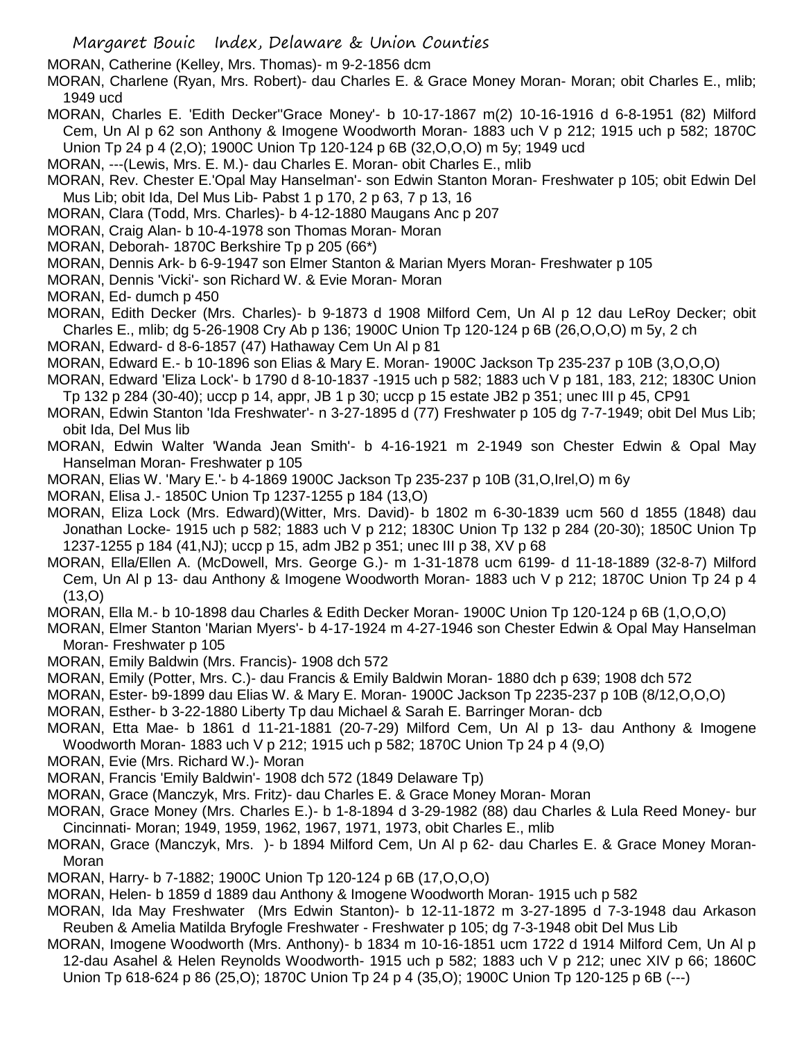MORAN, Catherine (Kelley, Mrs. Thomas)- m 9-2-1856 dcm

MORAN, Charlene (Ryan, Mrs. Robert)- dau Charles E. & Grace Money Moran- Moran; obit Charles E., mlib; 1949 ucd

MORAN, Charles E. 'Edith Decker''Grace Money'- b 10-17-1867 m(2) 10-16-1916 d 6-8-1951 (82) Milford Cem, Un Al p 62 son Anthony & Imogene Woodworth Moran- 1883 uch V p 212; 1915 uch p 582; 1870C Union Tp 24 p 4 (2,O); 1900C Union Tp 120-124 p 6B (32,O,O,O) m 5y; 1949 ucd

MORAN, ---(Lewis, Mrs. E. M.)- dau Charles E. Moran- obit Charles E., mlib

MORAN, Rev. Chester E.'Opal May Hanselman'- son Edwin Stanton Moran- Freshwater p 105; obit Edwin Del Mus Lib; obit Ida, Del Mus Lib- Pabst 1 p 170, 2 p 63, 7 p 13, 16

MORAN, Clara (Todd, Mrs. Charles)- b 4-12-1880 Maugans Anc p 207

MORAN, Craig Alan- b 10-4-1978 son Thomas Moran- Moran

MORAN, Deborah- 1870C Berkshire Tp p 205 (66*)

MORAN, Dennis Ark- b 6-9-1947 son Elmer Stanton & Marian Myers Moran- Freshwater p 105

MORAN, Dennis 'Vicki'- son Richard W. & Evie Moran- Moran

MORAN, Ed- dumch p 450

MORAN, Edith Decker (Mrs. Charles)- b 9-1873 d 1908 Milford Cem, Un Al p 12 dau LeRoy Decker; obit Charles E., mlib; dg 5-26-1908 Cry Ab p 136; 1900C Union Tp 120-124 p 6B (26,O,O,O) m 5y, 2 ch

MORAN, Edward- d 8-6-1857 (47) Hathaway Cem Un Al p 81

MORAN, Edward E.- b 10-1896 son Elias & Mary E. Moran- 1900C Jackson Tp 235-237 p 10B (3,O,O,O)

MORAN, Edward 'Eliza Lock'- b 1790 d 8-10-1837 -1915 uch p 582; 1883 uch V p 181, 183, 212; 1830C Union Tp 132 p 284 (30-40); uccp p 14, appr, JB 1 p 30; uccp p 15 estate JB2 p 351; unec III p 45, CP91

MORAN, Edwin Stanton 'Ida Freshwater'- n 3-27-1895 d (77) Freshwater p 105 dg 7-7-1949; obit Del Mus Lib; obit Ida, Del Mus lib

MORAN, Edwin Walter 'Wanda Jean Smith'- b 4-16-1921 m 2-1949 son Chester Edwin & Opal May Hanselman Moran- Freshwater p 105

MORAN, Elias W. 'Mary E.'- b 4-1869 1900C Jackson Tp 235-237 p 10B (31,O,Irel,O) m 6y

MORAN, Elisa J.- 1850C Union Tp 1237-1255 p 184 (13,O)

MORAN, Eliza Lock (Mrs. Edward)(Witter, Mrs. David)- b 1802 m 6-30-1839 ucm 560 d 1855 (1848) dau Jonathan Locke- 1915 uch p 582; 1883 uch V p 212; 1830C Union Tp 132 p 284 (20-30); 1850C Union Tp 1237-1255 p 184 (41,NJ); uccp p 15, adm JB2 p 351; unec III p 38, XV p 68

MORAN, Ella/Ellen A. (McDowell, Mrs. George G.)- m 1-31-1878 ucm 6199- d 11-18-1889 (32-8-7) Milford Cem, Un Al p 13- dau Anthony & Imogene Woodworth Moran- 1883 uch V p 212; 1870C Union Tp 24 p 4 (13,O)

MORAN, Ella M.- b 10-1898 dau Charles & Edith Decker Moran- 1900C Union Tp 120-124 p 6B (1,O,O,O)

MORAN, Elmer Stanton 'Marian Myers'- b 4-17-1924 m 4-27-1946 son Chester Edwin & Opal May Hanselman Moran- Freshwater p 105

MORAN, Emily Baldwin (Mrs. Francis)- 1908 dch 572

MORAN, Emily (Potter, Mrs. C.)- dau Francis & Emily Baldwin Moran- 1880 dch p 639; 1908 dch 572

MORAN, Ester- b9-1899 dau Elias W. & Mary E. Moran- 1900C Jackson Tp 2235-237 p 10B (8/12,O,O,O)

MORAN, Esther- b 3-22-1880 Liberty Tp dau Michael & Sarah E. Barringer Moran- dcb

MORAN, Etta Mae- b 1861 d 11-21-1881 (20-7-29) Milford Cem, Un Al p 13- dau Anthony & Imogene Woodworth Moran- 1883 uch V p 212; 1915 uch p 582; 1870C Union Tp 24 p 4 (9,O)

MORAN, Evie (Mrs. Richard W.)- Moran

MORAN, Francis 'Emily Baldwin'- 1908 dch 572 (1849 Delaware Tp)

MORAN, Grace (Manczyk, Mrs. Fritz)- dau Charles E. & Grace Money Moran- Moran

MORAN, Grace Money (Mrs. Charles E.)- b 1-8-1894 d 3-29-1982 (88) dau Charles & Lula Reed Money- bur Cincinnati- Moran; 1949, 1959, 1962, 1967, 1971, 1973, obit Charles E., mlib

MORAN, Grace (Manczyk, Mrs. )- b 1894 Milford Cem, Un Al p 62- dau Charles E. & Grace Money Moran- Moran

MORAN, Harry- b 7-1882; 1900C Union Tp 120-124 p 6B (17,O,O,O)

MORAN, Helen- b 1859 d 1889 dau Anthony & Imogene Woodworth Moran- 1915 uch p 582

MORAN, Ida May Freshwater (Mrs Edwin Stanton)- b 12-11-1872 m 3-27-1895 d 7-3-1948 dau Arkason Reuben & Amelia Matilda Bryfogle Freshwater - Freshwater p 105; dg 7-3-1948 obit Del Mus Lib

MORAN, Imogene Woodworth (Mrs. Anthony)- b 1834 m 10-16-1851 ucm 1722 d 1914 Milford Cem, Un Al p 12-dau Asahel & Helen Reynolds Woodworth- 1915 uch p 582; 1883 uch V p 212; unec XIV p 66; 1860C Union Tp 618-624 p 86 (25,O); 1870C Union Tp 24 p 4 (35,O); 1900C Union Tp 120-125 p 6B (---)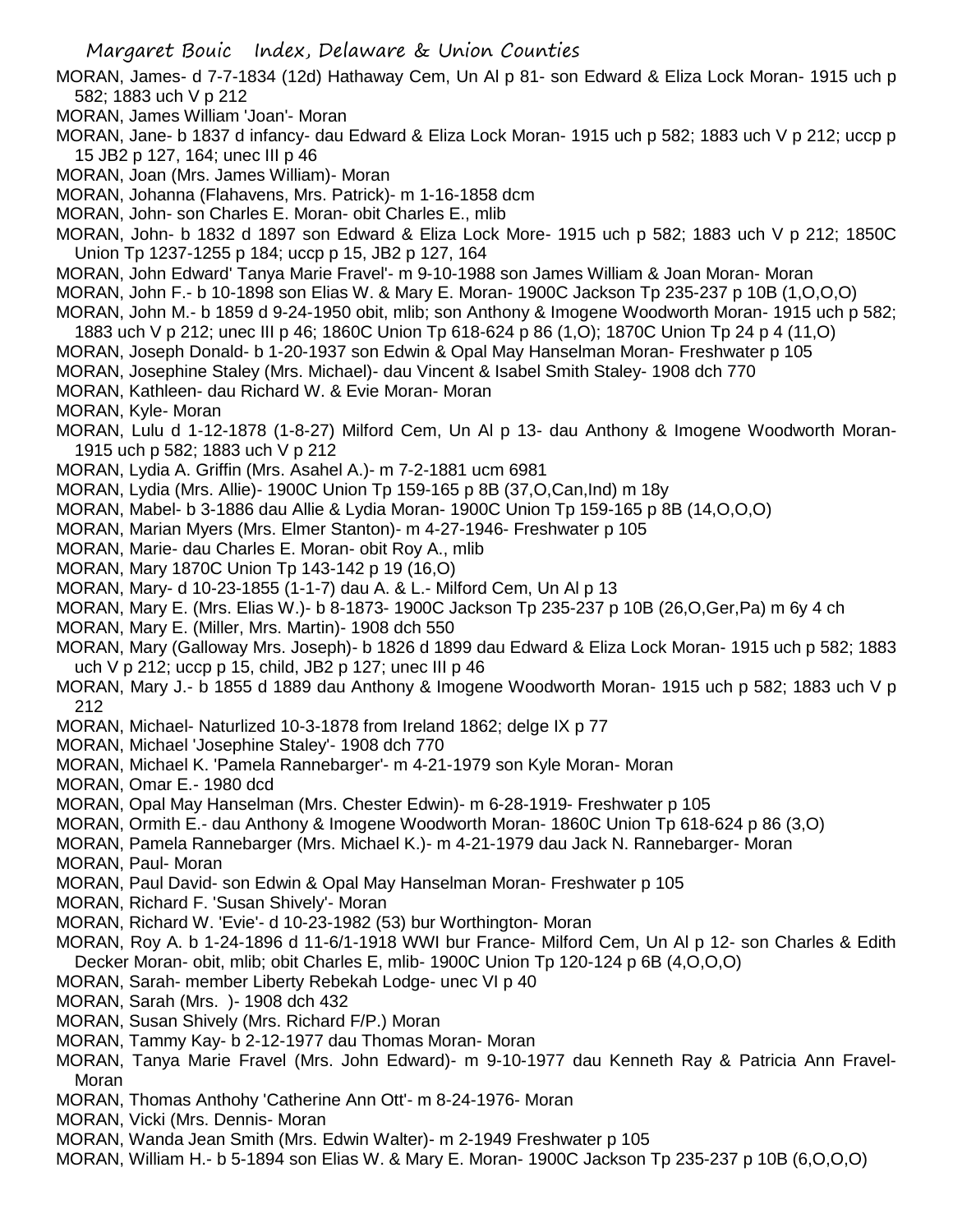MORAN, James- d 7-7-1834 (12d) Hathaway Cem, Un Al p 81- son Edward & Eliza Lock Moran- 1915 uch p 582; 1883 uch V p 212

MORAN, James William 'Joan'- Moran

MORAN, Jane- b 1837 d infancy- dau Edward & Eliza Lock Moran- 1915 uch p 582; 1883 uch V p 212; uccp p 15 JB2 p 127, 164; unec III p 46

MORAN, Joan (Mrs. James William)- Moran

MORAN, Johanna (Flahavens, Mrs. Patrick)- m 1-16-1858 dcm

MORAN, John- son Charles E. Moran- obit Charles E., mlib

MORAN, John- b 1832 d 1897 son Edward & Eliza Lock More- 1915 uch p 582; 1883 uch V p 212; 1850C Union Tp 1237-1255 p 184; uccp p 15, JB2 p 127, 164

MORAN, John Edward' Tanya Marie Fravel'- m 9-10-1988 son James William & Joan Moran- Moran

MORAN, John F.- b 10-1898 son Elias W. & Mary E. Moran- 1900C Jackson Tp 235-237 p 10B (1,O,O,O)

MORAN, John M.- b 1859 d 9-24-1950 obit, mlib; son Anthony & Imogene Woodworth Moran- 1915 uch p 582; 1883 uch V p 212; unec III p 46; 1860C Union Tp 618-624 p 86 (1,O); 1870C Union Tp 24 p 4 (11,O)

MORAN, Joseph Donald- b 1-20-1937 son Edwin & Opal May Hanselman Moran- Freshwater p 105

MORAN, Josephine Staley (Mrs. Michael)- dau Vincent & Isabel Smith Staley- 1908 dch 770

MORAN, Kathleen- dau Richard W. & Evie Moran- Moran

MORAN, Kyle- Moran

MORAN, Lulu d 1-12-1878 (1-8-27) Milford Cem, Un Al p 13- dau Anthony & Imogene Woodworth Moran- 1915 uch p 582; 1883 uch V p 212

MORAN, Lydia A. Griffin (Mrs. Asahel A.)- m 7-2-1881 ucm 6981

MORAN, Lydia (Mrs. Allie)- 1900C Union Tp 159-165 p 8B (37,O,Can,Ind) m 18y

MORAN, Mabel- b 3-1886 dau Allie & Lydia Moran- 1900C Union Tp 159-165 p 8B (14,O,O,O)

MORAN, Marian Myers (Mrs. Elmer Stanton)- m 4-27-1946- Freshwater p 105

MORAN, Marie- dau Charles E. Moran- obit Roy A., mlib

MORAN, Mary 1870C Union Tp 143-142 p 19 (16,O)

MORAN, Mary- d 10-23-1855 (1-1-7) dau A. & L.- Milford Cem, Un Al p 13

MORAN, Mary E. (Mrs. Elias W.)- b 8-1873- 1900C Jackson Tp 235-237 p 10B (26,O,Ger,Pa) m 6y 4 ch

MORAN, Mary E. (Miller, Mrs. Martin)- 1908 dch 550

MORAN, Mary (Galloway Mrs. Joseph)- b 1826 d 1899 dau Edward & Eliza Lock Moran- 1915 uch p 582; 1883 uch V p 212; uccp p 15, child, JB2 p 127; unec III p 46

MORAN, Mary J.- b 1855 d 1889 dau Anthony & Imogene Woodworth Moran- 1915 uch p 582; 1883 uch V p 212

MORAN, Michael- Naturlized 10-3-1878 from Ireland 1862; delge IX p 77

MORAN, Michael 'Josephine Staley'- 1908 dch 770

MORAN, Michael K. 'Pamela Rannebarger'- m 4-21-1979 son Kyle Moran- Moran

MORAN, Omar E.- 1980 dcd

MORAN, Opal May Hanselman (Mrs. Chester Edwin)- m 6-28-1919- Freshwater p 105

MORAN, Ormith E.- dau Anthony & Imogene Woodworth Moran- 1860C Union Tp 618-624 p 86 (3,O)

MORAN, Pamela Rannebarger (Mrs. Michael K.)- m 4-21-1979 dau Jack N. Rannebarger- Moran

MORAN, Paul- Moran

MORAN, Paul David- son Edwin & Opal May Hanselman Moran- Freshwater p 105

MORAN, Richard F. 'Susan Shively'- Moran

MORAN, Richard W. 'Evie'- d 10-23-1982 (53) bur Worthington- Moran

MORAN, Roy A. b 1-24-1896 d 11-6/1-1918 WWI bur France- Milford Cem, Un Al p 12- son Charles & Edith Decker Moran- obit, mlib; obit Charles E, mlib- 1900C Union Tp 120-124 p 6B (4,O,O,O)

MORAN, Sarah- member Liberty Rebekah Lodge- unec VI p 40

MORAN, Sarah (Mrs. )- 1908 dch 432

MORAN, Susan Shively (Mrs. Richard F/P.) Moran

MORAN, Tammy Kay- b 2-12-1977 dau Thomas Moran- Moran

MORAN, Tanya Marie Fravel (Mrs. John Edward)- m 9-10-1977 dau Kenneth Ray & Patricia Ann Fravel- Moran

MORAN, Thomas Anthohy 'Catherine Ann Ott'- m 8-24-1976- Moran

MORAN, Vicki (Mrs. Dennis- Moran

MORAN, Wanda Jean Smith (Mrs. Edwin Walter)- m 2-1949 Freshwater p 105

MORAN, William H.- b 5-1894 son Elias W. & Mary E. Moran- 1900C Jackson Tp 235-237 p 10B (6,O,O,O)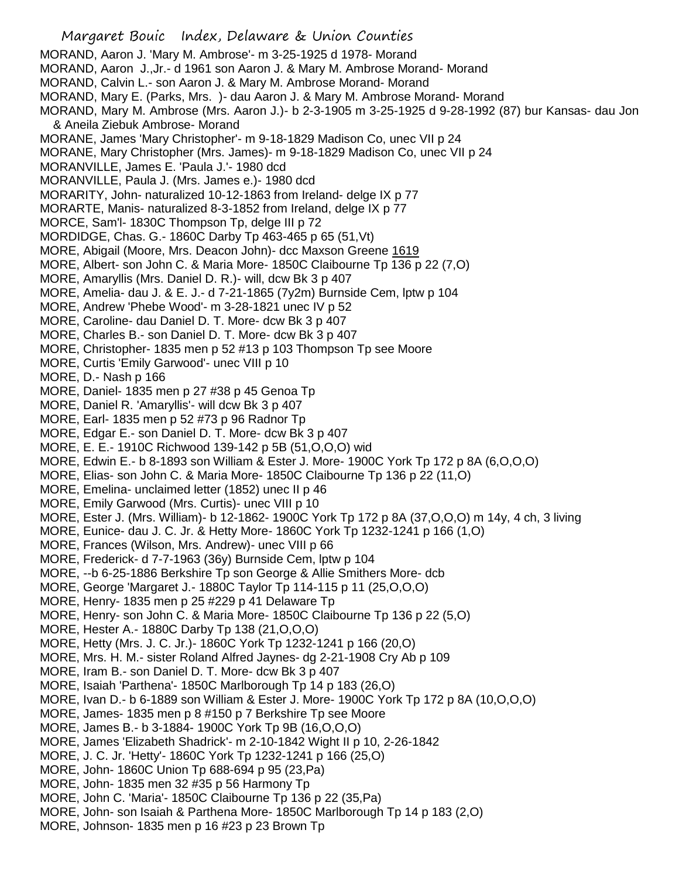MORAND, Aaron J. 'Mary M. Ambrose'- m 3-25-1925 d 1978- Morand
MORAND, Aaron J.,Jr.- d 1961 son Aaron J. & Mary M. Ambrose Morand- Morand
MORAND, Calvin L.- son Aaron J. & Mary M. Ambrose Morand- Morand
MORAND, Mary E. (Parks, Mrs. )- dau Aaron J. & Mary M. Ambrose Morand- Morand
MORAND, Mary M. Ambrose (Mrs. Aaron J.)- b 2-3-1905 m 3-25-1925 d 9-28-1992 (87) bur Kansas- dau Jon & Aneila Ziebuk Ambrose- Morand
MORANE, James 'Mary Christopher'- m 9-18-1829 Madison Co, unec VII p 24
MORANE, Mary Christopher (Mrs. James)- m 9-18-1829 Madison Co, unec VII p 24
MORANVILLE, James E. 'Paula J.'- 1980 dcd
MORANVILLE, Paula J. (Mrs. James e.)- 1980 dcd
MORARITY, John- naturalized 10-12-1863 from Ireland- delge IX p 77
MORARTE, Manis- naturalized 8-3-1852 from Ireland, delge IX p 77
MORCE, Sam'l- 1830C Thompson Tp, delge III p 72
MORDIDGE, Chas. G.- 1860C Darby Tp 463-465 p 65 (51,Vt)
MORE, Abigail (Moore, Mrs. Deacon John)- dcc Maxson Greene 1619
MORE, Albert- son John C. & Maria More- 1850C Claibourne Tp 136 p 22 (7,O)
MORE, Amaryllis (Mrs. Daniel D. R.)- will, dcw Bk 3 p 407
MORE, Amelia- dau J. & E. J.- d 7-21-1865 (7y2m) Burnside Cem, lptw p 104
MORE, Andrew 'Phebe Wood'- m 3-28-1821 unec IV p 52
MORE, Caroline- dau Daniel D. T. More- dcw Bk 3 p 407
MORE, Charles B.- son Daniel D. T. More- dcw Bk 3 p 407
MORE, Christopher- 1835 men p 52 #13 p 103 Thompson Tp see Moore
MORE, Curtis 'Emily Garwood'- unec VIII p 10
MORE, D.- Nash p 166
MORE, Daniel- 1835 men p 27 #38 p 45 Genoa Tp
MORE, Daniel R. 'Amaryllis'- will dcw Bk 3 p 407
MORE, Earl- 1835 men p 52 #73 p 96 Radnor Tp
MORE, Edgar E.- son Daniel D. T. More- dcw Bk 3 p 407
MORE, E. E.- 1910C Richwood 139-142 p 5B (51,O,O,O) wid
MORE, Edwin E.- b 8-1893 son William & Ester J. More- 1900C York Tp 172 p 8A (6,O,O,O)
MORE, Elias- son John C. & Maria More- 1850C Claibourne Tp 136 p 22 (11,O)
MORE, Emelina- unclaimed letter (1852) unec II p 46
MORE, Emily Garwood (Mrs. Curtis)- unec VIII p 10
MORE, Ester J. (Mrs. William)- b 12-1862- 1900C York Tp 172 p 8A (37,O,O,O) m 14y, 4 ch, 3 living
MORE, Eunice- dau J. C. Jr. & Hetty More- 1860C York Tp 1232-1241 p 166 (1,O)
MORE, Frances (Wilson, Mrs. Andrew)- unec VIII p 66
MORE, Frederick- d 7-7-1963 (36y) Burnside Cem, lptw p 104
MORE, --b 6-25-1886 Berkshire Tp son George & Allie Smithers More- dcb
MORE, George 'Margaret J.- 1880C Taylor Tp 114-115 p 11 (25,O,O,O)
MORE, Henry- 1835 men p 25 #229 p 41 Delaware Tp
MORE, Henry- son John C. & Maria More- 1850C Claibourne Tp 136 p 22 (5,O)
MORE, Hester A.- 1880C Darby Tp 138 (21,O,O,O)
MORE, Hetty (Mrs. J. C. Jr.)- 1860C York Tp 1232-1241 p 166 (20,O)
MORE, Mrs. H. M.- sister Roland Alfred Jaynes- dg 2-21-1908 Cry Ab p 109
MORE, Iram B.- son Daniel D. T. More- dcw Bk 3 p 407
MORE, Isaiah 'Parthena'- 1850C Marlborough Tp 14 p 183 (26,O)
MORE, Ivan D.- b 6-1889 son William & Ester J. More- 1900C York Tp 172 p 8A (10,O,O,O)
MORE, James- 1835 men p 8 #150 p 7 Berkshire Tp see Moore
MORE, James B.- b 3-1884- 1900C York Tp 9B (16,O,O,O)
MORE, James 'Elizabeth Shadrick'- m 2-10-1842 Wight II p 10, 2-26-1842
MORE, J. C. Jr. 'Hetty'- 1860C York Tp 1232-1241 p 166 (25,O)
MORE, John- 1860C Union Tp 688-694 p 95 (23,Pa)
MORE, John- 1835 men 32 #35 p 56 Harmony Tp
MORE, John C. 'Maria'- 1850C Claibourne Tp 136 p 22 (35,Pa)
MORE, John- son Isaiah & Parthena More- 1850C Marlborough Tp 14 p 183 (2,O)
MORE, Johnson- 1835 men p 16 #23 p 23 Brown Tp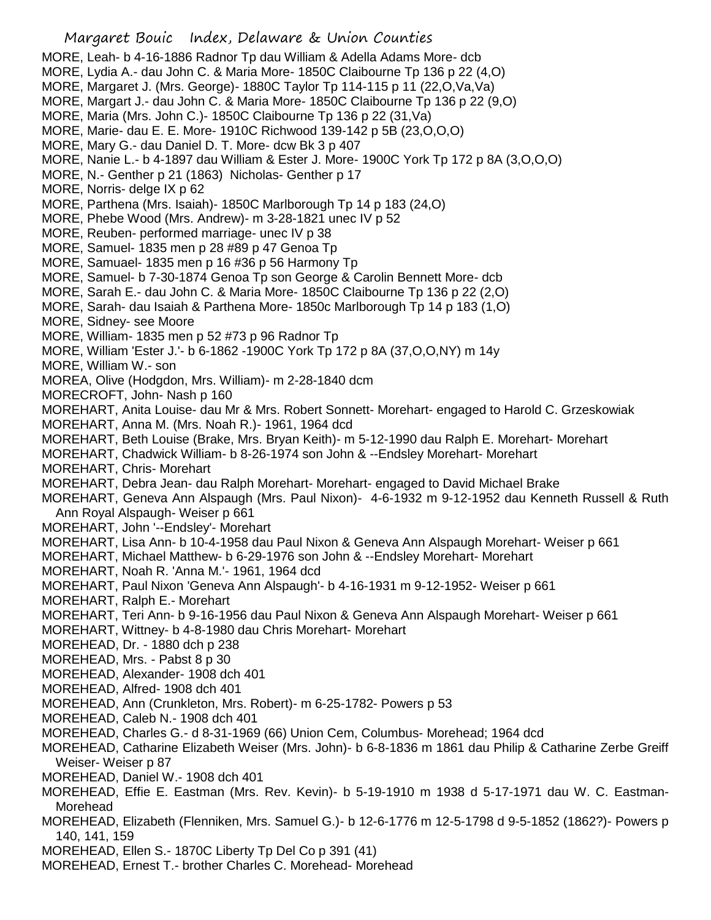MORE, Leah- b 4-16-1886 Radnor Tp dau William & Adella Adams More- dcb
MORE, Lydia A.- dau John C. & Maria More- 1850C Claibourne Tp 136 p 22 (4,O)
MORE, Margaret J. (Mrs. George)- 1880C Taylor Tp 114-115 p 11 (22,O,Va,Va)
MORE, Margart J.- dau John C. & Maria More- 1850C Claibourne Tp 136 p 22 (9,O)
MORE, Maria (Mrs. John C.)- 1850C Claibourne Tp 136 p 22 (31,Va)
MORE, Marie- dau E. E. More- 1910C Richwood 139-142 p 5B (23,O,O,O)
MORE, Mary G.- dau Daniel D. T. More- dcw Bk 3 p 407
MORE, Nanie L.- b 4-1897 dau William & Ester J. More- 1900C York Tp 172 p 8A (3,O,O,O)
MORE, N.- Genther p 21 (1863) Nicholas- Genther p 17
MORE, Norris- delge IX p 62
MORE, Parthena (Mrs. Isaiah)- 1850C Marlborough Tp 14 p 183 (24,O)
MORE, Phebe Wood (Mrs. Andrew)- m 3-28-1821 unec IV p 52
MORE, Reuben- performed marriage- unec IV p 38
MORE, Samuel- 1835 men p 28 #89 p 47 Genoa Tp
MORE, Samuael- 1835 men p 16 #36 p 56 Harmony Tp
MORE, Samuel- b 7-30-1874 Genoa Tp son George & Carolin Bennett More- dcb
MORE, Sarah E.- dau John C. & Maria More- 1850C Claibourne Tp 136 p 22 (2,O)
MORE, Sarah- dau Isaiah & Parthena More- 1850c Marlborough Tp 14 p 183 (1,O)
MORE, Sidney- see Moore
MORE, William- 1835 men p 52 #73 p 96 Radnor Tp
MORE, William 'Ester J.'- b 6-1862 -1900C York Tp 172 p 8A (37,O,O,NY) m 14y
MORE, William W.- son
MOREA, Olive (Hodgdon, Mrs. William)- m 2-28-1840 dcm
MORECROFT, John- Nash p 160
MOREHART, Anita Louise- dau Mr & Mrs. Robert Sonnett- Morehart- engaged to Harold C. Grzeskowiak
MOREHART, Anna M. (Mrs. Noah R.)- 1961, 1964 dcd
MOREHART, Beth Louise (Brake, Mrs. Bryan Keith)- m 5-12-1990 dau Ralph E. Morehart- Morehart
MOREHART, Chadwick William- b 8-26-1974 son John & --Endsley Morehart- Morehart
MOREHART, Chris- Morehart
MOREHART, Debra Jean- dau Ralph Morehart- Morehart- engaged to David Michael Brake
MOREHART, Geneva Ann Alspaugh (Mrs. Paul Nixon)- 4-6-1932 m 9-12-1952 dau Kenneth Russell & Ruth Ann Royal Alspaugh- Weiser p 661
MOREHART, John '--Endsley'- Morehart
MOREHART, Lisa Ann- b 10-4-1958 dau Paul Nixon & Geneva Ann Alspaugh Morehart- Weiser p 661
MOREHART, Michael Matthew- b 6-29-1976 son John & --Endsley Morehart- Morehart
MOREHART, Noah R. 'Anna M.'- 1961, 1964 dcd
MOREHART, Paul Nixon 'Geneva Ann Alspaugh'- b 4-16-1931 m 9-12-1952- Weiser p 661
MOREHART, Ralph E.- Morehart
MOREHART, Teri Ann- b 9-16-1956 dau Paul Nixon & Geneva Ann Alspaugh Morehart- Weiser p 661
MOREHART, Wittney- b 4-8-1980 dau Chris Morehart- Morehart
MOREHEAD, Dr. - 1880 dch p 238
MOREHEAD, Mrs. - Pabst 8 p 30
MOREHEAD, Alexander- 1908 dch 401
MOREHEAD, Alfred- 1908 dch 401
MOREHEAD, Ann (Crunkleton, Mrs. Robert)- m 6-25-1782- Powers p 53
MOREHEAD, Caleb N.- 1908 dch 401
MOREHEAD, Charles G.- d 8-31-1969 (66) Union Cem, Columbus- Morehead; 1964 dcd
MOREHEAD, Catharine Elizabeth Weiser (Mrs. John)- b 6-8-1836 m 1861 dau Philip & Catharine Zerbe Greiff Weiser- Weiser p 87
MOREHEAD, Daniel W.- 1908 dch 401
MOREHEAD, Effie E. Eastman (Mrs. Rev. Kevin)- b 5-19-1910 m 1938 d 5-17-1971 dau W. C. Eastman- Morehead
MOREHEAD, Elizabeth (Flenniken, Mrs. Samuel G.)- b 12-6-1776 m 12-5-1798 d 9-5-1852 (1862?)- Powers p 140, 141, 159
MOREHEAD, Ellen S.- 1870C Liberty Tp Del Co p 391 (41)
MOREHEAD, Ernest T.- brother Charles C. Morehead- Morehead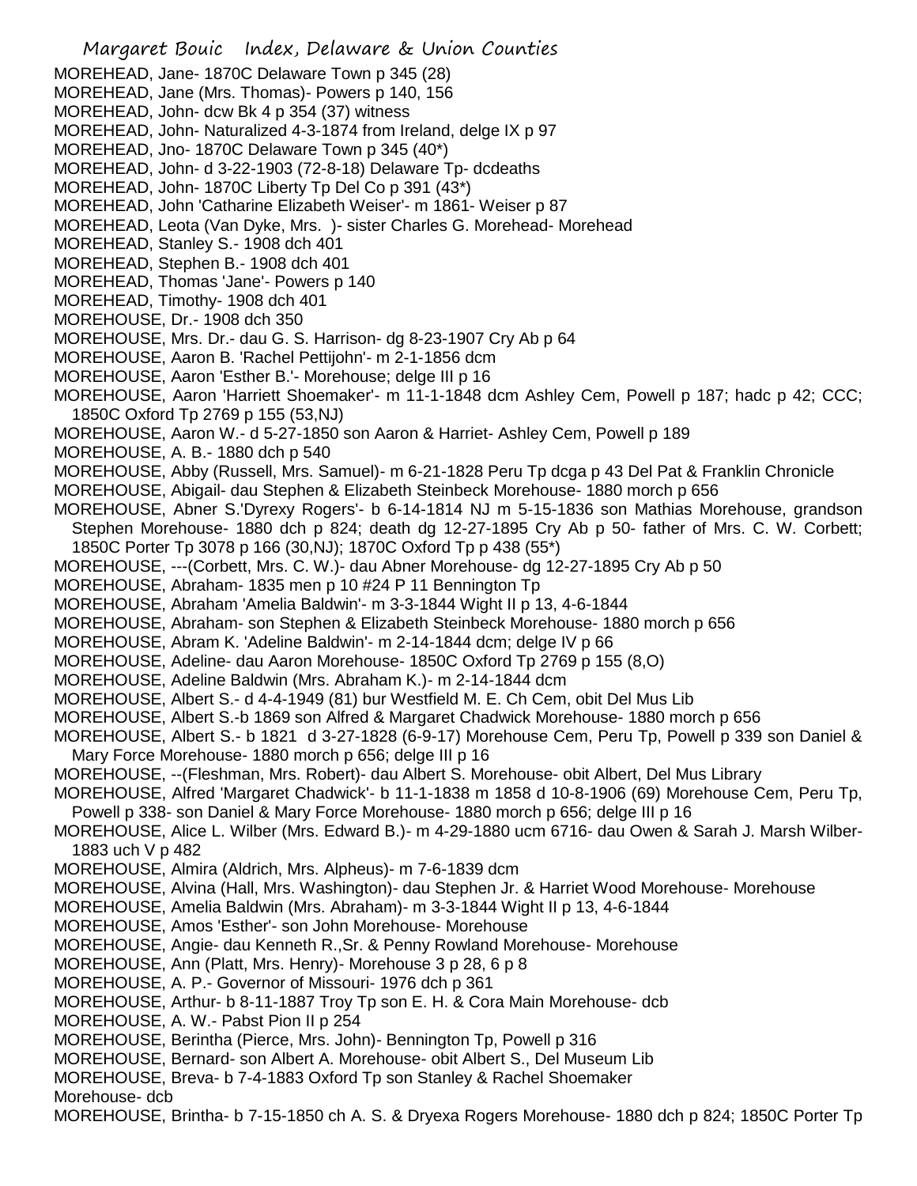MOREHEAD, Jane- 1870C Delaware Town p 345 (28)
MOREHEAD, Jane (Mrs. Thomas)- Powers p 140, 156
MOREHEAD, John- dcw Bk 4 p 354 (37) witness
MOREHEAD, John- Naturalized 4-3-1874 from Ireland, delge IX p 97
MOREHEAD, Jno- 1870C Delaware Town p 345 (40*)
MOREHEAD, John- d 3-22-1903 (72-8-18) Delaware Tp- dcdeaths
MOREHEAD, John- 1870C Liberty Tp Del Co p 391 (43*)
MOREHEAD, John 'Catharine Elizabeth Weiser'- m 1861- Weiser p 87
MOREHEAD, Leota (Van Dyke, Mrs. )- sister Charles G. Morehead- Morehead
MOREHEAD, Stanley S.- 1908 dch 401
MOREHEAD, Stephen B.- 1908 dch 401
MOREHEAD, Thomas 'Jane'- Powers p 140
MOREHEAD, Timothy- 1908 dch 401
MOREHOUSE, Dr.- 1908 dch 350
MOREHOUSE, Mrs. Dr.- dau G. S. Harrison- dg 8-23-1907 Cry Ab p 64
MOREHOUSE, Aaron B. 'Rachel Pettijohn'- m 2-1-1856 dcm
MOREHOUSE, Aaron 'Esther B.'- Morehouse; delge III p 16
MOREHOUSE, Aaron 'Harriett Shoemaker'- m 11-1-1848 dcm Ashley Cem, Powell p 187; hadc p 42; CCC; 1850C Oxford Tp 2769 p 155 (53,NJ)
MOREHOUSE, Aaron W.- d 5-27-1850 son Aaron & Harriet- Ashley Cem, Powell p 189
MOREHOUSE, A. B.- 1880 dch p 540
MOREHOUSE, Abby (Russell, Mrs. Samuel)- m 6-21-1828 Peru Tp dcga p 43 Del Pat & Franklin Chronicle
MOREHOUSE, Abigail- dau Stephen & Elizabeth Steinbeck Morehouse- 1880 morch p 656
MOREHOUSE, Abner S.'Dyrexy Rogers'- b 6-14-1814 NJ m 5-15-1836 son Mathias Morehouse, grandson Stephen Morehouse- 1880 dch p 824; death dg 12-27-1895 Cry Ab p 50- father of Mrs. C. W. Corbett; 1850C Porter Tp 3078 p 166 (30,NJ); 1870C Oxford Tp p 438 (55*)
MOREHOUSE, ---(Corbett, Mrs. C. W.)- dau Abner Morehouse- dg 12-27-1895 Cry Ab p 50
MOREHOUSE, Abraham- 1835 men p 10 #24 P 11 Bennington Tp
MOREHOUSE, Abraham 'Amelia Baldwin'- m 3-3-1844 Wight II p 13, 4-6-1844
MOREHOUSE, Abraham- son Stephen & Elizabeth Steinbeck Morehouse- 1880 morch p 656
MOREHOUSE, Abram K. 'Adeline Baldwin'- m 2-14-1844 dcm; delge IV p 66
MOREHOUSE, Adeline- dau Aaron Morehouse- 1850C Oxford Tp 2769 p 155 (8,O)
MOREHOUSE, Adeline Baldwin (Mrs. Abraham K.)- m 2-14-1844 dcm
MOREHOUSE, Albert S.- d 4-4-1949 (81) bur Westfield M. E. Ch Cem, obit Del Mus Lib
MOREHOUSE, Albert S.-b 1869 son Alfred & Margaret Chadwick Morehouse- 1880 morch p 656
MOREHOUSE, Albert S.- b 1821 d 3-27-1828 (6-9-17) Morehouse Cem, Peru Tp, Powell p 339 son Daniel & Mary Force Morehouse- 1880 morch p 656; delge III p 16
MOREHOUSE, --(Fleshman, Mrs. Robert)- dau Albert S. Morehouse- obit Albert, Del Mus Library
MOREHOUSE, Alfred 'Margaret Chadwick'- b 11-1-1838 m 1858 d 10-8-1906 (69) Morehouse Cem, Peru Tp, Powell p 338- son Daniel & Mary Force Morehouse- 1880 morch p 656; delge III p 16
MOREHOUSE, Alice L. Wilber (Mrs. Edward B.)- m 4-29-1880 ucm 6716- dau Owen & Sarah J. Marsh Wilber- 1883 uch V p 482
MOREHOUSE, Almira (Aldrich, Mrs. Alpheus)- m 7-6-1839 dcm
MOREHOUSE, Alvina (Hall, Mrs. Washington)- dau Stephen Jr. & Harriet Wood Morehouse- Morehouse
MOREHOUSE, Amelia Baldwin (Mrs. Abraham)- m 3-3-1844 Wight II p 13, 4-6-1844
MOREHOUSE, Amos 'Esther'- son John Morehouse- Morehouse
MOREHOUSE, Angie- dau Kenneth R.,Sr. & Penny Rowland Morehouse- Morehouse
MOREHOUSE, Ann (Platt, Mrs. Henry)- Morehouse 3 p 28, 6 p 8
MOREHOUSE, A. P.- Governor of Missouri- 1976 dch p 361
MOREHOUSE, Arthur- b 8-11-1887 Troy Tp son E. H. & Cora Main Morehouse- dcb
MOREHOUSE, A. W.- Pabst Pion II p 254
MOREHOUSE, Berintha (Pierce, Mrs. John)- Bennington Tp, Powell p 316
MOREHOUSE, Bernard- son Albert A. Morehouse- obit Albert S., Del Museum Lib
MOREHOUSE, Breva- b 7-4-1883 Oxford Tp son Stanley & Rachel Shoemaker Morehouse- dcb
MOREHOUSE, Brintha- b 7-15-1850 ch A. S. & Dryexa Rogers Morehouse- 1880 dch p 824; 1850C Porter Tp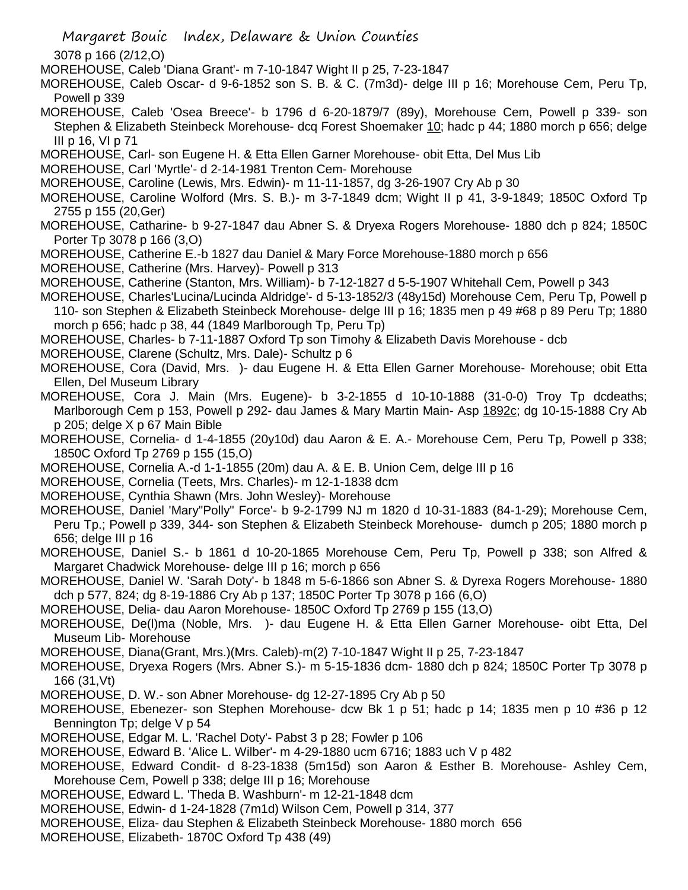3078 p 166 (2/12,O)

MOREHOUSE, Caleb 'Diana Grant'- m 7-10-1847 Wight II p 25, 7-23-1847

MOREHOUSE, Caleb Oscar- d 9-6-1852 son S. B. & C. (7m3d)- delge III p 16; Morehouse Cem, Peru Tp, Powell p 339

MOREHOUSE, Caleb 'Osea Breece'- b 1796 d 6-20-1879/7 (89y), Morehouse Cem, Powell p 339- son Stephen & Elizabeth Steinbeck Morehouse- dcq Forest Shoemaker 10; hadc p 44; 1880 morch p 656; delge III p 16, VI p 71

MOREHOUSE, Carl- son Eugene H. & Etta Ellen Garner Morehouse- obit Etta, Del Mus Lib

MOREHOUSE, Carl 'Myrtle'- d 2-14-1981 Trenton Cem- Morehouse

MOREHOUSE, Caroline (Lewis, Mrs. Edwin)- m 11-11-1857, dg 3-26-1907 Cry Ab p 30

MOREHOUSE, Caroline Wolford (Mrs. S. B.)- m 3-7-1849 dcm; Wight II p 41, 3-9-1849; 1850C Oxford Tp 2755 p 155 (20,Ger)

MOREHOUSE, Catharine- b 9-27-1847 dau Abner S. & Dryexa Rogers Morehouse- 1880 dch p 824; 1850C Porter Tp 3078 p 166 (3,O)

MOREHOUSE, Catherine E.-b 1827 dau Daniel & Mary Force Morehouse-1880 morch p 656

MOREHOUSE, Catherine (Mrs. Harvey)- Powell p 313

MOREHOUSE, Catherine (Stanton, Mrs. William)- b 7-12-1827 d 5-5-1907 Whitehall Cem, Powell p 343

MOREHOUSE, Charles'Lucina/Lucinda Aldridge'- d 5-13-1852/3 (48y15d) Morehouse Cem, Peru Tp, Powell p 110- son Stephen & Elizabeth Steinbeck Morehouse- delge III p 16; 1835 men p 49 #68 p 89 Peru Tp; 1880 morch p 656; hadc p 38, 44 (1849 Marlborough Tp, Peru Tp)

MOREHOUSE, Charles- b 7-11-1887 Oxford Tp son Timohy & Elizabeth Davis Morehouse - dcb

MOREHOUSE, Clarene (Schultz, Mrs. Dale)- Schultz p 6

MOREHOUSE, Cora (David, Mrs. )- dau Eugene H. & Etta Ellen Garner Morehouse- Morehouse; obit Etta Ellen, Del Museum Library

MOREHOUSE, Cora J. Main (Mrs. Eugene)- b 3-2-1855 d 10-10-1888 (31-0-0) Troy Tp dcdeaths; Marlborough Cem p 153, Powell p 292- dau James & Mary Martin Main- Asp 1892c; dg 10-15-1888 Cry Ab p 205; delge X p 67 Main Bible

MOREHOUSE, Cornelia- d 1-4-1855 (20y10d) dau Aaron & E. A.- Morehouse Cem, Peru Tp, Powell p 338; 1850C Oxford Tp 2769 p 155 (15,O)

MOREHOUSE, Cornelia A.-d 1-1-1855 (20m) dau A. & E. B. Union Cem, delge III p 16

MOREHOUSE, Cornelia (Teets, Mrs. Charles)- m 12-1-1838 dcm

MOREHOUSE, Cynthia Shawn (Mrs. John Wesley)- Morehouse

MOREHOUSE, Daniel 'Mary"Polly" Force'- b 9-2-1799 NJ m 1820 d 10-31-1883 (84-1-29); Morehouse Cem, Peru Tp.; Powell p 339, 344- son Stephen & Elizabeth Steinbeck Morehouse- dumch p 205; 1880 morch p 656; delge III p 16

MOREHOUSE, Daniel S.- b 1861 d 10-20-1865 Morehouse Cem, Peru Tp, Powell p 338; son Alfred & Margaret Chadwick Morehouse- delge III p 16; morch p 656

MOREHOUSE, Daniel W. 'Sarah Doty'- b 1848 m 5-6-1866 son Abner S. & Dyrexa Rogers Morehouse- 1880 dch p 577, 824; dg 8-19-1886 Cry Ab p 137; 1850C Porter Tp 3078 p 166 (6,O)

MOREHOUSE, Delia- dau Aaron Morehouse- 1850C Oxford Tp 2769 p 155 (13,O)

MOREHOUSE, De(l)ma (Noble, Mrs. )- dau Eugene H. & Etta Ellen Garner Morehouse- oibt Etta, Del Museum Lib- Morehouse

MOREHOUSE, Diana(Grant, Mrs.)(Mrs. Caleb)-m(2) 7-10-1847 Wight II p 25, 7-23-1847

MOREHOUSE, Dryexa Rogers (Mrs. Abner S.)- m 5-15-1836 dcm- 1880 dch p 824; 1850C Porter Tp 3078 p 166 (31,Vt)

MOREHOUSE, D. W.- son Abner Morehouse- dg 12-27-1895 Cry Ab p 50

MOREHOUSE, Ebenezer- son Stephen Morehouse- dcw Bk 1 p 51; hadc p 14; 1835 men p 10 #36 p 12 Bennington Tp; delge V p 54

MOREHOUSE, Edgar M. L. 'Rachel Doty'- Pabst 3 p 28; Fowler p 106

MOREHOUSE, Edward B. 'Alice L. Wilber'- m 4-29-1880 ucm 6716; 1883 uch V p 482

MOREHOUSE, Edward Condit- d 8-23-1838 (5m15d) son Aaron & Esther B. Morehouse- Ashley Cem, Morehouse Cem, Powell p 338; delge III p 16; Morehouse

MOREHOUSE, Edward L. 'Theda B. Washburn'- m 12-21-1848 dcm

MOREHOUSE, Edwin- d 1-24-1828 (7m1d) Wilson Cem, Powell p 314, 377

MOREHOUSE, Eliza- dau Stephen & Elizabeth Steinbeck Morehouse- 1880 morch 656

MOREHOUSE, Elizabeth- 1870C Oxford Tp 438 (49)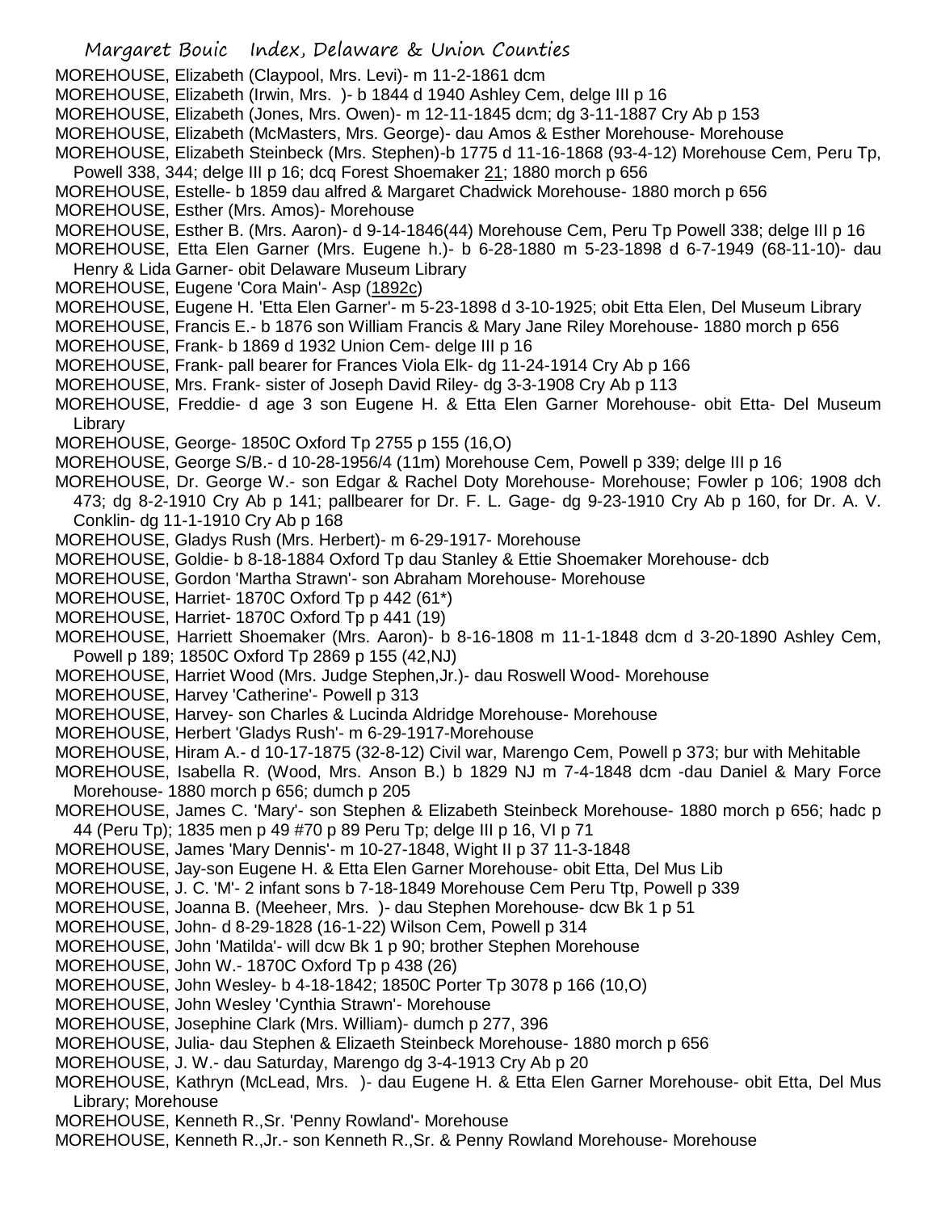MOREHOUSE, Elizabeth (Claypool, Mrs. Levi)- m 11-2-1861 dcm
MOREHOUSE, Elizabeth (Irwin, Mrs. )- b 1844 d 1940 Ashley Cem, delge III p 16
MOREHOUSE, Elizabeth (Jones, Mrs. Owen)- m 12-11-1845 dcm; dg 3-11-1887 Cry Ab p 153
MOREHOUSE, Elizabeth (McMasters, Mrs. George)- dau Amos & Esther Morehouse- Morehouse
MOREHOUSE, Elizabeth Steinbeck (Mrs. Stephen)-b 1775 d 11-16-1868 (93-4-12) Morehouse Cem, Peru Tp, Powell 338, 344; delge III p 16; dcq Forest Shoemaker 21; 1880 morch p 656
MOREHOUSE, Estelle- b 1859 dau alfred & Margaret Chadwick Morehouse- 1880 morch p 656
MOREHOUSE, Esther (Mrs. Amos)- Morehouse
MOREHOUSE, Esther B. (Mrs. Aaron)- d 9-14-1846(44) Morehouse Cem, Peru Tp Powell 338; delge III p 16
MOREHOUSE, Etta Elen Garner (Mrs. Eugene h.)- b 6-28-1880 m 5-23-1898 d 6-7-1949 (68-11-10)- dau Henry & Lida Garner- obit Delaware Museum Library
MOREHOUSE, Eugene 'Cora Main'- Asp (1892c)
MOREHOUSE, Eugene H. 'Etta Elen Garner'- m 5-23-1898 d 3-10-1925; obit Etta Elen, Del Museum Library
MOREHOUSE, Francis E.- b 1876 son William Francis & Mary Jane Riley Morehouse- 1880 morch p 656
MOREHOUSE, Frank- b 1869 d 1932 Union Cem- delge III p 16
MOREHOUSE, Frank- pall bearer for Frances Viola Elk- dg 11-24-1914 Cry Ab p 166
MOREHOUSE, Mrs. Frank- sister of Joseph David Riley- dg 3-3-1908 Cry Ab p 113
MOREHOUSE, Freddie- d age 3 son Eugene H. & Etta Elen Garner Morehouse- obit Etta- Del Museum Library
MOREHOUSE, George- 1850C Oxford Tp 2755 p 155 (16,O)
MOREHOUSE, George S/B.- d 10-28-1956/4 (11m) Morehouse Cem, Powell p 339; delge III p 16
MOREHOUSE, Dr. George W.- son Edgar & Rachel Doty Morehouse- Morehouse; Fowler p 106; 1908 dch 473; dg 8-2-1910 Cry Ab p 141; pallbearer for Dr. F. L. Gage- dg 9-23-1910 Cry Ab p 160, for Dr. A. V. Conklin- dg 11-1-1910 Cry Ab p 168
MOREHOUSE, Gladys Rush (Mrs. Herbert)- m 6-29-1917- Morehouse
MOREHOUSE, Goldie- b 8-18-1884 Oxford Tp dau Stanley & Ettie Shoemaker Morehouse- dcb
MOREHOUSE, Gordon 'Martha Strawn'- son Abraham Morehouse- Morehouse
MOREHOUSE, Harriet- 1870C Oxford Tp p 442 (61*)
MOREHOUSE, Harriet- 1870C Oxford Tp p 441 (19)
MOREHOUSE, Harriett Shoemaker (Mrs. Aaron)- b 8-16-1808 m 11-1-1848 dcm d 3-20-1890 Ashley Cem, Powell p 189; 1850C Oxford Tp 2869 p 155 (42,NJ)
MOREHOUSE, Harriet Wood (Mrs. Judge Stephen,Jr.)- dau Roswell Wood- Morehouse
MOREHOUSE, Harvey 'Catherine'- Powell p 313
MOREHOUSE, Harvey- son Charles & Lucinda Aldridge Morehouse- Morehouse
MOREHOUSE, Herbert 'Gladys Rush'- m 6-29-1917-Morehouse
MOREHOUSE, Hiram A.- d 10-17-1875 (32-8-12) Civil war, Marengo Cem, Powell p 373; bur with Mehitable
MOREHOUSE, Isabella R. (Wood, Mrs. Anson B.) b 1829 NJ m 7-4-1848 dcm -dau Daniel & Mary Force Morehouse- 1880 morch p 656; dumch p 205
MOREHOUSE, James C. 'Mary'- son Stephen & Elizabeth Steinbeck Morehouse- 1880 morch p 656; hadc p 44 (Peru Tp); 1835 men p 49 #70 p 89 Peru Tp; delge III p 16, VI p 71
MOREHOUSE, James 'Mary Dennis'- m 10-27-1848, Wight II p 37 11-3-1848
MOREHOUSE, Jay-son Eugene H. & Etta Elen Garner Morehouse- obit Etta, Del Mus Lib
MOREHOUSE, J. C. 'M'- 2 infant sons b 7-18-1849 Morehouse Cem Peru Ttp, Powell p 339
MOREHOUSE, Joanna B. (Meeheer, Mrs. )- dau Stephen Morehouse- dcw Bk 1 p 51
MOREHOUSE, John- d 8-29-1828 (16-1-22) Wilson Cem, Powell p 314
MOREHOUSE, John 'Matilda'- will dcw Bk 1 p 90; brother Stephen Morehouse
MOREHOUSE, John W.- 1870C Oxford Tp p 438 (26)
MOREHOUSE, John Wesley- b 4-18-1842; 1850C Porter Tp 3078 p 166 (10,O)
MOREHOUSE, John Wesley 'Cynthia Strawn'- Morehouse
MOREHOUSE, Josephine Clark (Mrs. William)- dumch p 277, 396
MOREHOUSE, Julia- dau Stephen & Elizaeth Steinbeck Morehouse- 1880 morch p 656
MOREHOUSE, J. W.- dau Saturday, Marengo dg 3-4-1913 Cry Ab p 20
MOREHOUSE, Kathryn (McLead, Mrs. )- dau Eugene H. & Etta Elen Garner Morehouse- obit Etta, Del Mus Library; Morehouse
MOREHOUSE, Kenneth R.,Sr. 'Penny Rowland'- Morehouse
MOREHOUSE, Kenneth R.,Jr.- son Kenneth R.,Sr. & Penny Rowland Morehouse- Morehouse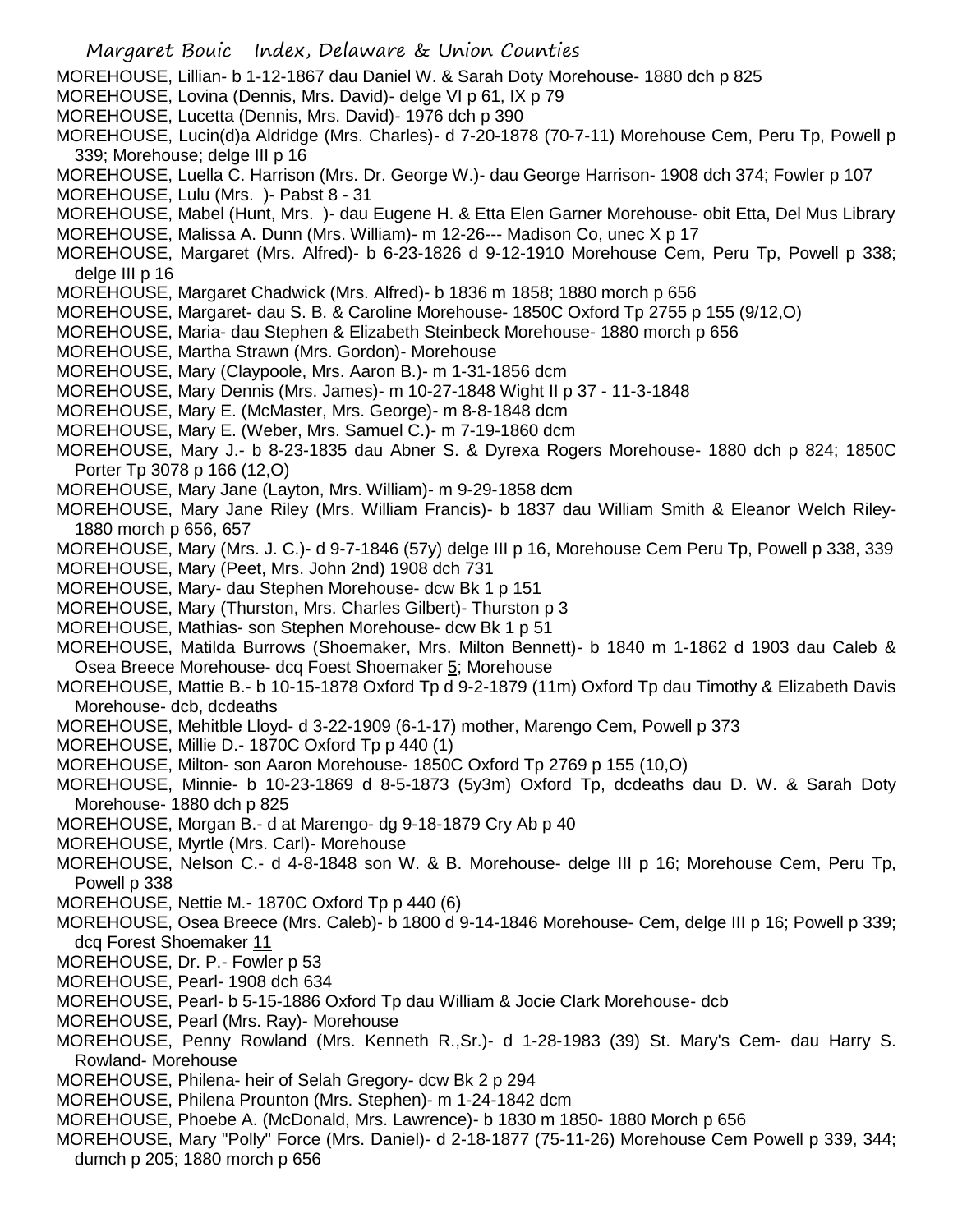MOREHOUSE, Lillian- b 1-12-1867 dau Daniel W. & Sarah Doty Morehouse- 1880 dch p 825

MOREHOUSE, Lovina (Dennis, Mrs. David)- delge VI p 61, IX p 79

MOREHOUSE, Lucetta (Dennis, Mrs. David)- 1976 dch p 390

MOREHOUSE, Lucin(d)a Aldridge (Mrs. Charles)- d 7-20-1878 (70-7-11) Morehouse Cem, Peru Tp, Powell p 339; Morehouse; delge III p 16

MOREHOUSE, Luella C. Harrison (Mrs. Dr. George W.)- dau George Harrison- 1908 dch 374; Fowler p 107

MOREHOUSE, Lulu (Mrs. )- Pabst 8 - 31

MOREHOUSE, Mabel (Hunt, Mrs. )- dau Eugene H. & Etta Elen Garner Morehouse- obit Etta, Del Mus Library

MOREHOUSE, Malissa A. Dunn (Mrs. William)- m 12-26--- Madison Co, unec X p 17

MOREHOUSE, Margaret (Mrs. Alfred)- b 6-23-1826 d 9-12-1910 Morehouse Cem, Peru Tp, Powell p 338; delge III p 16

MOREHOUSE, Margaret Chadwick (Mrs. Alfred)- b 1836 m 1858; 1880 morch p 656

MOREHOUSE, Margaret- dau S. B. & Caroline Morehouse- 1850C Oxford Tp 2755 p 155 (9/12,O)

MOREHOUSE, Maria- dau Stephen & Elizabeth Steinbeck Morehouse- 1880 morch p 656

MOREHOUSE, Martha Strawn (Mrs. Gordon)- Morehouse

MOREHOUSE, Mary (Claypoole, Mrs. Aaron B.)- m 1-31-1856 dcm

MOREHOUSE, Mary Dennis (Mrs. James)- m 10-27-1848 Wight II p 37 - 11-3-1848

MOREHOUSE, Mary E. (McMaster, Mrs. George)- m 8-8-1848 dcm

MOREHOUSE, Mary E. (Weber, Mrs. Samuel C.)- m 7-19-1860 dcm

MOREHOUSE, Mary J.- b 8-23-1835 dau Abner S. & Dyrexa Rogers Morehouse- 1880 dch p 824; 1850C Porter Tp 3078 p 166 (12,O)

MOREHOUSE, Mary Jane (Layton, Mrs. William)- m 9-29-1858 dcm

MOREHOUSE, Mary Jane Riley (Mrs. William Francis)- b 1837 dau William Smith & Eleanor Welch Riley- 1880 morch p 656, 657

MOREHOUSE, Mary (Mrs. J. C.)- d 9-7-1846 (57y) delge III p 16, Morehouse Cem Peru Tp, Powell p 338, 339

MOREHOUSE, Mary (Peet, Mrs. John 2nd) 1908 dch 731

MOREHOUSE, Mary- dau Stephen Morehouse- dcw Bk 1 p 151

MOREHOUSE, Mary (Thurston, Mrs. Charles Gilbert)- Thurston p 3

MOREHOUSE, Mathias- son Stephen Morehouse- dcw Bk 1 p 51

MOREHOUSE, Matilda Burrows (Shoemaker, Mrs. Milton Bennett)- b 1840 m 1-1862 d 1903 dau Caleb & Osea Breece Morehouse- dcq Foest Shoemaker 5; Morehouse

MOREHOUSE, Mattie B.- b 10-15-1878 Oxford Tp d 9-2-1879 (11m) Oxford Tp dau Timothy & Elizabeth Davis Morehouse- dcb, dcdeaths

MOREHOUSE, Mehitble Lloyd- d 3-22-1909 (6-1-17) mother, Marengo Cem, Powell p 373

MOREHOUSE, Millie D.- 1870C Oxford Tp p 440 (1)

MOREHOUSE, Milton- son Aaron Morehouse- 1850C Oxford Tp 2769 p 155 (10,O)

MOREHOUSE, Minnie- b 10-23-1869 d 8-5-1873 (5y3m) Oxford Tp, dcdeaths dau D. W. & Sarah Doty Morehouse- 1880 dch p 825

MOREHOUSE, Morgan B.- d at Marengo- dg 9-18-1879 Cry Ab p 40

MOREHOUSE, Myrtle (Mrs. Carl)- Morehouse

MOREHOUSE, Nelson C.- d 4-8-1848 son W. & B. Morehouse- delge III p 16; Morehouse Cem, Peru Tp, Powell p 338

MOREHOUSE, Nettie M.- 1870C Oxford Tp p 440 (6)

MOREHOUSE, Osea Breece (Mrs. Caleb)- b 1800 d 9-14-1846 Morehouse- Cem, delge III p 16; Powell p 339; dcq Forest Shoemaker 11

MOREHOUSE, Dr. P.- Fowler p 53

MOREHOUSE, Pearl- 1908 dch 634

MOREHOUSE, Pearl- b 5-15-1886 Oxford Tp dau William & Jocie Clark Morehouse- dcb

MOREHOUSE, Pearl (Mrs. Ray)- Morehouse

MOREHOUSE, Penny Rowland (Mrs. Kenneth R.,Sr.)- d 1-28-1983 (39) St. Mary's Cem- dau Harry S. Rowland- Morehouse

MOREHOUSE, Philena- heir of Selah Gregory- dcw Bk 2 p 294

MOREHOUSE, Philena Prounton (Mrs. Stephen)- m 1-24-1842 dcm

MOREHOUSE, Phoebe A. (McDonald, Mrs. Lawrence)- b 1830 m 1850- 1880 Morch p 656

MOREHOUSE, Mary "Polly" Force (Mrs. Daniel)- d 2-18-1877 (75-11-26) Morehouse Cem Powell p 339, 344; dumch p 205; 1880 morch p 656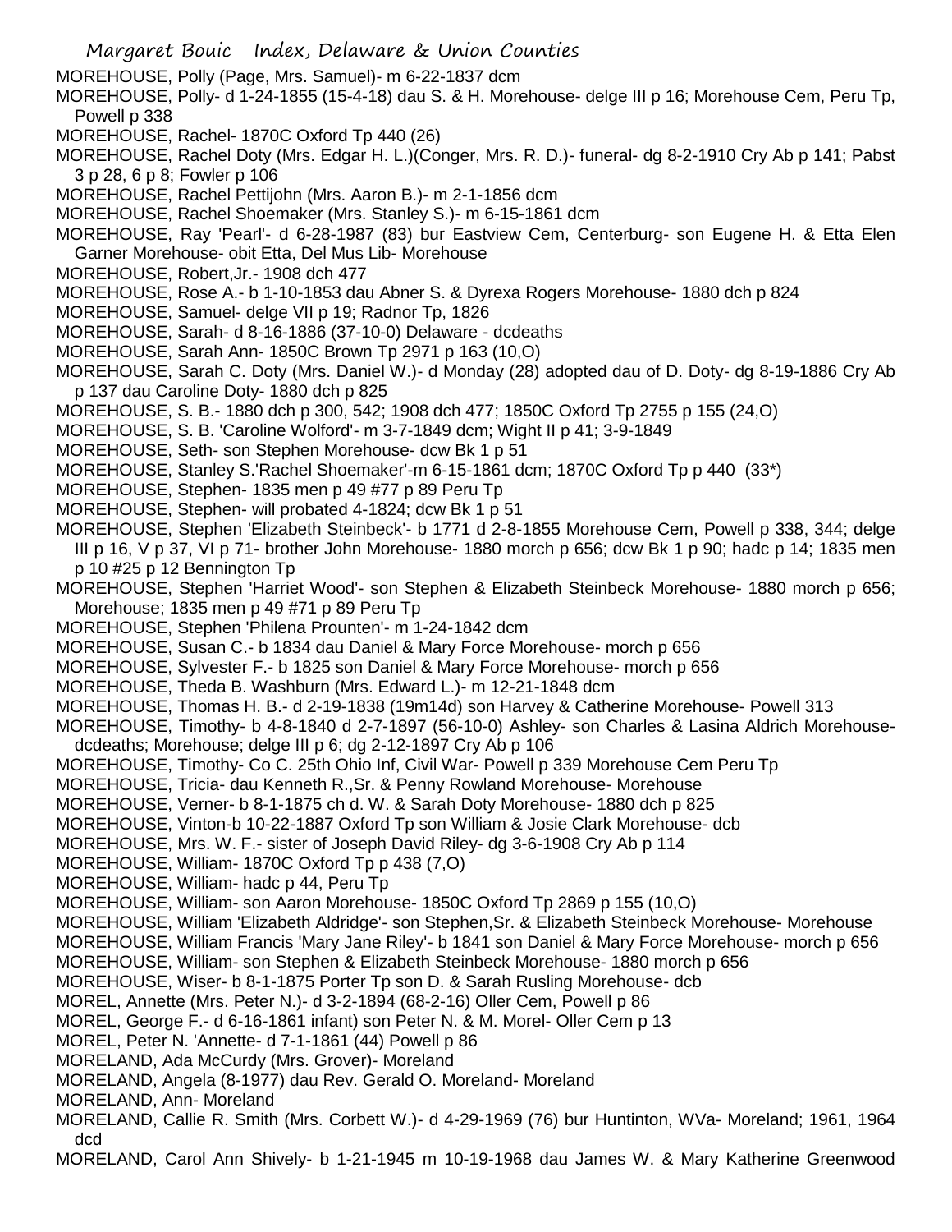MOREHOUSE, Polly (Page, Mrs. Samuel)- m 6-22-1837 dcm

MOREHOUSE, Polly- d 1-24-1855 (15-4-18) dau S. & H. Morehouse- delge III p 16; Morehouse Cem, Peru Tp, Powell p 338

MOREHOUSE, Rachel- 1870C Oxford Tp 440 (26)

MOREHOUSE, Rachel Doty (Mrs. Edgar H. L.)(Conger, Mrs. R. D.)- funeral- dg 8-2-1910 Cry Ab p 141; Pabst 3 p 28, 6 p 8; Fowler p 106

MOREHOUSE, Rachel Pettijohn (Mrs. Aaron B.)- m 2-1-1856 dcm

MOREHOUSE, Rachel Shoemaker (Mrs. Stanley S.)- m 6-15-1861 dcm

MOREHOUSE, Ray 'Pearl'- d 6-28-1987 (83) bur Eastview Cem, Centerburg- son Eugene H. & Etta Elen Garner Morehouse- obit Etta, Del Mus Lib- Morehouse

MOREHOUSE, Robert,Jr.- 1908 dch 477

MOREHOUSE, Rose A.- b 1-10-1853 dau Abner S. & Dyrexa Rogers Morehouse- 1880 dch p 824

MOREHOUSE, Samuel- delge VII p 19; Radnor Tp, 1826

MOREHOUSE, Sarah- d 8-16-1886 (37-10-0) Delaware - dcdeaths

MOREHOUSE, Sarah Ann- 1850C Brown Tp 2971 p 163 (10,O)

MOREHOUSE, Sarah C. Doty (Mrs. Daniel W.)- d Monday (28) adopted dau of D. Doty- dg 8-19-1886 Cry Ab p 137 dau Caroline Doty- 1880 dch p 825

MOREHOUSE, S. B.- 1880 dch p 300, 542; 1908 dch 477; 1850C Oxford Tp 2755 p 155 (24,O)

MOREHOUSE, S. B. 'Caroline Wolford'- m 3-7-1849 dcm; Wight II p 41; 3-9-1849

MOREHOUSE, Seth- son Stephen Morehouse- dcw Bk 1 p 51

MOREHOUSE, Stanley S.'Rachel Shoemaker'-m 6-15-1861 dcm; 1870C Oxford Tp p 440 (33*)

MOREHOUSE, Stephen- 1835 men p 49 #77 p 89 Peru Tp

MOREHOUSE, Stephen- will probated 4-1824; dcw Bk 1 p 51

MOREHOUSE, Stephen 'Elizabeth Steinbeck'- b 1771 d 2-8-1855 Morehouse Cem, Powell p 338, 344; delge III p 16, V p 37, VI p 71- brother John Morehouse- 1880 morch p 656; dcw Bk 1 p 90; hadc p 14; 1835 men p 10 #25 p 12 Bennington Tp

MOREHOUSE, Stephen 'Harriet Wood'- son Stephen & Elizabeth Steinbeck Morehouse- 1880 morch p 656; Morehouse; 1835 men p 49 #71 p 89 Peru Tp

MOREHOUSE, Stephen 'Philena Prounten'- m 1-24-1842 dcm

MOREHOUSE, Susan C.- b 1834 dau Daniel & Mary Force Morehouse- morch p 656

MOREHOUSE, Sylvester F.- b 1825 son Daniel & Mary Force Morehouse- morch p 656

MOREHOUSE, Theda B. Washburn (Mrs. Edward L.)- m 12-21-1848 dcm

MOREHOUSE, Thomas H. B.- d 2-19-1838 (19m14d) son Harvey & Catherine Morehouse- Powell 313

MOREHOUSE, Timothy- b 4-8-1840 d 2-7-1897 (56-10-0) Ashley- son Charles & Lasina Aldrich Morehouse- dcdeaths; Morehouse; delge III p 6; dg 2-12-1897 Cry Ab p 106

MOREHOUSE, Timothy- Co C. 25th Ohio Inf, Civil War- Powell p 339 Morehouse Cem Peru Tp

MOREHOUSE, Tricia- dau Kenneth R.,Sr. & Penny Rowland Morehouse- Morehouse

MOREHOUSE, Verner- b 8-1-1875 ch d. W. & Sarah Doty Morehouse- 1880 dch p 825

MOREHOUSE, Vinton-b 10-22-1887 Oxford Tp son William & Josie Clark Morehouse- dcb

MOREHOUSE, Mrs. W. F.- sister of Joseph David Riley- dg 3-6-1908 Cry Ab p 114

MOREHOUSE, William- 1870C Oxford Tp p 438 (7,O)

MOREHOUSE, William- hadc p 44, Peru Tp

MOREHOUSE, William- son Aaron Morehouse- 1850C Oxford Tp 2869 p 155 (10,O)

MOREHOUSE, William 'Elizabeth Aldridge'- son Stephen,Sr. & Elizabeth Steinbeck Morehouse- Morehouse

MOREHOUSE, William Francis 'Mary Jane Riley'- b 1841 son Daniel & Mary Force Morehouse- morch p 656

MOREHOUSE, William- son Stephen & Elizabeth Steinbeck Morehouse- 1880 morch p 656

MOREHOUSE, Wiser- b 8-1-1875 Porter Tp son D. & Sarah Rusling Morehouse- dcb

MOREL, Annette (Mrs. Peter N.)- d 3-2-1894 (68-2-16) Oller Cem, Powell p 86

MOREL, George F.- d 6-16-1861 infant) son Peter N. & M. Morel- Oller Cem p 13

MOREL, Peter N. 'Annette- d 7-1-1861 (44) Powell p 86

MORELAND, Ada McCurdy (Mrs. Grover)- Moreland

MORELAND, Angela (8-1977) dau Rev. Gerald O. Moreland- Moreland

MORELAND, Ann- Moreland

MORELAND, Callie R. Smith (Mrs. Corbett W.)- d 4-29-1969 (76) bur Huntinton, WVa- Moreland; 1961, 1964 dcd

MORELAND, Carol Ann Shively- b 1-21-1945 m 10-19-1968 dau James W. & Mary Katherine Greenwood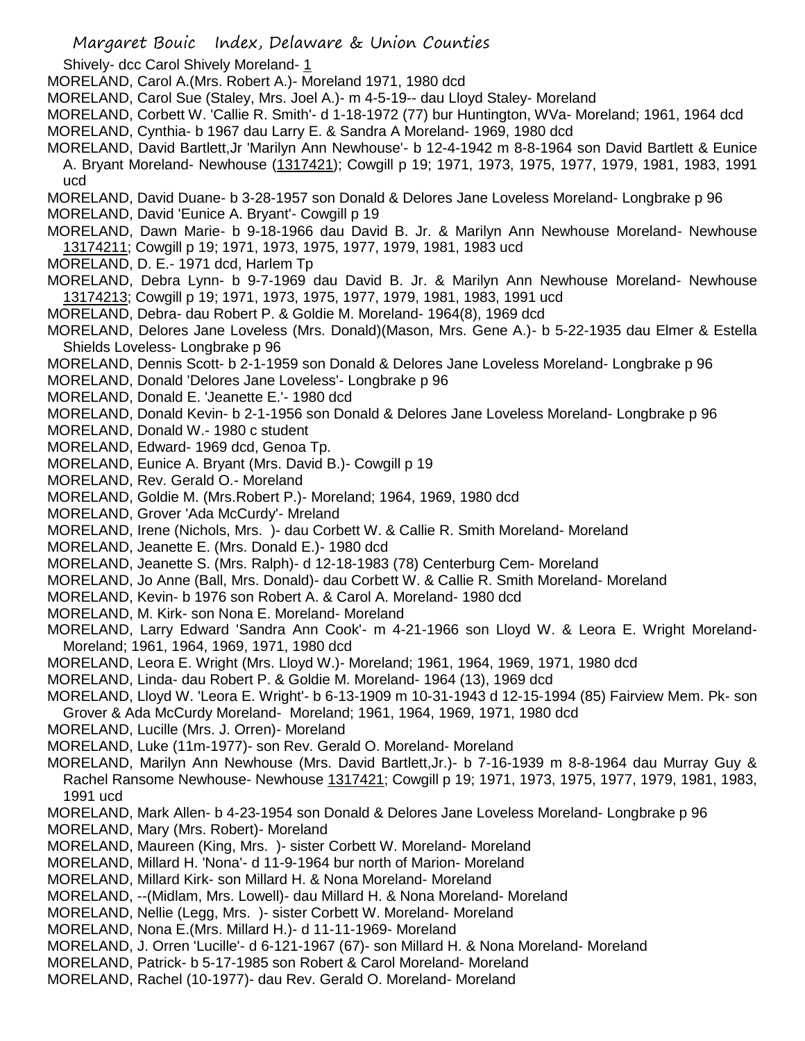Shively- dcc Carol Shively Moreland- 1

MORELAND, Carol A.(Mrs. Robert A.)- Moreland 1971, 1980 dcd

MORELAND, Carol Sue (Staley, Mrs. Joel A.)- m 4-5-19-- dau Lloyd Staley- Moreland

MORELAND, Corbett W. 'Callie R. Smith'- d 1-18-1972 (77) bur Huntington, WVa- Moreland; 1961, 1964 dcd

MORELAND, Cynthia- b 1967 dau Larry E. & Sandra A Moreland- 1969, 1980 dcd

MORELAND, David Bartlett,Jr 'Marilyn Ann Newhouse'- b 12-4-1942 m 8-8-1964 son David Bartlett & Eunice A. Bryant Moreland- Newhouse (1317421); Cowgill p 19; 1971, 1973, 1975, 1977, 1979, 1981, 1983, 1991 ucd

MORELAND, David Duane- b 3-28-1957 son Donald & Delores Jane Loveless Moreland- Longbrake p 96

MORELAND, David 'Eunice A. Bryant'- Cowgill p 19

MORELAND, Dawn Marie- b 9-18-1966 dau David B. Jr. & Marilyn Ann Newhouse Moreland- Newhouse 13174211; Cowgill p 19; 1971, 1973, 1975, 1977, 1979, 1981, 1983 ucd

MORELAND, D. E.- 1971 dcd, Harlem Tp

MORELAND, Debra Lynn- b 9-7-1969 dau David B. Jr. & Marilyn Ann Newhouse Moreland- Newhouse 13174213; Cowgill p 19; 1971, 1973, 1975, 1977, 1979, 1981, 1983, 1991 ucd

MORELAND, Debra- dau Robert P. & Goldie M. Moreland- 1964(8), 1969 dcd

MORELAND, Delores Jane Loveless (Mrs. Donald)(Mason, Mrs. Gene A.)- b 5-22-1935 dau Elmer & Estella Shields Loveless- Longbrake p 96

MORELAND, Dennis Scott- b 2-1-1959 son Donald & Delores Jane Loveless Moreland- Longbrake p 96

MORELAND, Donald 'Delores Jane Loveless'- Longbrake p 96

MORELAND, Donald E. 'Jeanette E.'- 1980 dcd

MORELAND, Donald Kevin- b 2-1-1956 son Donald & Delores Jane Loveless Moreland- Longbrake p 96

MORELAND, Donald W.- 1980 c student

MORELAND, Edward- 1969 dcd, Genoa Tp.

MORELAND, Eunice A. Bryant (Mrs. David B.)- Cowgill p 19

MORELAND, Rev. Gerald O.- Moreland

MORELAND, Goldie M. (Mrs.Robert P.)- Moreland; 1964, 1969, 1980 dcd

MORELAND, Grover 'Ada McCurdy'- Mreland

MORELAND, Irene (Nichols, Mrs. )- dau Corbett W. & Callie R. Smith Moreland- Moreland

MORELAND, Jeanette E. (Mrs. Donald E.)- 1980 dcd

MORELAND, Jeanette S. (Mrs. Ralph)- d 12-18-1983 (78) Centerburg Cem- Moreland

MORELAND, Jo Anne (Ball, Mrs. Donald)- dau Corbett W. & Callie R. Smith Moreland- Moreland

MORELAND, Kevin- b 1976 son Robert A. & Carol A. Moreland- 1980 dcd

MORELAND, M. Kirk- son Nona E. Moreland- Moreland

MORELAND, Larry Edward 'Sandra Ann Cook'- m 4-21-1966 son Lloyd W. & Leora E. Wright Moreland- Moreland; 1961, 1964, 1969, 1971, 1980 dcd

MORELAND, Leora E. Wright (Mrs. Lloyd W.)- Moreland; 1961, 1964, 1969, 1971, 1980 dcd

MORELAND, Linda- dau Robert P. & Goldie M. Moreland- 1964 (13), 1969 dcd

MORELAND, Lloyd W. 'Leora E. Wright'- b 6-13-1909 m 10-31-1943 d 12-15-1994 (85) Fairview Mem. Pk- son Grover & Ada McCurdy Moreland- Moreland; 1961, 1964, 1969, 1971, 1980 dcd

MORELAND, Lucille (Mrs. J. Orren)- Moreland

MORELAND, Luke (11m-1977)- son Rev. Gerald O. Moreland- Moreland

MORELAND, Marilyn Ann Newhouse (Mrs. David Bartlett,Jr.)- b 7-16-1939 m 8-8-1964 dau Murray Guy & Rachel Ransome Newhouse- Newhouse 1317421; Cowgill p 19; 1971, 1973, 1975, 1977, 1979, 1981, 1983, 1991 ucd

MORELAND, Mark Allen- b 4-23-1954 son Donald & Delores Jane Loveless Moreland- Longbrake p 96

MORELAND, Mary (Mrs. Robert)- Moreland

MORELAND, Maureen (King, Mrs. )- sister Corbett W. Moreland- Moreland

MORELAND, Millard H. 'Nona'- d 11-9-1964 bur north of Marion- Moreland

MORELAND, Millard Kirk- son Millard H. & Nona Moreland- Moreland

MORELAND, --(Midlam, Mrs. Lowell)- dau Millard H. & Nona Moreland- Moreland

MORELAND, Nellie (Legg, Mrs. )- sister Corbett W. Moreland- Moreland

MORELAND, Nona E.(Mrs. Millard H.)- d 11-11-1969- Moreland

MORELAND, J. Orren 'Lucille'- d 6-121-1967 (67)- son Millard H. & Nona Moreland- Moreland

MORELAND, Patrick- b 5-17-1985 son Robert & Carol Moreland- Moreland

MORELAND, Rachel (10-1977)- dau Rev. Gerald O. Moreland- Moreland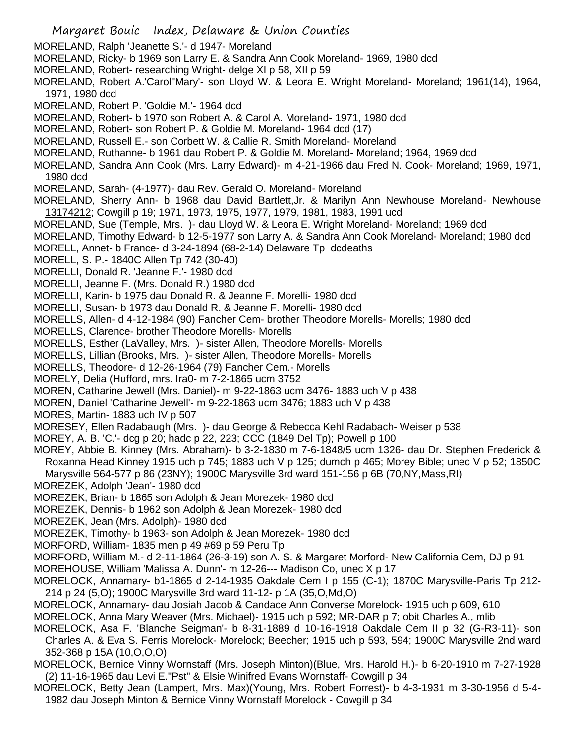MORELAND, Ralph 'Jeanette S.'- d 1947- Moreland

MORELAND, Ricky- b 1969 son Larry E. & Sandra Ann Cook Moreland- 1969, 1980 dcd

MORELAND, Robert- researching Wright- delge XI p 58, XII p 59

MORELAND, Robert A.'Carol''Mary'- son Lloyd W. & Leora E. Wright Moreland- Moreland; 1961(14), 1964, 1971, 1980 dcd

MORELAND, Robert P. 'Goldie M.'- 1964 dcd

MORELAND, Robert- b 1970 son Robert A. & Carol A. Moreland- 1971, 1980 dcd

MORELAND, Robert- son Robert P. & Goldie M. Moreland- 1964 dcd (17)

MORELAND, Russell E.- son Corbett W. & Callie R. Smith Moreland- Moreland

MORELAND, Ruthanne- b 1961 dau Robert P. & Goldie M. Moreland- Moreland; 1964, 1969 dcd

MORELAND, Sandra Ann Cook (Mrs. Larry Edward)- m 4-21-1966 dau Fred N. Cook- Moreland; 1969, 1971, 1980 dcd

MORELAND, Sarah- (4-1977)- dau Rev. Gerald O. Moreland- Moreland

MORELAND, Sherry Ann- b 1968 dau David Bartlett,Jr. & Marilyn Ann Newhouse Moreland- Newhouse 13174212; Cowgill p 19; 1971, 1973, 1975, 1977, 1979, 1981, 1983, 1991 ucd

MORELAND, Sue (Temple, Mrs. )- dau Lloyd W. & Leora E. Wright Moreland- Moreland; 1969 dcd

MORELAND, Timothy Edward- b 12-5-1977 son Larry A. & Sandra Ann Cook Moreland- Moreland; 1980 dcd

MORELL, Annet- b France- d 3-24-1894 (68-2-14) Delaware Tp dcdeaths

MORELL, S. P.- 1840C Allen Tp 742 (30-40)

MORELLI, Donald R. 'Jeanne F.'- 1980 dcd

MORELLI, Jeanne F. (Mrs. Donald R.) 1980 dcd

MORELLI, Karin- b 1975 dau Donald R. & Jeanne F. Morelli- 1980 dcd

MORELLI, Susan- b 1973 dau Donald R. & Jeanne F. Morelli- 1980 dcd

MORELLS, Allen- d 4-12-1984 (90) Fancher Cem- brother Theodore Morells- Morells; 1980 dcd

MORELLS, Clarence- brother Theodore Morells- Morells

MORELLS, Esther (LaValley, Mrs. )- sister Allen, Theodore Morells- Morells

MORELLS, Lillian (Brooks, Mrs. )- sister Allen, Theodore Morells- Morells

MORELLS, Theodore- d 12-26-1964 (79) Fancher Cem.- Morells

MORELY, Delia (Hufford, mrs. Ira0- m 7-2-1865 ucm 3752

MOREN, Catharine Jewell (Mrs. Daniel)- m 9-22-1863 ucm 3476- 1883 uch V p 438

MOREN, Daniel 'Catharine Jewell'- m 9-22-1863 ucm 3476; 1883 uch V p 438

MORES, Martin- 1883 uch IV p 507

MORESEY, Ellen Radabaugh (Mrs. )- dau George & Rebecca Kehl Radabach- Weiser p 538

MOREY, A. B. 'C.'- dcg p 20; hadc p 22, 223; CCC (1849 Del Tp); Powell p 100

MOREY, Abbie B. Kinney (Mrs. Abraham)- b 3-2-1830 m 7-6-1848/5 ucm 1326- dau Dr. Stephen Frederick & Roxanna Head Kinney 1915 uch p 745; 1883 uch V p 125; dumch p 465; Morey Bible; unec V p 52; 1850C Marysville 564-577 p 86 (23NY); 1900C Marysville 3rd ward 151-156 p 6B (70,NY,Mass,RI)

MOREZEK, Adolph 'Jean'- 1980 dcd

MOREZEK, Brian- b 1865 son Adolph & Jean Morezek- 1980 dcd

MOREZEK, Dennis- b 1962 son Adolph & Jean Morezek- 1980 dcd

MOREZEK, Jean (Mrs. Adolph)- 1980 dcd

MOREZEK, Timothy- b 1963- son Adolph & Jean Morezek- 1980 dcd

MORFORD, William- 1835 men p 49 #69 p 59 Peru Tp

MORFORD, William M.- d 2-11-1864 (26-3-19) son A. S. & Margaret Morford- New California Cem, DJ p 91

MOREHOUSE, William 'Malissa A. Dunn'- m 12-26--- Madison Co, unec X p 17

MORELOCK, Annamary- b1-1865 d 2-14-1935 Oakdale Cem I p 155 (C-1); 1870C Marysville-Paris Tp 212-214 p 24 (5,O); 1900C Marysville 3rd ward 11-12- p 1A (35,O,Md,O)

MORELOCK, Annamary- dau Josiah Jacob & Candace Ann Converse Morelock- 1915 uch p 609, 610

MORELOCK, Anna Mary Weaver (Mrs. Michael)- 1915 uch p 592; MR-DAR p 7; obit Charles A., mlib

MORELOCK, Asa F. 'Blanche Seigman'- b 8-31-1889 d 10-16-1918 Oakdale Cem II p 32 (G-R3-11)- son Charles A. & Eva S. Ferris Morelock- Morelock; Beecher; 1915 uch p 593, 594; 1900C Marysville 2nd ward 352-368 p 15A (10,O,O,O)

MORELOCK, Bernice Vinny Wornstaff (Mrs. Joseph Minton)(Blue, Mrs. Harold H.)- b 6-20-1910 m 7-27-1928 (2) 11-16-1965 dau Levi E."Pst" & Elsie Winifred Evans Wornstaff- Cowgill p 34

MORELOCK, Betty Jean (Lampert, Mrs. Max)(Young, Mrs. Robert Forrest)- b 4-3-1931 m 3-30-1956 d 5-4-1982 dau Joseph Minton & Bernice Vinny Wornstaff Morelock - Cowgill p 34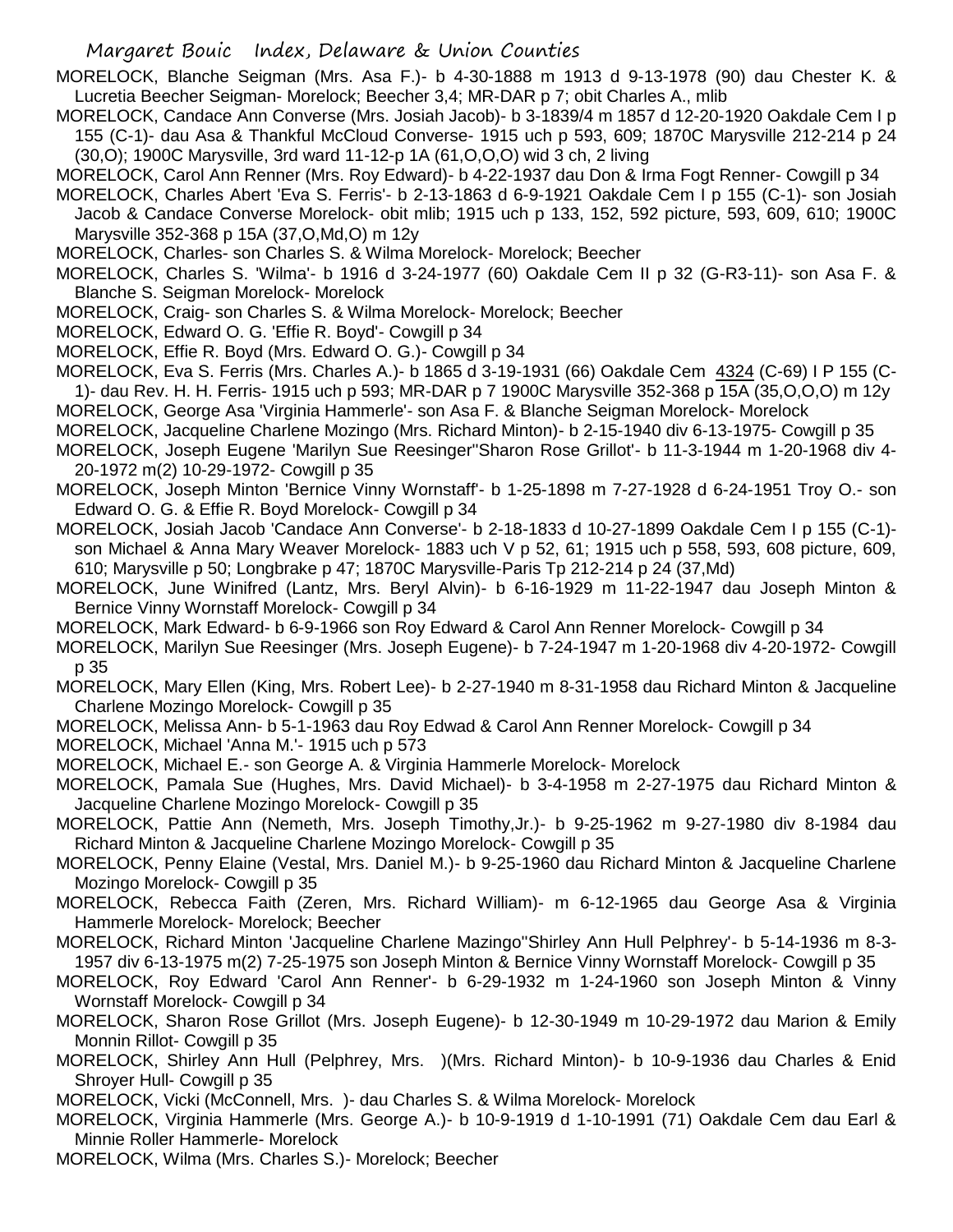MORELOCK, Blanche Seigman (Mrs. Asa F.)- b 4-30-1888 m 1913 d 9-13-1978 (90) dau Chester K. & Lucretia Beecher Seigman- Morelock; Beecher 3,4; MR-DAR p 7; obit Charles A., mlib

MORELOCK, Candace Ann Converse (Mrs. Josiah Jacob)- b 3-1839/4 m 1857 d 12-20-1920 Oakdale Cem I p 155 (C-1)- dau Asa & Thankful McCloud Converse- 1915 uch p 593, 609; 1870C Marysville 212-214 p 24 (30,O); 1900C Marysville, 3rd ward 11-12-p 1A (61,O,O,O) wid 3 ch, 2 living

MORELOCK, Carol Ann Renner (Mrs. Roy Edward)- b 4-22-1937 dau Don & Irma Fogt Renner- Cowgill p 34

MORELOCK, Charles Abert 'Eva S. Ferris'- b 2-13-1863 d 6-9-1921 Oakdale Cem I p 155 (C-1)- son Josiah Jacob & Candace Converse Morelock- obit mlib; 1915 uch p 133, 152, 592 picture, 593, 609, 610; 1900C Marysville 352-368 p 15A (37,O,Md,O) m 12y

MORELOCK, Charles- son Charles S. & Wilma Morelock- Morelock; Beecher

MORELOCK, Charles S. 'Wilma'- b 1916 d 3-24-1977 (60) Oakdale Cem II p 32 (G-R3-11)- son Asa F. & Blanche S. Seigman Morelock- Morelock

MORELOCK, Craig- son Charles S. & Wilma Morelock- Morelock; Beecher

MORELOCK, Edward O. G. 'Effie R. Boyd'- Cowgill p 34

MORELOCK, Effie R. Boyd (Mrs. Edward O. G.)- Cowgill p 34

MORELOCK, Eva S. Ferris (Mrs. Charles A.)- b 1865 d 3-19-1931 (66) Oakdale Cem 4324 (C-69) I P 155 (C-1)- dau Rev. H. H. Ferris- 1915 uch p 593; MR-DAR p 7 1900C Marysville 352-368 p 15A (35,O,O,O) m 12y

MORELOCK, George Asa 'Virginia Hammerle'- son Asa F. & Blanche Seigman Morelock- Morelock

MORELOCK, Jacqueline Charlene Mozingo (Mrs. Richard Minton)- b 2-15-1940 div 6-13-1975- Cowgill p 35

MORELOCK, Joseph Eugene 'Marilyn Sue Reesinger''Sharon Rose Grillot'- b 11-3-1944 m 1-20-1968 div 4-20-1972 m(2) 10-29-1972- Cowgill p 35

MORELOCK, Joseph Minton 'Bernice Vinny Wornstaff'- b 1-25-1898 m 7-27-1928 d 6-24-1951 Troy O.- son Edward O. G. & Effie R. Boyd Morelock- Cowgill p 34

MORELOCK, Josiah Jacob 'Candace Ann Converse'- b 2-18-1833 d 10-27-1899 Oakdale Cem I p 155 (C-1)- son Michael & Anna Mary Weaver Morelock- 1883 uch V p 52, 61; 1915 uch p 558, 593, 608 picture, 609, 610; Marysville p 50; Longbrake p 47; 1870C Marysville-Paris Tp 212-214 p 24 (37,Md)

MORELOCK, June Winifred (Lantz, Mrs. Beryl Alvin)- b 6-16-1929 m 11-22-1947 dau Joseph Minton & Bernice Vinny Wornstaff Morelock- Cowgill p 34

MORELOCK, Mark Edward- b 6-9-1966 son Roy Edward & Carol Ann Renner Morelock- Cowgill p 34

MORELOCK, Marilyn Sue Reesinger (Mrs. Joseph Eugene)- b 7-24-1947 m 1-20-1968 div 4-20-1972- Cowgill p 35

MORELOCK, Mary Ellen (King, Mrs. Robert Lee)- b 2-27-1940 m 8-31-1958 dau Richard Minton & Jacqueline Charlene Mozingo Morelock- Cowgill p 35

MORELOCK, Melissa Ann- b 5-1-1963 dau Roy Edwad & Carol Ann Renner Morelock- Cowgill p 34

MORELOCK, Michael 'Anna M.'- 1915 uch p 573

MORELOCK, Michael E.- son George A. & Virginia Hammerle Morelock- Morelock

MORELOCK, Pamala Sue (Hughes, Mrs. David Michael)- b 3-4-1958 m 2-27-1975 dau Richard Minton & Jacqueline Charlene Mozingo Morelock- Cowgill p 35

MORELOCK, Pattie Ann (Nemeth, Mrs. Joseph Timothy,Jr.)- b 9-25-1962 m 9-27-1980 div 8-1984 dau Richard Minton & Jacqueline Charlene Mozingo Morelock- Cowgill p 35

MORELOCK, Penny Elaine (Vestal, Mrs. Daniel M.)- b 9-25-1960 dau Richard Minton & Jacqueline Charlene Mozingo Morelock- Cowgill p 35

MORELOCK, Rebecca Faith (Zeren, Mrs. Richard William)- m 6-12-1965 dau George Asa & Virginia Hammerle Morelock- Morelock; Beecher

MORELOCK, Richard Minton 'Jacqueline Charlene Mazingo''Shirley Ann Hull Pelphrey'- b 5-14-1936 m 8-3-1957 div 6-13-1975 m(2) 7-25-1975 son Joseph Minton & Bernice Vinny Wornstaff Morelock- Cowgill p 35

MORELOCK, Roy Edward 'Carol Ann Renner'- b 6-29-1932 m 1-24-1960 son Joseph Minton & Vinny Wornstaff Morelock- Cowgill p 34

MORELOCK, Sharon Rose Grillot (Mrs. Joseph Eugene)- b 12-30-1949 m 10-29-1972 dau Marion & Emily Monnin Rillot- Cowgill p 35

MORELOCK, Shirley Ann Hull (Pelphrey, Mrs. )(Mrs. Richard Minton)- b 10-9-1936 dau Charles & Enid Shroyer Hull- Cowgill p 35

MORELOCK, Vicki (McConnell, Mrs. )- dau Charles S. & Wilma Morelock- Morelock

MORELOCK, Virginia Hammerle (Mrs. George A.)- b 10-9-1919 d 1-10-1991 (71) Oakdale Cem dau Earl & Minnie Roller Hammerle- Morelock

MORELOCK, Wilma (Mrs. Charles S.)- Morelock; Beecher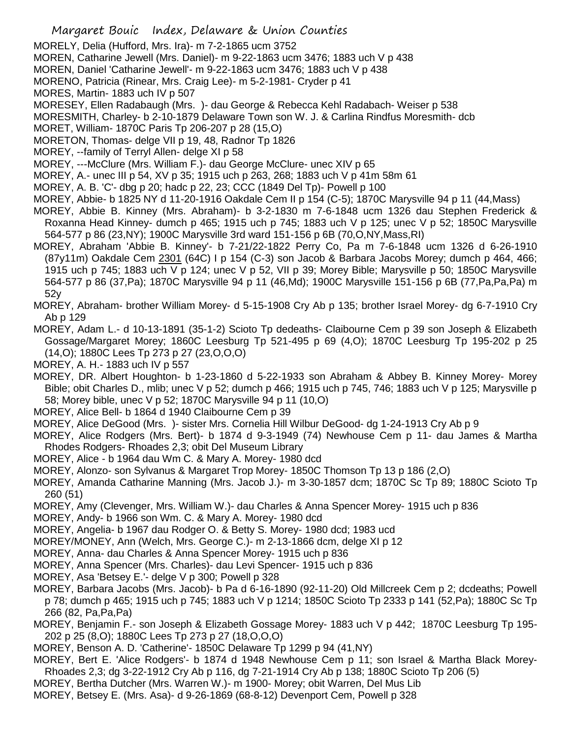MORELY, Delia (Hufford, Mrs. Ira)- m 7-2-1865 ucm 3752

MOREN, Catharine Jewell (Mrs. Daniel)- m 9-22-1863 ucm 3476; 1883 uch V p 438

MOREN, Daniel 'Catharine Jewell'- m 9-22-1863 ucm 3476; 1883 uch V p 438

MORENO, Patricia (Rinear, Mrs. Craig Lee)- m 5-2-1981- Cryder p 41

MORES, Martin- 1883 uch IV p 507

MORESEY, Ellen Radabaugh (Mrs. )- dau George & Rebecca Kehl Radabach- Weiser p 538

MORESMITH, Charley- b 2-10-1879 Delaware Town son W. J. & Carlina Rindfus Moresmith- dcb

MORET, William- 1870C Paris Tp 206-207 p 28 (15,O)

MORETON, Thomas- delge VII p 19, 48, Radnor Tp 1826

MOREY, --family of Terryl Allen- delge XI p 58

MOREY, ---McClure (Mrs. William F.)- dau George McClure- unec XIV p 65

MOREY, A.- unec III p 54, XV p 35; 1915 uch p 263, 268; 1883 uch V p 41m 58m 61

MOREY, A. B. 'C'- dbg p 20; hadc p 22, 23; CCC (1849 Del Tp)- Powell p 100

MOREY, Abbie- b 1825 NY d 11-20-1916 Oakdale Cem II p 154 (C-5); 1870C Marysville 94 p 11 (44,Mass)

MOREY, Abbie B. Kinney (Mrs. Abraham)- b 3-2-1830 m 7-6-1848 ucm 1326 dau Stephen Frederick & Roxanna Head Kinney- dumch p 465; 1915 uch p 745; 1883 uch V p 125; unec V p 52; 1850C Marysville 564-577 p 86 (23,NY); 1900C Marysville 3rd ward 151-156 p 6B (70,O,NY,Mass,RI)

MOREY, Abraham 'Abbie B. Kinney'- b 7-21/22-1822 Perry Co, Pa m 7-6-1848 ucm 1326 d 6-26-1910 (87y11m) Oakdale Cem 2301 (64C) I p 154 (C-3) son Jacob & Barbara Jacobs Morey; dumch p 464, 466; 1915 uch p 745; 1883 uch V p 124; unec V p 52, VII p 39; Morey Bible; Marysville p 50; 1850C Marysville 564-577 p 86 (37,Pa); 1870C Marysville 94 p 11 (46,Md); 1900C Marysville 151-156 p 6B (77,Pa,Pa,Pa) m 52y

MOREY, Abraham- brother William Morey- d 5-15-1908 Cry Ab p 135; brother Israel Morey- dg 6-7-1910 Cry Ab p 129

MOREY, Adam L.- d 10-13-1891 (35-1-2) Scioto Tp dedeaths- Claibourne Cem p 39 son Joseph & Elizabeth Gossage/Margaret Morey; 1860C Leesburg Tp 521-495 p 69 (4,O); 1870C Leesburg Tp 195-202 p 25 (14,O); 1880C Lees Tp 273 p 27 (23,O,O,O)

MOREY, A. H.- 1883 uch IV p 557

MOREY, DR. Albert Houghton- b 1-23-1860 d 5-22-1933 son Abraham & Abbey B. Kinney Morey- Morey Bible; obit Charles D., mlib; unec V p 52; dumch p 466; 1915 uch p 745, 746; 1883 uch V p 125; Marysville p 58; Morey bible, unec V p 52; 1870C Marysville 94 p 11 (10,O)

MOREY, Alice Bell- b 1864 d 1940 Claibourne Cem p 39

MOREY, Alice DeGood (Mrs. )- sister Mrs. Cornelia Hill Wilbur DeGood- dg 1-24-1913 Cry Ab p 9

MOREY, Alice Rodgers (Mrs. Bert)- b 1874 d 9-3-1949 (74) Newhouse Cem p 11- dau James & Martha Rhodes Rodgers- Rhoades 2,3; obit Del Museum Library

MOREY, Alice - b 1964 dau Wm C. & Mary A. Morey- 1980 dcd

MOREY, Alonzo- son Sylvanus & Margaret Trop Morey- 1850C Thomson Tp 13 p 186 (2,O)

MOREY, Amanda Catharine Manning (Mrs. Jacob J.)- m 3-30-1857 dcm; 1870C Sc Tp 89; 1880C Scioto Tp 260 (51)

MOREY, Amy (Clevenger, Mrs. William W.)- dau Charles & Anna Spencer Morey- 1915 uch p 836

MOREY, Andy- b 1966 son Wm. C. & Mary A. Morey- 1980 dcd

MOREY, Angelia- b 1967 dau Rodger O. & Betty S. Morey- 1980 dcd; 1983 ucd

MOREY/MONEY, Ann (Welch, Mrs. George C.)- m 2-13-1866 dcm, delge XI p 12

MOREY, Anna- dau Charles & Anna Spencer Morey- 1915 uch p 836

MOREY, Anna Spencer (Mrs. Charles)- dau Levi Spencer- 1915 uch p 836

MOREY, Asa 'Betsey E.'- delge V p 300; Powell p 328

MOREY, Barbara Jacobs (Mrs. Jacob)- b Pa d 6-16-1890 (92-11-20) Old Millcreek Cem p 2; dcdeaths; Powell p 78; dumch p 465; 1915 uch p 745; 1883 uch V p 1214; 1850C Scioto Tp 2333 p 141 (52,Pa); 1880C Sc Tp 266 (82, Pa,Pa,Pa)

MOREY, Benjamin F.- son Joseph & Elizabeth Gossage Morey- 1883 uch V p 442; 1870C Leesburg Tp 195-202 p 25 (8,O); 1880C Lees Tp 273 p 27 (18,O,O,O)

MOREY, Benson A. D. 'Catherine'- 1850C Delaware Tp 1299 p 94 (41,NY)

MOREY, Bert E. 'Alice Rodgers'- b 1874 d 1948 Newhouse Cem p 11; son Israel & Martha Black Morey- Rhoades 2,3; dg 3-22-1912 Cry Ab p 116, dg 7-21-1914 Cry Ab p 138; 1880C Scioto Tp 206 (5)

MOREY, Bertha Dutcher (Mrs. Warren W.)- m 1900- Morey; obit Warren, Del Mus Lib

MOREY, Betsey E. (Mrs. Asa)- d 9-26-1869 (68-8-12) Devenport Cem, Powell p 328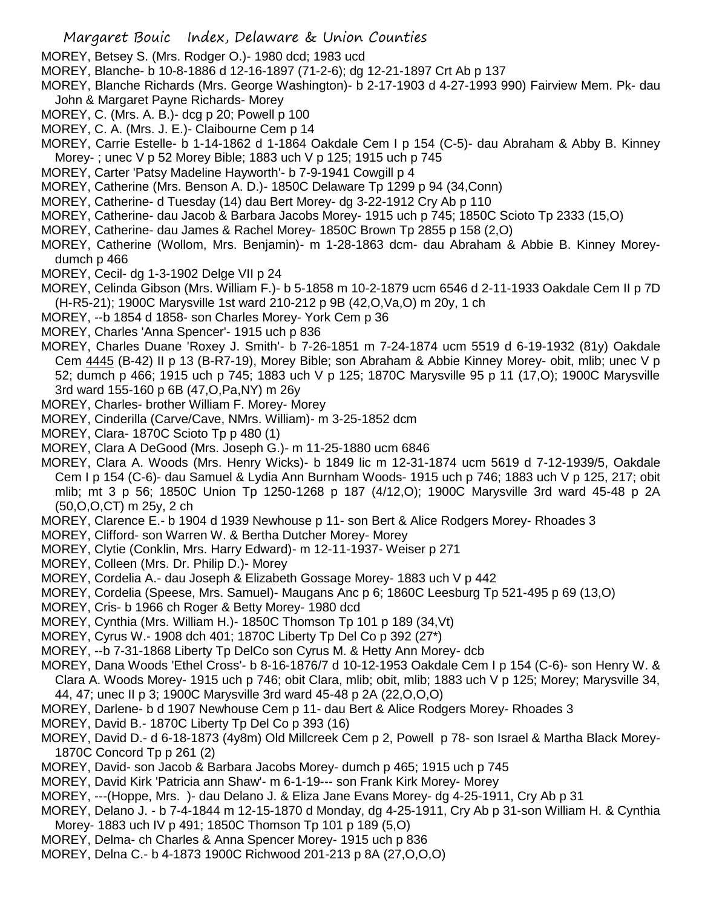MOREY, Betsey S. (Mrs. Rodger O.)- 1980 dcd; 1983 ucd

MOREY, Blanche- b 10-8-1886 d 12-16-1897 (71-2-6); dg 12-21-1897 Crt Ab p 137

MOREY, Blanche Richards (Mrs. George Washington)- b 2-17-1903 d 4-27-1993 990) Fairview Mem. Pk- dau John & Margaret Payne Richards- Morey

MOREY, C. (Mrs. A. B.)- dcg p 20; Powell p 100

MOREY, C. A. (Mrs. J. E.)- Claibourne Cem p 14

MOREY, Carrie Estelle- b 1-14-1862 d 1-1864 Oakdale Cem I p 154 (C-5)- dau Abraham & Abby B. Kinney Morey- ; unec V p 52 Morey Bible; 1883 uch V p 125; 1915 uch p 745

MOREY, Carter 'Patsy Madeline Hayworth'- b 7-9-1941 Cowgill p 4

MOREY, Catherine (Mrs. Benson A. D.)- 1850C Delaware Tp 1299 p 94 (34,Conn)

MOREY, Catherine- d Tuesday (14) dau Bert Morey- dg 3-22-1912 Cry Ab p 110

MOREY, Catherine- dau Jacob & Barbara Jacobs Morey- 1915 uch p 745; 1850C Scioto Tp 2333 (15,O)

MOREY, Catherine- dau James & Rachel Morey- 1850C Brown Tp 2855 p 158 (2,O)

MOREY, Catherine (Wollom, Mrs. Benjamin)- m 1-28-1863 dcm- dau Abraham & Abbie B. Kinney Morey- dumch p 466

MOREY, Cecil- dg 1-3-1902 Delge VII p 24

MOREY, Celinda Gibson (Mrs. William F.)- b 5-1858 m 10-2-1879 ucm 6546 d 2-11-1933 Oakdale Cem II p 7D (H-R5-21); 1900C Marysville 1st ward 210-212 p 9B (42,O,Va,O) m 20y, 1 ch

MOREY, --b 1854 d 1858- son Charles Morey- York Cem p 36

MOREY, Charles 'Anna Spencer'- 1915 uch p 836

MOREY, Charles Duane 'Roxey J. Smith'- b 7-26-1851 m 7-24-1874 ucm 5519 d 6-19-1932 (81y) Oakdale Cem 4445 (B-42) II p 13 (B-R7-19), Morey Bible; son Abraham & Abbie Kinney Morey- obit, mlib; unec V p 52; dumch p 466; 1915 uch p 745; 1883 uch V p 125; 1870C Marysville 95 p 11 (17,O); 1900C Marysville 3rd ward 155-160 p 6B (47,O,Pa,NY) m 26y

MOREY, Charles- brother William F. Morey- Morey

MOREY, Cinderilla (Carve/Cave, NMrs. William)- m 3-25-1852 dcm

MOREY, Clara- 1870C Scioto Tp p 480 (1)

MOREY, Clara A DeGood (Mrs. Joseph G.)- m 11-25-1880 ucm 6846

MOREY, Clara A. Woods (Mrs. Henry Wicks)- b 1849 lic m 12-31-1874 ucm 5619 d 7-12-1939/5, Oakdale Cem I p 154 (C-6)- dau Samuel & Lydia Ann Burnham Woods- 1915 uch p 746; 1883 uch V p 125, 217; obit mlib; mt 3 p 56; 1850C Union Tp 1250-1268 p 187 (4/12,O); 1900C Marysville 3rd ward 45-48 p 2A (50,O,O,CT) m 25y, 2 ch

MOREY, Clarence E.- b 1904 d 1939 Newhouse p 11- son Bert & Alice Rodgers Morey- Rhoades 3

MOREY, Clifford- son Warren W. & Bertha Dutcher Morey- Morey

MOREY, Clytie (Conklin, Mrs. Harry Edward)- m 12-11-1937- Weiser p 271

MOREY, Colleen (Mrs. Dr. Philip D.)- Morey

MOREY, Cordelia A.- dau Joseph & Elizabeth Gossage Morey- 1883 uch V p 442

MOREY, Cordelia (Speese, Mrs. Samuel)- Maugans Anc p 6; 1860C Leesburg Tp 521-495 p 69 (13,O)

MOREY, Cris- b 1966 ch Roger & Betty Morey- 1980 dcd

MOREY, Cynthia (Mrs. William H.)- 1850C Thomson Tp 101 p 189 (34,Vt)

MOREY, Cyrus W.- 1908 dch 401; 1870C Liberty Tp Del Co p 392 (27*)

MOREY, --b 7-31-1868 Liberty Tp DelCo son Cyrus M. & Hetty Ann Morey- dcb

MOREY, Dana Woods 'Ethel Cross'- b 8-16-1876/7 d 10-12-1953 Oakdale Cem I p 154 (C-6)- son Henry W. & Clara A. Woods Morey- 1915 uch p 746; obit Clara, mlib; obit, mlib; 1883 uch V p 125; Morey; Marysville 34, 44, 47; unec II p 3; 1900C Marysville 3rd ward 45-48 p 2A (22,O,O,O)

MOREY, Darlene- b d 1907 Newhouse Cem p 11- dau Bert & Alice Rodgers Morey- Rhoades 3

MOREY, David B.- 1870C Liberty Tp Del Co p 393 (16)

MOREY, David D.- d 6-18-1873 (4y8m) Old Millcreek Cem p 2, Powell p 78- son Israel & Martha Black Morey- 1870C Concord Tp p 261 (2)

MOREY, David- son Jacob & Barbara Jacobs Morey- dumch p 465; 1915 uch p 745

MOREY, David Kirk 'Patricia ann Shaw'- m 6-1-19--- son Frank Kirk Morey- Morey

MOREY, ---(Hoppe, Mrs. )- dau Delano J. & Eliza Jane Evans Morey- dg 4-25-1911, Cry Ab p 31

MOREY, Delano J. - b 7-4-1844 m 12-15-1870 d Monday, dg 4-25-1911, Cry Ab p 31-son William H. & Cynthia Morey- 1883 uch IV p 491; 1850C Thomson Tp 101 p 189 (5,O)

MOREY, Delma- ch Charles & Anna Spencer Morey- 1915 uch p 836

MOREY, Delna C.- b 4-1873 1900C Richwood 201-213 p 8A (27,O,O,O)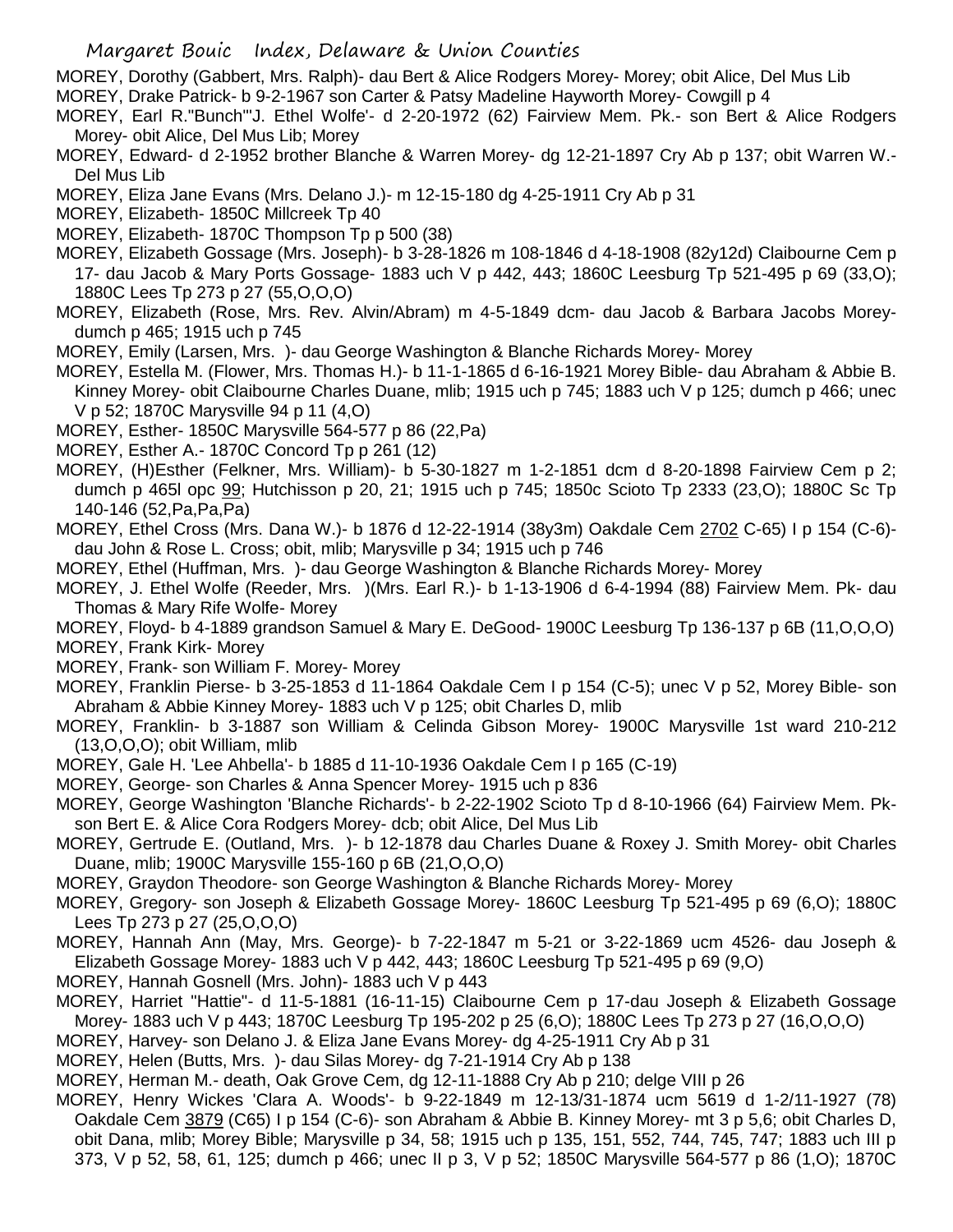MOREY, Dorothy (Gabbert, Mrs. Ralph)- dau Bert & Alice Rodgers Morey- Morey; obit Alice, Del Mus Lib

MOREY, Drake Patrick- b 9-2-1967 son Carter & Patsy Madeline Hayworth Morey- Cowgill p 4

MOREY, Earl R."Bunch"'J. Ethel Wolfe'- d 2-20-1972 (62) Fairview Mem. Pk.- son Bert & Alice Rodgers Morey- obit Alice, Del Mus Lib; Morey

MOREY, Edward- d 2-1952 brother Blanche & Warren Morey- dg 12-21-1897 Cry Ab p 137; obit Warren W.- Del Mus Lib

MOREY, Eliza Jane Evans (Mrs. Delano J.)- m 12-15-180 dg 4-25-1911 Cry Ab p 31

MOREY, Elizabeth- 1850C Millcreek Tp 40

MOREY, Elizabeth- 1870C Thompson Tp p 500 (38)

MOREY, Elizabeth Gossage (Mrs. Joseph)- b 3-28-1826 m 108-1846 d 4-18-1908 (82y12d) Claibourne Cem p 17- dau Jacob & Mary Ports Gossage- 1883 uch V p 442, 443; 1860C Leesburg Tp 521-495 p 69 (33,O); 1880C Lees Tp 273 p 27 (55,O,O,O)

MOREY, Elizabeth (Rose, Mrs. Rev. Alvin/Abram) m 4-5-1849 dcm- dau Jacob & Barbara Jacobs Morey- dumch p 465; 1915 uch p 745

MOREY, Emily (Larsen, Mrs. )- dau George Washington & Blanche Richards Morey- Morey

MOREY, Estella M. (Flower, Mrs. Thomas H.)- b 11-1-1865 d 6-16-1921 Morey Bible- dau Abraham & Abbie B. Kinney Morey- obit Claibourne Charles Duane, mlib; 1915 uch p 745; 1883 uch V p 125; dumch p 466; unec V p 52; 1870C Marysville 94 p 11 (4,O)

MOREY, Esther- 1850C Marysville 564-577 p 86 (22,Pa)

MOREY, Esther A.- 1870C Concord Tp p 261 (12)

MOREY, (H)Esther (Felkner, Mrs. William)- b 5-30-1827 m 1-2-1851 dcm d 8-20-1898 Fairview Cem p 2; dumch p 465l opc 99; Hutchisson p 20, 21; 1915 uch p 745; 1850c Scioto Tp 2333 (23,O); 1880C Sc Tp 140-146 (52,Pa,Pa,Pa)

MOREY, Ethel Cross (Mrs. Dana W.)- b 1876 d 12-22-1914 (38y3m) Oakdale Cem 2702 C-65) I p 154 (C-6)- dau John & Rose L. Cross; obit, mlib; Marysville p 34; 1915 uch p 746

MOREY, Ethel (Huffman, Mrs. )- dau George Washington & Blanche Richards Morey- Morey

MOREY, J. Ethel Wolfe (Reeder, Mrs. )(Mrs. Earl R.)- b 1-13-1906 d 6-4-1994 (88) Fairview Mem. Pk- dau Thomas & Mary Rife Wolfe- Morey

MOREY, Floyd- b 4-1889 grandson Samuel & Mary E. DeGood- 1900C Leesburg Tp 136-137 p 6B (11,O,O,O)

MOREY, Frank Kirk- Morey

MOREY, Frank- son William F. Morey- Morey

MOREY, Franklin Pierse- b 3-25-1853 d 11-1864 Oakdale Cem I p 154 (C-5); unec V p 52, Morey Bible- son Abraham & Abbie Kinney Morey- 1883 uch V p 125; obit Charles D, mlib

MOREY, Franklin- b 3-1887 son William & Celinda Gibson Morey- 1900C Marysville 1st ward 210-212 (13,O,O,O); obit William, mlib

MOREY, Gale H. 'Lee Ahbella'- b 1885 d 11-10-1936 Oakdale Cem I p 165 (C-19)

MOREY, George- son Charles & Anna Spencer Morey- 1915 uch p 836

MOREY, George Washington 'Blanche Richards'- b 2-22-1902 Scioto Tp d 8-10-1966 (64) Fairview Mem. Pk- son Bert E. & Alice Cora Rodgers Morey- dcb; obit Alice, Del Mus Lib

MOREY, Gertrude E. (Outland, Mrs. )- b 12-1878 dau Charles Duane & Roxey J. Smith Morey- obit Charles Duane, mlib; 1900C Marysville 155-160 p 6B (21,O,O,O)

MOREY, Graydon Theodore- son George Washington & Blanche Richards Morey- Morey

MOREY, Gregory- son Joseph & Elizabeth Gossage Morey- 1860C Leesburg Tp 521-495 p 69 (6,O); 1880C Lees Tp 273 p 27 (25,O,O,O)

MOREY, Hannah Ann (May, Mrs. George)- b 7-22-1847 m 5-21 or 3-22-1869 ucm 4526- dau Joseph & Elizabeth Gossage Morey- 1883 uch V p 442, 443; 1860C Leesburg Tp 521-495 p 69 (9,O)

MOREY, Hannah Gosnell (Mrs. John)- 1883 uch V p 443

MOREY, Harriet "Hattie"- d 11-5-1881 (16-11-15) Claibourne Cem p 17-dau Joseph & Elizabeth Gossage Morey- 1883 uch V p 443; 1870C Leesburg Tp 195-202 p 25 (6,O); 1880C Lees Tp 273 p 27 (16,O,O,O)

MOREY, Harvey- son Delano J. & Eliza Jane Evans Morey- dg 4-25-1911 Cry Ab p 31

MOREY, Helen (Butts, Mrs. )- dau Silas Morey- dg 7-21-1914 Cry Ab p 138

MOREY, Herman M.- death, Oak Grove Cem, dg 12-11-1888 Cry Ab p 210; delge VIII p 26

MOREY, Henry Wickes 'Clara A. Woods'- b 9-22-1849 m 12-13/31-1874 ucm 5619 d 1-2/11-1927 (78) Oakdale Cem 3879 (C65) I p 154 (C-6)- son Abraham & Abbie B. Kinney Morey- mt 3 p 5,6; obit Charles D, obit Dana, mlib; Morey Bible; Marysville p 34, 58; 1915 uch p 135, 151, 552, 744, 745, 747; 1883 uch III p 373, V p 52, 58, 61, 125; dumch p 466; unec II p 3, V p 52; 1850C Marysville 564-577 p 86 (1,O); 1870C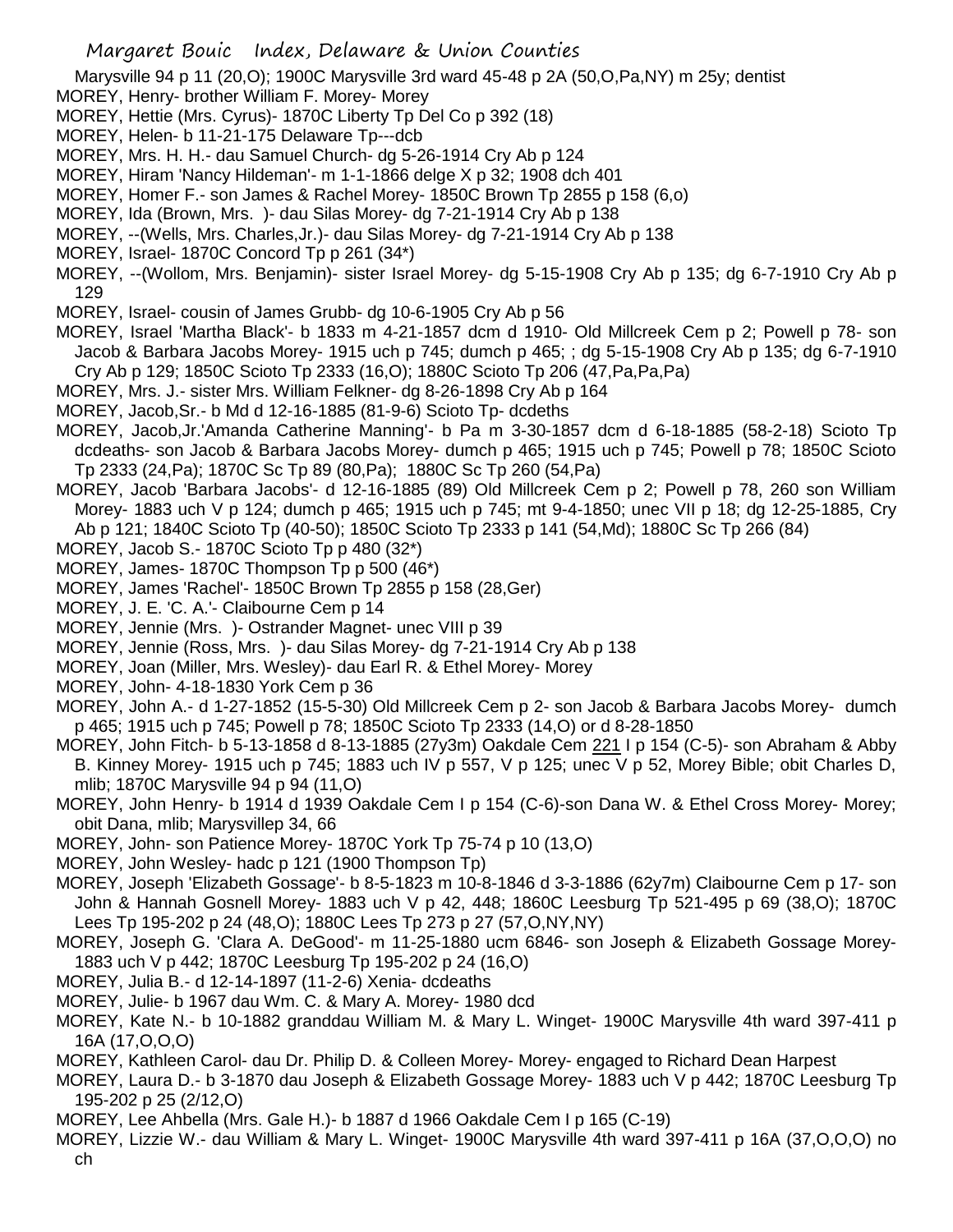Marysville 94 p 11 (20,O); 1900C Marysville 3rd ward 45-48 p 2A (50,O,Pa,NY) m 25y; dentist

MOREY, Henry- brother William F. Morey- Morey

MOREY, Hettie (Mrs. Cyrus)- 1870C Liberty Tp Del Co p 392 (18)

MOREY, Helen- b 11-21-175 Delaware Tp---dcb

MOREY, Mrs. H. H.- dau Samuel Church- dg 5-26-1914 Cry Ab p 124

MOREY, Hiram 'Nancy Hildeman'- m 1-1-1866 delge X p 32; 1908 dch 401

MOREY, Homer F.- son James & Rachel Morey- 1850C Brown Tp 2855 p 158 (6,o)

MOREY, Ida (Brown, Mrs. )- dau Silas Morey- dg 7-21-1914 Cry Ab p 138

MOREY, --(Wells, Mrs. Charles,Jr.)- dau Silas Morey- dg 7-21-1914 Cry Ab p 138

MOREY, Israel- 1870C Concord Tp p 261 (34*)

MOREY, --(Wollom, Mrs. Benjamin)- sister Israel Morey- dg 5-15-1908 Cry Ab p 135; dg 6-7-1910 Cry Ab p 129

MOREY, Israel- cousin of James Grubb- dg 10-6-1905 Cry Ab p 56

MOREY, Israel 'Martha Black'- b 1833 m 4-21-1857 dcm d 1910- Old Millcreek Cem p 2; Powell p 78- son Jacob & Barbara Jacobs Morey- 1915 uch p 745; dumch p 465; ; dg 5-15-1908 Cry Ab p 135; dg 6-7-1910 Cry Ab p 129; 1850C Scioto Tp 2333 (16,O); 1880C Scioto Tp 206 (47,Pa,Pa,Pa)

MOREY, Mrs. J.- sister Mrs. William Felkner- dg 8-26-1898 Cry Ab p 164

MOREY, Jacob,Sr.- b Md d 12-16-1885 (81-9-6) Scioto Tp- dcdeths

MOREY, Jacob,Jr.'Amanda Catherine Manning'- b Pa m 3-30-1857 dcm d 6-18-1885 (58-2-18) Scioto Tp dcdeaths- son Jacob & Barbara Jacobs Morey- dumch p 465; 1915 uch p 745; Powell p 78; 1850C Scioto Tp 2333 (24,Pa); 1870C Sc Tp 89 (80,Pa); 1880C Sc Tp 260 (54,Pa)

MOREY, Jacob 'Barbara Jacobs'- d 12-16-1885 (89) Old Millcreek Cem p 2; Powell p 78, 260 son William Morey- 1883 uch V p 124; dumch p 465; 1915 uch p 745; mt 9-4-1850; unec VII p 18; dg 12-25-1885, Cry Ab p 121; 1840C Scioto Tp (40-50); 1850C Scioto Tp 2333 p 141 (54,Md); 1880C Sc Tp 266 (84)

MOREY, Jacob S.- 1870C Scioto Tp p 480 (32*)

MOREY, James- 1870C Thompson Tp p 500 (46*)

MOREY, James 'Rachel'- 1850C Brown Tp 2855 p 158 (28,Ger)

MOREY, J. E. 'C. A.'- Claibourne Cem p 14

MOREY, Jennie (Mrs. )- Ostrander Magnet- unec VIII p 39

MOREY, Jennie (Ross, Mrs. )- dau Silas Morey- dg 7-21-1914 Cry Ab p 138

MOREY, Joan (Miller, Mrs. Wesley)- dau Earl R. & Ethel Morey- Morey

MOREY, John- 4-18-1830 York Cem p 36

MOREY, John A.- d 1-27-1852 (15-5-30) Old Millcreek Cem p 2- son Jacob & Barbara Jacobs Morey- dumch p 465; 1915 uch p 745; Powell p 78; 1850C Scioto Tp 2333 (14,O) or d 8-28-1850

MOREY, John Fitch- b 5-13-1858 d 8-13-1885 (27y3m) Oakdale Cem 221 I p 154 (C-5)- son Abraham & Abby B. Kinney Morey- 1915 uch p 745; 1883 uch IV p 557, V p 125; unec V p 52, Morey Bible; obit Charles D, mlib; 1870C Marysville 94 p 94 (11,O)

MOREY, John Henry- b 1914 d 1939 Oakdale Cem I p 154 (C-6)-son Dana W. & Ethel Cross Morey- Morey; obit Dana, mlib; Marysvillep 34, 66

MOREY, John- son Patience Morey- 1870C York Tp 75-74 p 10 (13,O)

MOREY, John Wesley- hadc p 121 (1900 Thompson Tp)

MOREY, Joseph 'Elizabeth Gossage'- b 8-5-1823 m 10-8-1846 d 3-3-1886 (62y7m) Claibourne Cem p 17- son John & Hannah Gosnell Morey- 1883 uch V p 42, 448; 1860C Leesburg Tp 521-495 p 69 (38,O); 1870C Lees Tp 195-202 p 24 (48,O); 1880C Lees Tp 273 p 27 (57,O,NY,NY)

MOREY, Joseph G. 'Clara A. DeGood'- m 11-25-1880 ucm 6846- son Joseph & Elizabeth Gossage Morey- 1883 uch V p 442; 1870C Leesburg Tp 195-202 p 24 (16,O)

MOREY, Julia B.- d 12-14-1897 (11-2-6) Xenia- dcdeaths

MOREY, Julie- b 1967 dau Wm. C. & Mary A. Morey- 1980 dcd

MOREY, Kate N.- b 10-1882 granddau William M. & Mary L. Winget- 1900C Marysville 4th ward 397-411 p 16A (17,O,O,O)

MOREY, Kathleen Carol- dau Dr. Philip D. & Colleen Morey- Morey- engaged to Richard Dean Harpest

MOREY, Laura D.- b 3-1870 dau Joseph & Elizabeth Gossage Morey- 1883 uch V p 442; 1870C Leesburg Tp 195-202 p 25 (2/12,O)

MOREY, Lee Ahbella (Mrs. Gale H.)- b 1887 d 1966 Oakdale Cem I p 165 (C-19)

MOREY, Lizzie W.- dau William & Mary L. Winget- 1900C Marysville 4th ward 397-411 p 16A (37,O,O,O) no ch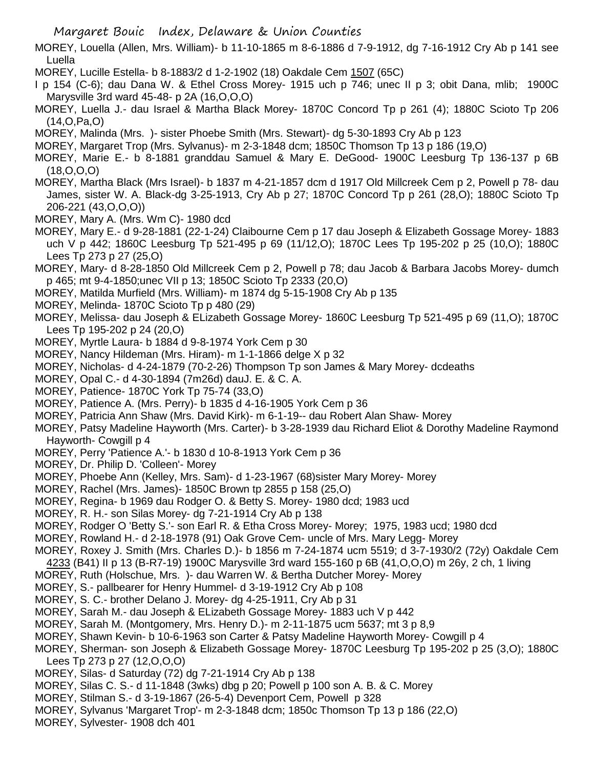MOREY, Louella (Allen, Mrs. William)- b 11-10-1865 m 8-6-1886 d 7-9-1912, dg 7-16-1912 Cry Ab p 141 see Luella

MOREY, Lucille Estella- b 8-1883/2 d 1-2-1902 (18) Oakdale Cem 1507 (65C) I p 154 (C-6); dau Dana W. & Ethel Cross Morey- 1915 uch p 746; unec II p 3; obit Dana, mlib; 1900C Marysville 3rd ward 45-48- p 2A (16,O,O,O)

MOREY, Luella J.- dau Israel & Martha Black Morey- 1870C Concord Tp p 261 (4); 1880C Scioto Tp 206 (14,O,Pa,O)

MOREY, Malinda (Mrs. )- sister Phoebe Smith (Mrs. Stewart)- dg 5-30-1893 Cry Ab p 123

MOREY, Margaret Trop (Mrs. Sylvanus)- m 2-3-1848 dcm; 1850C Thomson Tp 13 p 186 (19,O)

MOREY, Marie E.- b 8-1881 granddau Samuel & Mary E. DeGood- 1900C Leesburg Tp 136-137 p 6B (18,O,O,O)

MOREY, Martha Black (Mrs Israel)- b 1837 m 4-21-1857 dcm d 1917 Old Millcreek Cem p 2, Powell p 78- dau James, sister W. A. Black-dg 3-25-1913, Cry Ab p 27; 1870C Concord Tp p 261 (28,O); 1880C Scioto Tp 206-221 (43,O,O,O))

MOREY, Mary A. (Mrs. Wm C)- 1980 dcd

MOREY, Mary E.- d 9-28-1881 (22-1-24) Claibourne Cem p 17 dau Joseph & Elizabeth Gossage Morey- 1883 uch V p 442; 1860C Leesburg Tp 521-495 p 69 (11/12,O); 1870C Lees Tp 195-202 p 25 (10,O); 1880C Lees Tp 273 p 27 (25,O)

MOREY, Mary- d 8-28-1850 Old Millcreek Cem p 2, Powell p 78; dau Jacob & Barbara Jacobs Morey- dumch p 465; mt 9-4-1850;unec VII p 13; 1850C Scioto Tp 2333 (20,O)

MOREY, Matilda Murfield (Mrs. William)- m 1874 dg 5-15-1908 Cry Ab p 135

MOREY, Melinda- 1870C Scioto Tp p 480 (29)

MOREY, Melissa- dau Joseph & ELizabeth Gossage Morey- 1860C Leesburg Tp 521-495 p 69 (11,O); 1870C Lees Tp 195-202 p 24 (20,O)

MOREY, Myrtle Laura- b 1884 d 9-8-1974 York Cem p 30

MOREY, Nancy Hildeman (Mrs. Hiram)- m 1-1-1866 delge X p 32

MOREY, Nicholas- d 4-24-1879 (70-2-26) Thompson Tp son James & Mary Morey- dcdeaths

MOREY, Opal C.- d 4-30-1894 (7m26d) dauJ. E. & C. A.

MOREY, Patience- 1870C York Tp 75-74 (33,O)

MOREY, Patience A. (Mrs. Perry)- b 1835 d 4-16-1905 York Cem p 36

MOREY, Patricia Ann Shaw (Mrs. David Kirk)- m 6-1-19-- dau Robert Alan Shaw- Morey

MOREY, Patsy Madeline Hayworth (Mrs. Carter)- b 3-28-1939 dau Richard Eliot & Dorothy Madeline Raymond Hayworth- Cowgill p 4

MOREY, Perry 'Patience A.'- b 1830 d 10-8-1913 York Cem p 36

MOREY, Dr. Philip D. 'Colleen'- Morey

MOREY, Phoebe Ann (Kelley, Mrs. Sam)- d 1-23-1967 (68)sister Mary Morey- Morey

MOREY, Rachel (Mrs. James)- 1850C Brown tp 2855 p 158 (25,O)

MOREY, Regina- b 1969 dau Rodger O. & Betty S. Morey- 1980 dcd; 1983 ucd

MOREY, R. H.- son Silas Morey- dg 7-21-1914 Cry Ab p 138

MOREY, Rodger O 'Betty S.'- son Earl R. & Etha Cross Morey- Morey; 1975, 1983 ucd; 1980 dcd

MOREY, Rowland H.- d 2-18-1978 (91) Oak Grove Cem- uncle of Mrs. Mary Legg- Morey

MOREY, Roxey J. Smith (Mrs. Charles D.)- b 1856 m 7-24-1874 ucm 5519; d 3-7-1930/2 (72y) Oakdale Cem 4233 (B41) II p 13 (B-R7-19) 1900C Marysville 3rd ward 155-160 p 6B (41,O,O,O) m 26y, 2 ch, 1 living

MOREY, Ruth (Holschue, Mrs. )- dau Warren W. & Bertha Dutcher Morey- Morey

MOREY, S.- pallbearer for Henry Hummel- d 3-19-1912 Cry Ab p 108

MOREY, S. C.- brother Delano J. Morey- dg 4-25-1911, Cry Ab p 31

MOREY, Sarah M.- dau Joseph & ELizabeth Gossage Morey- 1883 uch V p 442

MOREY, Sarah M. (Montgomery, Mrs. Henry D.)- m 2-11-1875 ucm 5637; mt 3 p 8,9

MOREY, Shawn Kevin- b 10-6-1963 son Carter & Patsy Madeline Hayworth Morey- Cowgill p 4

MOREY, Sherman- son Joseph & Elizabeth Gossage Morey- 1870C Leesburg Tp 195-202 p 25 (3,O); 1880C Lees Tp 273 p 27 (12,O,O,O)

MOREY, Silas- d Saturday (72) dg 7-21-1914 Cry Ab p 138

MOREY, Silas C. S.- d 11-1848 (3wks) dbg p 20; Powell p 100 son A. B. & C. Morey

MOREY, Stilman S.- d 3-19-1867 (26-5-4) Devenport Cem, Powell p 328

MOREY, Sylvanus 'Margaret Trop'- m 2-3-1848 dcm; 1850c Thomson Tp 13 p 186 (22,O)

MOREY, Sylvester- 1908 dch 401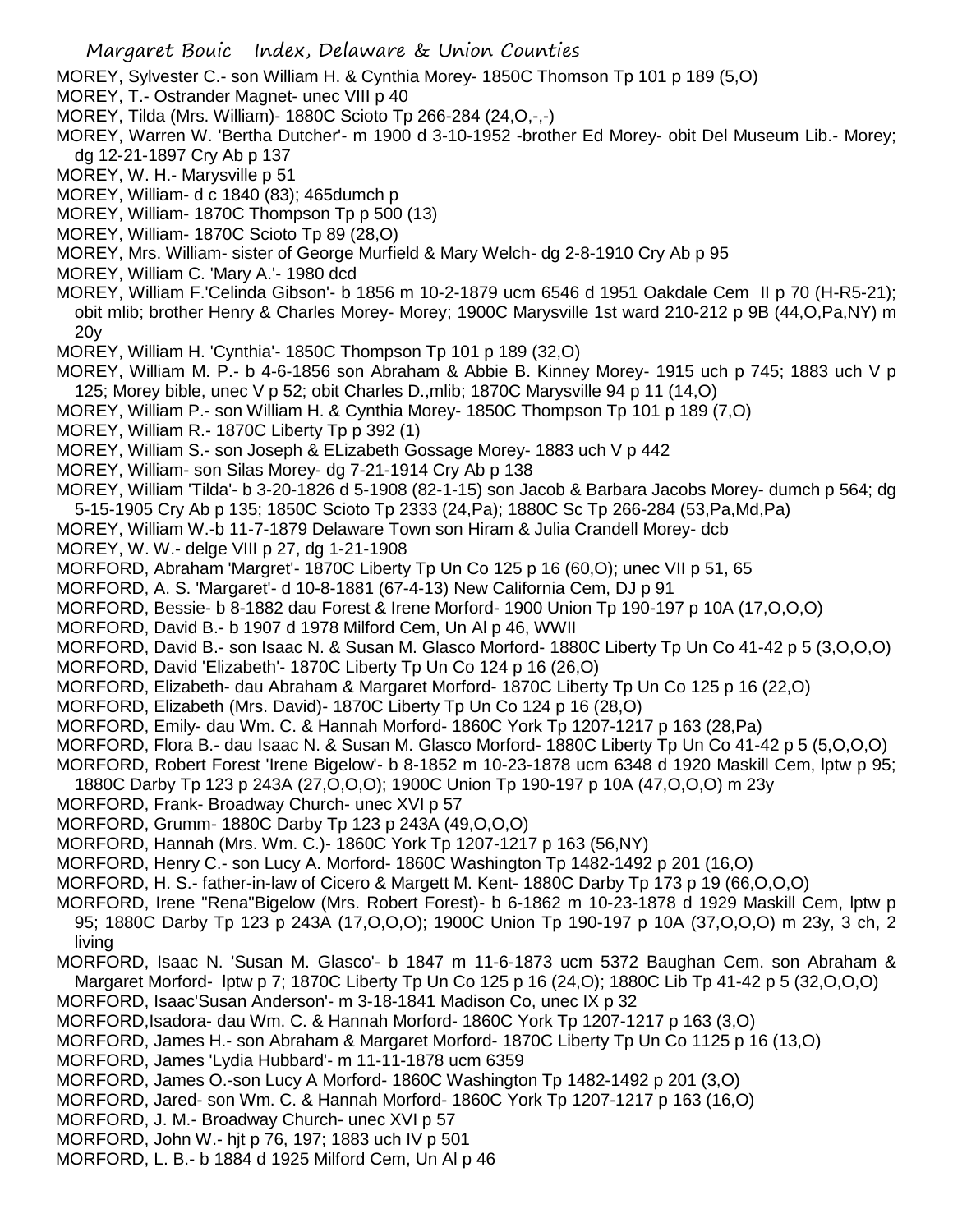MOREY, Sylvester C.- son William H. & Cynthia Morey- 1850C Thomson Tp 101 p 189 (5,O)

MOREY, T.- Ostrander Magnet- unec VIII p 40

MOREY, Tilda (Mrs. William)- 1880C Scioto Tp 266-284 (24,O,-,-)

MOREY, Warren W. 'Bertha Dutcher'- m 1900 d 3-10-1952 -brother Ed Morey- obit Del Museum Lib.- Morey; dg 12-21-1897 Cry Ab p 137

MOREY, W. H.- Marysville p 51

MOREY, William- d c 1840 (83); 465dumch p

MOREY, William- 1870C Thompson Tp p 500 (13)

MOREY, William- 1870C Scioto Tp 89 (28,O)

MOREY, Mrs. William- sister of George Murfield & Mary Welch- dg 2-8-1910 Cry Ab p 95

MOREY, William C. 'Mary A.'- 1980 dcd

MOREY, William F.'Celinda Gibson'- b 1856 m 10-2-1879 ucm 6546 d 1951 Oakdale Cem II p 70 (H-R5-21); obit mlib; brother Henry & Charles Morey- Morey; 1900C Marysville 1st ward 210-212 p 9B (44,O,Pa,NY) m 20y

MOREY, William H. 'Cynthia'- 1850C Thompson Tp 101 p 189 (32,O)

MOREY, William M. P.- b 4-6-1856 son Abraham & Abbie B. Kinney Morey- 1915 uch p 745; 1883 uch V p 125; Morey bible, unec V p 52; obit Charles D.,mlib; 1870C Marysville 94 p 11 (14,O)

MOREY, William P.- son William H. & Cynthia Morey- 1850C Thompson Tp 101 p 189 (7,O)

MOREY, William R.- 1870C Liberty Tp p 392 (1)

MOREY, William S.- son Joseph & ELizabeth Gossage Morey- 1883 uch V p 442

MOREY, William- son Silas Morey- dg 7-21-1914 Cry Ab p 138

MOREY, William 'Tilda'- b 3-20-1826 d 5-1908 (82-1-15) son Jacob & Barbara Jacobs Morey- dumch p 564; dg 5-15-1905 Cry Ab p 135; 1850C Scioto Tp 2333 (24,Pa); 1880C Sc Tp 266-284 (53,Pa,Md,Pa)

MOREY, William W.-b 11-7-1879 Delaware Town son Hiram & Julia Crandell Morey- dcb

MOREY, W. W.- delge VIII p 27, dg 1-21-1908

MORFORD, Abraham 'Margret'- 1870C Liberty Tp Un Co 125 p 16 (60,O); unec VII p 51, 65

MORFORD, A. S. 'Margaret'- d 10-8-1881 (67-4-13) New California Cem, DJ p 91

MORFORD, Bessie- b 8-1882 dau Forest & Irene Morford- 1900 Union Tp 190-197 p 10A (17,O,O,O)

MORFORD, David B.- b 1907 d 1978 Milford Cem, Un Al p 46, WWII

MORFORD, David B.- son Isaac N. & Susan M. Glasco Morford- 1880C Liberty Tp Un Co 41-42 p 5 (3,O,O,O)

MORFORD, David 'Elizabeth'- 1870C Liberty Tp Un Co 124 p 16 (26,O)

MORFORD, Elizabeth- dau Abraham & Margaret Morford- 1870C Liberty Tp Un Co 125 p 16 (22,O)

MORFORD, Elizabeth (Mrs. David)- 1870C Liberty Tp Un Co 124 p 16 (28,O)

MORFORD, Emily- dau Wm. C. & Hannah Morford- 1860C York Tp 1207-1217 p 163 (28,Pa)

MORFORD, Flora B.- dau Isaac N. & Susan M. Glasco Morford- 1880C Liberty Tp Un Co 41-42 p 5 (5,O,O,O)

MORFORD, Robert Forest 'Irene Bigelow'- b 8-1852 m 10-23-1878 ucm 6348 d 1920 Maskill Cem, lptw p 95; 1880C Darby Tp 123 p 243A (27,O,O,O); 1900C Union Tp 190-197 p 10A (47,O,O,O) m 23y

MORFORD, Frank- Broadway Church- unec XVI p 57

MORFORD, Grumm- 1880C Darby Tp 123 p 243A (49,O,O,O)

MORFORD, Hannah (Mrs. Wm. C.)- 1860C York Tp 1207-1217 p 163 (56,NY)

MORFORD, Henry C.- son Lucy A. Morford- 1860C Washington Tp 1482-1492 p 201 (16,O)

MORFORD, H. S.- father-in-law of Cicero & Margett M. Kent- 1880C Darby Tp 173 p 19 (66,O,O,O)

MORFORD, Irene "Rena"Bigelow (Mrs. Robert Forest)- b 6-1862 m 10-23-1878 d 1929 Maskill Cem, lptw p 95; 1880C Darby Tp 123 p 243A (17,O,O,O); 1900C Union Tp 190-197 p 10A (37,O,O,O) m 23y, 3 ch, 2 living

MORFORD, Isaac N. 'Susan M. Glasco'- b 1847 m 11-6-1873 ucm 5372 Baughan Cem. son Abraham & Margaret Morford- lptw p 7; 1870C Liberty Tp Un Co 125 p 16 (24,O); 1880C Lib Tp 41-42 p 5 (32,O,O,O)

MORFORD, Isaac'Susan Anderson'- m 3-18-1841 Madison Co, unec IX p 32

MORFORD,Isadora- dau Wm. C. & Hannah Morford- 1860C York Tp 1207-1217 p 163 (3,O)

MORFORD, James H.- son Abraham & Margaret Morford- 1870C Liberty Tp Un Co 1125 p 16 (13,O)

MORFORD, James 'Lydia Hubbard'- m 11-11-1878 ucm 6359

MORFORD, James O.-son Lucy A Morford- 1860C Washington Tp 1482-1492 p 201 (3,O)

MORFORD, Jared- son Wm. C. & Hannah Morford- 1860C York Tp 1207-1217 p 163 (16,O)

MORFORD, J. M.- Broadway Church- unec XVI p 57

MORFORD, John W.- hjt p 76, 197; 1883 uch IV p 501

MORFORD, L. B.- b 1884 d 1925 Milford Cem, Un Al p 46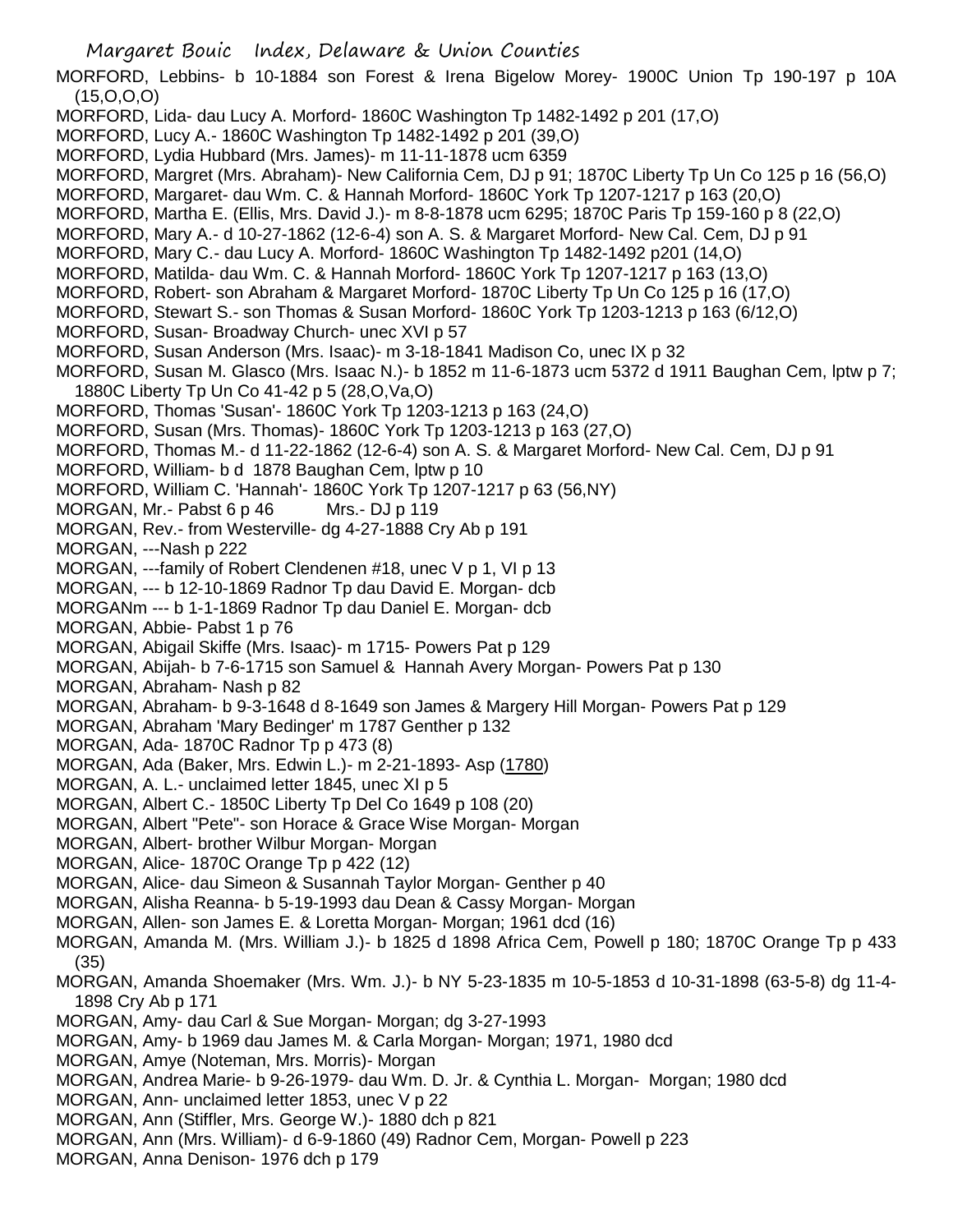MORFORD, Lebbins- b 10-1884 son Forest & Irena Bigelow Morey- 1900C Union Tp 190-197 p 10A (15,O,O,O)

MORFORD, Lida- dau Lucy A. Morford- 1860C Washington Tp 1482-1492 p 201 (17,O)

MORFORD, Lucy A.- 1860C Washington Tp 1482-1492 p 201 (39,O)

MORFORD, Lydia Hubbard (Mrs. James)- m 11-11-1878 ucm 6359

MORFORD, Margret (Mrs. Abraham)- New California Cem, DJ p 91; 1870C Liberty Tp Un Co 125 p 16 (56,O)

MORFORD, Margaret- dau Wm. C. & Hannah Morford- 1860C York Tp 1207-1217 p 163 (20,O)

MORFORD, Martha E. (Ellis, Mrs. David J.)- m 8-8-1878 ucm 6295; 1870C Paris Tp 159-160 p 8 (22,O)

MORFORD, Mary A.- d 10-27-1862 (12-6-4) son A. S. & Margaret Morford- New Cal. Cem, DJ p 91

MORFORD, Mary C.- dau Lucy A. Morford- 1860C Washington Tp 1482-1492 p201 (14,O)

MORFORD, Matilda- dau Wm. C. & Hannah Morford- 1860C York Tp 1207-1217 p 163 (13,O)

MORFORD, Robert- son Abraham & Margaret Morford- 1870C Liberty Tp Un Co 125 p 16 (17,O)

MORFORD, Stewart S.- son Thomas & Susan Morford- 1860C York Tp 1203-1213 p 163 (6/12,O)

MORFORD, Susan- Broadway Church- unec XVI p 57

MORFORD, Susan Anderson (Mrs. Isaac)- m 3-18-1841 Madison Co, unec IX p 32

MORFORD, Susan M. Glasco (Mrs. Isaac N.)- b 1852 m 11-6-1873 ucm 5372 d 1911 Baughan Cem, lptw p 7; 1880C Liberty Tp Un Co 41-42 p 5 (28,O,Va,O)

MORFORD, Thomas 'Susan'- 1860C York Tp 1203-1213 p 163 (24,O)

MORFORD, Susan (Mrs. Thomas)- 1860C York Tp 1203-1213 p 163 (27,O)

MORFORD, Thomas M.- d 11-22-1862 (12-6-4) son A. S. & Margaret Morford- New Cal. Cem, DJ p 91

MORFORD, William- b d 1878 Baughan Cem, lptw p 10

MORFORD, William C. 'Hannah'- 1860C York Tp 1207-1217 p 63 (56,NY)

MORGAN, Mr.- Pabst 6 p 46 Mrs.- DJ p 119

MORGAN, Rev.- from Westerville- dg 4-27-1888 Cry Ab p 191

MORGAN, ---Nash p 222

MORGAN, ---family of Robert Clendenen #18, unec V p 1, VI p 13

MORGAN, --- b 12-10-1869 Radnor Tp dau David E. Morgan- dcb

MORGANm --- b 1-1-1869 Radnor Tp dau Daniel E. Morgan- dcb

MORGAN, Abbie- Pabst 1 p 76

MORGAN, Abigail Skiffe (Mrs. Isaac)- m 1715- Powers Pat p 129

MORGAN, Abijah- b 7-6-1715 son Samuel & Hannah Avery Morgan- Powers Pat p 130

MORGAN, Abraham- Nash p 82

MORGAN, Abraham- b 9-3-1648 d 8-1649 son James & Margery Hill Morgan- Powers Pat p 129

MORGAN, Abraham 'Mary Bedinger' m 1787 Genther p 132

MORGAN, Ada- 1870C Radnor Tp p 473 (8)

MORGAN, Ada (Baker, Mrs. Edwin L.)- m 2-21-1893- Asp (1780)

MORGAN, A. L.- unclaimed letter 1845, unec XI p 5

MORGAN, Albert C.- 1850C Liberty Tp Del Co 1649 p 108 (20)

MORGAN, Albert "Pete"- son Horace & Grace Wise Morgan- Morgan

MORGAN, Albert- brother Wilbur Morgan- Morgan

MORGAN, Alice- 1870C Orange Tp p 422 (12)

MORGAN, Alice- dau Simeon & Susannah Taylor Morgan- Genther p 40

MORGAN, Alisha Reanna- b 5-19-1993 dau Dean & Cassy Morgan- Morgan

MORGAN, Allen- son James E. & Loretta Morgan- Morgan; 1961 dcd (16)

MORGAN, Amanda M. (Mrs. William J.)- b 1825 d 1898 Africa Cem, Powell p 180; 1870C Orange Tp p 433 (35)

MORGAN, Amanda Shoemaker (Mrs. Wm. J.)- b NY 5-23-1835 m 10-5-1853 d 10-31-1898 (63-5-8) dg 11-4-1898 Cry Ab p 171

MORGAN, Amy- dau Carl & Sue Morgan- Morgan; dg 3-27-1993

MORGAN, Amy- b 1969 dau James M. & Carla Morgan- Morgan; 1971, 1980 dcd

MORGAN, Amye (Noteman, Mrs. Morris)- Morgan

MORGAN, Andrea Marie- b 9-26-1979- dau Wm. D. Jr. & Cynthia L. Morgan- Morgan; 1980 dcd

MORGAN, Ann- unclaimed letter 1853, unec V p 22

MORGAN, Ann (Stiffler, Mrs. George W.)- 1880 dch p 821

MORGAN, Ann (Mrs. William)- d 6-9-1860 (49) Radnor Cem, Morgan- Powell p 223

MORGAN, Anna Denison- 1976 dch p 179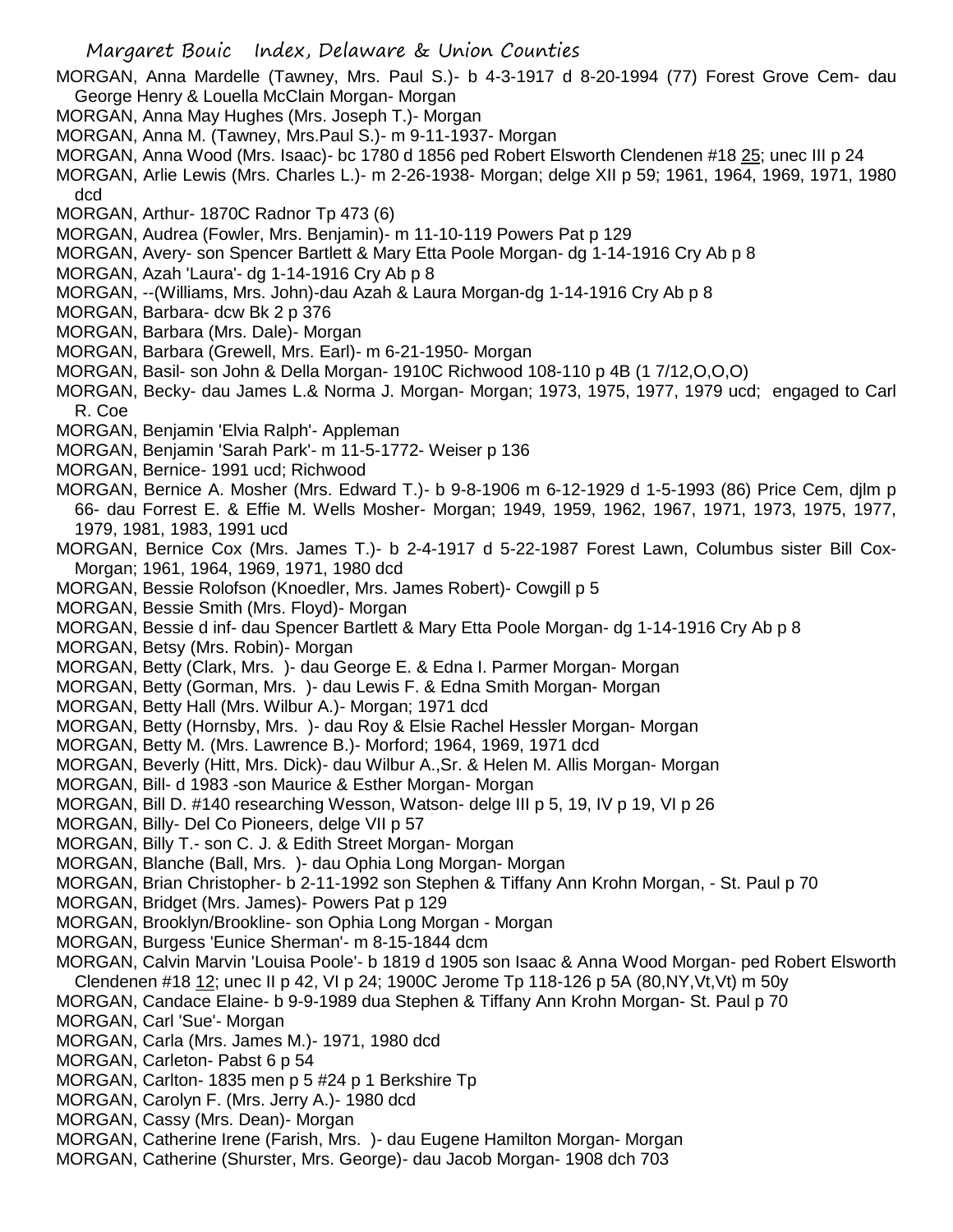MORGAN, Anna Mardelle (Tawney, Mrs. Paul S.)- b 4-3-1917 d 8-20-1994 (77) Forest Grove Cem- dau George Henry & Louella McClain Morgan- Morgan

MORGAN, Anna May Hughes (Mrs. Joseph T.)- Morgan

MORGAN, Anna M. (Tawney, Mrs.Paul S.)- m 9-11-1937- Morgan

MORGAN, Anna Wood (Mrs. Isaac)- bc 1780 d 1856 ped Robert Elsworth Clendenen #18 25; unec III p 24

MORGAN, Arlie Lewis (Mrs. Charles L.)- m 2-26-1938- Morgan; delge XII p 59; 1961, 1964, 1969, 1971, 1980 dcd

MORGAN, Arthur- 1870C Radnor Tp 473 (6)

MORGAN, Audrea (Fowler, Mrs. Benjamin)- m 11-10-119 Powers Pat p 129

MORGAN, Avery- son Spencer Bartlett & Mary Etta Poole Morgan- dg 1-14-1916 Cry Ab p 8

MORGAN, Azah 'Laura'- dg 1-14-1916 Cry Ab p 8

MORGAN, --(Williams, Mrs. John)-dau Azah & Laura Morgan-dg 1-14-1916 Cry Ab p 8

MORGAN, Barbara- dcw Bk 2 p 376

MORGAN, Barbara (Mrs. Dale)- Morgan

MORGAN, Barbara (Grewell, Mrs. Earl)- m 6-21-1950- Morgan

MORGAN, Basil- son John & Della Morgan- 1910C Richwood 108-110 p 4B (1 7/12,O,O,O)

MORGAN, Becky- dau James L.& Norma J. Morgan- Morgan; 1973, 1975, 1977, 1979 ucd; engaged to Carl R. Coe

MORGAN, Benjamin 'Elvia Ralph'- Appleman

MORGAN, Benjamin 'Sarah Park'- m 11-5-1772- Weiser p 136

MORGAN, Bernice- 1991 ucd; Richwood

MORGAN, Bernice A. Mosher (Mrs. Edward T.)- b 9-8-1906 m 6-12-1929 d 1-5-1993 (86) Price Cem, djlm p 66- dau Forrest E. & Effie M. Wells Mosher- Morgan; 1949, 1959, 1962, 1967, 1971, 1973, 1975, 1977, 1979, 1981, 1983, 1991 ucd

MORGAN, Bernice Cox (Mrs. James T.)- b 2-4-1917 d 5-22-1987 Forest Lawn, Columbus sister Bill Cox- Morgan; 1961, 1964, 1969, 1971, 1980 dcd

MORGAN, Bessie Rolofson (Knoedler, Mrs. James Robert)- Cowgill p 5

MORGAN, Bessie Smith (Mrs. Floyd)- Morgan

MORGAN, Bessie d inf- dau Spencer Bartlett & Mary Etta Poole Morgan- dg 1-14-1916 Cry Ab p 8

MORGAN, Betsy (Mrs. Robin)- Morgan

MORGAN, Betty (Clark, Mrs. )- dau George E. & Edna I. Parmer Morgan- Morgan

MORGAN, Betty (Gorman, Mrs. )- dau Lewis F. & Edna Smith Morgan- Morgan

MORGAN, Betty Hall (Mrs. Wilbur A.)- Morgan; 1971 dcd

MORGAN, Betty (Hornsby, Mrs. )- dau Roy & Elsie Rachel Hessler Morgan- Morgan

MORGAN, Betty M. (Mrs. Lawrence B.)- Morford; 1964, 1969, 1971 dcd

MORGAN, Beverly (Hitt, Mrs. Dick)- dau Wilbur A.,Sr. & Helen M. Allis Morgan- Morgan

MORGAN, Bill- d 1983 -son Maurice & Esther Morgan- Morgan

MORGAN, Bill D. #140 researching Wesson, Watson- delge III p 5, 19, IV p 19, VI p 26

MORGAN, Billy- Del Co Pioneers, delge VII p 57

MORGAN, Billy T.- son C. J. & Edith Street Morgan- Morgan

MORGAN, Blanche (Ball, Mrs. )- dau Ophia Long Morgan- Morgan

MORGAN, Brian Christopher- b 2-11-1992 son Stephen & Tiffany Ann Krohn Morgan, - St. Paul p 70

MORGAN, Bridget (Mrs. James)- Powers Pat p 129

MORGAN, Brooklyn/Brookline- son Ophia Long Morgan - Morgan

MORGAN, Burgess 'Eunice Sherman'- m 8-15-1844 dcm

MORGAN, Calvin Marvin 'Louisa Poole'- b 1819 d 1905 son Isaac & Anna Wood Morgan- ped Robert Elsworth Clendenen #18 12; unec II p 42, VI p 24; 1900C Jerome Tp 118-126 p 5A (80,NY,Vt,Vt) m 50y

MORGAN, Candace Elaine- b 9-9-1989 dua Stephen & Tiffany Ann Krohn Morgan- St. Paul p 70

MORGAN, Carl 'Sue'- Morgan

MORGAN, Carla (Mrs. James M.)- 1971, 1980 dcd

MORGAN, Carleton- Pabst 6 p 54

MORGAN, Carlton- 1835 men p 5 #24 p 1 Berkshire Tp

MORGAN, Carolyn F. (Mrs. Jerry A.)- 1980 dcd

MORGAN, Cassy (Mrs. Dean)- Morgan

MORGAN, Catherine Irene (Farish, Mrs. )- dau Eugene Hamilton Morgan- Morgan

MORGAN, Catherine (Shurster, Mrs. George)- dau Jacob Morgan- 1908 dch 703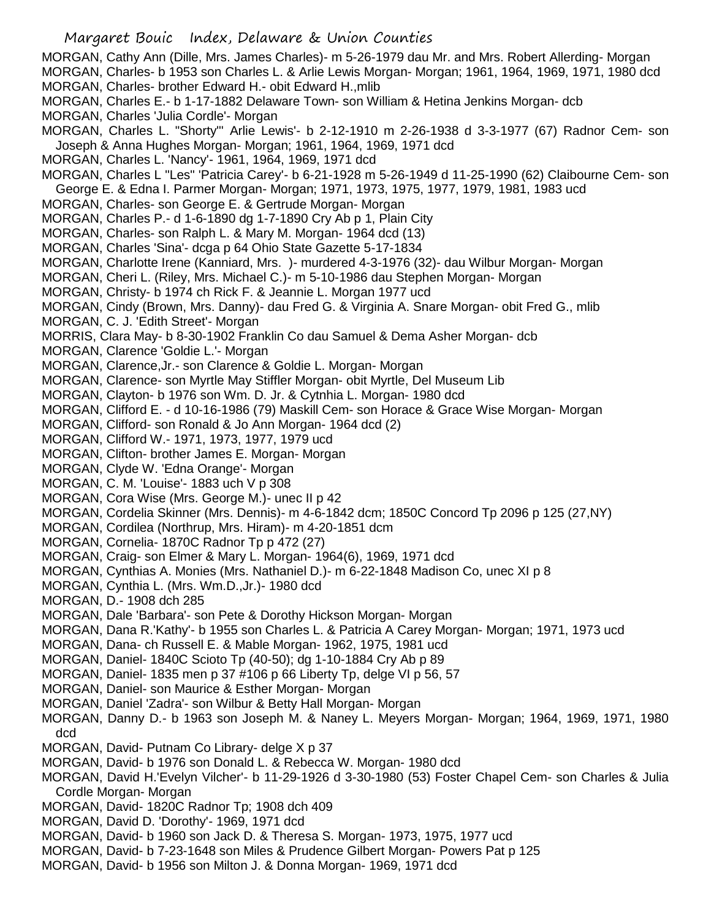MORGAN, Cathy Ann (Dille, Mrs. James Charles)- m 5-26-1979 dau Mr. and Mrs. Robert Allerding- Morgan
MORGAN, Charles- b 1953 son Charles L. & Arlie Lewis Morgan- Morgan; 1961, 1964, 1969, 1971, 1980 dcd
MORGAN, Charles- brother Edward H.- obit Edward H.,mlib
MORGAN, Charles E.- b 1-17-1882 Delaware Town- son William & Hetina Jenkins Morgan- dcb
MORGAN, Charles 'Julia Cordle'- Morgan
MORGAN, Charles L. "Shorty"' Arlie Lewis'- b 2-12-1910 m 2-26-1938 d 3-3-1977 (67) Radnor Cem- son Joseph & Anna Hughes Morgan- Morgan; 1961, 1964, 1969, 1971 dcd
MORGAN, Charles L. 'Nancy'- 1961, 1964, 1969, 1971 dcd
MORGAN, Charles L "Les" 'Patricia Carey'- b 6-21-1928 m 5-26-1949 d 11-25-1990 (62) Claibourne Cem- son George E. & Edna I. Parmer Morgan- Morgan; 1971, 1973, 1975, 1977, 1979, 1981, 1983 ucd
MORGAN, Charles- son George E. & Gertrude Morgan- Morgan
MORGAN, Charles P.- d 1-6-1890 dg 1-7-1890 Cry Ab p 1, Plain City
MORGAN, Charles- son Ralph L. & Mary M. Morgan- 1964 dcd (13)
MORGAN, Charles 'Sina'- dcga p 64 Ohio State Gazette 5-17-1834
MORGAN, Charlotte Irene (Kanniard, Mrs. )- murdered 4-3-1976 (32)- dau Wilbur Morgan- Morgan
MORGAN, Cheri L. (Riley, Mrs. Michael C.)- m 5-10-1986 dau Stephen Morgan- Morgan
MORGAN, Christy- b 1974 ch Rick F. & Jeannie L. Morgan 1977 ucd
MORGAN, Cindy (Brown, Mrs. Danny)- dau Fred G. & Virginia A. Snare Morgan- obit Fred G., mlib
MORGAN, C. J. 'Edith Street'- Morgan
MORRIS, Clara May- b 8-30-1902 Franklin Co dau Samuel & Dema Asher Morgan- dcb
MORGAN, Clarence 'Goldie L.'- Morgan
MORGAN, Clarence,Jr.- son Clarence & Goldie L. Morgan- Morgan
MORGAN, Clarence- son Myrtle May Stiffler Morgan- obit Myrtle, Del Museum Lib
MORGAN, Clayton- b 1976 son Wm. D. Jr. & Cytnhia L. Morgan- 1980 dcd
MORGAN, Clifford E. - d 10-16-1986 (79) Maskill Cem- son Horace & Grace Wise Morgan- Morgan
MORGAN, Clifford- son Ronald & Jo Ann Morgan- 1964 dcd (2)
MORGAN, Clifford W.- 1971, 1973, 1977, 1979 ucd
MORGAN, Clifton- brother James E. Morgan- Morgan
MORGAN, Clyde W. 'Edna Orange'- Morgan
MORGAN, C. M. 'Louise'- 1883 uch V p 308
MORGAN, Cora Wise (Mrs. George M.)- unec II p 42
MORGAN, Cordelia Skinner (Mrs. Dennis)- m 4-6-1842 dcm; 1850C Concord Tp 2096 p 125 (27,NY)
MORGAN, Cordilea (Northrup, Mrs. Hiram)- m 4-20-1851 dcm
MORGAN, Cornelia- 1870C Radnor Tp p 472 (27)
MORGAN, Craig- son Elmer & Mary L. Morgan- 1964(6), 1969, 1971 dcd
MORGAN, Cynthias A. Monies (Mrs. Nathaniel D.)- m 6-22-1848 Madison Co, unec XI p 8
MORGAN, Cynthia L. (Mrs. Wm.D.,Jr.)- 1980 dcd
MORGAN, D.- 1908 dch 285
MORGAN, Dale 'Barbara'- son Pete & Dorothy Hickson Morgan- Morgan
MORGAN, Dana R.'Kathy'- b 1955 son Charles L. & Patricia A Carey Morgan- Morgan; 1971, 1973 ucd
MORGAN, Dana- ch Russell E. & Mable Morgan- 1962, 1975, 1981 ucd
MORGAN, Daniel- 1840C Scioto Tp (40-50); dg 1-10-1884 Cry Ab p 89
MORGAN, Daniel- 1835 men p 37 #106 p 66 Liberty Tp, delge VI p 56, 57
MORGAN, Daniel- son Maurice & Esther Morgan- Morgan
MORGAN, Daniel 'Zadra'- son Wilbur & Betty Hall Morgan- Morgan
MORGAN, Danny D.- b 1963 son Joseph M. & Naney L. Meyers Morgan- Morgan; 1964, 1969, 1971, 1980 dcd
MORGAN, David- Putnam Co Library- delge X p 37
MORGAN, David- b 1976 son Donald L. & Rebecca W. Morgan- 1980 dcd
MORGAN, David H.'Evelyn Vilcher'- b 11-29-1926 d 3-30-1980 (53) Foster Chapel Cem- son Charles & Julia Cordle Morgan- Morgan
MORGAN, David- 1820C Radnor Tp; 1908 dch 409
MORGAN, David D. 'Dorothy'- 1969, 1971 dcd
MORGAN, David- b 1960 son Jack D. & Theresa S. Morgan- 1973, 1975, 1977 ucd
MORGAN, David- b 7-23-1648 son Miles & Prudence Gilbert Morgan- Powers Pat p 125
MORGAN, David- b 1956 son Milton J. & Donna Morgan- 1969, 1971 dcd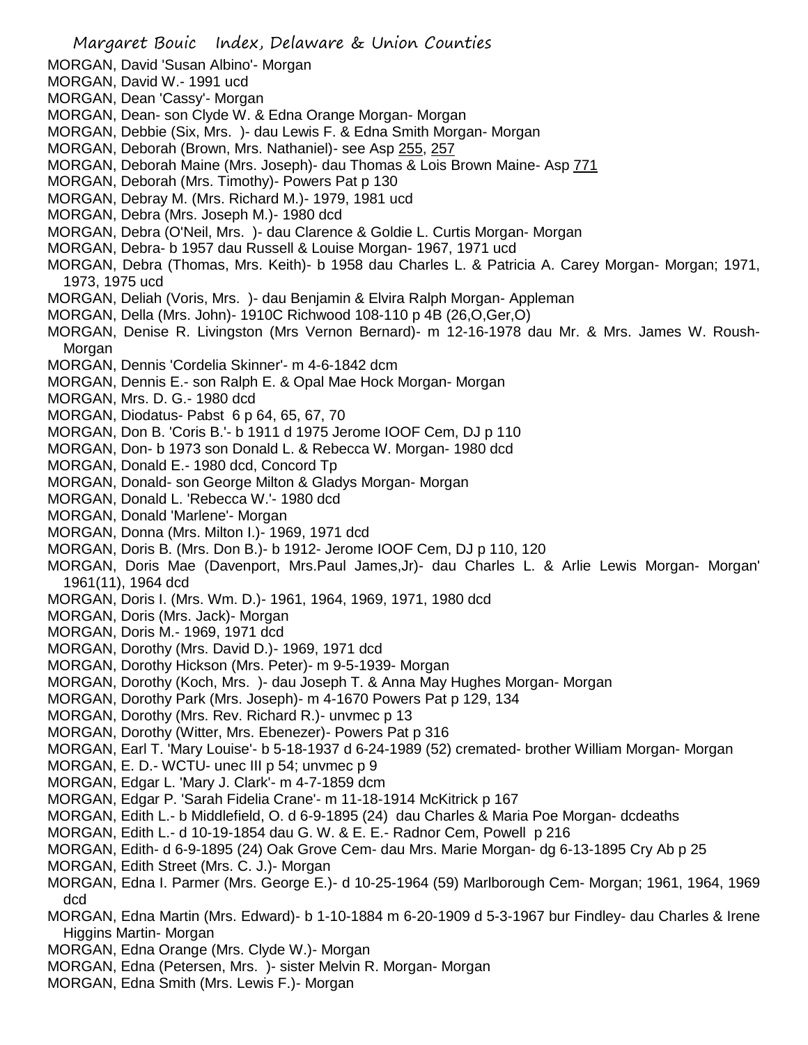MORGAN, David 'Susan Albino'- Morgan
MORGAN, David W.- 1991 ucd
MORGAN, Dean 'Cassy'- Morgan
MORGAN, Dean- son Clyde W. & Edna Orange Morgan- Morgan
MORGAN, Debbie (Six, Mrs. )- dau Lewis F. & Edna Smith Morgan- Morgan
MORGAN, Deborah (Brown, Mrs. Nathaniel)- see Asp 255, 257
MORGAN, Deborah Maine (Mrs. Joseph)- dau Thomas & Lois Brown Maine- Asp 771
MORGAN, Deborah (Mrs. Timothy)- Powers Pat p 130
MORGAN, Debray M. (Mrs. Richard M.)- 1979, 1981 ucd
MORGAN, Debra (Mrs. Joseph M.)- 1980 dcd
MORGAN, Debra (O'Neil, Mrs. )- dau Clarence & Goldie L. Curtis Morgan- Morgan
MORGAN, Debra- b 1957 dau Russell & Louise Morgan- 1967, 1971 ucd
MORGAN, Debra (Thomas, Mrs. Keith)- b 1958 dau Charles L. & Patricia A. Carey Morgan- Morgan; 1971, 1973, 1975 ucd
MORGAN, Deliah (Voris, Mrs. )- dau Benjamin & Elvira Ralph Morgan- Appleman
MORGAN, Della (Mrs. John)- 1910C Richwood 108-110 p 4B (26,O,Ger,O)
MORGAN, Denise R. Livingston (Mrs Vernon Bernard)- m 12-16-1978 dau Mr. & Mrs. James W. Roush- Morgan
MORGAN, Dennis 'Cordelia Skinner'- m 4-6-1842 dcm
MORGAN, Dennis E.- son Ralph E. & Opal Mae Hock Morgan- Morgan
MORGAN, Mrs. D. G.- 1980 dcd
MORGAN, Diodatus- Pabst 6 p 64, 65, 67, 70
MORGAN, Don B. 'Coris B.'- b 1911 d 1975 Jerome IOOF Cem, DJ p 110
MORGAN, Don- b 1973 son Donald L. & Rebecca W. Morgan- 1980 dcd
MORGAN, Donald E.- 1980 dcd, Concord Tp
MORGAN, Donald- son George Milton & Gladys Morgan- Morgan
MORGAN, Donald L. 'Rebecca W.'- 1980 dcd
MORGAN, Donald 'Marlene'- Morgan
MORGAN, Donna (Mrs. Milton I.)- 1969, 1971 dcd
MORGAN, Doris B. (Mrs. Don B.)- b 1912- Jerome IOOF Cem, DJ p 110, 120
MORGAN, Doris Mae (Davenport, Mrs.Paul James,Jr)- dau Charles L. & Arlie Lewis Morgan- Morgan' 1961(11), 1964 dcd
MORGAN, Doris I. (Mrs. Wm. D.)- 1961, 1964, 1969, 1971, 1980 dcd
MORGAN, Doris (Mrs. Jack)- Morgan
MORGAN, Doris M.- 1969, 1971 dcd
MORGAN, Dorothy (Mrs. David D.)- 1969, 1971 dcd
MORGAN, Dorothy Hickson (Mrs. Peter)- m 9-5-1939- Morgan
MORGAN, Dorothy (Koch, Mrs. )- dau Joseph T. & Anna May Hughes Morgan- Morgan
MORGAN, Dorothy Park (Mrs. Joseph)- m 4-1670 Powers Pat p 129, 134
MORGAN, Dorothy (Mrs. Rev. Richard R.)- unvmec p 13
MORGAN, Dorothy (Witter, Mrs. Ebenezer)- Powers Pat p 316
MORGAN, Earl T. 'Mary Louise'- b 5-18-1937 d 6-24-1989 (52) cremated- brother William Morgan- Morgan
MORGAN, E. D.- WCTU- unec III p 54; unvmec p 9
MORGAN, Edgar L. 'Mary J. Clark'- m 4-7-1859 dcm
MORGAN, Edgar P. 'Sarah Fidelia Crane'- m 11-18-1914 McKitrick p 167
MORGAN, Edith L.- b Middlefield, O. d 6-9-1895 (24) dau Charles & Maria Poe Morgan- dcdeaths
MORGAN, Edith L.- d 10-19-1854 dau G. W. & E. E.- Radnor Cem, Powell p 216
MORGAN, Edith- d 6-9-1895 (24) Oak Grove Cem- dau Mrs. Marie Morgan- dg 6-13-1895 Cry Ab p 25
MORGAN, Edith Street (Mrs. C. J.)- Morgan
MORGAN, Edna I. Parmer (Mrs. George E.)- d 10-25-1964 (59) Marlborough Cem- Morgan; 1961, 1964, 1969 dcd
MORGAN, Edna Martin (Mrs. Edward)- b 1-10-1884 m 6-20-1909 d 5-3-1967 bur Findley- dau Charles & Irene Higgins Martin- Morgan
MORGAN, Edna Orange (Mrs. Clyde W.)- Morgan
MORGAN, Edna (Petersen, Mrs. )- sister Melvin R. Morgan- Morgan
MORGAN, Edna Smith (Mrs. Lewis F.)- Morgan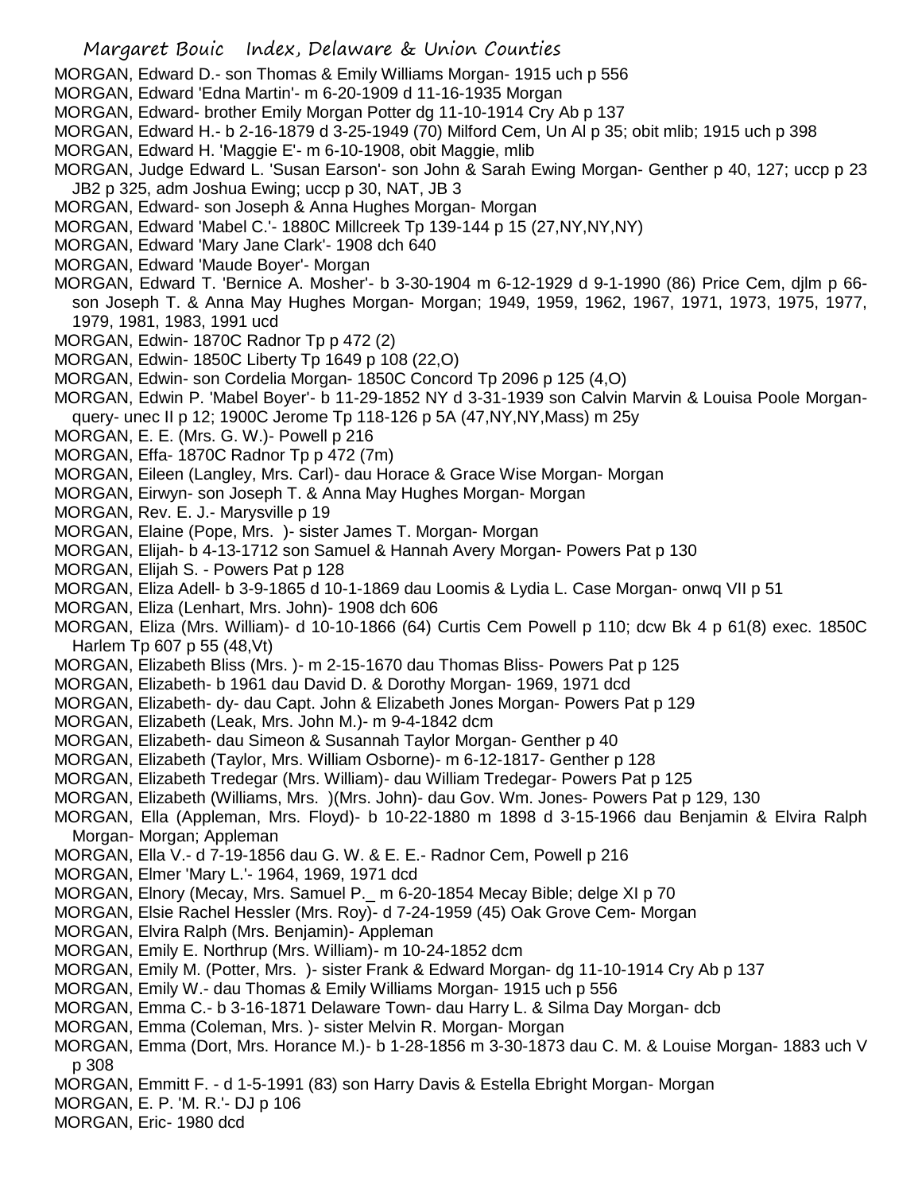MORGAN, Edward D.- son Thomas & Emily Williams Morgan- 1915 uch p 556

MORGAN, Edward 'Edna Martin'- m 6-20-1909 d 11-16-1935 Morgan

MORGAN, Edward- brother Emily Morgan Potter dg 11-10-1914 Cry Ab p 137

MORGAN, Edward H.- b 2-16-1879 d 3-25-1949 (70) Milford Cem, Un Al p 35; obit mlib; 1915 uch p 398

MORGAN, Edward H. 'Maggie E'- m 6-10-1908, obit Maggie, mlib

MORGAN, Judge Edward L. 'Susan Earson'- son John & Sarah Ewing Morgan- Genther p 40, 127; uccp p 23 JB2 p 325, adm Joshua Ewing; uccp p 30, NAT, JB 3

MORGAN, Edward- son Joseph & Anna Hughes Morgan- Morgan

MORGAN, Edward 'Mabel C.'- 1880C Millcreek Tp 139-144 p 15 (27,NY,NY,NY)

MORGAN, Edward 'Mary Jane Clark'- 1908 dch 640

MORGAN, Edward 'Maude Boyer'- Morgan

MORGAN, Edward T. 'Bernice A. Mosher'- b 3-30-1904 m 6-12-1929 d 9-1-1990 (86) Price Cem, djlm p 66- son Joseph T. & Anna May Hughes Morgan- Morgan; 1949, 1959, 1962, 1967, 1971, 1973, 1975, 1977, 1979, 1981, 1983, 1991 ucd

MORGAN, Edwin- 1870C Radnor Tp p 472 (2)

MORGAN, Edwin- 1850C Liberty Tp 1649 p 108 (22,O)

MORGAN, Edwin- son Cordelia Morgan- 1850C Concord Tp 2096 p 125 (4,O)

MORGAN, Edwin P. 'Mabel Boyer'- b 11-29-1852 NY d 3-31-1939 son Calvin Marvin & Louisa Poole Morgan- query- unec II p 12; 1900C Jerome Tp 118-126 p 5A (47,NY,NY,Mass) m 25y

MORGAN, E. E. (Mrs. G. W.)- Powell p 216

MORGAN, Effa- 1870C Radnor Tp p 472 (7m)

MORGAN, Eileen (Langley, Mrs. Carl)- dau Horace & Grace Wise Morgan- Morgan

MORGAN, Eirwyn- son Joseph T. & Anna May Hughes Morgan- Morgan

MORGAN, Rev. E. J.- Marysville p 19

MORGAN, Elaine (Pope, Mrs. )- sister James T. Morgan- Morgan

MORGAN, Elijah- b 4-13-1712 son Samuel & Hannah Avery Morgan- Powers Pat p 130

MORGAN, Elijah S. - Powers Pat p 128

MORGAN, Eliza Adell- b 3-9-1865 d 10-1-1869 dau Loomis & Lydia L. Case Morgan- onwq VII p 51

MORGAN, Eliza (Lenhart, Mrs. John)- 1908 dch 606

MORGAN, Eliza (Mrs. William)- d 10-10-1866 (64) Curtis Cem Powell p 110; dcw Bk 4 p 61(8) exec. 1850C Harlem Tp 607 p 55 (48,Vt)

MORGAN, Elizabeth Bliss (Mrs. )- m 2-15-1670 dau Thomas Bliss- Powers Pat p 125

MORGAN, Elizabeth- b 1961 dau David D. & Dorothy Morgan- 1969, 1971 dcd

MORGAN, Elizabeth- dy- dau Capt. John & Elizabeth Jones Morgan- Powers Pat p 129

MORGAN, Elizabeth (Leak, Mrs. John M.)- m 9-4-1842 dcm

MORGAN, Elizabeth- dau Simeon & Susannah Taylor Morgan- Genther p 40

MORGAN, Elizabeth (Taylor, Mrs. William Osborne)- m 6-12-1817- Genther p 128

MORGAN, Elizabeth Tredegar (Mrs. William)- dau William Tredegar- Powers Pat p 125

MORGAN, Elizabeth (Williams, Mrs. )(Mrs. John)- dau Gov. Wm. Jones- Powers Pat p 129, 130

MORGAN, Ella (Appleman, Mrs. Floyd)- b 10-22-1880 m 1898 d 3-15-1966 dau Benjamin & Elvira Ralph Morgan- Morgan; Appleman

MORGAN, Ella V.- d 7-19-1856 dau G. W. & E. E.- Radnor Cem, Powell p 216

MORGAN, Elmer 'Mary L.'- 1964, 1969, 1971 dcd

MORGAN, Elnory (Mecay, Mrs. Samuel P._ m 6-20-1854 Mecay Bible; delge XI p 70

MORGAN, Elsie Rachel Hessler (Mrs. Roy)- d 7-24-1959 (45) Oak Grove Cem- Morgan

MORGAN, Elvira Ralph (Mrs. Benjamin)- Appleman

MORGAN, Emily E. Northrup (Mrs. William)- m 10-24-1852 dcm

MORGAN, Emily M. (Potter, Mrs. )- sister Frank & Edward Morgan- dg 11-10-1914 Cry Ab p 137

MORGAN, Emily W.- dau Thomas & Emily Williams Morgan- 1915 uch p 556

MORGAN, Emma C.- b 3-16-1871 Delaware Town- dau Harry L. & Silma Day Morgan- dcb

MORGAN, Emma (Coleman, Mrs. )- sister Melvin R. Morgan- Morgan

MORGAN, Emma (Dort, Mrs. Horance M.)- b 1-28-1856 m 3-30-1873 dau C. M. & Louise Morgan- 1883 uch V p 308

MORGAN, Emmitt F. - d 1-5-1991 (83) son Harry Davis & Estella Ebright Morgan- Morgan

MORGAN, E. P. 'M. R.'- DJ p 106

MORGAN, Eric- 1980 dcd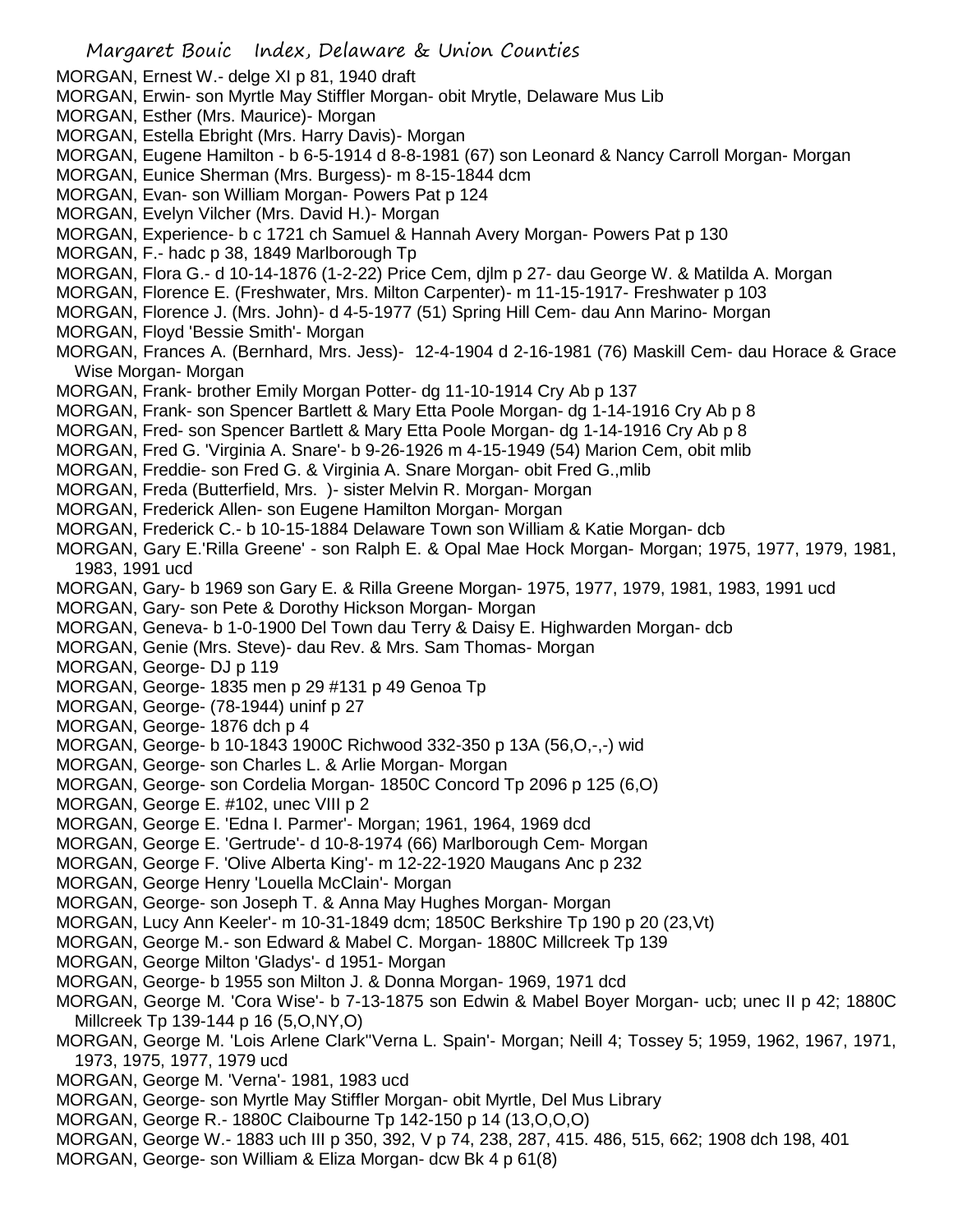MORGAN, Ernest W.- delge XI p 81, 1940 draft
MORGAN, Erwin- son Myrtle May Stiffler Morgan- obit Mrytle, Delaware Mus Lib
MORGAN, Esther (Mrs. Maurice)- Morgan
MORGAN, Estella Ebright (Mrs. Harry Davis)- Morgan
MORGAN, Eugene Hamilton - b 6-5-1914 d 8-8-1981 (67) son Leonard & Nancy Carroll Morgan- Morgan
MORGAN, Eunice Sherman (Mrs. Burgess)- m 8-15-1844 dcm
MORGAN, Evan- son William Morgan- Powers Pat p 124
MORGAN, Evelyn Vilcher (Mrs. David H.)- Morgan
MORGAN, Experience- b c 1721 ch Samuel & Hannah Avery Morgan- Powers Pat p 130
MORGAN, F.- hadc p 38, 1849 Marlborough Tp
MORGAN, Flora G.- d 10-14-1876 (1-2-22) Price Cem, djlm p 27- dau George W. & Matilda A. Morgan
MORGAN, Florence E. (Freshwater, Mrs. Milton Carpenter)- m 11-15-1917- Freshwater p 103
MORGAN, Florence J. (Mrs. John)- d 4-5-1977 (51) Spring Hill Cem- dau Ann Marino- Morgan
MORGAN, Floyd 'Bessie Smith'- Morgan
MORGAN, Frances A. (Bernhard, Mrs. Jess)- 12-4-1904 d 2-16-1981 (76) Maskill Cem- dau Horace & Grace Wise Morgan- Morgan
MORGAN, Frank- brother Emily Morgan Potter- dg 11-10-1914 Cry Ab p 137
MORGAN, Frank- son Spencer Bartlett & Mary Etta Poole Morgan- dg 1-14-1916 Cry Ab p 8
MORGAN, Fred- son Spencer Bartlett & Mary Etta Poole Morgan- dg 1-14-1916 Cry Ab p 8
MORGAN, Fred G. 'Virginia A. Snare'- b 9-26-1926 m 4-15-1949 (54) Marion Cem, obit mlib
MORGAN, Freddie- son Fred G. & Virginia A. Snare Morgan- obit Fred G.,mlib
MORGAN, Freda (Butterfield, Mrs. )- sister Melvin R. Morgan- Morgan
MORGAN, Frederick Allen- son Eugene Hamilton Morgan- Morgan
MORGAN, Frederick C.- b 10-15-1884 Delaware Town son William & Katie Morgan- dcb
MORGAN, Gary E.'Rilla Greene' - son Ralph E. & Opal Mae Hock Morgan- Morgan; 1975, 1977, 1979, 1981, 1983, 1991 ucd
MORGAN, Gary- b 1969 son Gary E. & Rilla Greene Morgan- 1975, 1977, 1979, 1981, 1983, 1991 ucd
MORGAN, Gary- son Pete & Dorothy Hickson Morgan- Morgan
MORGAN, Geneva- b 1-0-1900 Del Town dau Terry & Daisy E. Highwarden Morgan- dcb
MORGAN, Genie (Mrs. Steve)- dau Rev. & Mrs. Sam Thomas- Morgan
MORGAN, George- DJ p 119
MORGAN, George- 1835 men p 29 #131 p 49 Genoa Tp
MORGAN, George- (78-1944) uninf p 27
MORGAN, George- 1876 dch p 4
MORGAN, George- b 10-1843 1900C Richwood 332-350 p 13A (56,O,-,-) wid
MORGAN, George- son Charles L. & Arlie Morgan- Morgan
MORGAN, George- son Cordelia Morgan- 1850C Concord Tp 2096 p 125 (6,O)
MORGAN, George E. #102, unec VIII p 2
MORGAN, George E. 'Edna I. Parmer'- Morgan; 1961, 1964, 1969 dcd
MORGAN, George E. 'Gertrude'- d 10-8-1974 (66) Marlborough Cem- Morgan
MORGAN, George F. 'Olive Alberta King'- m 12-22-1920 Maugans Anc p 232
MORGAN, George Henry 'Louella McClain'- Morgan
MORGAN, George- son Joseph T. & Anna May Hughes Morgan- Morgan
MORGAN, Lucy Ann Keeler'- m 10-31-1849 dcm; 1850C Berkshire Tp 190 p 20 (23,Vt)
MORGAN, George M.- son Edward & Mabel C. Morgan- 1880C Millcreek Tp 139
MORGAN, George Milton 'Gladys'- d 1951- Morgan
MORGAN, George- b 1955 son Milton J. & Donna Morgan- 1969, 1971 dcd
MORGAN, George M. 'Cora Wise'- b 7-13-1875 son Edwin & Mabel Boyer Morgan- ucb; unec II p 42; 1880C Millcreek Tp 139-144 p 16 (5,O,NY,O)
MORGAN, George M. 'Lois Arlene Clark''Verna L. Spain'- Morgan; Neill 4; Tossey 5; 1959, 1962, 1967, 1971, 1973, 1975, 1977, 1979 ucd
MORGAN, George M. 'Verna'- 1981, 1983 ucd
MORGAN, George- son Myrtle May Stiffler Morgan- obit Myrtle, Del Mus Library
MORGAN, George R.- 1880C Claibourne Tp 142-150 p 14 (13,O,O,O)
MORGAN, George W.- 1883 uch III p 350, 392, V p 74, 238, 287, 415. 486, 515, 662; 1908 dch 198, 401
MORGAN, George- son William & Eliza Morgan- dcw Bk 4 p 61(8)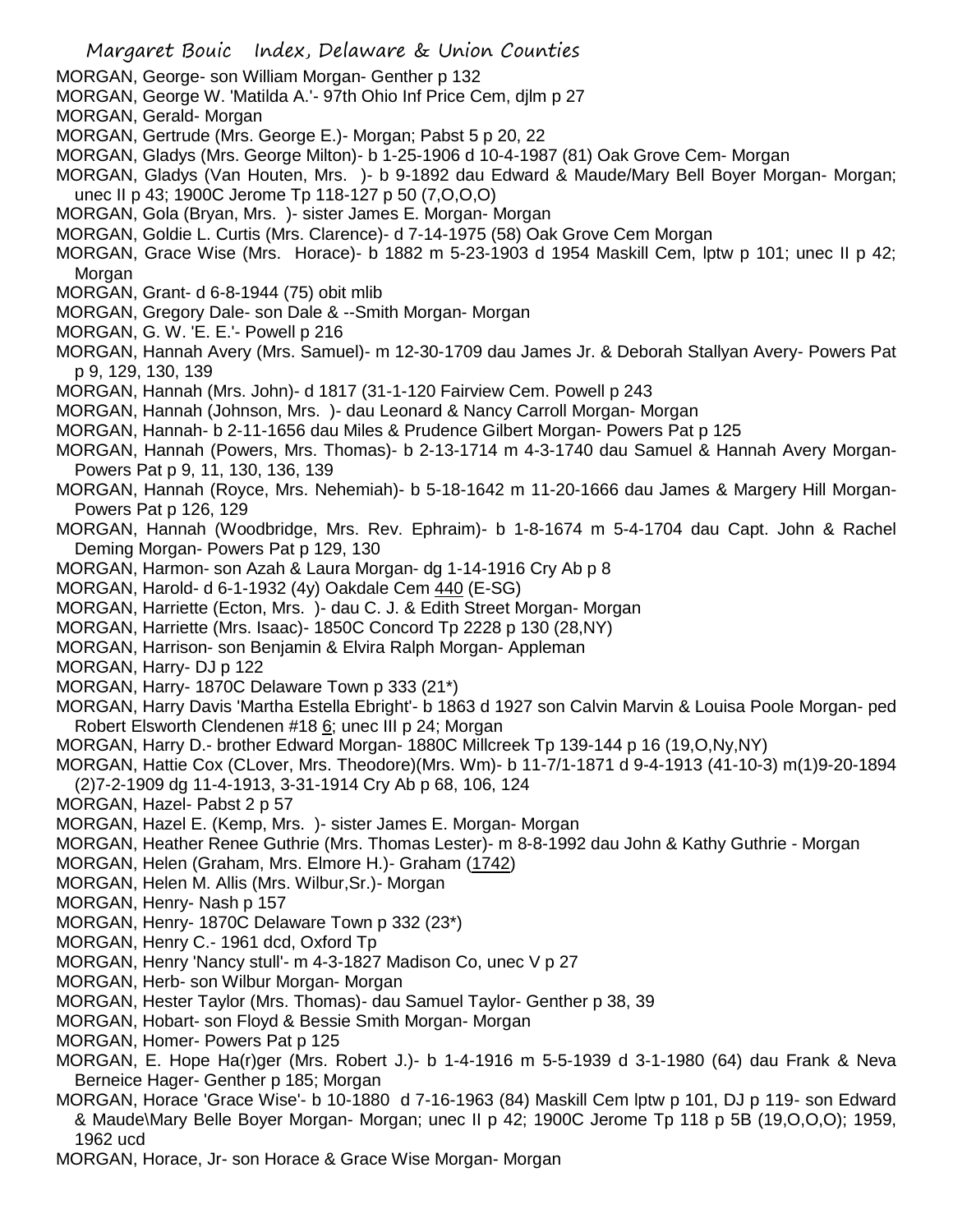MORGAN, George- son William Morgan- Genther p 132

MORGAN, George W. 'Matilda A.'- 97th Ohio Inf Price Cem, djlm p 27

MORGAN, Gerald- Morgan

MORGAN, Gertrude (Mrs. George E.)- Morgan; Pabst 5 p 20, 22

MORGAN, Gladys (Mrs. George Milton)- b 1-25-1906 d 10-4-1987 (81) Oak Grove Cem- Morgan

MORGAN, Gladys (Van Houten, Mrs. )- b 9-1892 dau Edward & Maude/Mary Bell Boyer Morgan- Morgan; unec II p 43; 1900C Jerome Tp 118-127 p 50 (7,O,O,O)

MORGAN, Gola (Bryan, Mrs. )- sister James E. Morgan- Morgan

MORGAN, Goldie L. Curtis (Mrs. Clarence)- d 7-14-1975 (58) Oak Grove Cem Morgan

MORGAN, Grace Wise (Mrs. Horace)- b 1882 m 5-23-1903 d 1954 Maskill Cem, lptw p 101; unec II p 42; Morgan

MORGAN, Grant- d 6-8-1944 (75) obit mlib

MORGAN, Gregory Dale- son Dale & --Smith Morgan- Morgan

MORGAN, G. W. 'E. E.'- Powell p 216

MORGAN, Hannah Avery (Mrs. Samuel)- m 12-30-1709 dau James Jr. & Deborah Stallyan Avery- Powers Pat p 9, 129, 130, 139

MORGAN, Hannah (Mrs. John)- d 1817 (31-1-120 Fairview Cem. Powell p 243

MORGAN, Hannah (Johnson, Mrs. )- dau Leonard & Nancy Carroll Morgan- Morgan

MORGAN, Hannah- b 2-11-1656 dau Miles & Prudence Gilbert Morgan- Powers Pat p 125

MORGAN, Hannah (Powers, Mrs. Thomas)- b 2-13-1714 m 4-3-1740 dau Samuel & Hannah Avery Morgan- Powers Pat p 9, 11, 130, 136, 139

MORGAN, Hannah (Royce, Mrs. Nehemiah)- b 5-18-1642 m 11-20-1666 dau James & Margery Hill Morgan- Powers Pat p 126, 129

MORGAN, Hannah (Woodbridge, Mrs. Rev. Ephraim)- b 1-8-1674 m 5-4-1704 dau Capt. John & Rachel Deming Morgan- Powers Pat p 129, 130

MORGAN, Harmon- son Azah & Laura Morgan- dg 1-14-1916 Cry Ab p 8

MORGAN, Harold- d 6-1-1932 (4y) Oakdale Cem 440 (E-SG)

MORGAN, Harriette (Ecton, Mrs. )- dau C. J. & Edith Street Morgan- Morgan

MORGAN, Harriette (Mrs. Isaac)- 1850C Concord Tp 2228 p 130 (28,NY)

MORGAN, Harrison- son Benjamin & Elvira Ralph Morgan- Appleman

MORGAN, Harry- DJ p 122

MORGAN, Harry- 1870C Delaware Town p 333 (21*)

MORGAN, Harry Davis 'Martha Estella Ebright'- b 1863 d 1927 son Calvin Marvin & Louisa Poole Morgan- ped Robert Elsworth Clendenen #18 6; unec III p 24; Morgan

MORGAN, Harry D.- brother Edward Morgan- 1880C Millcreek Tp 139-144 p 16 (19,O,Ny,NY)

MORGAN, Hattie Cox (CLover, Mrs. Theodore)(Mrs. Wm)- b 11-7/1-1871 d 9-4-1913 (41-10-3) m(1)9-20-1894 (2)7-2-1909 dg 11-4-1913, 3-31-1914 Cry Ab p 68, 106, 124

MORGAN, Hazel- Pabst 2 p 57

MORGAN, Hazel E. (Kemp, Mrs. )- sister James E. Morgan- Morgan

MORGAN, Heather Renee Guthrie (Mrs. Thomas Lester)- m 8-8-1992 dau John & Kathy Guthrie - Morgan

MORGAN, Helen (Graham, Mrs. Elmore H.)- Graham (1742)

MORGAN, Helen M. Allis (Mrs. Wilbur,Sr.)- Morgan

MORGAN, Henry- Nash p 157

MORGAN, Henry- 1870C Delaware Town p 332 (23*)

MORGAN, Henry C.- 1961 dcd, Oxford Tp

MORGAN, Henry 'Nancy stull'- m 4-3-1827 Madison Co, unec V p 27

MORGAN, Herb- son Wilbur Morgan- Morgan

MORGAN, Hester Taylor (Mrs. Thomas)- dau Samuel Taylor- Genther p 38, 39

MORGAN, Hobart- son Floyd & Bessie Smith Morgan- Morgan

MORGAN, Homer- Powers Pat p 125

MORGAN, E. Hope Ha(r)ger (Mrs. Robert J.)- b 1-4-1916 m 5-5-1939 d 3-1-1980 (64) dau Frank & Neva Berneice Hager- Genther p 185; Morgan

MORGAN, Horace 'Grace Wise'- b 10-1880 d 7-16-1963 (84) Maskill Cem lptw p 101, DJ p 119- son Edward & Maude\Mary Belle Boyer Morgan- Morgan; unec II p 42; 1900C Jerome Tp 118 p 5B (19,O,O,O); 1959, 1962 ucd

MORGAN, Horace, Jr- son Horace & Grace Wise Morgan- Morgan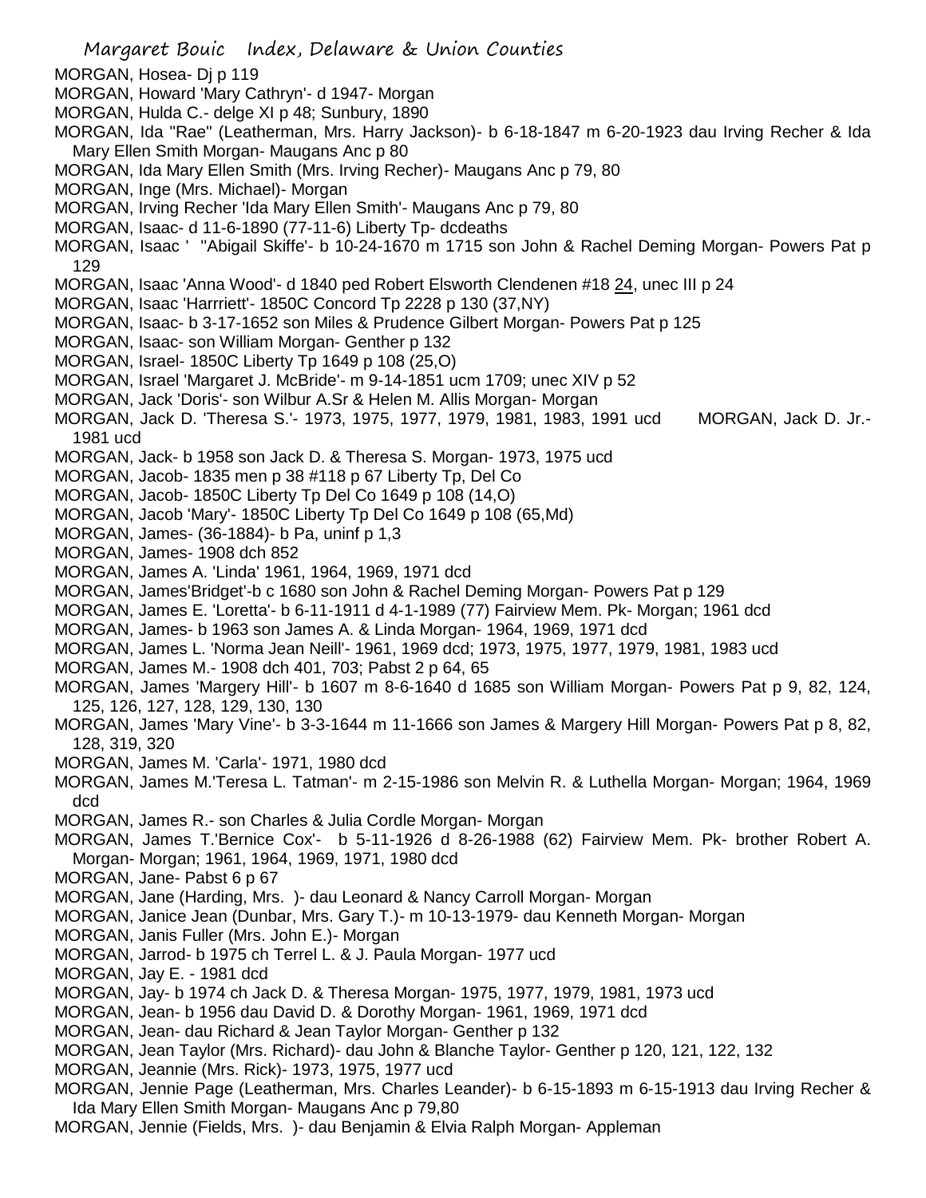MORGAN, Hosea- Dj p 119
MORGAN, Howard 'Mary Cathryn'- d 1947- Morgan
MORGAN, Hulda C.- delge XI p 48; Sunbury, 1890
MORGAN, Ida "Rae" (Leatherman, Mrs. Harry Jackson)- b 6-18-1847 m 6-20-1923 dau Irving Recher & Ida Mary Ellen Smith Morgan- Maugans Anc p 80
MORGAN, Ida Mary Ellen Smith (Mrs. Irving Recher)- Maugans Anc p 79, 80
MORGAN, Inge (Mrs. Michael)- Morgan
MORGAN, Irving Recher 'Ida Mary Ellen Smith'- Maugans Anc p 79, 80
MORGAN, Isaac- d 11-6-1890 (77-11-6) Liberty Tp- dcdeaths
MORGAN, Isaac ' "Abigail Skiffe'- b 10-24-1670 m 1715 son John & Rachel Deming Morgan- Powers Pat p 129
MORGAN, Isaac 'Anna Wood'- d 1840 ped Robert Elsworth Clendenen #18 24, unec III p 24
MORGAN, Isaac 'Harrriett'- 1850C Concord Tp 2228 p 130 (37,NY)
MORGAN, Isaac- b 3-17-1652 son Miles & Prudence Gilbert Morgan- Powers Pat p 125
MORGAN, Isaac- son William Morgan- Genther p 132
MORGAN, Israel- 1850C Liberty Tp 1649 p 108 (25,O)
MORGAN, Israel 'Margaret J. McBride'- m 9-14-1851 ucm 1709; unec XIV p 52
MORGAN, Jack 'Doris'- son Wilbur A.Sr & Helen M. Allis Morgan- Morgan
MORGAN, Jack D. 'Theresa S.'- 1973, 1975, 1977, 1979, 1981, 1983, 1991 ucd MORGAN, Jack D. Jr.- 1981 ucd
MORGAN, Jack- b 1958 son Jack D. & Theresa S. Morgan- 1973, 1975 ucd
MORGAN, Jacob- 1835 men p 38 #118 p 67 Liberty Tp, Del Co
MORGAN, Jacob- 1850C Liberty Tp Del Co 1649 p 108 (14,O)
MORGAN, Jacob 'Mary'- 1850C Liberty Tp Del Co 1649 p 108 (65,Md)
MORGAN, James- (36-1884)- b Pa, uninf p 1,3
MORGAN, James- 1908 dch 852
MORGAN, James A. 'Linda' 1961, 1964, 1969, 1971 dcd
MORGAN, James'Bridget'-b c 1680 son John & Rachel Deming Morgan- Powers Pat p 129
MORGAN, James E. 'Loretta'- b 6-11-1911 d 4-1-1989 (77) Fairview Mem. Pk- Morgan; 1961 dcd
MORGAN, James- b 1963 son James A. & Linda Morgan- 1964, 1969, 1971 dcd
MORGAN, James L. 'Norma Jean Neill'- 1961, 1969 dcd; 1973, 1975, 1977, 1979, 1981, 1983 ucd
MORGAN, James M.- 1908 dch 401, 703; Pabst 2 p 64, 65
MORGAN, James 'Margery Hill'- b 1607 m 8-6-1640 d 1685 son William Morgan- Powers Pat p 9, 82, 124, 125, 126, 127, 128, 129, 130, 130
MORGAN, James 'Mary Vine'- b 3-3-1644 m 11-1666 son James & Margery Hill Morgan- Powers Pat p 8, 82, 128, 319, 320
MORGAN, James M. 'Carla'- 1971, 1980 dcd
MORGAN, James M.'Teresa L. Tatman'- m 2-15-1986 son Melvin R. & Luthella Morgan- Morgan; 1964, 1969 dcd
MORGAN, James R.- son Charles & Julia Cordle Morgan- Morgan
MORGAN, James T.'Bernice Cox'- b 5-11-1926 d 8-26-1988 (62) Fairview Mem. Pk- brother Robert A. Morgan- Morgan; 1961, 1964, 1969, 1971, 1980 dcd
MORGAN, Jane- Pabst 6 p 67
MORGAN, Jane (Harding, Mrs. )- dau Leonard & Nancy Carroll Morgan- Morgan
MORGAN, Janice Jean (Dunbar, Mrs. Gary T.)- m 10-13-1979- dau Kenneth Morgan- Morgan
MORGAN, Janis Fuller (Mrs. John E.)- Morgan
MORGAN, Jarrod- b 1975 ch Terrel L. & J. Paula Morgan- 1977 ucd
MORGAN, Jay E. - 1981 dcd
MORGAN, Jay- b 1974 ch Jack D. & Theresa Morgan- 1975, 1977, 1979, 1981, 1973 ucd
MORGAN, Jean- b 1956 dau David D. & Dorothy Morgan- 1961, 1969, 1971 dcd
MORGAN, Jean- dau Richard & Jean Taylor Morgan- Genther p 132
MORGAN, Jean Taylor (Mrs. Richard)- dau John & Blanche Taylor- Genther p 120, 121, 122, 132
MORGAN, Jeannie (Mrs. Rick)- 1973, 1975, 1977 ucd
MORGAN, Jennie Page (Leatherman, Mrs. Charles Leander)- b 6-15-1893 m 6-15-1913 dau Irving Recher & Ida Mary Ellen Smith Morgan- Maugans Anc p 79,80
MORGAN, Jennie (Fields, Mrs. )- dau Benjamin & Elvia Ralph Morgan- Appleman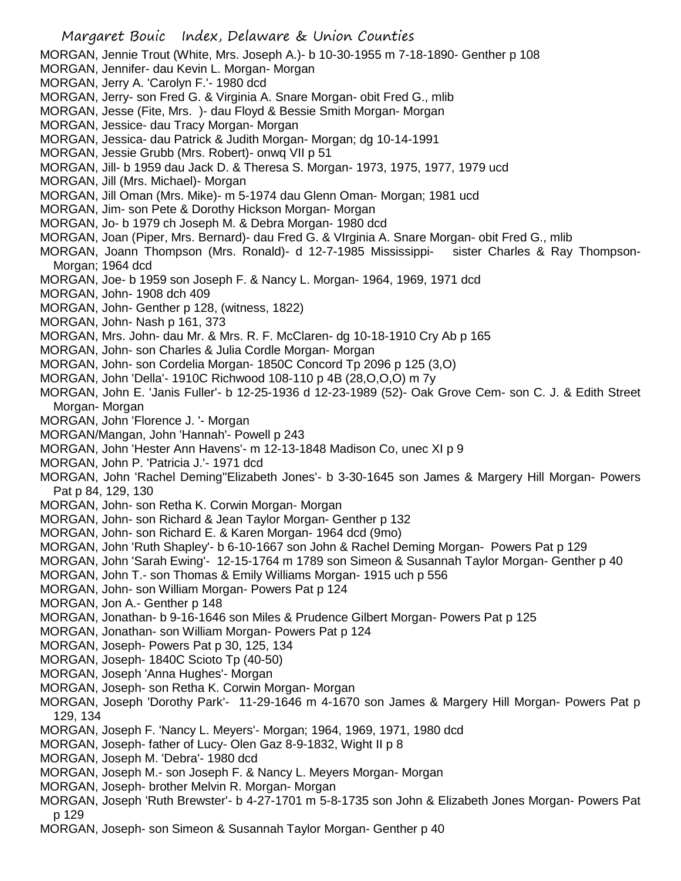MORGAN, Jennie Trout (White, Mrs. Joseph A.)- b 10-30-1955 m 7-18-1890- Genther p 108
MORGAN, Jennifer- dau Kevin L. Morgan- Morgan
MORGAN, Jerry A. 'Carolyn F.'- 1980 dcd
MORGAN, Jerry- son Fred G. & Virginia A. Snare Morgan- obit Fred G., mlib
MORGAN, Jesse (Fite, Mrs. )- dau Floyd & Bessie Smith Morgan- Morgan
MORGAN, Jessice- dau Tracy Morgan- Morgan
MORGAN, Jessica- dau Patrick & Judith Morgan- Morgan; dg 10-14-1991
MORGAN, Jessie Grubb (Mrs. Robert)- onwq VII p 51
MORGAN, Jill- b 1959 dau Jack D. & Theresa S. Morgan- 1973, 1975, 1977, 1979 ucd
MORGAN, Jill (Mrs. Michael)- Morgan
MORGAN, Jill Oman (Mrs. Mike)- m 5-1974 dau Glenn Oman- Morgan; 1981 ucd
MORGAN, Jim- son Pete & Dorothy Hickson Morgan- Morgan
MORGAN, Jo- b 1979 ch Joseph M. & Debra Morgan- 1980 dcd
MORGAN, Joan (Piper, Mrs. Bernard)- dau Fred G. & VIrginia A. Snare Morgan- obit Fred G., mlib
MORGAN, Joann Thompson (Mrs. Ronald)- d 12-7-1985 Mississippi- sister Charles & Ray Thompson- Morgan; 1964 dcd
MORGAN, Joe- b 1959 son Joseph F. & Nancy L. Morgan- 1964, 1969, 1971 dcd
MORGAN, John- 1908 dch 409
MORGAN, John- Genther p 128, (witness, 1822)
MORGAN, John- Nash p 161, 373
MORGAN, Mrs. John- dau Mr. & Mrs. R. F. McClaren- dg 10-18-1910 Cry Ab p 165
MORGAN, John- son Charles & Julia Cordle Morgan- Morgan
MORGAN, John- son Cordelia Morgan- 1850C Concord Tp 2096 p 125 (3,O)
MORGAN, John 'Della'- 1910C Richwood 108-110 p 4B (28,O,O,O) m 7y
MORGAN, John E. 'Janis Fuller'- b 12-25-1936 d 12-23-1989 (52)- Oak Grove Cem- son C. J. & Edith Street Morgan- Morgan
MORGAN, John 'Florence J. '- Morgan
MORGAN/Mangan, John 'Hannah'- Powell p 243
MORGAN, John 'Hester Ann Havens'- m 12-13-1848 Madison Co, unec XI p 9
MORGAN, John P. 'Patricia J.'- 1971 dcd
MORGAN, John 'Rachel Deming''Elizabeth Jones'- b 3-30-1645 son James & Margery Hill Morgan- Powers Pat p 84, 129, 130
MORGAN, John- son Retha K. Corwin Morgan- Morgan
MORGAN, John- son Richard & Jean Taylor Morgan- Genther p 132
MORGAN, John- son Richard E. & Karen Morgan- 1964 dcd (9mo)
MORGAN, John 'Ruth Shapley'- b 6-10-1667 son John & Rachel Deming Morgan- Powers Pat p 129
MORGAN, John 'Sarah Ewing'- 12-15-1764 m 1789 son Simeon & Susannah Taylor Morgan- Genther p 40
MORGAN, John T.- son Thomas & Emily Williams Morgan- 1915 uch p 556
MORGAN, John- son William Morgan- Powers Pat p 124
MORGAN, Jon A.- Genther p 148
MORGAN, Jonathan- b 9-16-1646 son Miles & Prudence Gilbert Morgan- Powers Pat p 125
MORGAN, Jonathan- son William Morgan- Powers Pat p 124
MORGAN, Joseph- Powers Pat p 30, 125, 134
MORGAN, Joseph- 1840C Scioto Tp (40-50)
MORGAN, Joseph 'Anna Hughes'- Morgan
MORGAN, Joseph- son Retha K. Corwin Morgan- Morgan
MORGAN, Joseph 'Dorothy Park'- 11-29-1646 m 4-1670 son James & Margery Hill Morgan- Powers Pat p 129, 134
MORGAN, Joseph F. 'Nancy L. Meyers'- Morgan; 1964, 1969, 1971, 1980 dcd
MORGAN, Joseph- father of Lucy- Olen Gaz 8-9-1832, Wight II p 8
MORGAN, Joseph M. 'Debra'- 1980 dcd
MORGAN, Joseph M.- son Joseph F. & Nancy L. Meyers Morgan- Morgan
MORGAN, Joseph- brother Melvin R. Morgan- Morgan
MORGAN, Joseph 'Ruth Brewster'- b 4-27-1701 m 5-8-1735 son John & Elizabeth Jones Morgan- Powers Pat p 129
MORGAN, Joseph- son Simeon & Susannah Taylor Morgan- Genther p 40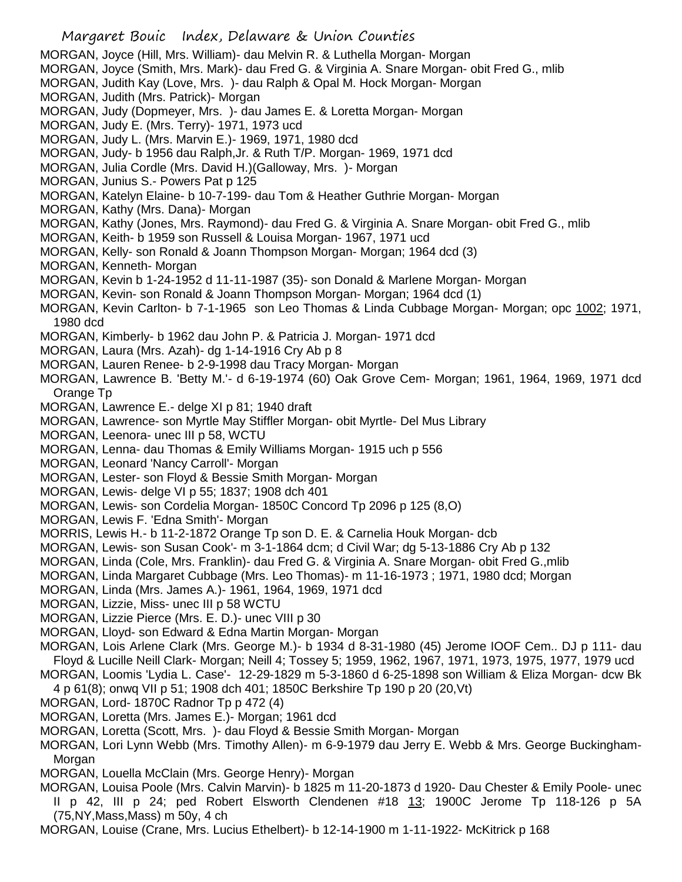MORGAN, Joyce (Hill, Mrs. William)- dau Melvin R. & Luthella Morgan- Morgan
MORGAN, Joyce (Smith, Mrs. Mark)- dau Fred G. & Virginia A. Snare Morgan- obit Fred G., mlib
MORGAN, Judith Kay (Love, Mrs. )- dau Ralph & Opal M. Hock Morgan- Morgan
MORGAN, Judith (Mrs. Patrick)- Morgan
MORGAN, Judy (Dopmeyer, Mrs. )- dau James E. & Loretta Morgan- Morgan
MORGAN, Judy E. (Mrs. Terry)- 1971, 1973 ucd
MORGAN, Judy L. (Mrs. Marvin E.)- 1969, 1971, 1980 dcd
MORGAN, Judy- b 1956 dau Ralph,Jr. & Ruth T/P. Morgan- 1969, 1971 dcd
MORGAN, Julia Cordle (Mrs. David H.)(Galloway, Mrs. )- Morgan
MORGAN, Junius S.- Powers Pat p 125
MORGAN, Katelyn Elaine- b 10-7-199- dau Tom & Heather Guthrie Morgan- Morgan
MORGAN, Kathy (Mrs. Dana)- Morgan
MORGAN, Kathy (Jones, Mrs. Raymond)- dau Fred G. & Virginia A. Snare Morgan- obit Fred G., mlib
MORGAN, Keith- b 1959 son Russell & Louisa Morgan- 1967, 1971 ucd
MORGAN, Kelly- son Ronald & Joann Thompson Morgan- Morgan; 1964 dcd (3)
MORGAN, Kenneth- Morgan
MORGAN, Kevin b 1-24-1952 d 11-11-1987 (35)- son Donald & Marlene Morgan- Morgan
MORGAN, Kevin- son Ronald & Joann Thompson Morgan- Morgan; 1964 dcd (1)
MORGAN, Kevin Carlton- b 7-1-1965 son Leo Thomas & Linda Cubbage Morgan- Morgan; opc 1002; 1971, 1980 dcd
MORGAN, Kimberly- b 1962 dau John P. & Patricia J. Morgan- 1971 dcd
MORGAN, Laura (Mrs. Azah)- dg 1-14-1916 Cry Ab p 8
MORGAN, Lauren Renee- b 2-9-1998 dau Tracy Morgan- Morgan
MORGAN, Lawrence B. 'Betty M.'- d 6-19-1974 (60) Oak Grove Cem- Morgan; 1961, 1964, 1969, 1971 dcd Orange Tp
MORGAN, Lawrence E.- delge XI p 81; 1940 draft
MORGAN, Lawrence- son Myrtle May Stiffler Morgan- obit Myrtle- Del Mus Library
MORGAN, Leenora- unec III p 58, WCTU
MORGAN, Lenna- dau Thomas & Emily Williams Morgan- 1915 uch p 556
MORGAN, Leonard 'Nancy Carroll'- Morgan
MORGAN, Lester- son Floyd & Bessie Smith Morgan- Morgan
MORGAN, Lewis- delge VI p 55; 1837; 1908 dch 401
MORGAN, Lewis- son Cordelia Morgan- 1850C Concord Tp 2096 p 125 (8,O)
MORGAN, Lewis F. 'Edna Smith'- Morgan
MORRIS, Lewis H.- b 11-2-1872 Orange Tp son D. E. & Carnelia Houk Morgan- dcb
MORGAN, Lewis- son Susan Cook'- m 3-1-1864 dcm; d Civil War; dg 5-13-1886 Cry Ab p 132
MORGAN, Linda (Cole, Mrs. Franklin)- dau Fred G. & Virginia A. Snare Morgan- obit Fred G.,mlib
MORGAN, Linda Margaret Cubbage (Mrs. Leo Thomas)- m 11-16-1973 ; 1971, 1980 dcd; Morgan
MORGAN, Linda (Mrs. James A.)- 1961, 1964, 1969, 1971 dcd
MORGAN, Lizzie, Miss- unec III p 58 WCTU
MORGAN, Lizzie Pierce (Mrs. E. D.)- unec VIII p 30
MORGAN, Lloyd- son Edward & Edna Martin Morgan- Morgan
MORGAN, Lois Arlene Clark (Mrs. George M.)- b 1934 d 8-31-1980 (45) Jerome IOOF Cem.. DJ p 111- dau Floyd & Lucille Neill Clark- Morgan; Neill 4; Tossey 5; 1959, 1962, 1967, 1971, 1973, 1975, 1977, 1979 ucd
MORGAN, Loomis 'Lydia L. Case'- 12-29-1829 m 5-3-1860 d 6-25-1898 son William & Eliza Morgan- dcw Bk 4 p 61(8); onwq VII p 51; 1908 dch 401; 1850C Berkshire Tp 190 p 20 (20,Vt)
MORGAN, Lord- 1870C Radnor Tp p 472 (4)
MORGAN, Loretta (Mrs. James E.)- Morgan; 1961 dcd
MORGAN, Loretta (Scott, Mrs. )- dau Floyd & Bessie Smith Morgan- Morgan
MORGAN, Lori Lynn Webb (Mrs. Timothy Allen)- m 6-9-1979 dau Jerry E. Webb & Mrs. George Buckingham- Morgan
MORGAN, Louella McClain (Mrs. George Henry)- Morgan
MORGAN, Louisa Poole (Mrs. Calvin Marvin)- b 1825 m 11-20-1873 d 1920- Dau Chester & Emily Poole- unec II p 42, III p 24; ped Robert Elsworth Clendenen #18 13; 1900C Jerome Tp 118-126 p 5A (75,NY,Mass,Mass) m 50y, 4 ch
MORGAN, Louise (Crane, Mrs. Lucius Ethelbert)- b 12-14-1900 m 1-11-1922- McKitrick p 168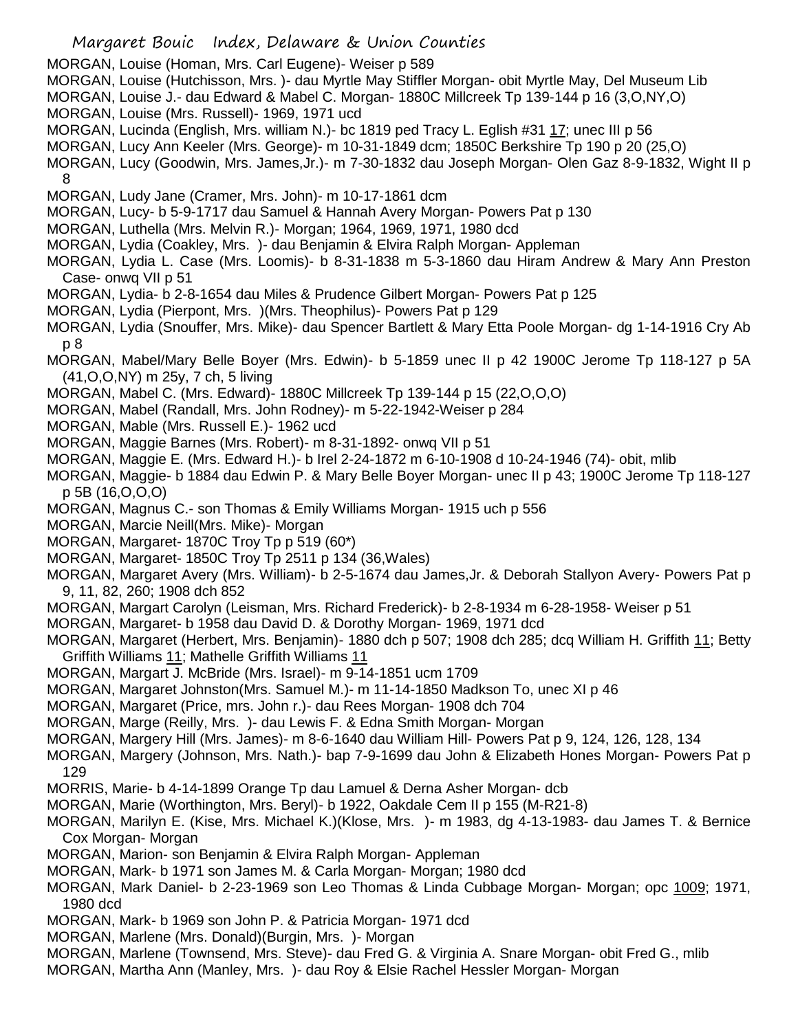MORGAN, Louise (Homan, Mrs. Carl Eugene)- Weiser p 589

MORGAN, Louise (Hutchisson, Mrs. )- dau Myrtle May Stiffler Morgan- obit Myrtle May, Del Museum Lib

MORGAN, Louise J.- dau Edward & Mabel C. Morgan- 1880C Millcreek Tp 139-144 p 16 (3,O,NY,O)

MORGAN, Louise (Mrs. Russell)- 1969, 1971 ucd

MORGAN, Lucinda (English, Mrs. william N.)- bc 1819 ped Tracy L. Eglish #31 17; unec III p 56

MORGAN, Lucy Ann Keeler (Mrs. George)- m 10-31-1849 dcm; 1850C Berkshire Tp 190 p 20 (25,O)

MORGAN, Lucy (Goodwin, Mrs. James,Jr.)- m 7-30-1832 dau Joseph Morgan- Olen Gaz 8-9-1832, Wight II p 8

MORGAN, Ludy Jane (Cramer, Mrs. John)- m 10-17-1861 dcm

MORGAN, Lucy- b 5-9-1717 dau Samuel & Hannah Avery Morgan- Powers Pat p 130

MORGAN, Luthella (Mrs. Melvin R.)- Morgan; 1964, 1969, 1971, 1980 dcd

MORGAN, Lydia (Coakley, Mrs. )- dau Benjamin & Elvira Ralph Morgan- Appleman

MORGAN, Lydia L. Case (Mrs. Loomis)- b 8-31-1838 m 5-3-1860 dau Hiram Andrew & Mary Ann Preston Case- onwq VII p 51

MORGAN, Lydia- b 2-8-1654 dau Miles & Prudence Gilbert Morgan- Powers Pat p 125

MORGAN, Lydia (Pierpont, Mrs. )(Mrs. Theophilus)- Powers Pat p 129

MORGAN, Lydia (Snouffer, Mrs. Mike)- dau Spencer Bartlett & Mary Etta Poole Morgan- dg 1-14-1916 Cry Ab p 8

MORGAN, Mabel/Mary Belle Boyer (Mrs. Edwin)- b 5-1859 unec II p 42 1900C Jerome Tp 118-127 p 5A (41,O,O,NY) m 25y, 7 ch, 5 living

MORGAN, Mabel C. (Mrs. Edward)- 1880C Millcreek Tp 139-144 p 15 (22,O,O,O)

MORGAN, Mabel (Randall, Mrs. John Rodney)- m 5-22-1942-Weiser p 284

MORGAN, Mable (Mrs. Russell E.)- 1962 ucd

MORGAN, Maggie Barnes (Mrs. Robert)- m 8-31-1892- onwq VII p 51

MORGAN, Maggie E. (Mrs. Edward H.)- b Irel 2-24-1872 m 6-10-1908 d 10-24-1946 (74)- obit, mlib

MORGAN, Maggie- b 1884 dau Edwin P. & Mary Belle Boyer Morgan- unec II p 43; 1900C Jerome Tp 118-127 p 5B (16,O,O,O)

MORGAN, Magnus C.- son Thomas & Emily Williams Morgan- 1915 uch p 556

MORGAN, Marcie Neill(Mrs. Mike)- Morgan

MORGAN, Margaret- 1870C Troy Tp p 519 (60*)

MORGAN, Margaret- 1850C Troy Tp 2511 p 134 (36,Wales)

MORGAN, Margaret Avery (Mrs. William)- b 2-5-1674 dau James,Jr. & Deborah Stallyon Avery- Powers Pat p 9, 11, 82, 260; 1908 dch 852

MORGAN, Margart Carolyn (Leisman, Mrs. Richard Frederick)- b 2-8-1934 m 6-28-1958- Weiser p 51

MORGAN, Margaret- b 1958 dau David D. & Dorothy Morgan- 1969, 1971 dcd

MORGAN, Margaret (Herbert, Mrs. Benjamin)- 1880 dch p 507; 1908 dch 285; dcq William H. Griffith 11; Betty Griffith Williams 11; Mathelle Griffith Williams 11

MORGAN, Margart J. McBride (Mrs. Israel)- m 9-14-1851 ucm 1709

MORGAN, Margaret Johnston(Mrs. Samuel M.)- m 11-14-1850 Madkson To, unec XI p 46

MORGAN, Margaret (Price, mrs. John r.)- dau Rees Morgan- 1908 dch 704

MORGAN, Marge (Reilly, Mrs. )- dau Lewis F. & Edna Smith Morgan- Morgan

MORGAN, Margery Hill (Mrs. James)- m 8-6-1640 dau William Hill- Powers Pat p 9, 124, 126, 128, 134

MORGAN, Margery (Johnson, Mrs. Nath.)- bap 7-9-1699 dau John & Elizabeth Hones Morgan- Powers Pat p 129

MORRIS, Marie- b 4-14-1899 Orange Tp dau Lamuel & Derna Asher Morgan- dcb

MORGAN, Marie (Worthington, Mrs. Beryl)- b 1922, Oakdale Cem II p 155 (M-R21-8)

MORGAN, Marilyn E. (Kise, Mrs. Michael K.)(Klose, Mrs. )- m 1983, dg 4-13-1983- dau James T. & Bernice Cox Morgan- Morgan

MORGAN, Marion- son Benjamin & Elvira Ralph Morgan- Appleman

MORGAN, Mark- b 1971 son James M. & Carla Morgan- Morgan; 1980 dcd

MORGAN, Mark Daniel- b 2-23-1969 son Leo Thomas & Linda Cubbage Morgan- Morgan; opc 1009; 1971, 1980 dcd

MORGAN, Mark- b 1969 son John P. & Patricia Morgan- 1971 dcd

MORGAN, Marlene (Mrs. Donald)(Burgin, Mrs. )- Morgan

MORGAN, Marlene (Townsend, Mrs. Steve)- dau Fred G. & Virginia A. Snare Morgan- obit Fred G., mlib

MORGAN, Martha Ann (Manley, Mrs. )- dau Roy & Elsie Rachel Hessler Morgan- Morgan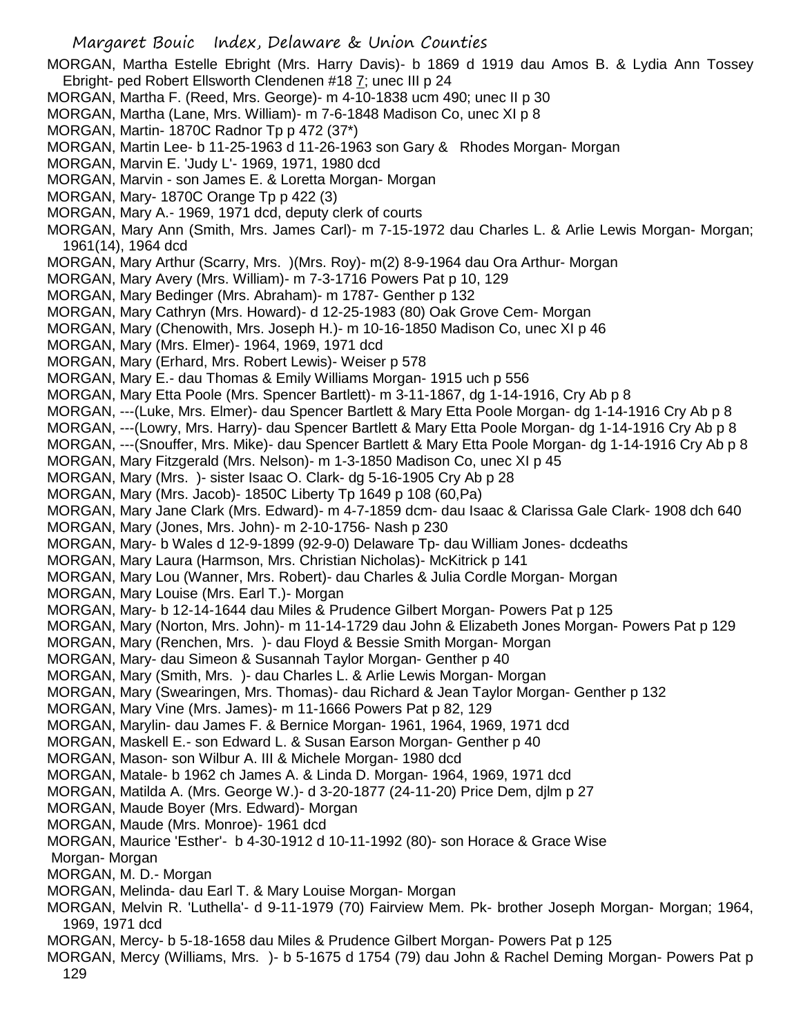MORGAN, Martha Estelle Ebright (Mrs. Harry Davis)- b 1869 d 1919 dau Amos B. & Lydia Ann Tossey Ebright- ped Robert Ellsworth Clendenen #18 7; unec III p 24

MORGAN, Martha F. (Reed, Mrs. George)- m 4-10-1838 ucm 490; unec II p 30

MORGAN, Martha (Lane, Mrs. William)- m 7-6-1848 Madison Co, unec XI p 8

MORGAN, Martin- 1870C Radnor Tp p 472 (37*)

MORGAN, Martin Lee- b 11-25-1963 d 11-26-1963 son Gary & Rhodes Morgan- Morgan

MORGAN, Marvin E. 'Judy L'- 1969, 1971, 1980 dcd

MORGAN, Marvin - son James E. & Loretta Morgan- Morgan

MORGAN, Mary- 1870C Orange Tp p 422 (3)

MORGAN, Mary A.- 1969, 1971 dcd, deputy clerk of courts

MORGAN, Mary Ann (Smith, Mrs. James Carl)- m 7-15-1972 dau Charles L. & Arlie Lewis Morgan- Morgan; 1961(14), 1964 dcd

MORGAN, Mary Arthur (Scarry, Mrs. )(Mrs. Roy)- m(2) 8-9-1964 dau Ora Arthur- Morgan

MORGAN, Mary Avery (Mrs. William)- m 7-3-1716 Powers Pat p 10, 129

MORGAN, Mary Bedinger (Mrs. Abraham)- m 1787- Genther p 132

MORGAN, Mary Cathryn (Mrs. Howard)- d 12-25-1983 (80) Oak Grove Cem- Morgan

MORGAN, Mary (Chenowith, Mrs. Joseph H.)- m 10-16-1850 Madison Co, unec XI p 46

MORGAN, Mary (Mrs. Elmer)- 1964, 1969, 1971 dcd

MORGAN, Mary (Erhard, Mrs. Robert Lewis)- Weiser p 578

MORGAN, Mary E.- dau Thomas & Emily Williams Morgan- 1915 uch p 556

MORGAN, Mary Etta Poole (Mrs. Spencer Bartlett)- m 3-11-1867, dg 1-14-1916, Cry Ab p 8

MORGAN, ---(Luke, Mrs. Elmer)- dau Spencer Bartlett & Mary Etta Poole Morgan- dg 1-14-1916 Cry Ab p 8

MORGAN, ---(Lowry, Mrs. Harry)- dau Spencer Bartlett & Mary Etta Poole Morgan- dg 1-14-1916 Cry Ab p 8

MORGAN, ---(Snouffer, Mrs. Mike)- dau Spencer Bartlett & Mary Etta Poole Morgan- dg 1-14-1916 Cry Ab p 8

MORGAN, Mary Fitzgerald (Mrs. Nelson)- m 1-3-1850 Madison Co, unec XI p 45

MORGAN, Mary (Mrs. )- sister Isaac O. Clark- dg 5-16-1905 Cry Ab p 28

MORGAN, Mary (Mrs. Jacob)- 1850C Liberty Tp 1649 p 108 (60,Pa)

MORGAN, Mary Jane Clark (Mrs. Edward)- m 4-7-1859 dcm- dau Isaac & Clarissa Gale Clark- 1908 dch 640

MORGAN, Mary (Jones, Mrs. John)- m 2-10-1756- Nash p 230

MORGAN, Mary- b Wales d 12-9-1899 (92-9-0) Delaware Tp- dau William Jones- dcdeaths

MORGAN, Mary Laura (Harmson, Mrs. Christian Nicholas)- McKitrick p 141

MORGAN, Mary Lou (Wanner, Mrs. Robert)- dau Charles & Julia Cordle Morgan- Morgan

MORGAN, Mary Louise (Mrs. Earl T.)- Morgan

MORGAN, Mary- b 12-14-1644 dau Miles & Prudence Gilbert Morgan- Powers Pat p 125

MORGAN, Mary (Norton, Mrs. John)- m 11-14-1729 dau John & Elizabeth Jones Morgan- Powers Pat p 129

MORGAN, Mary (Renchen, Mrs. )- dau Floyd & Bessie Smith Morgan- Morgan

MORGAN, Mary- dau Simeon & Susannah Taylor Morgan- Genther p 40

MORGAN, Mary (Smith, Mrs. )- dau Charles L. & Arlie Lewis Morgan- Morgan

MORGAN, Mary (Swearingen, Mrs. Thomas)- dau Richard & Jean Taylor Morgan- Genther p 132

MORGAN, Mary Vine (Mrs. James)- m 11-1666 Powers Pat p 82, 129

MORGAN, Marylin- dau James F. & Bernice Morgan- 1961, 1964, 1969, 1971 dcd

MORGAN, Maskell E.- son Edward L. & Susan Earson Morgan- Genther p 40

MORGAN, Mason- son Wilbur A. III & Michele Morgan- 1980 dcd

MORGAN, Matale- b 1962 ch James A. & Linda D. Morgan- 1964, 1969, 1971 dcd

MORGAN, Matilda A. (Mrs. George W.)- d 3-20-1877 (24-11-20) Price Dem, djlm p 27

MORGAN, Maude Boyer (Mrs. Edward)- Morgan

MORGAN, Maude (Mrs. Monroe)- 1961 dcd

MORGAN, Maurice 'Esther'- b 4-30-1912 d 10-11-1992 (80)- son Horace & Grace Wise Morgan- Morgan

MORGAN, M. D.- Morgan

MORGAN, Melinda- dau Earl T. & Mary Louise Morgan- Morgan

MORGAN, Melvin R. 'Luthella'- d 9-11-1979 (70) Fairview Mem. Pk- brother Joseph Morgan- Morgan; 1964, 1969, 1971 dcd

MORGAN, Mercy- b 5-18-1658 dau Miles & Prudence Gilbert Morgan- Powers Pat p 125

MORGAN, Mercy (Williams, Mrs. )- b 5-1675 d 1754 (79) dau John & Rachel Deming Morgan- Powers Pat p 129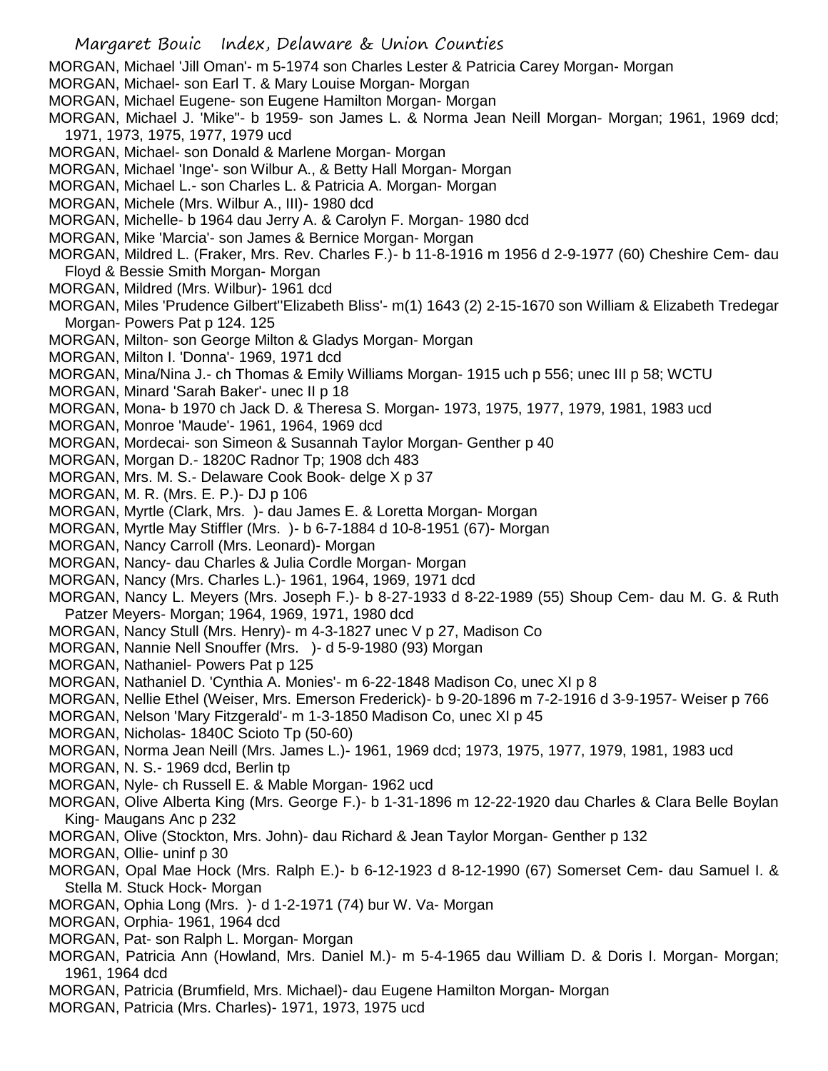MORGAN, Michael 'Jill Oman'- m 5-1974 son Charles Lester & Patricia Carey Morgan- Morgan
MORGAN, Michael- son Earl T. & Mary Louise Morgan- Morgan
MORGAN, Michael Eugene- son Eugene Hamilton Morgan- Morgan
MORGAN, Michael J. 'Mike''- b 1959- son James L. & Norma Jean Neill Morgan- Morgan; 1961, 1969 dcd; 1971, 1973, 1975, 1977, 1979 ucd
MORGAN, Michael- son Donald & Marlene Morgan- Morgan
MORGAN, Michael 'Inge'- son Wilbur A., & Betty Hall Morgan- Morgan
MORGAN, Michael L.- son Charles L. & Patricia A. Morgan- Morgan
MORGAN, Michele (Mrs. Wilbur A., III)- 1980 dcd
MORGAN, Michelle- b 1964 dau Jerry A. & Carolyn F. Morgan- 1980 dcd
MORGAN, Mike 'Marcia'- son James & Bernice Morgan- Morgan
MORGAN, Mildred L. (Fraker, Mrs. Rev. Charles F.)- b 11-8-1916 m 1956 d 2-9-1977 (60) Cheshire Cem- dau Floyd & Bessie Smith Morgan- Morgan
MORGAN, Mildred (Mrs. Wilbur)- 1961 dcd
MORGAN, Miles 'Prudence Gilbert''Elizabeth Bliss'- m(1) 1643 (2) 2-15-1670 son William & Elizabeth Tredegar Morgan- Powers Pat p 124. 125
MORGAN, Milton- son George Milton & Gladys Morgan- Morgan
MORGAN, Milton I. 'Donna'- 1969, 1971 dcd
MORGAN, Mina/Nina J.- ch Thomas & Emily Williams Morgan- 1915 uch p 556; unec III p 58; WCTU
MORGAN, Minard 'Sarah Baker'- unec II p 18
MORGAN, Mona- b 1970 ch Jack D. & Theresa S. Morgan- 1973, 1975, 1977, 1979, 1981, 1983 ucd
MORGAN, Monroe 'Maude'- 1961, 1964, 1969 dcd
MORGAN, Mordecai- son Simeon & Susannah Taylor Morgan- Genther p 40
MORGAN, Morgan D.- 1820C Radnor Tp; 1908 dch 483
MORGAN, Mrs. M. S.- Delaware Cook Book- delge X p 37
MORGAN, M. R. (Mrs. E. P.)- DJ p 106
MORGAN, Myrtle (Clark, Mrs. )- dau James E. & Loretta Morgan- Morgan
MORGAN, Myrtle May Stiffler (Mrs. )- b 6-7-1884 d 10-8-1951 (67)- Morgan
MORGAN, Nancy Carroll (Mrs. Leonard)- Morgan
MORGAN, Nancy- dau Charles & Julia Cordle Morgan- Morgan
MORGAN, Nancy (Mrs. Charles L.)- 1961, 1964, 1969, 1971 dcd
MORGAN, Nancy L. Meyers (Mrs. Joseph F.)- b 8-27-1933 d 8-22-1989 (55) Shoup Cem- dau M. G. & Ruth Patzer Meyers- Morgan; 1964, 1969, 1971, 1980 dcd
MORGAN, Nancy Stull (Mrs. Henry)- m 4-3-1827 unec V p 27, Madison Co
MORGAN, Nannie Nell Snouffer (Mrs. )- d 5-9-1980 (93) Morgan
MORGAN, Nathaniel- Powers Pat p 125
MORGAN, Nathaniel D. 'Cynthia A. Monies'- m 6-22-1848 Madison Co, unec XI p 8
MORGAN, Nellie Ethel (Weiser, Mrs. Emerson Frederick)- b 9-20-1896 m 7-2-1916 d 3-9-1957- Weiser p 766
MORGAN, Nelson 'Mary Fitzgerald'- m 1-3-1850 Madison Co, unec XI p 45
MORGAN, Nicholas- 1840C Scioto Tp (50-60)
MORGAN, Norma Jean Neill (Mrs. James L.)- 1961, 1969 dcd; 1973, 1975, 1977, 1979, 1981, 1983 ucd
MORGAN, N. S.- 1969 dcd, Berlin tp
MORGAN, Nyle- ch Russell E. & Mable Morgan- 1962 ucd
MORGAN, Olive Alberta King (Mrs. George F.)- b 1-31-1896 m 12-22-1920 dau Charles & Clara Belle Boylan King- Maugans Anc p 232
MORGAN, Olive (Stockton, Mrs. John)- dau Richard & Jean Taylor Morgan- Genther p 132
MORGAN, Ollie- uninf p 30
MORGAN, Opal Mae Hock (Mrs. Ralph E.)- b 6-12-1923 d 8-12-1990 (67) Somerset Cem- dau Samuel I. & Stella M. Stuck Hock- Morgan
MORGAN, Ophia Long (Mrs. )- d 1-2-1971 (74) bur W. Va- Morgan
MORGAN, Orphia- 1961, 1964 dcd
MORGAN, Pat- son Ralph L. Morgan- Morgan
MORGAN, Patricia Ann (Howland, Mrs. Daniel M.)- m 5-4-1965 dau William D. & Doris I. Morgan- Morgan; 1961, 1964 dcd
MORGAN, Patricia (Brumfield, Mrs. Michael)- dau Eugene Hamilton Morgan- Morgan
MORGAN, Patricia (Mrs. Charles)- 1971, 1973, 1975 ucd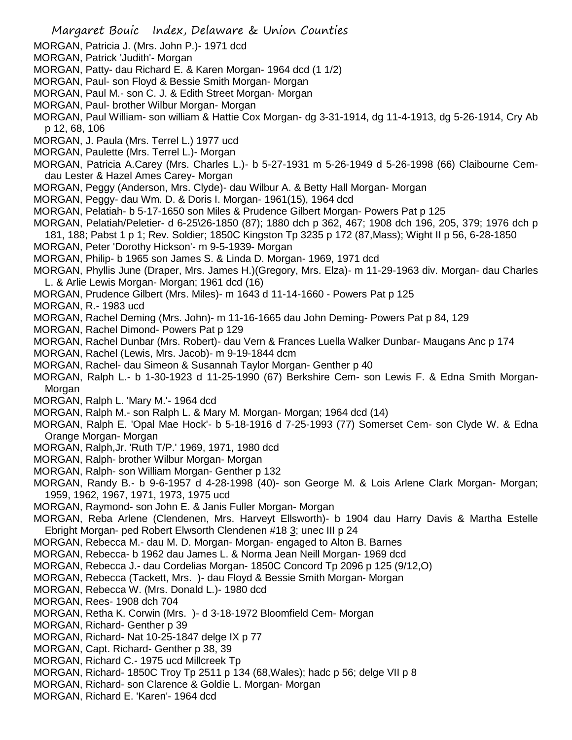MORGAN, Patricia J. (Mrs. John P.)- 1971 dcd

MORGAN, Patrick 'Judith'- Morgan

MORGAN, Patty- dau Richard E. & Karen Morgan- 1964 dcd (1 1/2)

MORGAN, Paul- son Floyd & Bessie Smith Morgan- Morgan

MORGAN, Paul M.- son C. J. & Edith Street Morgan- Morgan

MORGAN, Paul- brother Wilbur Morgan- Morgan

MORGAN, Paul William- son william & Hattie Cox Morgan- dg 3-31-1914, dg 11-4-1913, dg 5-26-1914, Cry Ab p 12, 68, 106

MORGAN, J. Paula (Mrs. Terrel L.) 1977 ucd

MORGAN, Paulette (Mrs. Terrel L.)- Morgan

MORGAN, Patricia A.Carey (Mrs. Charles L.)- b 5-27-1931 m 5-26-1949 d 5-26-1998 (66) Claibourne Cem- dau Lester & Hazel Ames Carey- Morgan

MORGAN, Peggy (Anderson, Mrs. Clyde)- dau Wilbur A. & Betty Hall Morgan- Morgan

MORGAN, Peggy- dau Wm. D. & Doris I. Morgan- 1961(15), 1964 dcd

MORGAN, Pelatiah- b 5-17-1650 son Miles & Prudence Gilbert Morgan- Powers Pat p 125

MORGAN, Pelatiah/Peletier- d 6-25\26-1850 (87); 1880 dch p 362, 467; 1908 dch 196, 205, 379; 1976 dch p 181, 188; Pabst 1 p 1; Rev. Soldier; 1850C Kingston Tp 3235 p 172 (87,Mass); Wight II p 56, 6-28-1850

MORGAN, Peter 'Dorothy Hickson'- m 9-5-1939- Morgan

MORGAN, Philip- b 1965 son James S. & Linda D. Morgan- 1969, 1971 dcd

MORGAN, Phyllis June (Draper, Mrs. James H.)(Gregory, Mrs. Elza)- m 11-29-1963 div. Morgan- dau Charles L. & Arlie Lewis Morgan- Morgan; 1961 dcd (16)

MORGAN, Prudence Gilbert (Mrs. Miles)- m 1643 d 11-14-1660 - Powers Pat p 125

MORGAN, R.- 1983 ucd

MORGAN, Rachel Deming (Mrs. John)- m 11-16-1665 dau John Deming- Powers Pat p 84, 129

MORGAN, Rachel Dimond- Powers Pat p 129

MORGAN, Rachel Dunbar (Mrs. Robert)- dau Vern & Frances Luella Walker Dunbar- Maugans Anc p 174

MORGAN, Rachel (Lewis, Mrs. Jacob)- m 9-19-1844 dcm

MORGAN, Rachel- dau Simeon & Susannah Taylor Morgan- Genther p 40

MORGAN, Ralph L.- b 1-30-1923 d 11-25-1990 (67) Berkshire Cem- son Lewis F. & Edna Smith Morgan- Morgan

MORGAN, Ralph L. 'Mary M.'- 1964 dcd

MORGAN, Ralph M.- son Ralph L. & Mary M. Morgan- Morgan; 1964 dcd (14)

MORGAN, Ralph E. 'Opal Mae Hock'- b 5-18-1916 d 7-25-1993 (77) Somerset Cem- son Clyde W. & Edna Orange Morgan- Morgan

MORGAN, Ralph,Jr. 'Ruth T/P.' 1969, 1971, 1980 dcd

MORGAN, Ralph- brother Wilbur Morgan- Morgan

MORGAN, Ralph- son William Morgan- Genther p 132

MORGAN, Randy B.- b 9-6-1957 d 4-28-1998 (40)- son George M. & Lois Arlene Clark Morgan- Morgan; 1959, 1962, 1967, 1971, 1973, 1975 ucd

MORGAN, Raymond- son John E. & Janis Fuller Morgan- Morgan

MORGAN, Reba Arlene (Clendenen, Mrs. Harveyt Ellsworth)- b 1904 dau Harry Davis & Martha Estelle Ebright Morgan- ped Robert Elwsorth Clendenen #18 3; unec III p 24

MORGAN, Rebecca M.- dau M. D. Morgan- Morgan- engaged to Alton B. Barnes

MORGAN, Rebecca- b 1962 dau James L. & Norma Jean Neill Morgan- 1969 dcd

MORGAN, Rebecca J.- dau Cordelias Morgan- 1850C Concord Tp 2096 p 125 (9/12,O)

MORGAN, Rebecca (Tackett, Mrs. )- dau Floyd & Bessie Smith Morgan- Morgan

MORGAN, Rebecca W. (Mrs. Donald L.)- 1980 dcd

MORGAN, Rees- 1908 dch 704

MORGAN, Retha K. Corwin (Mrs. )- d 3-18-1972 Bloomfield Cem- Morgan

MORGAN, Richard- Genther p 39

MORGAN, Richard- Nat 10-25-1847 delge IX p 77

MORGAN, Capt. Richard- Genther p 38, 39

MORGAN, Richard C.- 1975 ucd Millcreek Tp

MORGAN, Richard- 1850C Troy Tp 2511 p 134 (68,Wales); hadc p 56; delge VII p 8

MORGAN, Richard- son Clarence & Goldie L. Morgan- Morgan

MORGAN, Richard E. 'Karen'- 1964 dcd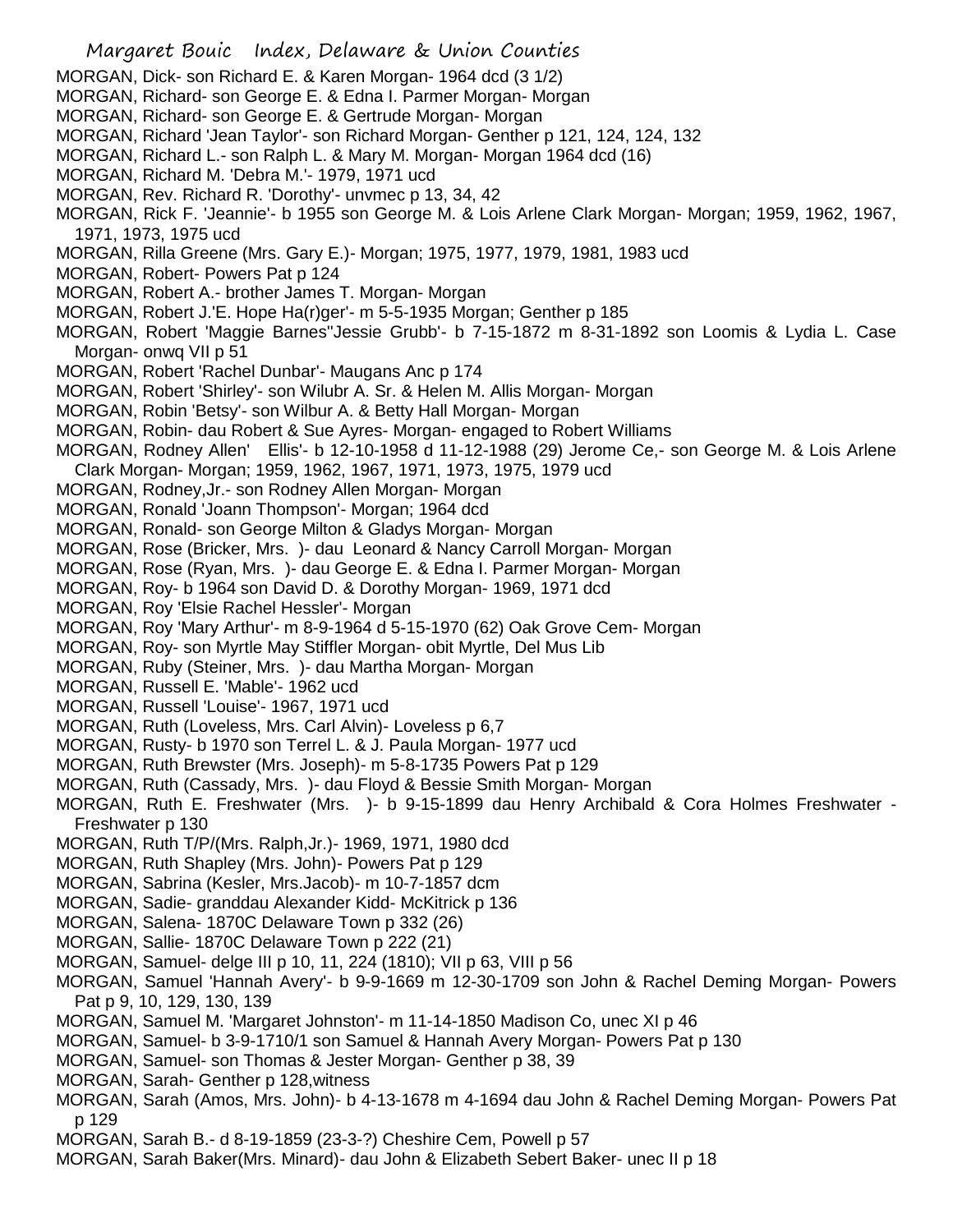MORGAN, Dick- son Richard E. & Karen Morgan- 1964 dcd (3 1/2)
MORGAN, Richard- son George E. & Edna I. Parmer Morgan- Morgan
MORGAN, Richard- son George E. & Gertrude Morgan- Morgan
MORGAN, Richard 'Jean Taylor'- son Richard Morgan- Genther p 121, 124, 124, 132
MORGAN, Richard L.- son Ralph L. & Mary M. Morgan- Morgan 1964 dcd (16)
MORGAN, Richard M. 'Debra M.'- 1979, 1971 ucd
MORGAN, Rev. Richard R. 'Dorothy'- unvmec p 13, 34, 42
MORGAN, Rick F. 'Jeannie'- b 1955 son George M. & Lois Arlene Clark Morgan- Morgan; 1959, 1962, 1967, 1971, 1973, 1975 ucd
MORGAN, Rilla Greene (Mrs. Gary E.)- Morgan; 1975, 1977, 1979, 1981, 1983 ucd
MORGAN, Robert- Powers Pat p 124
MORGAN, Robert A.- brother James T. Morgan- Morgan
MORGAN, Robert J.'E. Hope Ha(r)ger'- m 5-5-1935 Morgan; Genther p 185
MORGAN, Robert 'Maggie Barnes''Jessie Grubb'- b 7-15-1872 m 8-31-1892 son Loomis & Lydia L. Case Morgan- onwq VII p 51
MORGAN, Robert 'Rachel Dunbar'- Maugans Anc p 174
MORGAN, Robert 'Shirley'- son Wilubr A. Sr. & Helen M. Allis Morgan- Morgan
MORGAN, Robin 'Betsy'- son Wilbur A. & Betty Hall Morgan- Morgan
MORGAN, Robin- dau Robert & Sue Ayres- Morgan- engaged to Robert Williams
MORGAN, Rodney Allen' Ellis'- b 12-10-1958 d 11-12-1988 (29) Jerome Ce,- son George M. & Lois Arlene Clark Morgan- Morgan; 1959, 1962, 1967, 1971, 1973, 1975, 1979 ucd
MORGAN, Rodney,Jr.- son Rodney Allen Morgan- Morgan
MORGAN, Ronald 'Joann Thompson'- Morgan; 1964 dcd
MORGAN, Ronald- son George Milton & Gladys Morgan- Morgan
MORGAN, Rose (Bricker, Mrs. )- dau Leonard & Nancy Carroll Morgan- Morgan
MORGAN, Rose (Ryan, Mrs. )- dau George E. & Edna I. Parmer Morgan- Morgan
MORGAN, Roy- b 1964 son David D. & Dorothy Morgan- 1969, 1971 dcd
MORGAN, Roy 'Elsie Rachel Hessler'- Morgan
MORGAN, Roy 'Mary Arthur'- m 8-9-1964 d 5-15-1970 (62) Oak Grove Cem- Morgan
MORGAN, Roy- son Myrtle May Stiffler Morgan- obit Myrtle, Del Mus Lib
MORGAN, Ruby (Steiner, Mrs. )- dau Martha Morgan- Morgan
MORGAN, Russell E. 'Mable'- 1962 ucd
MORGAN, Russell 'Louise'- 1967, 1971 ucd
MORGAN, Ruth (Loveless, Mrs. Carl Alvin)- Loveless p 6,7
MORGAN, Rusty- b 1970 son Terrel L. & J. Paula Morgan- 1977 ucd
MORGAN, Ruth Brewster (Mrs. Joseph)- m 5-8-1735 Powers Pat p 129
MORGAN, Ruth (Cassady, Mrs. )- dau Floyd & Bessie Smith Morgan- Morgan
MORGAN, Ruth E. Freshwater (Mrs. )- b 9-15-1899 dau Henry Archibald & Cora Holmes Freshwater - Freshwater p 130
MORGAN, Ruth T/P/(Mrs. Ralph,Jr.)- 1969, 1971, 1980 dcd
MORGAN, Ruth Shapley (Mrs. John)- Powers Pat p 129
MORGAN, Sabrina (Kesler, Mrs.Jacob)- m 10-7-1857 dcm
MORGAN, Sadie- granddau Alexander Kidd- McKitrick p 136
MORGAN, Salena- 1870C Delaware Town p 332 (26)
MORGAN, Sallie- 1870C Delaware Town p 222 (21)
MORGAN, Samuel- delge III p 10, 11, 224 (1810); VII p 63, VIII p 56
MORGAN, Samuel 'Hannah Avery'- b 9-9-1669 m 12-30-1709 son John & Rachel Deming Morgan- Powers Pat p 9, 10, 129, 130, 139
MORGAN, Samuel M. 'Margaret Johnston'- m 11-14-1850 Madison Co, unec XI p 46
MORGAN, Samuel- b 3-9-1710/1 son Samuel & Hannah Avery Morgan- Powers Pat p 130
MORGAN, Samuel- son Thomas & Jester Morgan- Genther p 38, 39
MORGAN, Sarah- Genther p 128,witness
MORGAN, Sarah (Amos, Mrs. John)- b 4-13-1678 m 4-1694 dau John & Rachel Deming Morgan- Powers Pat p 129
MORGAN, Sarah B.- d 8-19-1859 (23-3-?) Cheshire Cem, Powell p 57
MORGAN, Sarah Baker(Mrs. Minard)- dau John & Elizabeth Sebert Baker- unec II p 18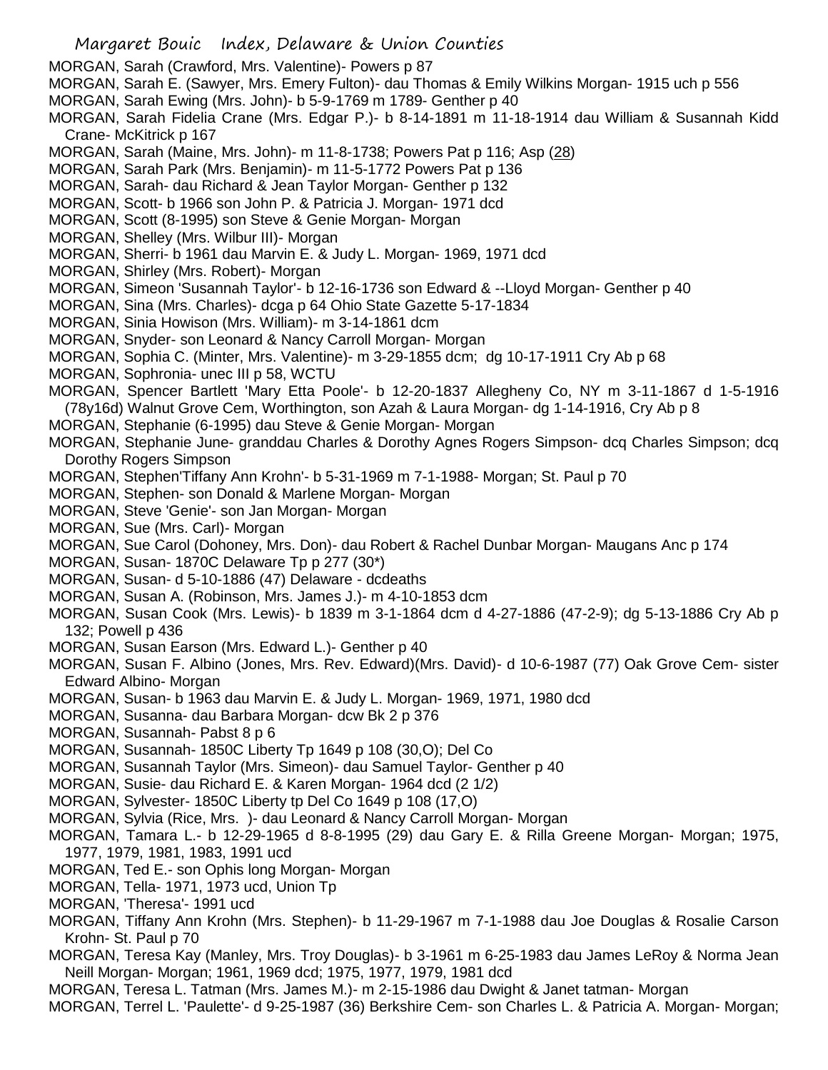MORGAN, Sarah (Crawford, Mrs. Valentine)- Powers p 87
MORGAN, Sarah E. (Sawyer, Mrs. Emery Fulton)- dau Thomas & Emily Wilkins Morgan- 1915 uch p 556
MORGAN, Sarah Ewing (Mrs. John)- b 5-9-1769 m 1789- Genther p 40
MORGAN, Sarah Fidelia Crane (Mrs. Edgar P.)- b 8-14-1891 m 11-18-1914 dau William & Susannah Kidd Crane- McKitrick p 167
MORGAN, Sarah (Maine, Mrs. John)- m 11-8-1738; Powers Pat p 116; Asp (28)
MORGAN, Sarah Park (Mrs. Benjamin)- m 11-5-1772 Powers Pat p 136
MORGAN, Sarah- dau Richard & Jean Taylor Morgan- Genther p 132
MORGAN, Scott- b 1966 son John P. & Patricia J. Morgan- 1971 dcd
MORGAN, Scott (8-1995) son Steve & Genie Morgan- Morgan
MORGAN, Shelley (Mrs. Wilbur III)- Morgan
MORGAN, Sherri- b 1961 dau Marvin E. & Judy L. Morgan- 1969, 1971 dcd
MORGAN, Shirley (Mrs. Robert)- Morgan
MORGAN, Simeon 'Susannah Taylor'- b 12-16-1736 son Edward & --Lloyd Morgan- Genther p 40
MORGAN, Sina (Mrs. Charles)- dcga p 64 Ohio State Gazette 5-17-1834
MORGAN, Sinia Howison (Mrs. William)- m 3-14-1861 dcm
MORGAN, Snyder- son Leonard & Nancy Carroll Morgan- Morgan
MORGAN, Sophia C. (Minter, Mrs. Valentine)- m 3-29-1855 dcm; dg 10-17-1911 Cry Ab p 68
MORGAN, Sophronia- unec III p 58, WCTU
MORGAN, Spencer Bartlett 'Mary Etta Poole'- b 12-20-1837 Allegheny Co, NY m 3-11-1867 d 1-5-1916 (78y16d) Walnut Grove Cem, Worthington, son Azah & Laura Morgan- dg 1-14-1916, Cry Ab p 8
MORGAN, Stephanie (6-1995) dau Steve & Genie Morgan- Morgan
MORGAN, Stephanie June- granddau Charles & Dorothy Agnes Rogers Simpson- dcq Charles Simpson; dcq Dorothy Rogers Simpson
MORGAN, Stephen'Tiffany Ann Krohn'- b 5-31-1969 m 7-1-1988- Morgan; St. Paul p 70
MORGAN, Stephen- son Donald & Marlene Morgan- Morgan
MORGAN, Steve 'Genie'- son Jan Morgan- Morgan
MORGAN, Sue (Mrs. Carl)- Morgan
MORGAN, Sue Carol (Dohoney, Mrs. Don)- dau Robert & Rachel Dunbar Morgan- Maugans Anc p 174
MORGAN, Susan- 1870C Delaware Tp p 277 (30*)
MORGAN, Susan- d 5-10-1886 (47) Delaware - dcdeaths
MORGAN, Susan A. (Robinson, Mrs. James J.)- m 4-10-1853 dcm
MORGAN, Susan Cook (Mrs. Lewis)- b 1839 m 3-1-1864 dcm d 4-27-1886 (47-2-9); dg 5-13-1886 Cry Ab p 132; Powell p 436
MORGAN, Susan Earson (Mrs. Edward L.)- Genther p 40
MORGAN, Susan F. Albino (Jones, Mrs. Rev. Edward)(Mrs. David)- d 10-6-1987 (77) Oak Grove Cem- sister Edward Albino- Morgan
MORGAN, Susan- b 1963 dau Marvin E. & Judy L. Morgan- 1969, 1971, 1980 dcd
MORGAN, Susanna- dau Barbara Morgan- dcw Bk 2 p 376
MORGAN, Susannah- Pabst 8 p 6
MORGAN, Susannah- 1850C Liberty Tp 1649 p 108 (30,O); Del Co
MORGAN, Susannah Taylor (Mrs. Simeon)- dau Samuel Taylor- Genther p 40
MORGAN, Susie- dau Richard E. & Karen Morgan- 1964 dcd (2 1/2)
MORGAN, Sylvester- 1850C Liberty tp Del Co 1649 p 108 (17,O)
MORGAN, Sylvia (Rice, Mrs. )- dau Leonard & Nancy Carroll Morgan- Morgan
MORGAN, Tamara L.- b 12-29-1965 d 8-8-1995 (29) dau Gary E. & Rilla Greene Morgan- Morgan; 1975, 1977, 1979, 1981, 1983, 1991 ucd
MORGAN, Ted E.- son Ophis long Morgan- Morgan
MORGAN, Tella- 1971, 1973 ucd, Union Tp
MORGAN, 'Theresa'- 1991 ucd
MORGAN, Tiffany Ann Krohn (Mrs. Stephen)- b 11-29-1967 m 7-1-1988 dau Joe Douglas & Rosalie Carson Krohn- St. Paul p 70
MORGAN, Teresa Kay (Manley, Mrs. Troy Douglas)- b 3-1961 m 6-25-1983 dau James LeRoy & Norma Jean Neill Morgan- Morgan; 1961, 1969 dcd; 1975, 1977, 1979, 1981 dcd
MORGAN, Teresa L. Tatman (Mrs. James M.)- m 2-15-1986 dau Dwight & Janet tatman- Morgan
MORGAN, Terrel L. 'Paulette'- d 9-25-1987 (36) Berkshire Cem- son Charles L. & Patricia A. Morgan- Morgan;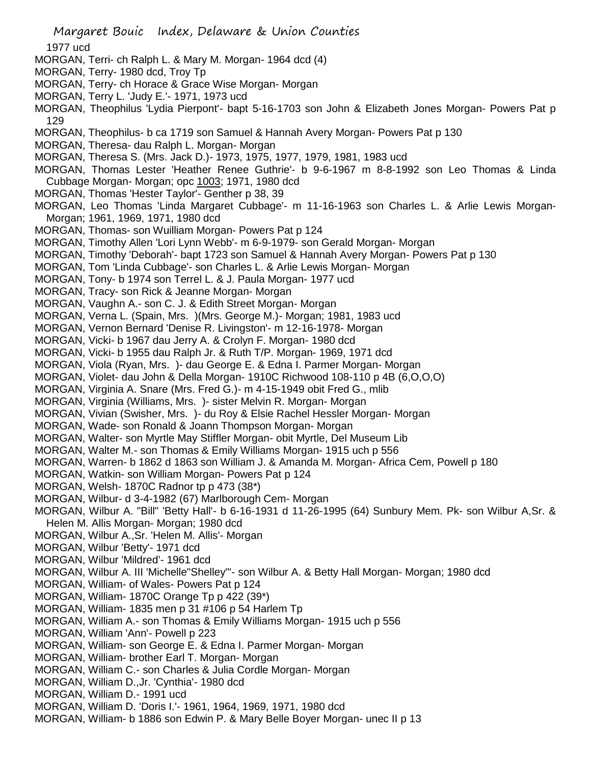1977 ucd

MORGAN, Terri- ch Ralph L. & Mary M. Morgan- 1964 dcd (4)

MORGAN, Terry- 1980 dcd, Troy Tp

MORGAN, Terry- ch Horace & Grace Wise Morgan- Morgan

MORGAN, Terry L. 'Judy E.'- 1971, 1973 ucd

MORGAN, Theophilus 'Lydia Pierpont'- bapt 5-16-1703 son John & Elizabeth Jones Morgan- Powers Pat p 129

MORGAN, Theophilus- b ca 1719 son Samuel & Hannah Avery Morgan- Powers Pat p 130

MORGAN, Theresa- dau Ralph L. Morgan- Morgan

MORGAN, Theresa S. (Mrs. Jack D.)- 1973, 1975, 1977, 1979, 1981, 1983 ucd

MORGAN, Thomas Lester 'Heather Renee Guthrie'- b 9-6-1967 m 8-8-1992 son Leo Thomas & Linda Cubbage Morgan- Morgan; opc 1003; 1971, 1980 dcd

MORGAN, Thomas 'Hester Taylor'- Genther p 38, 39

MORGAN, Leo Thomas 'Linda Margaret Cubbage'- m 11-16-1963 son Charles L. & Arlie Lewis Morgan- Morgan; 1961, 1969, 1971, 1980 dcd

MORGAN, Thomas- son Wuilliam Morgan- Powers Pat p 124

MORGAN, Timothy Allen 'Lori Lynn Webb'- m 6-9-1979- son Gerald Morgan- Morgan

MORGAN, Timothy 'Deborah'- bapt 1723 son Samuel & Hannah Avery Morgan- Powers Pat p 130

MORGAN, Tom 'Linda Cubbage'- son Charles L. & Arlie Lewis Morgan- Morgan

MORGAN, Tony- b 1974 son Terrel L. & J. Paula Morgan- 1977 ucd

MORGAN, Tracy- son Rick & Jeanne Morgan- Morgan

MORGAN, Vaughn A.- son C. J. & Edith Street Morgan- Morgan

MORGAN, Verna L. (Spain, Mrs. )(Mrs. George M.)- Morgan; 1981, 1983 ucd

MORGAN, Vernon Bernard 'Denise R. Livingston'- m 12-16-1978- Morgan

MORGAN, Vicki- b 1967 dau Jerry A. & Crolyn F. Morgan- 1980 dcd

MORGAN, Vicki- b 1955 dau Ralph Jr. & Ruth T/P. Morgan- 1969, 1971 dcd

MORGAN, Viola (Ryan, Mrs. )- dau George E. & Edna I. Parmer Morgan- Morgan

MORGAN, Violet- dau John & Della Morgan- 1910C Richwood 108-110 p 4B (6,O,O,O)

MORGAN, Virginia A. Snare (Mrs. Fred G.)- m 4-15-1949 obit Fred G., mlib

MORGAN, Virginia (Williams, Mrs. )- sister Melvin R. Morgan- Morgan

MORGAN, Vivian (Swisher, Mrs. )- du Roy & Elsie Rachel Hessler Morgan- Morgan

MORGAN, Wade- son Ronald & Joann Thompson Morgan- Morgan

MORGAN, Walter- son Myrtle May Stiffler Morgan- obit Myrtle, Del Museum Lib

MORGAN, Walter M.- son Thomas & Emily Williams Morgan- 1915 uch p 556

MORGAN, Warren- b 1862 d 1863 son William J. & Amanda M. Morgan- Africa Cem, Powell p 180

MORGAN, Watkin- son William Morgan- Powers Pat p 124

MORGAN, Welsh- 1870C Radnor tp p 473 (38*)

MORGAN, Wilbur- d 3-4-1982 (67) Marlborough Cem- Morgan

MORGAN, Wilbur A. "Bill" 'Betty Hall'- b 6-16-1931 d 11-26-1995 (64) Sunbury Mem. Pk- son Wilbur A,Sr. & Helen M. Allis Morgan- Morgan; 1980 dcd

MORGAN, Wilbur A.,Sr. 'Helen M. Allis'- Morgan

MORGAN, Wilbur 'Betty'- 1971 dcd

MORGAN, Wilbur 'Mildred'- 1961 dcd

MORGAN, Wilbur A. III 'Michelle"Shelley"'- son Wilbur A. & Betty Hall Morgan- Morgan; 1980 dcd

MORGAN, William- of Wales- Powers Pat p 124

MORGAN, William- 1870C Orange Tp p 422 (39*)

MORGAN, William- 1835 men p 31 #106 p 54 Harlem Tp

MORGAN, William A.- son Thomas & Emily Williams Morgan- 1915 uch p 556

MORGAN, William 'Ann'- Powell p 223

MORGAN, William- son George E. & Edna I. Parmer Morgan- Morgan

MORGAN, William- brother Earl T. Morgan- Morgan

MORGAN, William C.- son Charles & Julia Cordle Morgan- Morgan

MORGAN, William D.,Jr. 'Cynthia'- 1980 dcd

MORGAN, William D.- 1991 ucd

MORGAN, William D. 'Doris I.'- 1961, 1964, 1969, 1971, 1980 dcd

MORGAN, William- b 1886 son Edwin P. & Mary Belle Boyer Morgan- unec II p 13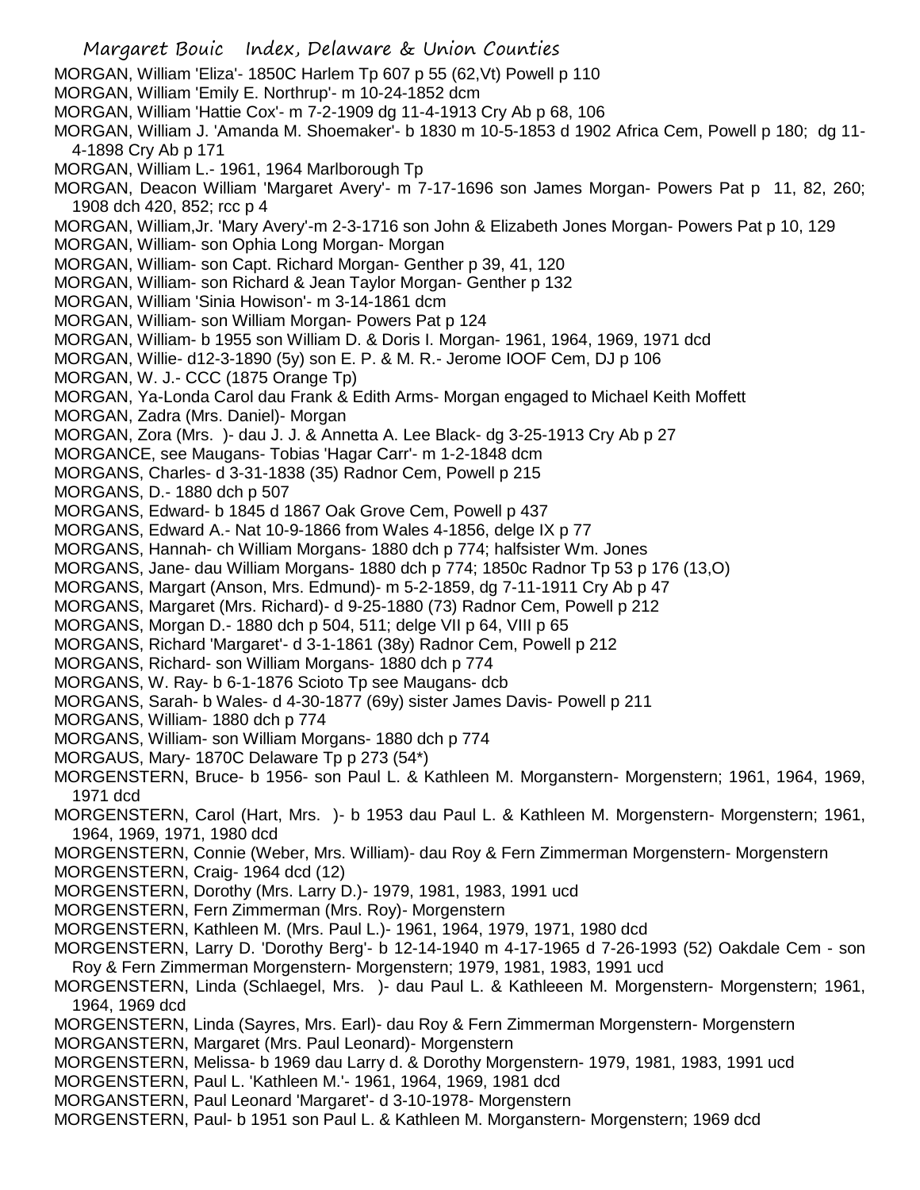MORGAN, William 'Eliza'- 1850C Harlem Tp 607 p 55 (62,Vt) Powell p 110
MORGAN, William 'Emily E. Northrup'- m 10-24-1852 dcm
MORGAN, William 'Hattie Cox'- m 7-2-1909 dg 11-4-1913 Cry Ab p 68, 106
MORGAN, William J. 'Amanda M. Shoemaker'- b 1830 m 10-5-1853 d 1902 Africa Cem, Powell p 180; dg 11-4-1898 Cry Ab p 171
MORGAN, William L.- 1961, 1964 Marlborough Tp
MORGAN, Deacon William 'Margaret Avery'- m 7-17-1696 son James Morgan- Powers Pat p 11, 82, 260; 1908 dch 420, 852; rcc p 4
MORGAN, William,Jr. 'Mary Avery'-m 2-3-1716 son John & Elizabeth Jones Morgan- Powers Pat p 10, 129
MORGAN, William- son Ophia Long Morgan- Morgan
MORGAN, William- son Capt. Richard Morgan- Genther p 39, 41, 120
MORGAN, William- son Richard & Jean Taylor Morgan- Genther p 132
MORGAN, William 'Sinia Howison'- m 3-14-1861 dcm
MORGAN, William- son William Morgan- Powers Pat p 124
MORGAN, William- b 1955 son William D. & Doris I. Morgan- 1961, 1964, 1969, 1971 dcd
MORGAN, Willie- d12-3-1890 (5y) son E. P. & M. R.- Jerome IOOF Cem, DJ p 106
MORGAN, W. J.- CCC (1875 Orange Tp)
MORGAN, Ya-Londa Carol dau Frank & Edith Arms- Morgan engaged to Michael Keith Moffett
MORGAN, Zadra (Mrs. Daniel)- Morgan
MORGAN, Zora (Mrs. )- dau J. J. & Annetta A. Lee Black- dg 3-25-1913 Cry Ab p 27
MORGANCE, see Maugans- Tobias 'Hagar Carr'- m 1-2-1848 dcm
MORGANS, Charles- d 3-31-1838 (35) Radnor Cem, Powell p 215
MORGANS, D.- 1880 dch p 507
MORGANS, Edward- b 1845 d 1867 Oak Grove Cem, Powell p 437
MORGANS, Edward A.- Nat 10-9-1866 from Wales 4-1856, delge IX p 77
MORGANS, Hannah- ch William Morgans- 1880 dch p 774; halfsister Wm. Jones
MORGANS, Jane- dau William Morgans- 1880 dch p 774; 1850c Radnor Tp 53 p 176 (13,O)
MORGANS, Margart (Anson, Mrs. Edmund)- m 5-2-1859, dg 7-11-1911 Cry Ab p 47
MORGANS, Margaret (Mrs. Richard)- d 9-25-1880 (73) Radnor Cem, Powell p 212
MORGANS, Morgan D.- 1880 dch p 504, 511; delge VII p 64, VIII p 65
MORGANS, Richard 'Margaret'- d 3-1-1861 (38y) Radnor Cem, Powell p 212
MORGANS, Richard- son William Morgans- 1880 dch p 774
MORGANS, W. Ray- b 6-1-1876 Scioto Tp see Maugans- dcb
MORGANS, Sarah- b Wales- d 4-30-1877 (69y) sister James Davis- Powell p 211
MORGANS, William- 1880 dch p 774
MORGANS, William- son William Morgans- 1880 dch p 774
MORGAUS, Mary- 1870C Delaware Tp p 273 (54*)
MORGENSTERN, Bruce- b 1956- son Paul L. & Kathleen M. Morganstern- Morgenstern; 1961, 1964, 1969, 1971 dcd
MORGENSTERN, Carol (Hart, Mrs. )- b 1953 dau Paul L. & Kathleen M. Morgenstern- Morgenstern; 1961, 1964, 1969, 1971, 1980 dcd
MORGENSTERN, Connie (Weber, Mrs. William)- dau Roy & Fern Zimmerman Morgenstern- Morgenstern
MORGENSTERN, Craig- 1964 dcd (12)
MORGENSTERN, Dorothy (Mrs. Larry D.)- 1979, 1981, 1983, 1991 ucd
MORGENSTERN, Fern Zimmerman (Mrs. Roy)- Morgenstern
MORGENSTERN, Kathleen M. (Mrs. Paul L.)- 1961, 1964, 1979, 1971, 1980 dcd
MORGENSTERN, Larry D. 'Dorothy Berg'- b 12-14-1940 m 4-17-1965 d 7-26-1993 (52) Oakdale Cem - son Roy & Fern Zimmerman Morgenstern- Morgenstern; 1979, 1981, 1983, 1991 ucd
MORGENSTERN, Linda (Schlaegel, Mrs. )- dau Paul L. & Kathleeen M. Morgenstern- Morgenstern; 1961, 1964, 1969 dcd
MORGENSTERN, Linda (Sayres, Mrs. Earl)- dau Roy & Fern Zimmerman Morgenstern- Morgenstern
MORGANSTERN, Margaret (Mrs. Paul Leonard)- Morgenstern
MORGENSTERN, Melissa- b 1969 dau Larry d. & Dorothy Morgenstern- 1979, 1981, 1983, 1991 ucd
MORGENSTERN, Paul L. 'Kathleen M.'- 1961, 1964, 1969, 1981 dcd
MORGANSTERN, Paul Leonard 'Margaret'- d 3-10-1978- Morgenstern
MORGENSTERN, Paul- b 1951 son Paul L. & Kathleen M. Morganstern- Morgenstern; 1969 dcd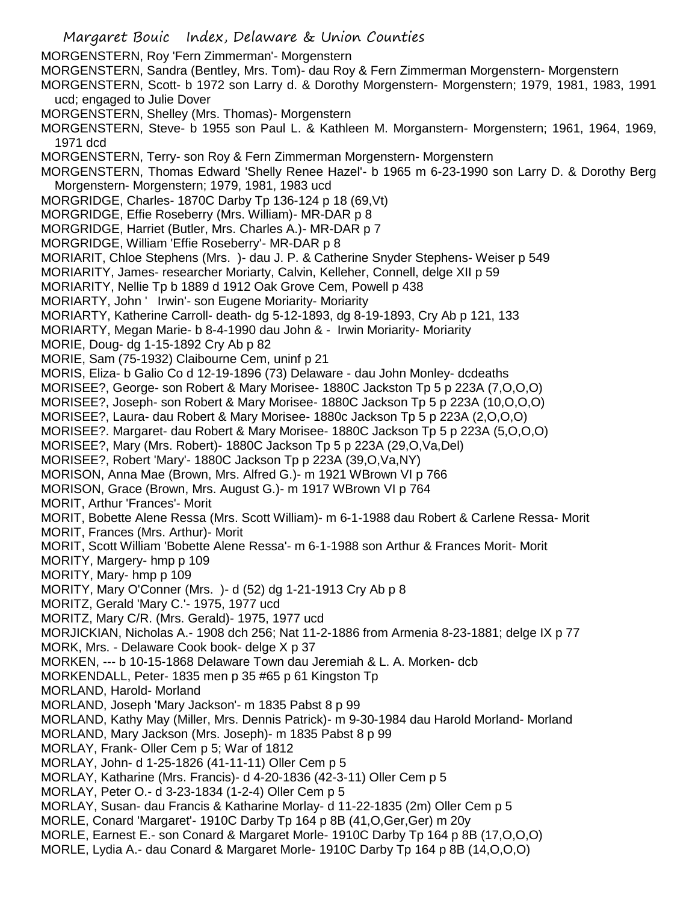MORGENSTERN, Roy 'Fern Zimmerman'- Morgenstern
MORGENSTERN, Sandra (Bentley, Mrs. Tom)- dau Roy & Fern Zimmerman Morgenstern- Morgenstern
MORGENSTERN, Scott- b 1972 son Larry d. & Dorothy Morgenstern- Morgenstern; 1979, 1981, 1983, 1991 ucd; engaged to Julie Dover
MORGENSTERN, Shelley (Mrs. Thomas)- Morgenstern
MORGENSTERN, Steve- b 1955 son Paul L. & Kathleen M. Morganstern- Morgenstern; 1961, 1964, 1969, 1971 dcd
MORGENSTERN, Terry- son Roy & Fern Zimmerman Morgenstern- Morgenstern
MORGENSTERN, Thomas Edward 'Shelly Renee Hazel'- b 1965 m 6-23-1990 son Larry D. & Dorothy Berg Morgenstern- Morgenstern; 1979, 1981, 1983 ucd
MORGRIDGE, Charles- 1870C Darby Tp 136-124 p 18 (69,Vt)
MORGRIDGE, Effie Roseberry (Mrs. William)- MR-DAR p 8
MORGRIDGE, Harriet (Butler, Mrs. Charles A.)- MR-DAR p 7
MORGRIDGE, William 'Effie Roseberry'- MR-DAR p 8
MORIARIT, Chloe Stephens (Mrs. )- dau J. P. & Catherine Snyder Stephens- Weiser p 549
MORIARITY, James- researcher Moriarty, Calvin, Kelleher, Connell, delge XII p 59
MORIARITY, Nellie Tp b 1889 d 1912 Oak Grove Cem, Powell p 438
MORIARTY, John ' Irwin'- son Eugene Moriarity- Moriarity
MORIARTY, Katherine Carroll- death- dg 5-12-1893, dg 8-19-1893, Cry Ab p 121, 133
MORIARTY, Megan Marie- b 8-4-1990 dau John & - Irwin Moriarity- Moriarity
MORIE, Doug- dg 1-15-1892 Cry Ab p 82
MORIE, Sam (75-1932) Claibourne Cem, uninf p 21
MORIS, Eliza- b Galio Co d 12-19-1896 (73) Delaware - dau John Monley- dcdeaths
MORISEE?, George- son Robert & Mary Morisee- 1880C Jackston Tp 5 p 223A (7,O,O,O)
MORISEE?, Joseph- son Robert & Mary Morisee- 1880C Jackson Tp 5 p 223A (10,O,O,O)
MORISEE?, Laura- dau Robert & Mary Morisee- 1880c Jackson Tp 5 p 223A (2,O,O,O)
MORISEE?. Margaret- dau Robert & Mary Morisee- 1880C Jackson Tp 5 p 223A (5,O,O,O)
MORISEE?, Mary (Mrs. Robert)- 1880C Jackson Tp 5 p 223A (29,O,Va,Del)
MORISEE?, Robert 'Mary'- 1880C Jackson Tp p 223A (39,O,Va,NY)
MORISON, Anna Mae (Brown, Mrs. Alfred G.)- m 1921 WBrown VI p 766
MORISON, Grace (Brown, Mrs. August G.)- m 1917 WBrown VI p 764
MORIT, Arthur 'Frances'- Morit
MORIT, Bobette Alene Ressa (Mrs. Scott William)- m 6-1-1988 dau Robert & Carlene Ressa- Morit
MORIT, Frances (Mrs. Arthur)- Morit
MORIT, Scott William 'Bobette Alene Ressa'- m 6-1-1988 son Arthur & Frances Morit- Morit
MORITY, Margery- hmp p 109
MORITY, Mary- hmp p 109
MORITY, Mary O'Conner (Mrs. )- d (52) dg 1-21-1913 Cry Ab p 8
MORITZ, Gerald 'Mary C.'- 1975, 1977 ucd
MORITZ, Mary C/R. (Mrs. Gerald)- 1975, 1977 ucd
MORJICKIAN, Nicholas A.- 1908 dch 256; Nat 11-2-1886 from Armenia 8-23-1881; delge IX p 77
MORK, Mrs. - Delaware Cook book- delge X p 37
MORKEN, --- b 10-15-1868 Delaware Town dau Jeremiah & L. A. Morken- dcb
MORKENDALL, Peter- 1835 men p 35 #65 p 61 Kingston Tp
MORLAND, Harold- Morland
MORLAND, Joseph 'Mary Jackson'- m 1835 Pabst 8 p 99
MORLAND, Kathy May (Miller, Mrs. Dennis Patrick)- m 9-30-1984 dau Harold Morland- Morland
MORLAND, Mary Jackson (Mrs. Joseph)- m 1835 Pabst 8 p 99
MORLAY, Frank- Oller Cem p 5; War of 1812
MORLAY, John- d 1-25-1826 (41-11-11) Oller Cem p 5
MORLAY, Katharine (Mrs. Francis)- d 4-20-1836 (42-3-11) Oller Cem p 5
MORLAY, Peter O.- d 3-23-1834 (1-2-4) Oller Cem p 5
MORLAY, Susan- dau Francis & Katharine Morlay- d 11-22-1835 (2m) Oller Cem p 5
MORLE, Conard 'Margaret'- 1910C Darby Tp 164 p 8B (41,O,Ger,Ger) m 20y
MORLE, Earnest E.- son Conard & Margaret Morle- 1910C Darby Tp 164 p 8B (17,O,O,O)
MORLE, Lydia A.- dau Conard & Margaret Morle- 1910C Darby Tp 164 p 8B (14,O,O,O)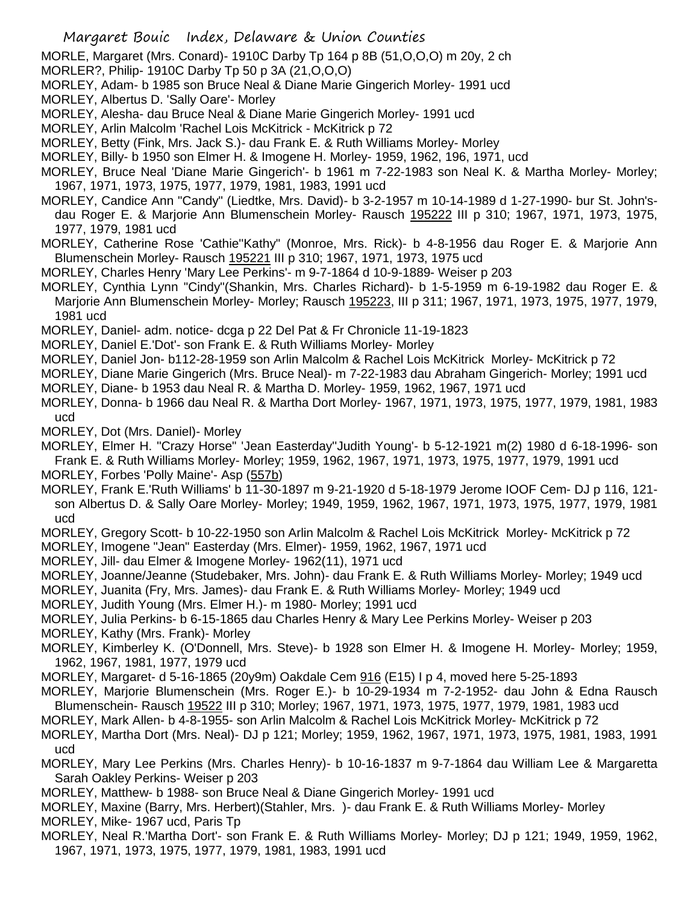MORLE, Margaret (Mrs. Conard)- 1910C Darby Tp 164 p 8B (51,O,O,O) m 20y, 2 ch

MORLER?, Philip- 1910C Darby Tp 50 p 3A (21,O,O,O)

MORLEY, Adam- b 1985 son Bruce Neal & Diane Marie Gingerich Morley- 1991 ucd

MORLEY, Albertus D. 'Sally Oare'- Morley

MORLEY, Alesha- dau Bruce Neal & Diane Marie Gingerich Morley- 1991 ucd

MORLEY, Arlin Malcolm 'Rachel Lois McKitrick - McKitrick p 72

MORLEY, Betty (Fink, Mrs. Jack S.)- dau Frank E. & Ruth Williams Morley- Morley

MORLEY, Billy- b 1950 son Elmer H. & Imogene H. Morley- 1959, 1962, 196, 1971, ucd

MORLEY, Bruce Neal 'Diane Marie Gingerich'- b 1961 m 7-22-1983 son Neal K. & Martha Morley- Morley; 1967, 1971, 1973, 1975, 1977, 1979, 1981, 1983, 1991 ucd

MORLEY, Candice Ann "Candy" (Liedtke, Mrs. David)- b 3-2-1957 m 10-14-1989 d 1-27-1990- bur St. John's- dau Roger E. & Marjorie Ann Blumenschein Morley- Rausch 195222 III p 310; 1967, 1971, 1973, 1975, 1977, 1979, 1981 ucd

MORLEY, Catherine Rose 'Cathie''Kathy" (Monroe, Mrs. Rick)- b 4-8-1956 dau Roger E. & Marjorie Ann Blumenschein Morley- Rausch 195221 III p 310; 1967, 1971, 1973, 1975 ucd

MORLEY, Charles Henry 'Mary Lee Perkins'- m 9-7-1864 d 10-9-1889- Weiser p 203

MORLEY, Cynthia Lynn "Cindy"(Shankin, Mrs. Charles Richard)- b 1-5-1959 m 6-19-1982 dau Roger E. & Marjorie Ann Blumenschein Morley- Morley; Rausch 195223, III p 311; 1967, 1971, 1973, 1975, 1977, 1979, 1981 ucd

MORLEY, Daniel- adm. notice- dcga p 22 Del Pat & Fr Chronicle 11-19-1823

MORLEY, Daniel E.'Dot'- son Frank E. & Ruth Williams Morley- Morley

MORLEY, Daniel Jon- b112-28-1959 son Arlin Malcolm & Rachel Lois McKitrick Morley- McKitrick p 72

MORLEY, Diane Marie Gingerich (Mrs. Bruce Neal)- m 7-22-1983 dau Abraham Gingerich- Morley; 1991 ucd

MORLEY, Diane- b 1953 dau Neal R. & Martha D. Morley- 1959, 1962, 1967, 1971 ucd

MORLEY, Donna- b 1966 dau Neal R. & Martha Dort Morley- 1967, 1971, 1973, 1975, 1977, 1979, 1981, 1983 ucd

MORLEY, Dot (Mrs. Daniel)- Morley

MORLEY, Elmer H. "Crazy Horse" 'Jean Easterday''Judith Young'- b 5-12-1921 m(2) 1980 d 6-18-1996- son Frank E. & Ruth Williams Morley- Morley; 1959, 1962, 1967, 1971, 1973, 1975, 1977, 1979, 1991 ucd

MORLEY, Forbes 'Polly Maine'- Asp (557b)

MORLEY, Frank E.'Ruth Williams' b 11-30-1897 m 9-21-1920 d 5-18-1979 Jerome IOOF Cem- DJ p 116, 121- son Albertus D. & Sally Oare Morley- Morley; 1949, 1959, 1962, 1967, 1971, 1973, 1975, 1977, 1979, 1981 ucd

MORLEY, Gregory Scott- b 10-22-1950 son Arlin Malcolm & Rachel Lois McKitrick Morley- McKitrick p 72

MORLEY, Imogene "Jean" Easterday (Mrs. Elmer)- 1959, 1962, 1967, 1971 ucd

MORLEY, Jill- dau Elmer & Imogene Morley- 1962(11), 1971 ucd

MORLEY, Joanne/Jeanne (Studebaker, Mrs. John)- dau Frank E. & Ruth Williams Morley- Morley; 1949 ucd

MORLEY, Juanita (Fry, Mrs. James)- dau Frank E. & Ruth Williams Morley- Morley; 1949 ucd

MORLEY, Judith Young (Mrs. Elmer H.)- m 1980- Morley; 1991 ucd

MORLEY, Julia Perkins- b 6-15-1865 dau Charles Henry & Mary Lee Perkins Morley- Weiser p 203

MORLEY, Kathy (Mrs. Frank)- Morley

MORLEY, Kimberley K. (O'Donnell, Mrs. Steve)- b 1928 son Elmer H. & Imogene H. Morley- Morley; 1959, 1962, 1967, 1981, 1977, 1979 ucd

MORLEY, Margaret- d 5-16-1865 (20y9m) Oakdale Cem 916 (E15) I p 4, moved here 5-25-1893

MORLEY, Marjorie Blumenschein (Mrs. Roger E.)- b 10-29-1934 m 7-2-1952- dau John & Edna Rausch Blumenschein- Rausch 19522 III p 310; Morley; 1967, 1971, 1973, 1975, 1977, 1979, 1981, 1983 ucd

MORLEY, Mark Allen- b 4-8-1955- son Arlin Malcolm & Rachel Lois McKitrick Morley- McKitrick p 72

MORLEY, Martha Dort (Mrs. Neal)- DJ p 121; Morley; 1959, 1962, 1967, 1971, 1973, 1975, 1981, 1983, 1991 ucd

MORLEY, Mary Lee Perkins (Mrs. Charles Henry)- b 10-16-1837 m 9-7-1864 dau William Lee & Margaretta Sarah Oakley Perkins- Weiser p 203

MORLEY, Matthew- b 1988- son Bruce Neal & Diane Gingerich Morley- 1991 ucd

MORLEY, Maxine (Barry, Mrs. Herbert)(Stahler, Mrs. )- dau Frank E. & Ruth Williams Morley- Morley

MORLEY, Mike- 1967 ucd, Paris Tp

MORLEY, Neal R.'Martha Dort'- son Frank E. & Ruth Williams Morley- Morley; DJ p 121; 1949, 1959, 1962, 1967, 1971, 1973, 1975, 1977, 1979, 1981, 1983, 1991 ucd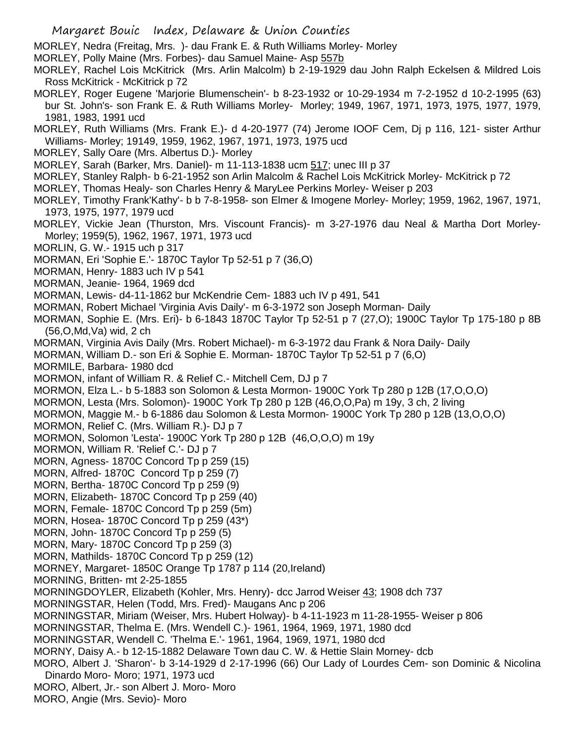MORLEY, Nedra (Freitag, Mrs. )- dau Frank E. & Ruth Williams Morley- Morley

MORLEY, Polly Maine (Mrs. Forbes)- dau Samuel Maine- Asp 557b

MORLEY, Rachel Lois McKitrick (Mrs. Arlin Malcolm) b 2-19-1929 dau John Ralph Eckelsen & Mildred Lois Ross McKitrick - McKitrick p 72

MORLEY, Roger Eugene 'Marjorie Blumenschein'- b 8-23-1932 or 10-29-1934 m 7-2-1952 d 10-2-1995 (63) bur St. John's- son Frank E. & Ruth Williams Morley- Morley; 1949, 1967, 1971, 1973, 1975, 1977, 1979, 1981, 1983, 1991 ucd

MORLEY, Ruth Williams (Mrs. Frank E.)- d 4-20-1977 (74) Jerome IOOF Cem, Dj p 116, 121- sister Arthur Williams- Morley; 19149, 1959, 1962, 1967, 1971, 1973, 1975 ucd

MORLEY, Sally Oare (Mrs. Albertus D.)- Morley

MORLEY, Sarah (Barker, Mrs. Daniel)- m 11-113-1838 ucm 517; unec III p 37

MORLEY, Stanley Ralph- b 6-21-1952 son Arlin Malcolm & Rachel Lois McKitrick Morley- McKitrick p 72

MORLEY, Thomas Healy- son Charles Henry & MaryLee Perkins Morley- Weiser p 203

MORLEY, Timothy Frank'Kathy'- b b 7-8-1958- son Elmer & Imogene Morley- Morley; 1959, 1962, 1967, 1971, 1973, 1975, 1977, 1979 ucd

MORLEY, Vickie Jean (Thurston, Mrs. Viscount Francis)- m 3-27-1976 dau Neal & Martha Dort Morley- Morley; 1959(5), 1962, 1967, 1971, 1973 ucd

MORLIN, G. W.- 1915 uch p 317

MORMAN, Eri 'Sophie E.'- 1870C Taylor Tp 52-51 p 7 (36,O)

MORMAN, Henry- 1883 uch IV p 541

MORMAN, Jeanie- 1964, 1969 dcd

MORMAN, Lewis- d4-11-1862 bur McKendrie Cem- 1883 uch IV p 491, 541

MORMAN, Robert Michael 'Virginia Avis Daily'- m 6-3-1972 son Joseph Morman- Daily

MORMAN, Sophie E. (Mrs. Eri)- b 6-1843 1870C Taylor Tp 52-51 p 7 (27,O); 1900C Taylor Tp 175-180 p 8B (56,O,Md,Va) wid, 2 ch

MORMAN, Virginia Avis Daily (Mrs. Robert Michael)- m 6-3-1972 dau Frank & Nora Daily- Daily

MORMAN, William D.- son Eri & Sophie E. Morman- 1870C Taylor Tp 52-51 p 7 (6,O)

MORMILE, Barbara- 1980 dcd

MORMON, infant of William R. & Relief C.- Mitchell Cem, DJ p 7

MORMON, Elza L.- b 5-1883 son Solomon & Lesta Mormon- 1900C York Tp 280 p 12B (17,O,O,O)

MORMON, Lesta (Mrs. Solomon)- 1900C York Tp 280 p 12B (46,O,O,Pa) m 19y, 3 ch, 2 living

MORMON, Maggie M.- b 6-1886 dau Solomon & Lesta Mormon- 1900C York Tp 280 p 12B (13,O,O,O)

MORMON, Relief C. (Mrs. William R.)- DJ p 7

MORMON, Solomon 'Lesta'- 1900C York Tp 280 p 12B (46,O,O,O) m 19y

MORMON, William R. 'Relief C.'- DJ p 7

MORN, Agness- 1870C Concord Tp p 259 (15)

MORN, Alfred- 1870C Concord Tp p 259 (7)

MORN, Bertha- 1870C Concord Tp p 259 (9)

MORN, Elizabeth- 1870C Concord Tp p 259 (40)

MORN, Female- 1870C Concord Tp p 259 (5m)

MORN, Hosea- 1870C Concord Tp p 259 (43*)

MORN, John- 1870C Concord Tp p 259 (5)

MORN, Mary- 1870C Concord Tp p 259 (3)

MORN, Mathilds- 1870C Concord Tp p 259 (12)

MORNEY, Margaret- 1850C Orange Tp 1787 p 114 (20,Ireland)

MORNING, Britten- mt 2-25-1855

MORNINGDOYLER, Elizabeth (Kohler, Mrs. Henry)- dcc Jarrod Weiser 43; 1908 dch 737

MORNINGSTAR, Helen (Todd, Mrs. Fred)- Maugans Anc p 206

MORNINGSTAR, Miriam (Weiser, Mrs. Hubert Holway)- b 4-11-1923 m 11-28-1955- Weiser p 806

MORNINGSTAR, Thelma E. (Mrs. Wendell C.)- 1961, 1964, 1969, 1971, 1980 dcd

MORNINGSTAR, Wendell C. 'Thelma E.'- 1961, 1964, 1969, 1971, 1980 dcd

MORNY, Daisy A.- b 12-15-1882 Delaware Town dau C. W. & Hettie Slain Morney- dcb

MORO, Albert J. 'Sharon'- b 3-14-1929 d 2-17-1996 (66) Our Lady of Lourdes Cem- son Dominic & Nicolina Dinardo Moro- Moro; 1971, 1973 ucd

MORO, Albert, Jr.- son Albert J. Moro- Moro

MORO, Angie (Mrs. Sevio)- Moro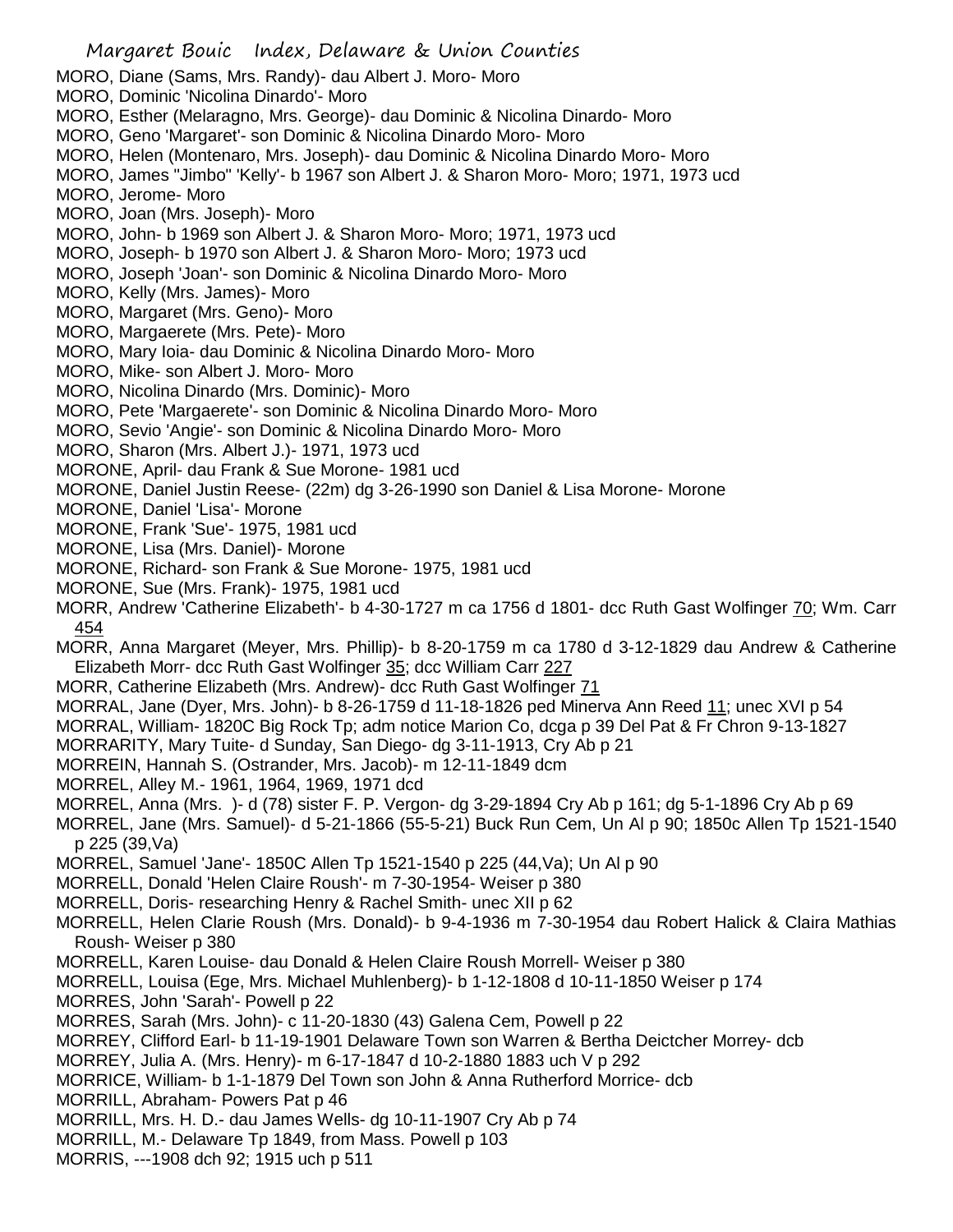MORO, Diane (Sams, Mrs. Randy)- dau Albert J. Moro- Moro
MORO, Dominic 'Nicolina Dinardo'- Moro
MORO, Esther (Melaragno, Mrs. George)- dau Dominic & Nicolina Dinardo- Moro
MORO, Geno 'Margaret'- son Dominic & Nicolina Dinardo Moro- Moro
MORO, Helen (Montenaro, Mrs. Joseph)- dau Dominic & Nicolina Dinardo Moro- Moro
MORO, James "Jimbo" 'Kelly'- b 1967 son Albert J. & Sharon Moro- Moro; 1971, 1973 ucd
MORO, Jerome- Moro
MORO, Joan (Mrs. Joseph)- Moro
MORO, John- b 1969 son Albert J. & Sharon Moro- Moro; 1971, 1973 ucd
MORO, Joseph- b 1970 son Albert J. & Sharon Moro- Moro; 1973 ucd
MORO, Joseph 'Joan'- son Dominic & Nicolina Dinardo Moro- Moro
MORO, Kelly (Mrs. James)- Moro
MORO, Margaret (Mrs. Geno)- Moro
MORO, Margaerete (Mrs. Pete)- Moro
MORO, Mary Ioia- dau Dominic & Nicolina Dinardo Moro- Moro
MORO, Mike- son Albert J. Moro- Moro
MORO, Nicolina Dinardo (Mrs. Dominic)- Moro
MORO, Pete 'Margaerete'- son Dominic & Nicolina Dinardo Moro- Moro
MORO, Sevio 'Angie'- son Dominic & Nicolina Dinardo Moro- Moro
MORO, Sharon (Mrs. Albert J.)- 1971, 1973 ucd
MORONE, April- dau Frank & Sue Morone- 1981 ucd
MORONE, Daniel Justin Reese- (22m) dg 3-26-1990 son Daniel & Lisa Morone- Morone
MORONE, Daniel 'Lisa'- Morone
MORONE, Frank 'Sue'- 1975, 1981 ucd
MORONE, Lisa (Mrs. Daniel)- Morone
MORONE, Richard- son Frank & Sue Morone- 1975, 1981 ucd
MORONE, Sue (Mrs. Frank)- 1975, 1981 ucd
MORR, Andrew 'Catherine Elizabeth'- b 4-30-1727 m ca 1756 d 1801- dcc Ruth Gast Wolfinger 70; Wm. Carr 454
MORR, Anna Margaret (Meyer, Mrs. Phillip)- b 8-20-1759 m ca 1780 d 3-12-1829 dau Andrew & Catherine Elizabeth Morr- dcc Ruth Gast Wolfinger 35; dcc William Carr 227
MORR, Catherine Elizabeth (Mrs. Andrew)- dcc Ruth Gast Wolfinger 71
MORRAL, Jane (Dyer, Mrs. John)- b 8-26-1759 d 11-18-1826 ped Minerva Ann Reed 11; unec XVI p 54
MORRAL, William- 1820C Big Rock Tp; adm notice Marion Co, dcga p 39 Del Pat & Fr Chron 9-13-1827
MORRARITY, Mary Tuite- d Sunday, San Diego- dg 3-11-1913, Cry Ab p 21
MORREIN, Hannah S. (Ostrander, Mrs. Jacob)- m 12-11-1849 dcm
MORREL, Alley M.- 1961, 1964, 1969, 1971 dcd
MORREL, Anna (Mrs. )- d (78) sister F. P. Vergon- dg 3-29-1894 Cry Ab p 161; dg 5-1-1896 Cry Ab p 69
MORREL, Jane (Mrs. Samuel)- d 5-21-1866 (55-5-21) Buck Run Cem, Un Al p 90; 1850c Allen Tp 1521-1540 p 225 (39,Va)
MORREL, Samuel 'Jane'- 1850C Allen Tp 1521-1540 p 225 (44,Va); Un Al p 90
MORRELL, Donald 'Helen Claire Roush'- m 7-30-1954- Weiser p 380
MORRELL, Doris- researching Henry & Rachel Smith- unec XII p 62
MORRELL, Helen Clarie Roush (Mrs. Donald)- b 9-4-1936 m 7-30-1954 dau Robert Halick & Claira Mathias Roush- Weiser p 380
MORRELL, Karen Louise- dau Donald & Helen Claire Roush Morrell- Weiser p 380
MORRELL, Louisa (Ege, Mrs. Michael Muhlenberg)- b 1-12-1808 d 10-11-1850 Weiser p 174
MORRES, John 'Sarah'- Powell p 22
MORRES, Sarah (Mrs. John)- c 11-20-1830 (43) Galena Cem, Powell p 22
MORREY, Clifford Earl- b 11-19-1901 Delaware Town son Warren & Bertha Deictcher Morrey- dcb
MORREY, Julia A. (Mrs. Henry)- m 6-17-1847 d 10-2-1880 1883 uch V p 292
MORRICE, William- b 1-1-1879 Del Town son John & Anna Rutherford Morrice- dcb
MORRILL, Abraham- Powers Pat p 46
MORRILL, Mrs. H. D.- dau James Wells- dg 10-11-1907 Cry Ab p 74
MORRILL, M.- Delaware Tp 1849, from Mass. Powell p 103
MORRIS, ---1908 dch 92; 1915 uch p 511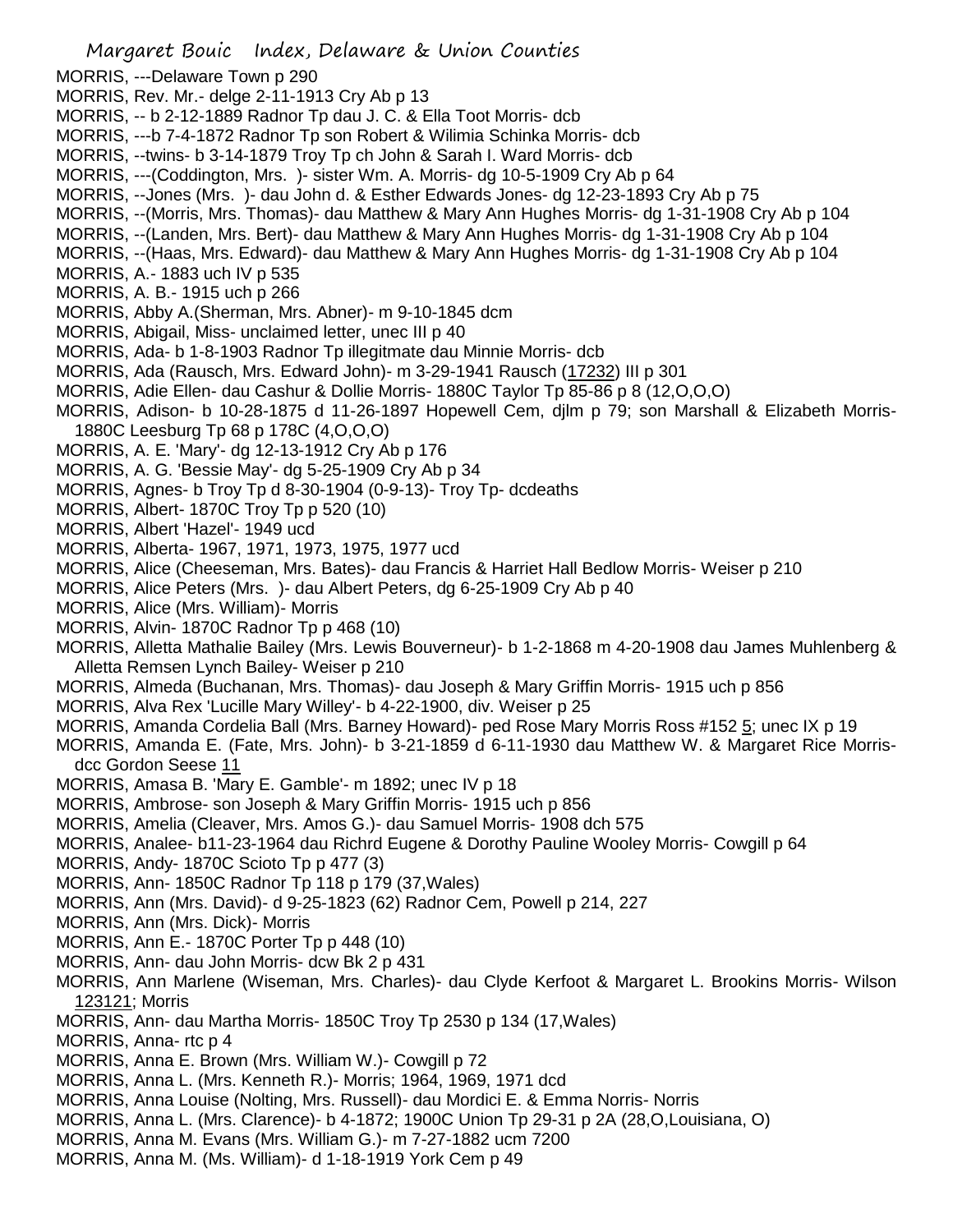MORRIS, ---Delaware Town p 290

MORRIS, Rev. Mr.- delge 2-11-1913 Cry Ab p 13

MORRIS, -- b 2-12-1889 Radnor Tp dau J. C. & Ella Toot Morris- dcb

MORRIS, ---b 7-4-1872 Radnor Tp son Robert & Wilimia Schinka Morris- dcb

MORRIS, --twins- b 3-14-1879 Troy Tp ch John & Sarah I. Ward Morris- dcb

MORRIS, ---(Coddington, Mrs. )- sister Wm. A. Morris- dg 10-5-1909 Cry Ab p 64

MORRIS, --Jones (Mrs. )- dau John d. & Esther Edwards Jones- dg 12-23-1893 Cry Ab p 75

MORRIS, --(Morris, Mrs. Thomas)- dau Matthew & Mary Ann Hughes Morris- dg 1-31-1908 Cry Ab p 104

MORRIS, --(Landen, Mrs. Bert)- dau Matthew & Mary Ann Hughes Morris- dg 1-31-1908 Cry Ab p 104

MORRIS, --(Haas, Mrs. Edward)- dau Matthew & Mary Ann Hughes Morris- dg 1-31-1908 Cry Ab p 104

MORRIS, A.- 1883 uch IV p 535

MORRIS, A. B.- 1915 uch p 266

MORRIS, Abby A.(Sherman, Mrs. Abner)- m 9-10-1845 dcm

MORRIS, Abigail, Miss- unclaimed letter, unec III p 40

MORRIS, Ada- b 1-8-1903 Radnor Tp illegitmate dau Minnie Morris- dcb

MORRIS, Ada (Rausch, Mrs. Edward John)- m 3-29-1941 Rausch (17232) III p 301

MORRIS, Adie Ellen- dau Cashur & Dollie Morris- 1880C Taylor Tp 85-86 p 8 (12,O,O,O)

MORRIS, Adison- b 10-28-1875 d 11-26-1897 Hopewell Cem, djlm p 79; son Marshall & Elizabeth Morris- 1880C Leesburg Tp 68 p 178C (4,O,O,O)

MORRIS, A. E. 'Mary'- dg 12-13-1912 Cry Ab p 176

MORRIS, A. G. 'Bessie May'- dg 5-25-1909 Cry Ab p 34

MORRIS, Agnes- b Troy Tp d 8-30-1904 (0-9-13)- Troy Tp- dcdeaths

MORRIS, Albert- 1870C Troy Tp p 520 (10)

MORRIS, Albert 'Hazel'- 1949 ucd

MORRIS, Alberta- 1967, 1971, 1973, 1975, 1977 ucd

MORRIS, Alice (Cheeseman, Mrs. Bates)- dau Francis & Harriet Hall Bedlow Morris- Weiser p 210

MORRIS, Alice Peters (Mrs. )- dau Albert Peters, dg 6-25-1909 Cry Ab p 40

MORRIS, Alice (Mrs. William)- Morris

MORRIS, Alvin- 1870C Radnor Tp p 468 (10)

MORRIS, Alletta Mathalie Bailey (Mrs. Lewis Bouverneur)- b 1-2-1868 m 4-20-1908 dau James Muhlenberg & Alletta Remsen Lynch Bailey- Weiser p 210

MORRIS, Almeda (Buchanan, Mrs. Thomas)- dau Joseph & Mary Griffin Morris- 1915 uch p 856

MORRIS, Alva Rex 'Lucille Mary Willey'- b 4-22-1900, div. Weiser p 25

MORRIS, Amanda Cordelia Ball (Mrs. Barney Howard)- ped Rose Mary Morris Ross #152 5; unec IX p 19

MORRIS, Amanda E. (Fate, Mrs. John)- b 3-21-1859 d 6-11-1930 dau Matthew W. & Margaret Rice Morris- dcc Gordon Seese 11

MORRIS, Amasa B. 'Mary E. Gamble'- m 1892; unec IV p 18

MORRIS, Ambrose- son Joseph & Mary Griffin Morris- 1915 uch p 856

MORRIS, Amelia (Cleaver, Mrs. Amos G.)- dau Samuel Morris- 1908 dch 575

MORRIS, Analee- b11-23-1964 dau Richrd Eugene & Dorothy Pauline Wooley Morris- Cowgill p 64

MORRIS, Andy- 1870C Scioto Tp p 477 (3)

MORRIS, Ann- 1850C Radnor Tp 118 p 179 (37,Wales)

MORRIS, Ann (Mrs. David)- d 9-25-1823 (62) Radnor Cem, Powell p 214, 227

MORRIS, Ann (Mrs. Dick)- Morris

MORRIS, Ann E.- 1870C Porter Tp p 448 (10)

MORRIS, Ann- dau John Morris- dcw Bk 2 p 431

MORRIS, Ann Marlene (Wiseman, Mrs. Charles)- dau Clyde Kerfoot & Margaret L. Brookins Morris- Wilson 123121; Morris

MORRIS, Ann- dau Martha Morris- 1850C Troy Tp 2530 p 134 (17,Wales)

MORRIS, Anna- rtc p 4

MORRIS, Anna E. Brown (Mrs. William W.)- Cowgill p 72

MORRIS, Anna L. (Mrs. Kenneth R.)- Morris; 1964, 1969, 1971 dcd

MORRIS, Anna Louise (Nolting, Mrs. Russell)- dau Mordici E. & Emma Norris- Norris

MORRIS, Anna L. (Mrs. Clarence)- b 4-1872; 1900C Union Tp 29-31 p 2A (28,O,Louisiana, O)

MORRIS, Anna M. Evans (Mrs. William G.)- m 7-27-1882 ucm 7200

MORRIS, Anna M. (Ms. William)- d 1-18-1919 York Cem p 49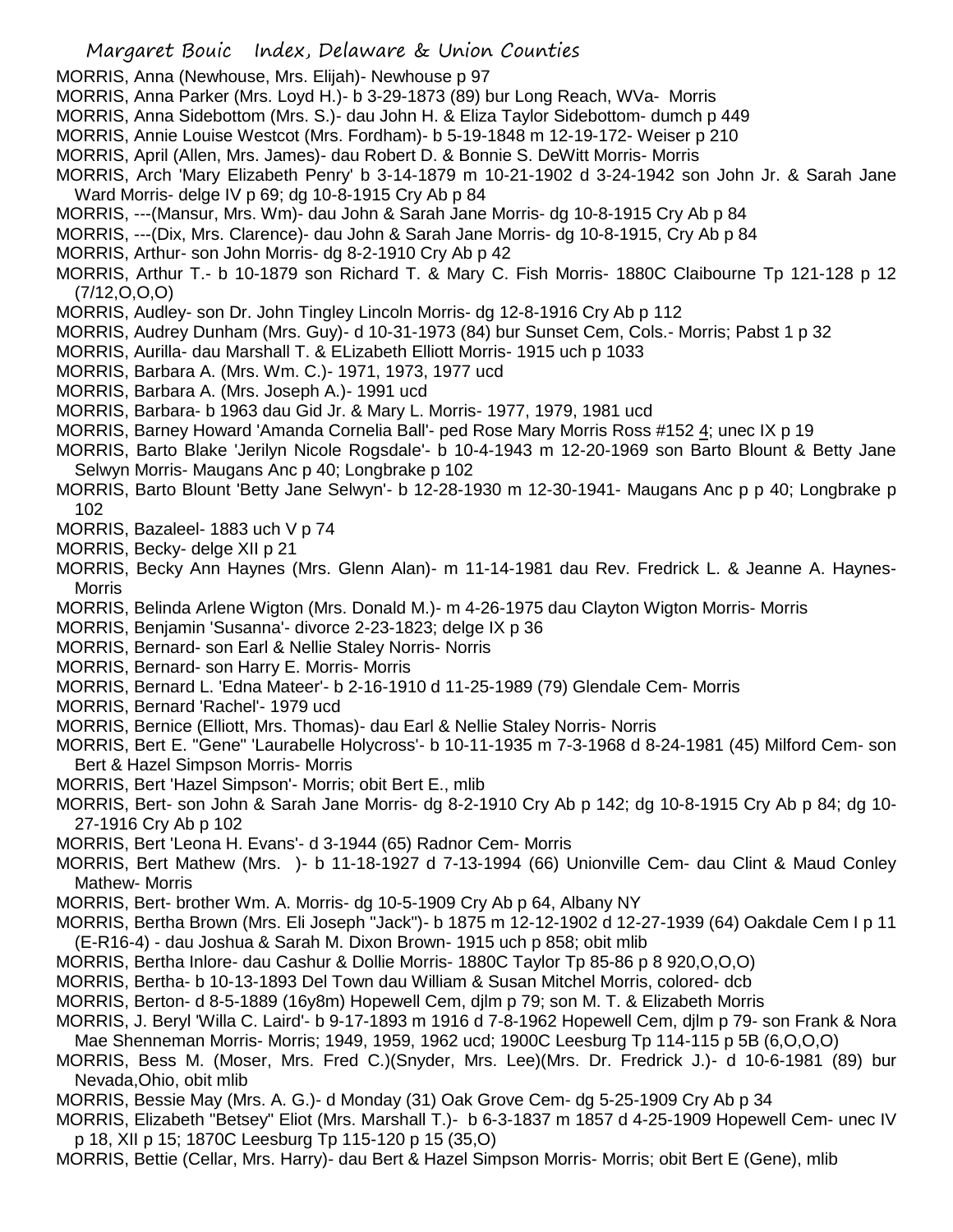MORRIS, Anna (Newhouse, Mrs. Elijah)- Newhouse p 97

MORRIS, Anna Parker (Mrs. Loyd H.)- b 3-29-1873 (89) bur Long Reach, WVa- Morris

MORRIS, Anna Sidebottom (Mrs. S.)- dau John H. & Eliza Taylor Sidebottom- dumch p 449

MORRIS, Annie Louise Westcot (Mrs. Fordham)- b 5-19-1848 m 12-19-172- Weiser p 210

MORRIS, April (Allen, Mrs. James)- dau Robert D. & Bonnie S. DeWitt Morris- Morris

MORRIS, Arch 'Mary Elizabeth Penry' b 3-14-1879 m 10-21-1902 d 3-24-1942 son John Jr. & Sarah Jane Ward Morris- delge IV p 69; dg 10-8-1915 Cry Ab p 84

MORRIS, ---(Mansur, Mrs. Wm)- dau John & Sarah Jane Morris- dg 10-8-1915 Cry Ab p 84

MORRIS, ---(Dix, Mrs. Clarence)- dau John & Sarah Jane Morris- dg 10-8-1915, Cry Ab p 84

MORRIS, Arthur- son John Morris- dg 8-2-1910 Cry Ab p 42

MORRIS, Arthur T.- b 10-1879 son Richard T. & Mary C. Fish Morris- 1880C Claibourne Tp 121-128 p 12 (7/12,O,O,O)

MORRIS, Audley- son Dr. John Tingley Lincoln Morris- dg 12-8-1916 Cry Ab p 112

MORRIS, Audrey Dunham (Mrs. Guy)- d 10-31-1973 (84) bur Sunset Cem, Cols.- Morris; Pabst 1 p 32

MORRIS, Aurilla- dau Marshall T. & ELizabeth Elliott Morris- 1915 uch p 1033

MORRIS, Barbara A. (Mrs. Wm. C.)- 1971, 1973, 1977 ucd

MORRIS, Barbara A. (Mrs. Joseph A.)- 1991 ucd

MORRIS, Barbara- b 1963 dau Gid Jr. & Mary L. Morris- 1977, 1979, 1981 ucd

MORRIS, Barney Howard 'Amanda Cornelia Ball'- ped Rose Mary Morris Ross #152 4; unec IX p 19

MORRIS, Barto Blake 'Jerilyn Nicole Rogsdale'- b 10-4-1943 m 12-20-1969 son Barto Blount & Betty Jane Selwyn Morris- Maugans Anc p 40; Longbrake p 102

MORRIS, Barto Blount 'Betty Jane Selwyn'- b 12-28-1930 m 12-30-1941- Maugans Anc p p 40; Longbrake p 102

MORRIS, Bazaleel- 1883 uch V p 74

MORRIS, Becky- delge XII p 21

MORRIS, Becky Ann Haynes (Mrs. Glenn Alan)- m 11-14-1981 dau Rev. Fredrick L. & Jeanne A. Haynes- Morris

MORRIS, Belinda Arlene Wigton (Mrs. Donald M.)- m 4-26-1975 dau Clayton Wigton Morris- Morris

MORRIS, Benjamin 'Susanna'- divorce 2-23-1823; delge IX p 36

MORRIS, Bernard- son Earl & Nellie Staley Norris- Norris

MORRIS, Bernard- son Harry E. Morris- Morris

MORRIS, Bernard L. 'Edna Mateer'- b 2-16-1910 d 11-25-1989 (79) Glendale Cem- Morris

MORRIS, Bernard 'Rachel'- 1979 ucd

MORRIS, Bernice (Elliott, Mrs. Thomas)- dau Earl & Nellie Staley Norris- Norris

MORRIS, Bert E. "Gene" 'Laurabelle Holycross'- b 10-11-1935 m 7-3-1968 d 8-24-1981 (45) Milford Cem- son Bert & Hazel Simpson Morris- Morris

MORRIS, Bert 'Hazel Simpson'- Morris; obit Bert E., mlib

MORRIS, Bert- son John & Sarah Jane Morris- dg 8-2-1910 Cry Ab p 142; dg 10-8-1915 Cry Ab p 84; dg 10-27-1916 Cry Ab p 102

MORRIS, Bert 'Leona H. Evans'- d 3-1944 (65) Radnor Cem- Morris

MORRIS, Bert Mathew (Mrs. )- b 11-18-1927 d 7-13-1994 (66) Unionville Cem- dau Clint & Maud Conley Mathew- Morris

MORRIS, Bert- brother Wm. A. Morris- dg 10-5-1909 Cry Ab p 64, Albany NY

MORRIS, Bertha Brown (Mrs. Eli Joseph "Jack")- b 1875 m 12-12-1902 d 12-27-1939 (64) Oakdale Cem I p 11 (E-R16-4) - dau Joshua & Sarah M. Dixon Brown- 1915 uch p 858; obit mlib

MORRIS, Bertha Inlore- dau Cashur & Dollie Morris- 1880C Taylor Tp 85-86 p 8 920,O,O,O)

MORRIS, Bertha- b 10-13-1893 Del Town dau William & Susan Mitchel Morris, colored- dcb

MORRIS, Berton- d 8-5-1889 (16y8m) Hopewell Cem, djlm p 79; son M. T. & Elizabeth Morris

MORRIS, J. Beryl 'Willa C. Laird'- b 9-17-1893 m 1916 d 7-8-1962 Hopewell Cem, djlm p 79- son Frank & Nora Mae Shenneman Morris- Morris; 1949, 1959, 1962 ucd; 1900C Leesburg Tp 114-115 p 5B (6,O,O,O)

MORRIS, Bess M. (Moser, Mrs. Fred C.)(Snyder, Mrs. Lee)(Mrs. Dr. Fredrick J.)- d 10-6-1981 (89) bur Nevada,Ohio, obit mlib

MORRIS, Bessie May (Mrs. A. G.)- d Monday (31) Oak Grove Cem- dg 5-25-1909 Cry Ab p 34

MORRIS, Elizabeth "Betsey" Eliot (Mrs. Marshall T.)- b 6-3-1837 m 1857 d 4-25-1909 Hopewell Cem- unec IV p 18, XII p 15; 1870C Leesburg Tp 115-120 p 15 (35,O)

MORRIS, Bettie (Cellar, Mrs. Harry)- dau Bert & Hazel Simpson Morris- Morris; obit Bert E (Gene), mlib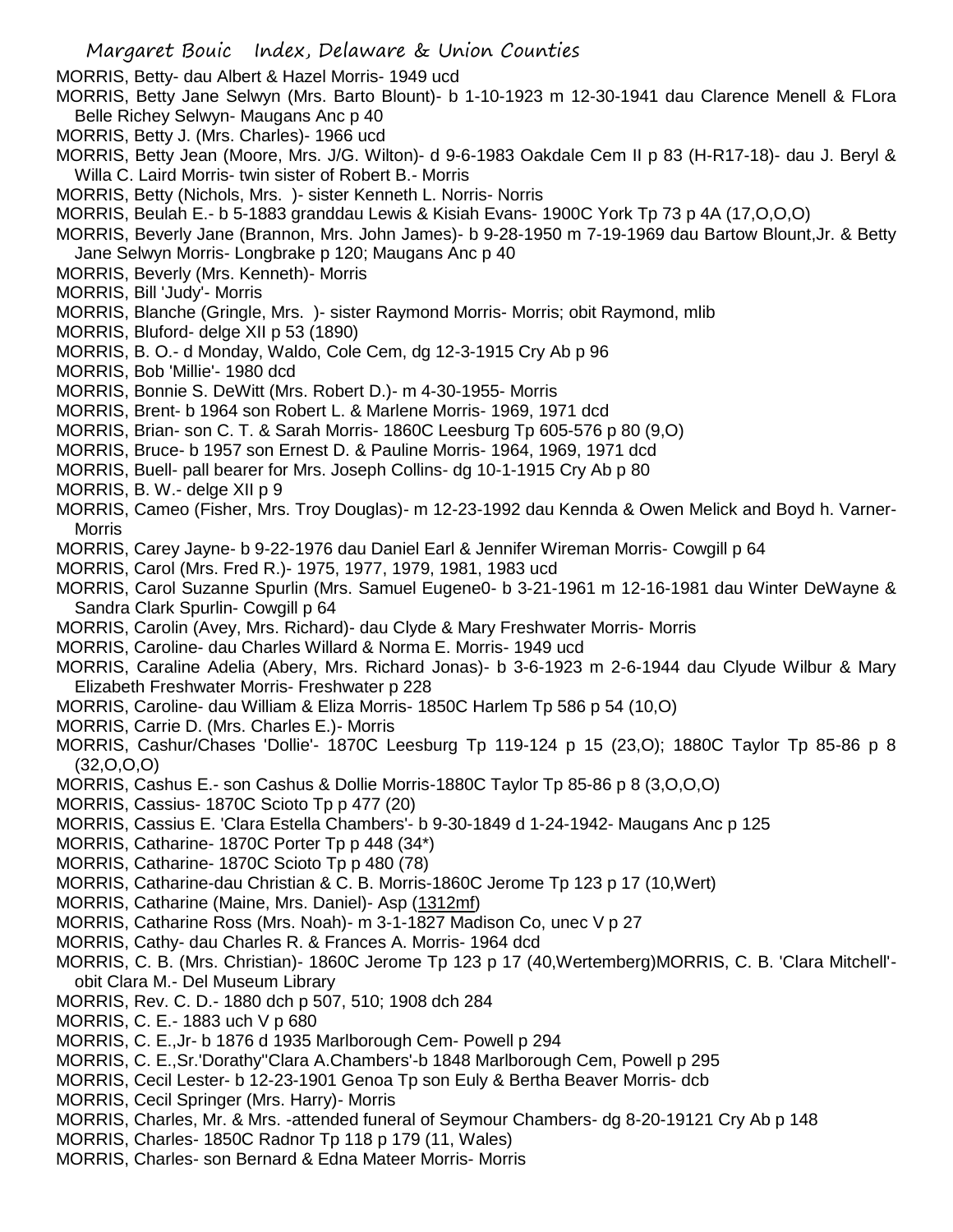MORRIS, Betty- dau Albert & Hazel Morris- 1949 ucd

MORRIS, Betty Jane Selwyn (Mrs. Barto Blount)- b 1-10-1923 m 12-30-1941 dau Clarence Menell & FLora Belle Richey Selwyn- Maugans Anc p 40

MORRIS, Betty J. (Mrs. Charles)- 1966 ucd

MORRIS, Betty Jean (Moore, Mrs. J/G. Wilton)- d 9-6-1983 Oakdale Cem II p 83 (H-R17-18)- dau J. Beryl & Willa C. Laird Morris- twin sister of Robert B.- Morris

MORRIS, Betty (Nichols, Mrs. )- sister Kenneth L. Norris- Norris

MORRIS, Beulah E.- b 5-1883 granddau Lewis & Kisiah Evans- 1900C York Tp 73 p 4A (17,O,O,O)

MORRIS, Beverly Jane (Brannon, Mrs. John James)- b 9-28-1950 m 7-19-1969 dau Bartow Blount,Jr. & Betty Jane Selwyn Morris- Longbrake p 120; Maugans Anc p 40

MORRIS, Beverly (Mrs. Kenneth)- Morris

MORRIS, Bill 'Judy'- Morris

MORRIS, Blanche (Gringle, Mrs. )- sister Raymond Morris- Morris; obit Raymond, mlib

MORRIS, Bluford- delge XII p 53 (1890)

MORRIS, B. O.- d Monday, Waldo, Cole Cem, dg 12-3-1915 Cry Ab p 96

MORRIS, Bob 'Millie'- 1980 dcd

MORRIS, Bonnie S. DeWitt (Mrs. Robert D.)- m 4-30-1955- Morris

MORRIS, Brent- b 1964 son Robert L. & Marlene Morris- 1969, 1971 dcd

MORRIS, Brian- son C. T. & Sarah Morris- 1860C Leesburg Tp 605-576 p 80 (9,O)

MORRIS, Bruce- b 1957 son Ernest D. & Pauline Morris- 1964, 1969, 1971 dcd

MORRIS, Buell- pall bearer for Mrs. Joseph Collins- dg 10-1-1915 Cry Ab p 80

MORRIS, B. W.- delge XII p 9

MORRIS, Cameo (Fisher, Mrs. Troy Douglas)- m 12-23-1992 dau Kennda & Owen Melick and Boyd h. Varner- Morris

MORRIS, Carey Jayne- b 9-22-1976 dau Daniel Earl & Jennifer Wireman Morris- Cowgill p 64

MORRIS, Carol (Mrs. Fred R.)- 1975, 1977, 1979, 1981, 1983 ucd

MORRIS, Carol Suzanne Spurlin (Mrs. Samuel Eugene0- b 3-21-1961 m 12-16-1981 dau Winter DeWayne & Sandra Clark Spurlin- Cowgill p 64

MORRIS, Carolin (Avey, Mrs. Richard)- dau Clyde & Mary Freshwater Morris- Morris

MORRIS, Caroline- dau Charles Willard & Norma E. Morris- 1949 ucd

MORRIS, Caraline Adelia (Abery, Mrs. Richard Jonas)- b 3-6-1923 m 2-6-1944 dau Clyude Wilbur & Mary Elizabeth Freshwater Morris- Freshwater p 228

MORRIS, Caroline- dau William & Eliza Morris- 1850C Harlem Tp 586 p 54 (10,O)

MORRIS, Carrie D. (Mrs. Charles E.)- Morris

MORRIS, Cashur/Chases 'Dollie'- 1870C Leesburg Tp 119-124 p 15 (23,O); 1880C Taylor Tp 85-86 p 8 (32,O,O,O)

MORRIS, Cashus E.- son Cashus & Dollie Morris-1880C Taylor Tp 85-86 p 8 (3,O,O,O)

MORRIS, Cassius- 1870C Scioto Tp p 477 (20)

MORRIS, Cassius E. 'Clara Estella Chambers'- b 9-30-1849 d 1-24-1942- Maugans Anc p 125

MORRIS, Catharine- 1870C Porter Tp p 448 (34*)

MORRIS, Catharine- 1870C Scioto Tp p 480 (78)

MORRIS, Catharine-dau Christian & C. B. Morris-1860C Jerome Tp 123 p 17 (10,Wert)

MORRIS, Catharine (Maine, Mrs. Daniel)- Asp (1312mf)

MORRIS, Catharine Ross (Mrs. Noah)- m 3-1-1827 Madison Co, unec V p 27

MORRIS, Cathy- dau Charles R. & Frances A. Morris- 1964 dcd

MORRIS, C. B. (Mrs. Christian)- 1860C Jerome Tp 123 p 17 (40,Wertemberg)MORRIS, C. B. 'Clara Mitchell'- obit Clara M.- Del Museum Library

MORRIS, Rev. C. D.- 1880 dch p 507, 510; 1908 dch 284

MORRIS, C. E.- 1883 uch V p 680

MORRIS, C. E.,Jr- b 1876 d 1935 Marlborough Cem- Powell p 294

MORRIS, C. E.,Sr.'Dorathy''Clara A.Chambers'-b 1848 Marlborough Cem, Powell p 295

MORRIS, Cecil Lester- b 12-23-1901 Genoa Tp son Euly & Bertha Beaver Morris- dcb

MORRIS, Cecil Springer (Mrs. Harry)- Morris

MORRIS, Charles, Mr. & Mrs. -attended funeral of Seymour Chambers- dg 8-20-19121 Cry Ab p 148

MORRIS, Charles- 1850C Radnor Tp 118 p 179 (11, Wales)

MORRIS, Charles- son Bernard & Edna Mateer Morris- Morris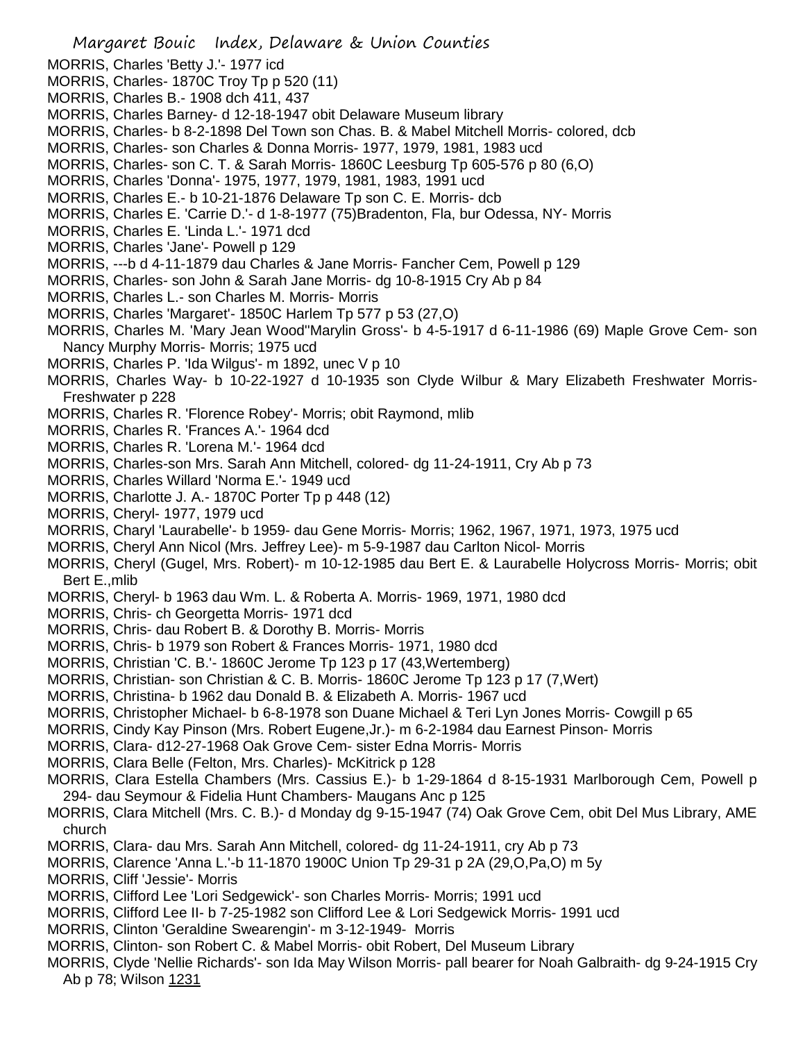MORRIS, Charles 'Betty J.'- 1977 icd
MORRIS, Charles- 1870C Troy Tp p 520 (11)
MORRIS, Charles B.- 1908 dch 411, 437
MORRIS, Charles Barney- d 12-18-1947 obit Delaware Museum library
MORRIS, Charles- b 8-2-1898 Del Town son Chas. B. & Mabel Mitchell Morris- colored, dcb
MORRIS, Charles- son Charles & Donna Morris- 1977, 1979, 1981, 1983 ucd
MORRIS, Charles- son C. T. & Sarah Morris- 1860C Leesburg Tp 605-576 p 80 (6,O)
MORRIS, Charles 'Donna'- 1975, 1977, 1979, 1981, 1983, 1991 ucd
MORRIS, Charles E.- b 10-21-1876 Delaware Tp son C. E. Morris- dcb
MORRIS, Charles E. 'Carrie D.'- d 1-8-1977 (75)Bradenton, Fla, bur Odessa, NY- Morris
MORRIS, Charles E. 'Linda L.'- 1971 dcd
MORRIS, Charles 'Jane'- Powell p 129
MORRIS, ---b d 4-11-1879 dau Charles & Jane Morris- Fancher Cem, Powell p 129
MORRIS, Charles- son John & Sarah Jane Morris- dg 10-8-1915 Cry Ab p 84
MORRIS, Charles L.- son Charles M. Morris- Morris
MORRIS, Charles 'Margaret'- 1850C Harlem Tp 577 p 53 (27,O)
MORRIS, Charles M. 'Mary Jean Wood''Marylin Gross'- b 4-5-1917 d 6-11-1986 (69) Maple Grove Cem- son Nancy Murphy Morris- Morris; 1975 ucd
MORRIS, Charles P. 'Ida Wilgus'- m 1892, unec V p 10
MORRIS, Charles Way- b 10-22-1927 d 10-1935 son Clyde Wilbur & Mary Elizabeth Freshwater Morris- Freshwater p 228
MORRIS, Charles R. 'Florence Robey'- Morris; obit Raymond, mlib
MORRIS, Charles R. 'Frances A.'- 1964 dcd
MORRIS, Charles R. 'Lorena M.'- 1964 dcd
MORRIS, Charles-son Mrs. Sarah Ann Mitchell, colored- dg 11-24-1911, Cry Ab p 73
MORRIS, Charles Willard 'Norma E.'- 1949 ucd
MORRIS, Charlotte J. A.- 1870C Porter Tp p 448 (12)
MORRIS, Cheryl- 1977, 1979 ucd
MORRIS, Charyl 'Laurabelle'- b 1959- dau Gene Morris- Morris; 1962, 1967, 1971, 1973, 1975 ucd
MORRIS, Cheryl Ann Nicol (Mrs. Jeffrey Lee)- m 5-9-1987 dau Carlton Nicol- Morris
MORRIS, Cheryl (Gugel, Mrs. Robert)- m 10-12-1985 dau Bert E. & Laurabelle Holycross Morris- Morris; obit Bert E.,mlib
MORRIS, Cheryl- b 1963 dau Wm. L. & Roberta A. Morris- 1969, 1971, 1980 dcd
MORRIS, Chris- ch Georgetta Morris- 1971 dcd
MORRIS, Chris- dau Robert B. & Dorothy B. Morris- Morris
MORRIS, Chris- b 1979 son Robert & Frances Morris- 1971, 1980 dcd
MORRIS, Christian 'C. B.'- 1860C Jerome Tp 123 p 17 (43,Wertemberg)
MORRIS, Christian- son Christian & C. B. Morris- 1860C Jerome Tp 123 p 17 (7,Wert)
MORRIS, Christina- b 1962 dau Donald B. & Elizabeth A. Morris- 1967 ucd
MORRIS, Christopher Michael- b 6-8-1978 son Duane Michael & Teri Lyn Jones Morris- Cowgill p 65
MORRIS, Cindy Kay Pinson (Mrs. Robert Eugene,Jr.)- m 6-2-1984 dau Earnest Pinson- Morris
MORRIS, Clara- d12-27-1968 Oak Grove Cem- sister Edna Morris- Morris
MORRIS, Clara Belle (Felton, Mrs. Charles)- McKitrick p 128
MORRIS, Clara Estella Chambers (Mrs. Cassius E.)- b 1-29-1864 d 8-15-1931 Marlborough Cem, Powell p 294- dau Seymour & Fidelia Hunt Chambers- Maugans Anc p 125
MORRIS, Clara Mitchell (Mrs. C. B.)- d Monday dg 9-15-1947 (74) Oak Grove Cem, obit Del Mus Library, AME church
MORRIS, Clara- dau Mrs. Sarah Ann Mitchell, colored- dg 11-24-1911, cry Ab p 73
MORRIS, Clarence 'Anna L.'-b 11-1870 1900C Union Tp 29-31 p 2A (29,O,Pa,O) m 5y
MORRIS, Cliff 'Jessie'- Morris
MORRIS, Clifford Lee 'Lori Sedgewick'- son Charles Morris- Morris; 1991 ucd
MORRIS, Clifford Lee II- b 7-25-1982 son Clifford Lee & Lori Sedgewick Morris- 1991 ucd
MORRIS, Clinton 'Geraldine Swearengin'- m 3-12-1949- Morris
MORRIS, Clinton- son Robert C. & Mabel Morris- obit Robert, Del Museum Library
MORRIS, Clyde 'Nellie Richards'- son Ida May Wilson Morris- pall bearer for Noah Galbraith- dg 9-24-1915 Cry Ab p 78; Wilson 1231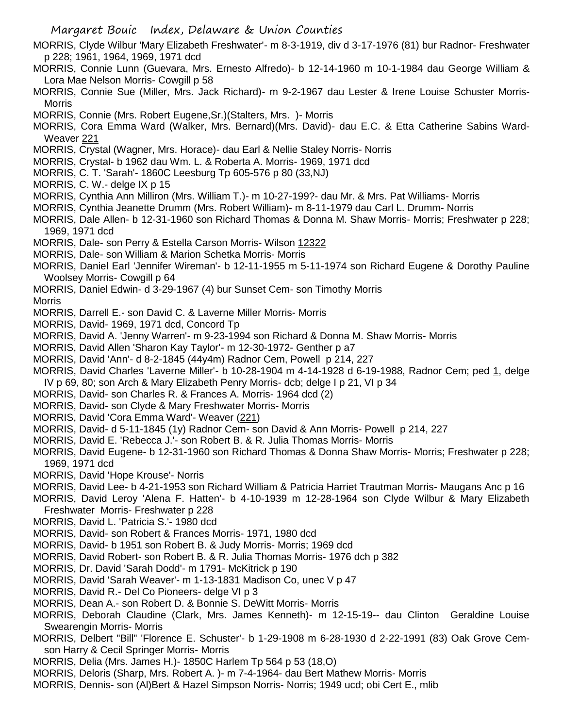MORRIS, Clyde Wilbur 'Mary Elizabeth Freshwater'- m 8-3-1919, div d 3-17-1976 (81) bur Radnor- Freshwater p 228; 1961, 1964, 1969, 1971 dcd

MORRIS, Connie Lunn (Guevara, Mrs. Ernesto Alfredo)- b 12-14-1960 m 10-1-1984 dau George William & Lora Mae Nelson Morris- Cowgill p 58

MORRIS, Connie Sue (Miller, Mrs. Jack Richard)- m 9-2-1967 dau Lester & Irene Louise Schuster Morris- Morris

MORRIS, Connie (Mrs. Robert Eugene,Sr.)(Stalters, Mrs. )- Morris

MORRIS, Cora Emma Ward (Walker, Mrs. Bernard)(Mrs. David)- dau E.C. & Etta Catherine Sabins Ward- Weaver 221

MORRIS, Crystal (Wagner, Mrs. Horace)- dau Earl & Nellie Staley Norris- Norris

MORRIS, Crystal- b 1962 dau Wm. L. & Roberta A. Morris- 1969, 1971 dcd

MORRIS, C. T. 'Sarah'- 1860C Leesburg Tp 605-576 p 80 (33,NJ)

MORRIS, C. W.- delge IX p 15

MORRIS, Cynthia Ann Milliron (Mrs. William T.)- m 10-27-199?- dau Mr. & Mrs. Pat Williams- Morris

MORRIS, Cynthia Jeanette Drumm (Mrs. Robert William)- m 8-11-1979 dau Carl L. Drumm- Norris

MORRIS, Dale Allen- b 12-31-1960 son Richard Thomas & Donna M. Shaw Morris- Morris; Freshwater p 228; 1969, 1971 dcd

MORRIS, Dale- son Perry & Estella Carson Morris- Wilson 12322

MORRIS, Dale- son William & Marion Schetka Morris- Morris

MORRIS, Daniel Earl 'Jennifer Wireman'- b 12-11-1955 m 5-11-1974 son Richard Eugene & Dorothy Pauline Woolsey Morris- Cowgill p 64

MORRIS, Daniel Edwin- d 3-29-1967 (4) bur Sunset Cem- son Timothy Morris
Morris

MORRIS, Darrell E.- son David C. & Laverne Miller Morris- Morris

MORRIS, David- 1969, 1971 dcd, Concord Tp

MORRIS, David A. 'Jenny Warren'- m 9-23-1994 son Richard & Donna M. Shaw Morris- Morris

MORRIS, David Allen 'Sharon Kay Taylor'- m 12-30-1972- Genther p a7

MORRIS, David 'Ann'- d 8-2-1845 (44y4m) Radnor Cem, Powell p 214, 227

MORRIS, David Charles 'Laverne Miller'- b 10-28-1904 m 4-14-1928 d 6-19-1988, Radnor Cem; ped 1, delge IV p 69, 80; son Arch & Mary Elizabeth Penry Morris- dcb; delge I p 21, VI p 34

MORRIS, David- son Charles R. & Frances A. Morris- 1964 dcd (2)

MORRIS, David- son Clyde & Mary Freshwater Morris- Morris

MORRIS, David 'Cora Emma Ward'- Weaver (221)

MORRIS, David- d 5-11-1845 (1y) Radnor Cem- son David & Ann Morris- Powell p 214, 227

MORRIS, David E. 'Rebecca J.'- son Robert B. & R. Julia Thomas Morris- Morris

MORRIS, David Eugene- b 12-31-1960 son Richard Thomas & Donna Shaw Morris- Morris; Freshwater p 228; 1969, 1971 dcd

MORRIS, David 'Hope Krouse'- Norris

MORRIS, David Lee- b 4-21-1953 son Richard William & Patricia Harriet Trautman Morris- Maugans Anc p 16

MORRIS, David Leroy 'Alena F. Hatten'- b 4-10-1939 m 12-28-1964 son Clyde Wilbur & Mary Elizabeth Freshwater Morris- Freshwater p 228

MORRIS, David L. 'Patricia S.'- 1980 dcd

MORRIS, David- son Robert & Frances Morris- 1971, 1980 dcd

MORRIS, David- b 1951 son Robert B. & Judy Morris- Morris; 1969 dcd

MORRIS, David Robert- son Robert B. & R. Julia Thomas Morris- 1976 dch p 382

MORRIS, Dr. David 'Sarah Dodd'- m 1791- McKitrick p 190

MORRIS, David 'Sarah Weaver'- m 1-13-1831 Madison Co, unec V p 47

MORRIS, David R.- Del Co Pioneers- delge VI p 3

MORRIS, Dean A.- son Robert D. & Bonnie S. DeWitt Morris- Morris

MORRIS, Deborah Claudine (Clark, Mrs. James Kenneth)- m 12-15-19-- dau Clinton Geraldine Louise Swearengin Morris- Morris

MORRIS, Delbert "Bill" 'Florence E. Schuster'- b 1-29-1908 m 6-28-1930 d 2-22-1991 (83) Oak Grove Cem- son Harry & Cecil Springer Morris- Morris

MORRIS, Delia (Mrs. James H.)- 1850C Harlem Tp 564 p 53 (18,O)

MORRIS, Deloris (Sharp, Mrs. Robert A. )- m 7-4-1964- dau Bert Mathew Morris- Morris

MORRIS, Dennis- son (Al)Bert & Hazel Simpson Norris- Norris; 1949 ucd; obi Cert E., mlib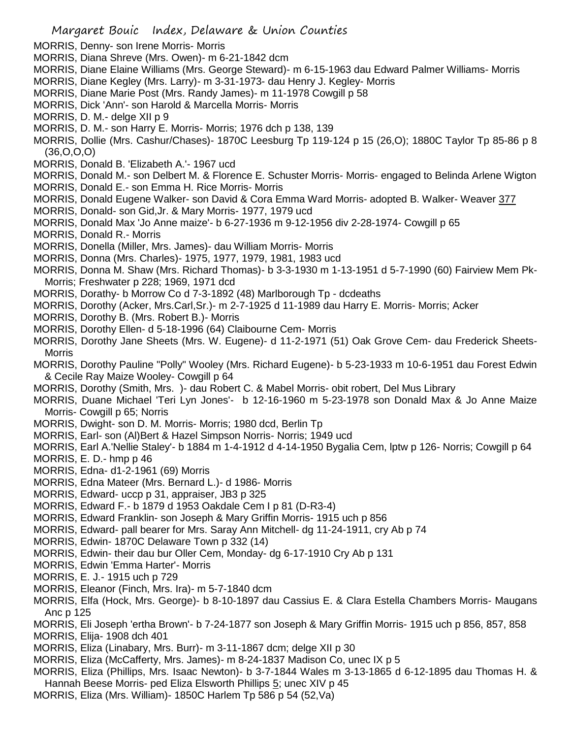MORRIS, Denny- son Irene Morris- Morris
MORRIS, Diana Shreve (Mrs. Owen)- m 6-21-1842 dcm
MORRIS, Diane Elaine Williams (Mrs. George Steward)- m 6-15-1963 dau Edward Palmer Williams- Morris
MORRIS, Diane Kegley (Mrs. Larry)- m 3-31-1973- dau Henry J. Kegley- Morris
MORRIS, Diane Marie Post (Mrs. Randy James)- m 11-1978 Cowgill p 58
MORRIS, Dick 'Ann'- son Harold & Marcella Morris- Morris
MORRIS, D. M.- delge XII p 9
MORRIS, D. M.- son Harry E. Morris- Morris; 1976 dch p 138, 139
MORRIS, Dollie (Mrs. Cashur/Chases)- 1870C Leesburg Tp 119-124 p 15 (26,O); 1880C Taylor Tp 85-86 p 8 (36,O,O,O)
MORRIS, Donald B. 'Elizabeth A.'- 1967 ucd
MORRIS, Donald M.- son Delbert M. & Florence E. Schuster Morris- Morris- engaged to Belinda Arlene Wigton
MORRIS, Donald E.- son Emma H. Rice Morris- Morris
MORRIS, Donald Eugene Walker- son David & Cora Emma Ward Morris- adopted B. Walker- Weaver 377
MORRIS, Donald- son Gid,Jr. & Mary Morris- 1977, 1979 ucd
MORRIS, Donald Max 'Jo Anne maize'- b 6-27-1936 m 9-12-1956 div 2-28-1974- Cowgill p 65
MORRIS, Donald R.- Morris
MORRIS, Donella (Miller, Mrs. James)- dau William Morris- Morris
MORRIS, Donna (Mrs. Charles)- 1975, 1977, 1979, 1981, 1983 ucd
MORRIS, Donna M. Shaw (Mrs. Richard Thomas)- b 3-3-1930 m 1-13-1951 d 5-7-1990 (60) Fairview Mem Pk- Morris; Freshwater p 228; 1969, 1971 dcd
MORRIS, Dorathy- b Morrow Co d 7-3-1892 (48) Marlborough Tp - dcdeaths
MORRIS, Dorothy (Acker, Mrs.Carl,Sr.)- m 2-7-1925 d 11-1989 dau Harry E. Morris- Morris; Acker
MORRIS, Dorothy B. (Mrs. Robert B.)- Morris
MORRIS, Dorothy Ellen- d 5-18-1996 (64) Claibourne Cem- Morris
MORRIS, Dorothy Jane Sheets (Mrs. W. Eugene)- d 11-2-1971 (51) Oak Grove Cem- dau Frederick Sheets- Morris
MORRIS, Dorothy Pauline "Polly" Wooley (Mrs. Richard Eugene)- b 5-23-1933 m 10-6-1951 dau Forest Edwin & Cecile Ray Maize Wooley- Cowgill p 64
MORRIS, Dorothy (Smith, Mrs. )- dau Robert C. & Mabel Morris- obit robert, Del Mus Library
MORRIS, Duane Michael 'Teri Lyn Jones'- b 12-16-1960 m 5-23-1978 son Donald Max & Jo Anne Maize Morris- Cowgill p 65; Norris
MORRIS, Dwight- son D. M. Morris- Morris; 1980 dcd, Berlin Tp
MORRIS, Earl- son (Al)Bert & Hazel Simpson Norris- Norris; 1949 ucd
MORRIS, Earl A.'Nellie Staley'- b 1884 m 1-4-1912 d 4-14-1950 Bygalia Cem, lptw p 126- Norris; Cowgill p 64
MORRIS, E. D.- hmp p 46
MORRIS, Edna- d1-2-1961 (69) Morris
MORRIS, Edna Mateer (Mrs. Bernard L.)- d 1986- Morris
MORRIS, Edward- uccp p 31, appraiser, JB3 p 325
MORRIS, Edward F.- b 1879 d 1953 Oakdale Cem I p 81 (D-R3-4)
MORRIS, Edward Franklin- son Joseph & Mary Griffin Morris- 1915 uch p 856
MORRIS, Edward- pall bearer for Mrs. Saray Ann Mitchell- dg 11-24-1911, cry Ab p 74
MORRIS, Edwin- 1870C Delaware Town p 332 (14)
MORRIS, Edwin- their dau bur Oller Cem, Monday- dg 6-17-1910 Cry Ab p 131
MORRIS, Edwin 'Emma Harter'- Morris
MORRIS, E. J.- 1915 uch p 729
MORRIS, Eleanor (Finch, Mrs. Ira)- m 5-7-1840 dcm
MORRIS, Elfa (Hock, Mrs. George)- b 8-10-1897 dau Cassius E. & Clara Estella Chambers Morris- Maugans Anc p 125
MORRIS, Eli Joseph 'ertha Brown'- b 7-24-1877 son Joseph & Mary Griffin Morris- 1915 uch p 856, 857, 858
MORRIS, Elija- 1908 dch 401
MORRIS, Eliza (Linabary, Mrs. Burr)- m 3-11-1867 dcm; delge XII p 30
MORRIS, Eliza (McCafferty, Mrs. James)- m 8-24-1837 Madison Co, unec IX p 5
MORRIS, Eliza (Phillips, Mrs. Isaac Newton)- b 3-7-1844 Wales m 3-13-1865 d 6-12-1895 dau Thomas H. & Hannah Beese Morris- ped Eliza Elsworth Phillips 5; unec XIV p 45
MORRIS, Eliza (Mrs. William)- 1850C Harlem Tp 586 p 54 (52,Va)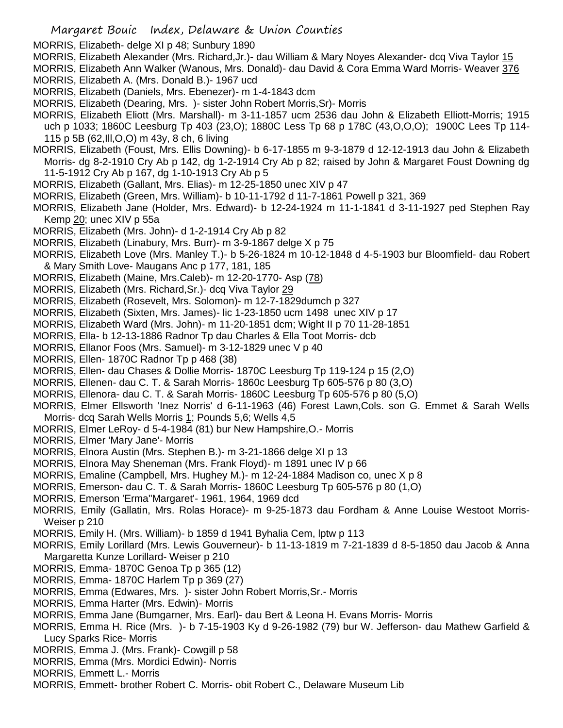MORRIS, Elizabeth- delge XI p 48; Sunbury 1890

MORRIS, Elizabeth Alexander (Mrs. Richard,Jr.)- dau William & Mary Noyes Alexander- dcq Viva Taylor 15

MORRIS, Elizabeth Ann Walker (Wanous, Mrs. Donald)- dau David & Cora Emma Ward Morris- Weaver 376

MORRIS, Elizabeth A. (Mrs. Donald B.)- 1967 ucd

MORRIS, Elizabeth (Daniels, Mrs. Ebenezer)- m 1-4-1843 dcm

MORRIS, Elizabeth (Dearing, Mrs. )- sister John Robert Morris,Sr)- Morris

MORRIS, Elizabeth Eliott (Mrs. Marshall)- m 3-11-1857 ucm 2536 dau John & Elizabeth Elliott-Morris; 1915 uch p 1033; 1860C Leesburg Tp 403 (23,O); 1880C Less Tp 68 p 178C (43,O,O,O); 1900C Lees Tp 114-115 p 5B (62,Ill,O,O) m 43y, 8 ch, 6 living

MORRIS, Elizabeth (Foust, Mrs. Ellis Downing)- b 6-17-1855 m 9-3-1879 d 12-12-1913 dau John & Elizabeth Morris- dg 8-2-1910 Cry Ab p 142, dg 1-2-1914 Cry Ab p 82; raised by John & Margaret Foust Downing dg 11-5-1912 Cry Ab p 167, dg 1-10-1913 Cry Ab p 5

MORRIS, Elizabeth (Gallant, Mrs. Elias)- m 12-25-1850 unec XIV p 47

MORRIS, Elizabeth (Green, Mrs. William)- b 10-11-1792 d 11-7-1861 Powell p 321, 369

MORRIS, Elizabeth Jane (Holder, Mrs. Edward)- b 12-24-1924 m 11-1-1841 d 3-11-1927 ped Stephen Ray Kemp 20; unec XIV p 55a

MORRIS, Elizabeth (Mrs. John)- d 1-2-1914 Cry Ab p 82

MORRIS, Elizabeth (Linabury, Mrs. Burr)- m 3-9-1867 delge X p 75

MORRIS, Elizabeth Love (Mrs. Manley T.)- b 5-26-1824 m 10-12-1848 d 4-5-1903 bur Bloomfield- dau Robert & Mary Smith Love- Maugans Anc p 177, 181, 185

MORRIS, Elizabeth (Maine, Mrs.Caleb)- m 12-20-1770- Asp (78)

MORRIS, Elizabeth (Mrs. Richard,Sr.)- dcq Viva Taylor 29

MORRIS, Elizabeth (Rosevelt, Mrs. Solomon)- m 12-7-1829dumch p 327

MORRIS, Elizabeth (Sixten, Mrs. James)- lic 1-23-1850 ucm 1498 unec XIV p 17

MORRIS, Elizabeth Ward (Mrs. John)- m 11-20-1851 dcm; Wight II p 70 11-28-1851

MORRIS, Ella- b 12-13-1886 Radnor Tp dau Charles & Ella Toot Morris- dcb

MORRIS, Ellanor Foos (Mrs. Samuel)- m 3-12-1829 unec V p 40

MORRIS, Ellen- 1870C Radnor Tp p 468 (38)

MORRIS, Ellen- dau Chases & Dollie Morris- 1870C Leesburg Tp 119-124 p 15 (2,O)

MORRIS, Ellenen- dau C. T. & Sarah Morris- 1860c Leesburg Tp 605-576 p 80 (3,O)

MORRIS, Ellenora- dau C. T. & Sarah Morris- 1860C Leesburg Tp 605-576 p 80 (5,O)

MORRIS, Elmer Ellsworth 'Inez Norris' d 6-11-1963 (46) Forest Lawn,Cols. son G. Emmet & Sarah Wells Morris- dcq Sarah Wells Morris 1; Pounds 5,6; Wells 4,5

MORRIS, Elmer LeRoy- d 5-4-1984 (81) bur New Hampshire,O.- Morris

MORRIS, Elmer 'Mary Jane'- Morris

MORRIS, Elnora Austin (Mrs. Stephen B.)- m 3-21-1866 delge XI p 13

MORRIS, Elnora May Sheneman (Mrs. Frank Floyd)- m 1891 unec IV p 66

MORRIS, Emaline (Campbell, Mrs. Hughey M.)- m 12-24-1884 Madison co, unec X p 8

MORRIS, Emerson- dau C. T. & Sarah Morris- 1860C Leesburg Tp 605-576 p 80 (1,O)

MORRIS, Emerson 'Erma''Margaret'- 1961, 1964, 1969 dcd

MORRIS, Emily (Gallatin, Mrs. Rolas Horace)- m 9-25-1873 dau Fordham & Anne Louise Westoot Morris- Weiser p 210

MORRIS, Emily H. (Mrs. William)- b 1859 d 1941 Byhalia Cem, lptw p 113

MORRIS, Emily Lorillard (Mrs. Lewis Gouverneur)- b 11-13-1819 m 7-21-1839 d 8-5-1850 dau Jacob & Anna Margaretta Kunze Lorillard- Weiser p 210

MORRIS, Emma- 1870C Genoa Tp p 365 (12)

MORRIS, Emma- 1870C Harlem Tp p 369 (27)

MORRIS, Emma (Edwares, Mrs. )- sister John Robert Morris,Sr.- Morris

MORRIS, Emma Harter (Mrs. Edwin)- Morris

MORRIS, Emma Jane (Bumgarner, Mrs. Earl)- dau Bert & Leona H. Evans Morris- Morris

MORRIS, Emma H. Rice (Mrs. )- b 7-15-1903 Ky d 9-26-1982 (79) bur W. Jefferson- dau Mathew Garfield & Lucy Sparks Rice- Morris

MORRIS, Emma J. (Mrs. Frank)- Cowgill p 58

MORRIS, Emma (Mrs. Mordici Edwin)- Norris

MORRIS, Emmett L.- Morris

MORRIS, Emmett- brother Robert C. Morris- obit Robert C., Delaware Museum Lib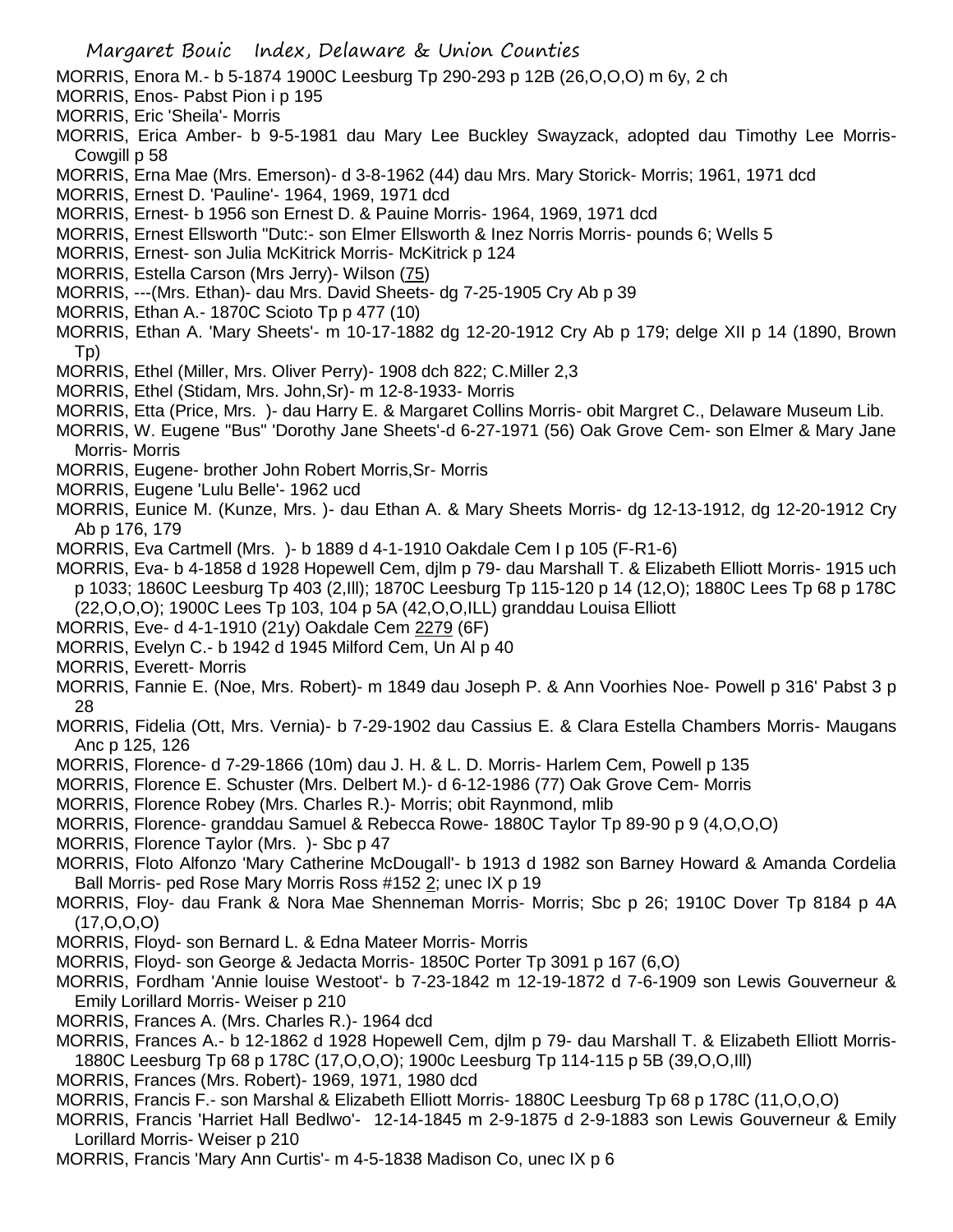MORRIS, Enora M.- b 5-1874 1900C Leesburg Tp 290-293 p 12B (26,O,O,O) m 6y, 2 ch

MORRIS, Enos- Pabst Pion i p 195

MORRIS, Eric 'Sheila'- Morris

MORRIS, Erica Amber- b 9-5-1981 dau Mary Lee Buckley Swayzack, adopted dau Timothy Lee Morris- Cowgill p 58

MORRIS, Erna Mae (Mrs. Emerson)- d 3-8-1962 (44) dau Mrs. Mary Storick- Morris; 1961, 1971 dcd

MORRIS, Ernest D. 'Pauline'- 1964, 1969, 1971 dcd

MORRIS, Ernest- b 1956 son Ernest D. & Pauine Morris- 1964, 1969, 1971 dcd

MORRIS, Ernest Ellsworth "Dutc:- son Elmer Ellsworth & Inez Norris Morris- pounds 6; Wells 5

MORRIS, Ernest- son Julia McKitrick Morris- McKitrick p 124

MORRIS, Estella Carson (Mrs Jerry)- Wilson (75)

MORRIS, ---(Mrs. Ethan)- dau Mrs. David Sheets- dg 7-25-1905 Cry Ab p 39

MORRIS, Ethan A.- 1870C Scioto Tp p 477 (10)

MORRIS, Ethan A. 'Mary Sheets'- m 10-17-1882 dg 12-20-1912 Cry Ab p 179; delge XII p 14 (1890, Brown Tp)

MORRIS, Ethel (Miller, Mrs. Oliver Perry)- 1908 dch 822; C.Miller 2,3

MORRIS, Ethel (Stidam, Mrs. John,Sr)- m 12-8-1933- Morris

MORRIS, Etta (Price, Mrs. )- dau Harry E. & Margaret Collins Morris- obit Margret C., Delaware Museum Lib.

MORRIS, W. Eugene "Bus" 'Dorothy Jane Sheets'-d 6-27-1971 (56) Oak Grove Cem- son Elmer & Mary Jane Morris- Morris

MORRIS, Eugene- brother John Robert Morris,Sr- Morris

MORRIS, Eugene 'Lulu Belle'- 1962 ucd

MORRIS, Eunice M. (Kunze, Mrs. )- dau Ethan A. & Mary Sheets Morris- dg 12-13-1912, dg 12-20-1912 Cry Ab p 176, 179

MORRIS, Eva Cartmell (Mrs. )- b 1889 d 4-1-1910 Oakdale Cem I p 105 (F-R1-6)

MORRIS, Eva- b 4-1858 d 1928 Hopewell Cem, djlm p 79- dau Marshall T. & Elizabeth Elliott Morris- 1915 uch p 1033; 1860C Leesburg Tp 403 (2,Ill); 1870C Leesburg Tp 115-120 p 14 (12,O); 1880C Lees Tp 68 p 178C (22,O,O,O); 1900C Lees Tp 103, 104 p 5A (42,O,O,ILL) granddau Louisa Elliott

MORRIS, Eve- d 4-1-1910 (21y) Oakdale Cem 2279 (6F)

MORRIS, Evelyn C.- b 1942 d 1945 Milford Cem, Un Al p 40

MORRIS, Everett- Morris

MORRIS, Fannie E. (Noe, Mrs. Robert)- m 1849 dau Joseph P. & Ann Voorhies Noe- Powell p 316' Pabst 3 p 28

MORRIS, Fidelia (Ott, Mrs. Vernia)- b 7-29-1902 dau Cassius E. & Clara Estella Chambers Morris- Maugans Anc p 125, 126

MORRIS, Florence- d 7-29-1866 (10m) dau J. H. & L. D. Morris- Harlem Cem, Powell p 135

MORRIS, Florence E. Schuster (Mrs. Delbert M.)- d 6-12-1986 (77) Oak Grove Cem- Morris

MORRIS, Florence Robey (Mrs. Charles R.)- Morris; obit Raynmond, mlib

MORRIS, Florence- granddau Samuel & Rebecca Rowe- 1880C Taylor Tp 89-90 p 9 (4,O,O,O)

MORRIS, Florence Taylor (Mrs. )- Sbc p 47

MORRIS, Floto Alfonzo 'Mary Catherine McDougall'- b 1913 d 1982 son Barney Howard & Amanda Cordelia Ball Morris- ped Rose Mary Morris Ross #152 2; unec IX p 19

MORRIS, Floy- dau Frank & Nora Mae Shenneman Morris- Morris; Sbc p 26; 1910C Dover Tp 8184 p 4A (17,O,O,O)

MORRIS, Floyd- son Bernard L. & Edna Mateer Morris- Morris

MORRIS, Floyd- son George & Jedacta Morris- 1850C Porter Tp 3091 p 167 (6,O)

MORRIS, Fordham 'Annie louise Westoot'- b 7-23-1842 m 12-19-1872 d 7-6-1909 son Lewis Gouverneur & Emily Lorillard Morris- Weiser p 210

MORRIS, Frances A. (Mrs. Charles R.)- 1964 dcd

MORRIS, Frances A.- b 12-1862 d 1928 Hopewell Cem, djlm p 79- dau Marshall T. & Elizabeth Elliott Morris- 1880C Leesburg Tp 68 p 178C (17,O,O,O); 1900c Leesburg Tp 114-115 p 5B (39,O,O,Ill)

MORRIS, Frances (Mrs. Robert)- 1969, 1971, 1980 dcd

MORRIS, Francis F.- son Marshal & Elizabeth Elliott Morris- 1880C Leesburg Tp 68 p 178C (11,O,O,O)

MORRIS, Francis 'Harriet Hall Bedlwo'- 12-14-1845 m 2-9-1875 d 2-9-1883 son Lewis Gouverneur & Emily Lorillard Morris- Weiser p 210

MORRIS, Francis 'Mary Ann Curtis'- m 4-5-1838 Madison Co, unec IX p 6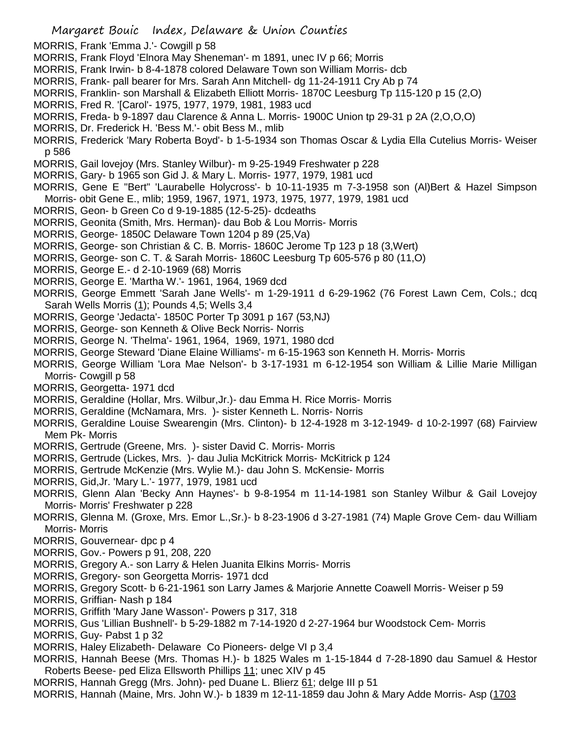MORRIS, Frank 'Emma J.'- Cowgill p 58
MORRIS, Frank Floyd 'Elnora May Sheneman'- m 1891, unec IV p 66; Morris
MORRIS, Frank Irwin- b 8-4-1878 colored Delaware Town son William Morris- dcb
MORRIS, Frank- pall bearer for Mrs. Sarah Ann Mitchell- dg 11-24-1911 Cry Ab p 74
MORRIS, Franklin- son Marshall & Elizabeth Elliott Morris- 1870C Leesburg Tp 115-120 p 15 (2,O)
MORRIS, Fred R. '[Carol'- 1975, 1977, 1979, 1981, 1983 ucd
MORRIS, Freda- b 9-1897 dau Clarence & Anna L. Morris- 1900C Union tp 29-31 p 2A (2,O,O,O)
MORRIS, Dr. Frederick H. 'Bess M.'- obit Bess M., mlib
MORRIS, Frederick 'Mary Roberta Boyd'- b 1-5-1934 son Thomas Oscar & Lydia Ella Cutelius Morris- Weiser p 586
MORRIS, Gail lovejoy (Mrs. Stanley Wilbur)- m 9-25-1949 Freshwater p 228
MORRIS, Gary- b 1965 son Gid J. & Mary L. Morris- 1977, 1979, 1981 ucd
MORRIS, Gene E "Bert" 'Laurabelle Holycross'- b 10-11-1935 m 7-3-1958 son (Al)Bert & Hazel Simpson Morris- obit Gene E., mlib; 1959, 1967, 1971, 1973, 1975, 1977, 1979, 1981 ucd
MORRIS, Geon- b Green Co d 9-19-1885 (12-5-25)- dcdeaths
MORRIS, Geonita (Smith, Mrs. Herman)- dau Bob & Lou Morris- Morris
MORRIS, George- 1850C Delaware Town 1204 p 89 (25,Va)
MORRIS, George- son Christian & C. B. Morris- 1860C Jerome Tp 123 p 18 (3,Wert)
MORRIS, George- son C. T. & Sarah Morris- 1860C Leesburg Tp 605-576 p 80 (11,O)
MORRIS, George E.- d 2-10-1969 (68) Morris
MORRIS, George E. 'Martha W.'- 1961, 1964, 1969 dcd
MORRIS, George Emmett 'Sarah Jane Wells'- m 1-29-1911 d 6-29-1962 (76 Forest Lawn Cem, Cols.; dcq Sarah Wells Morris (1); Pounds 4,5; Wells 3,4
MORRIS, George 'Jedacta'- 1850C Porter Tp 3091 p 167 (53,NJ)
MORRIS, George- son Kenneth & Olive Beck Norris- Norris
MORRIS, George N. 'Thelma'- 1961, 1964, 1969, 1971, 1980 dcd
MORRIS, George Steward 'Diane Elaine Williams'- m 6-15-1963 son Kenneth H. Morris- Morris
MORRIS, George William 'Lora Mae Nelson'- b 3-17-1931 m 6-12-1954 son William & Lillie Marie Milligan Morris- Cowgill p 58
MORRIS, Georgetta- 1971 dcd
MORRIS, Geraldine (Hollar, Mrs. Wilbur,Jr.)- dau Emma H. Rice Morris- Morris
MORRIS, Geraldine (McNamara, Mrs. )- sister Kenneth L. Norris- Norris
MORRIS, Geraldine Louise Swearengin (Mrs. Clinton)- b 12-4-1928 m 3-12-1949- d 10-2-1997 (68) Fairview Mem Pk- Morris
MORRIS, Gertrude (Greene, Mrs. )- sister David C. Morris- Morris
MORRIS, Gertrude (Lickes, Mrs. )- dau Julia McKitrick Morris- McKitrick p 124
MORRIS, Gertrude McKenzie (Mrs. Wylie M.)- dau John S. McKensie- Morris
MORRIS, Gid,Jr. 'Mary L.'- 1977, 1979, 1981 ucd
MORRIS, Glenn Alan 'Becky Ann Haynes'- b 9-8-1954 m 11-14-1981 son Stanley Wilbur & Gail Lovejoy Morris- Morris' Freshwater p 228
MORRIS, Glenna M. (Groxe, Mrs. Emor L.,Sr.)- b 8-23-1906 d 3-27-1981 (74) Maple Grove Cem- dau William Morris- Morris
MORRIS, Gouvernear- dpc p 4
MORRIS, Gov.- Powers p 91, 208, 220
MORRIS, Gregory A.- son Larry & Helen Juanita Elkins Morris- Morris
MORRIS, Gregory- son Georgetta Morris- 1971 dcd
MORRIS, Gregory Scott- b 6-21-1961 son Larry James & Marjorie Annette Coawell Morris- Weiser p 59
MORRIS, Griffian- Nash p 184
MORRIS, Griffith 'Mary Jane Wasson'- Powers p 317, 318
MORRIS, Gus 'Lillian Bushnell'- b 5-29-1882 m 7-14-1920 d 2-27-1964 bur Woodstock Cem- Morris
MORRIS, Guy- Pabst 1 p 32
MORRIS, Haley Elizabeth- Delaware Co Pioneers- delge VI p 3,4
MORRIS, Hannah Beese (Mrs. Thomas H.)- b 1825 Wales m 1-15-1844 d 7-28-1890 dau Samuel & Hestor Roberts Beese- ped Eliza Ellsworth Phillips 11; unec XIV p 45
MORRIS, Hannah Gregg (Mrs. John)- ped Duane L. Blierz 61; delge III p 51
MORRIS, Hannah (Maine, Mrs. John W.)- b 1839 m 12-11-1859 dau John & Mary Adde Morris- Asp (1703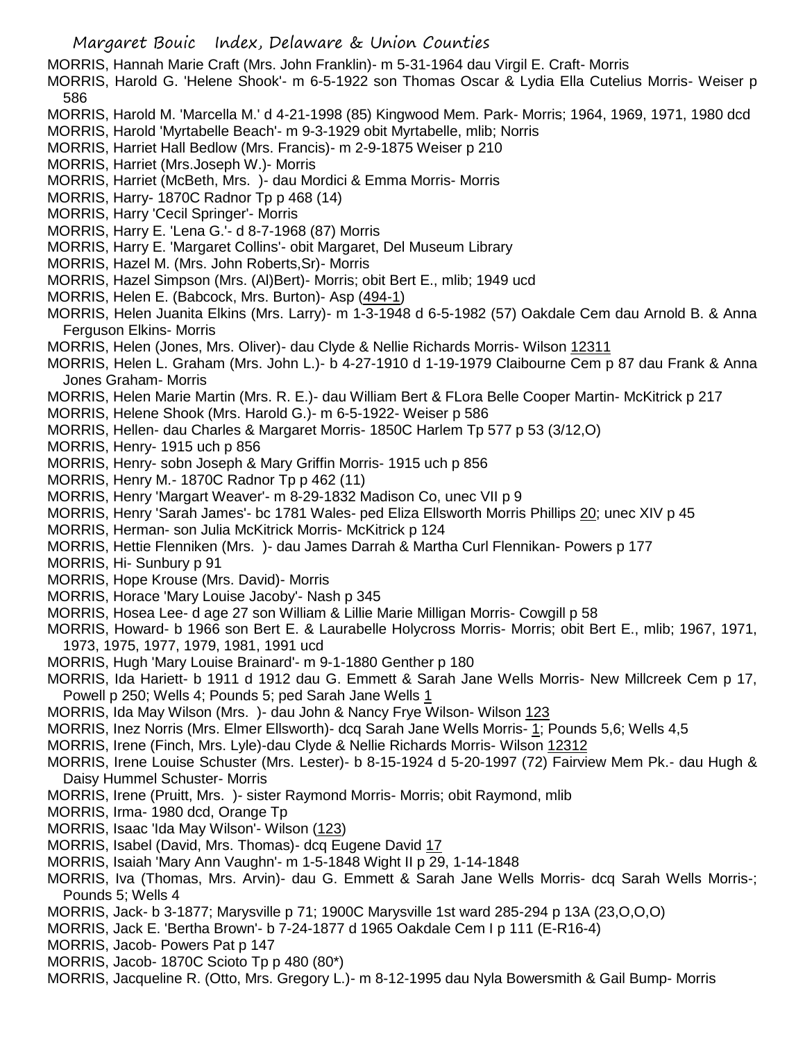MORRIS, Hannah Marie Craft (Mrs. John Franklin)- m 5-31-1964 dau Virgil E. Craft- Morris

MORRIS, Harold G. 'Helene Shook'- m 6-5-1922 son Thomas Oscar & Lydia Ella Cutelius Morris- Weiser p 586

MORRIS, Harold M. 'Marcella M.' d 4-21-1998 (85) Kingwood Mem. Park- Morris; 1964, 1969, 1971, 1980 dcd

MORRIS, Harold 'Myrtabelle Beach'- m 9-3-1929 obit Myrtabelle, mlib; Norris

MORRIS, Harriet Hall Bedlow (Mrs. Francis)- m 2-9-1875 Weiser p 210

MORRIS, Harriet (Mrs.Joseph W.)- Morris

MORRIS, Harriet (McBeth, Mrs. )- dau Mordici & Emma Morris- Morris

MORRIS, Harry- 1870C Radnor Tp p 468 (14)

MORRIS, Harry 'Cecil Springer'- Morris

MORRIS, Harry E. 'Lena G.'- d 8-7-1968 (87) Morris

MORRIS, Harry E. 'Margaret Collins'- obit Margaret, Del Museum Library

MORRIS, Hazel M. (Mrs. John Roberts,Sr)- Morris

MORRIS, Hazel Simpson (Mrs. (Al)Bert)- Morris; obit Bert E., mlib; 1949 ucd

MORRIS, Helen E. (Babcock, Mrs. Burton)- Asp (494-1)

MORRIS, Helen Juanita Elkins (Mrs. Larry)- m 1-3-1948 d 6-5-1982 (57) Oakdale Cem dau Arnold B. & Anna Ferguson Elkins- Morris

MORRIS, Helen (Jones, Mrs. Oliver)- dau Clyde & Nellie Richards Morris- Wilson 12311

MORRIS, Helen L. Graham (Mrs. John L.)- b 4-27-1910 d 1-19-1979 Claibourne Cem p 87 dau Frank & Anna Jones Graham- Morris

MORRIS, Helen Marie Martin (Mrs. R. E.)- dau William Bert & FLora Belle Cooper Martin- McKitrick p 217

MORRIS, Helene Shook (Mrs. Harold G.)- m 6-5-1922- Weiser p 586

MORRIS, Hellen- dau Charles & Margaret Morris- 1850C Harlem Tp 577 p 53 (3/12,O)

MORRIS, Henry- 1915 uch p 856

MORRIS, Henry- sobn Joseph & Mary Griffin Morris- 1915 uch p 856

MORRIS, Henry M.- 1870C Radnor Tp p 462 (11)

MORRIS, Henry 'Margart Weaver'- m 8-29-1832 Madison Co, unec VII p 9

MORRIS, Henry 'Sarah James'- bc 1781 Wales- ped Eliza Ellsworth Morris Phillips 20; unec XIV p 45

MORRIS, Herman- son Julia McKitrick Morris- McKitrick p 124

MORRIS, Hettie Flenniken (Mrs. )- dau James Darrah & Martha Curl Flennikan- Powers p 177

MORRIS, Hi- Sunbury p 91

MORRIS, Hope Krouse (Mrs. David)- Morris

MORRIS, Horace 'Mary Louise Jacoby'- Nash p 345

MORRIS, Hosea Lee- d age 27 son William & Lillie Marie Milligan Morris- Cowgill p 58

MORRIS, Howard- b 1966 son Bert E. & Laurabelle Holycross Morris- Morris; obit Bert E., mlib; 1967, 1971, 1973, 1975, 1977, 1979, 1981, 1991 ucd

MORRIS, Hugh 'Mary Louise Brainard'- m 9-1-1880 Genther p 180

MORRIS, Ida Hariett- b 1911 d 1912 dau G. Emmett & Sarah Jane Wells Morris- New Millcreek Cem p 17, Powell p 250; Wells 4; Pounds 5; ped Sarah Jane Wells 1

MORRIS, Ida May Wilson (Mrs. )- dau John & Nancy Frye Wilson- Wilson 123

MORRIS, Inez Norris (Mrs. Elmer Ellsworth)- dcq Sarah Jane Wells Morris- 1; Pounds 5,6; Wells 4,5

MORRIS, Irene (Finch, Mrs. Lyle)-dau Clyde & Nellie Richards Morris- Wilson 12312

MORRIS, Irene Louise Schuster (Mrs. Lester)- b 8-15-1924 d 5-20-1997 (72) Fairview Mem Pk.- dau Hugh & Daisy Hummel Schuster- Morris

MORRIS, Irene (Pruitt, Mrs. )- sister Raymond Morris- Morris; obit Raymond, mlib

MORRIS, Irma- 1980 dcd, Orange Tp

MORRIS, Isaac 'Ida May Wilson'- Wilson (123)

MORRIS, Isabel (David, Mrs. Thomas)- dcq Eugene David 17

MORRIS, Isaiah 'Mary Ann Vaughn'- m 1-5-1848 Wight II p 29, 1-14-1848

MORRIS, Iva (Thomas, Mrs. Arvin)- dau G. Emmett & Sarah Jane Wells Morris- dcq Sarah Wells Morris-; Pounds 5; Wells 4

MORRIS, Jack- b 3-1877; Marysville p 71; 1900C Marysville 1st ward 285-294 p 13A (23,O,O,O)

MORRIS, Jack E. 'Bertha Brown'- b 7-24-1877 d 1965 Oakdale Cem I p 111 (E-R16-4)

MORRIS, Jacob- Powers Pat p 147

MORRIS, Jacob- 1870C Scioto Tp p 480 (80*)

MORRIS, Jacqueline R. (Otto, Mrs. Gregory L.)- m 8-12-1995 dau Nyla Bowersmith & Gail Bump- Morris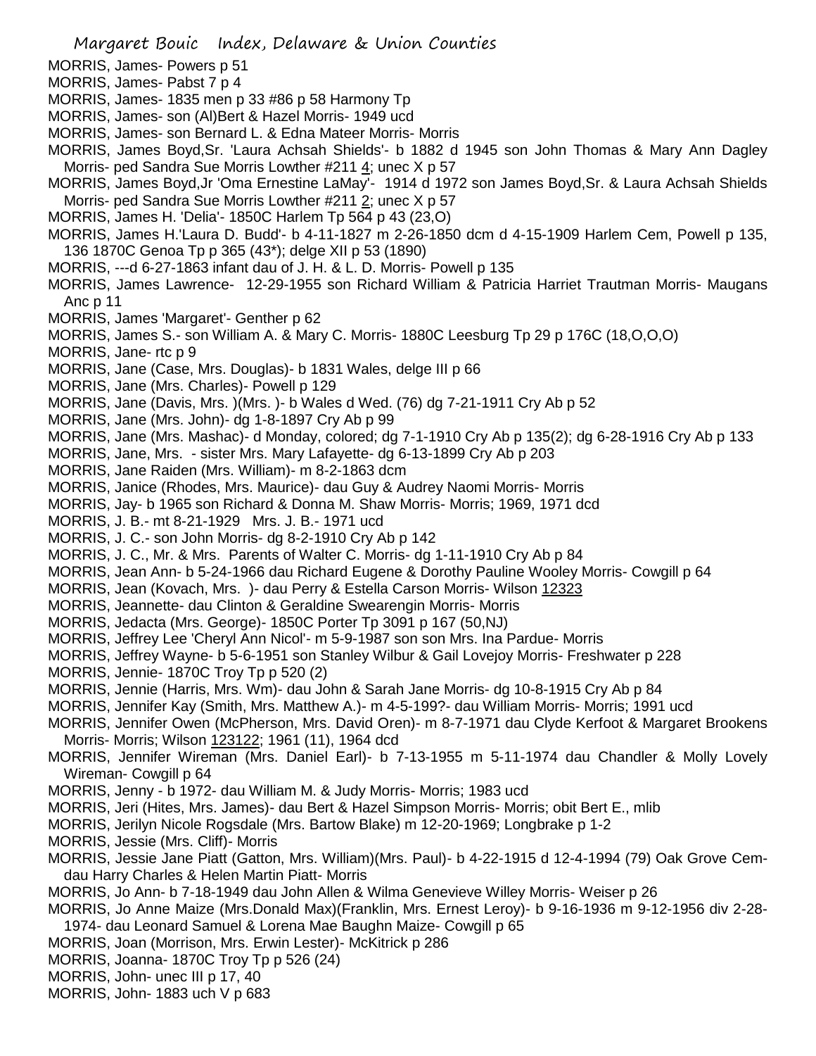MORRIS, James- Powers p 51

MORRIS, James- Pabst 7 p 4

MORRIS, James- 1835 men p 33 #86 p 58 Harmony Tp

MORRIS, James- son (Al)Bert & Hazel Morris- 1949 ucd

MORRIS, James- son Bernard L. & Edna Mateer Morris- Morris

MORRIS, James Boyd,Sr. 'Laura Achsah Shields'- b 1882 d 1945 son John Thomas & Mary Ann Dagley Morris- ped Sandra Sue Morris Lowther #211 4; unec X p 57

MORRIS, James Boyd,Jr 'Oma Ernestine LaMay'- 1914 d 1972 son James Boyd,Sr. & Laura Achsah Shields Morris- ped Sandra Sue Morris Lowther #211 2; unec X p 57

MORRIS, James H. 'Delia'- 1850C Harlem Tp 564 p 43 (23,O)

MORRIS, James H.'Laura D. Budd'- b 4-11-1827 m 2-26-1850 dcm d 4-15-1909 Harlem Cem, Powell p 135, 136 1870C Genoa Tp p 365 (43*); delge XII p 53 (1890)

MORRIS, ---d 6-27-1863 infant dau of J. H. & L. D. Morris- Powell p 135

MORRIS, James Lawrence- 12-29-1955 son Richard William & Patricia Harriet Trautman Morris- Maugans Anc p 11

MORRIS, James 'Margaret'- Genther p 62

MORRIS, James S.- son William A. & Mary C. Morris- 1880C Leesburg Tp 29 p 176C (18,O,O,O)

MORRIS, Jane- rtc p 9

MORRIS, Jane (Case, Mrs. Douglas)- b 1831 Wales, delge III p 66

MORRIS, Jane (Mrs. Charles)- Powell p 129

MORRIS, Jane (Davis, Mrs. )(Mrs. )- b Wales d Wed. (76) dg 7-21-1911 Cry Ab p 52

MORRIS, Jane (Mrs. John)- dg 1-8-1897 Cry Ab p 99

MORRIS, Jane (Mrs. Mashac)- d Monday, colored; dg 7-1-1910 Cry Ab p 135(2); dg 6-28-1916 Cry Ab p 133

MORRIS, Jane, Mrs. - sister Mrs. Mary Lafayette- dg 6-13-1899 Cry Ab p 203

MORRIS, Jane Raiden (Mrs. William)- m 8-2-1863 dcm

MORRIS, Janice (Rhodes, Mrs. Maurice)- dau Guy & Audrey Naomi Morris- Morris

MORRIS, Jay- b 1965 son Richard & Donna M. Shaw Morris- Morris; 1969, 1971 dcd

MORRIS, J. B.- mt 8-21-1929 Mrs. J. B.- 1971 ucd

MORRIS, J. C.- son John Morris- dg 8-2-1910 Cry Ab p 142

MORRIS, J. C., Mr. & Mrs. Parents of Walter C. Morris- dg 1-11-1910 Cry Ab p 84

MORRIS, Jean Ann- b 5-24-1966 dau Richard Eugene & Dorothy Pauline Wooley Morris- Cowgill p 64

MORRIS, Jean (Kovach, Mrs. )- dau Perry & Estella Carson Morris- Wilson 12323

MORRIS, Jeannette- dau Clinton & Geraldine Swearengin Morris- Morris

MORRIS, Jedacta (Mrs. George)- 1850C Porter Tp 3091 p 167 (50,NJ)

MORRIS, Jeffrey Lee 'Cheryl Ann Nicol'- m 5-9-1987 son son Mrs. Ina Pardue- Morris

MORRIS, Jeffrey Wayne- b 5-6-1951 son Stanley Wilbur & Gail Lovejoy Morris- Freshwater p 228

MORRIS, Jennie- 1870C Troy Tp p 520 (2)

MORRIS, Jennie (Harris, Mrs. Wm)- dau John & Sarah Jane Morris- dg 10-8-1915 Cry Ab p 84

MORRIS, Jennifer Kay (Smith, Mrs. Matthew A.)- m 4-5-199?- dau William Morris- Morris; 1991 ucd

MORRIS, Jennifer Owen (McPherson, Mrs. David Oren)- m 8-7-1971 dau Clyde Kerfoot & Margaret Brookens Morris- Morris; Wilson 123122; 1961 (11), 1964 dcd

MORRIS, Jennifer Wireman (Mrs. Daniel Earl)- b 7-13-1955 m 5-11-1974 dau Chandler & Molly Lovely Wireman- Cowgill p 64

MORRIS, Jenny - b 1972- dau William M. & Judy Morris- Morris; 1983 ucd

MORRIS, Jeri (Hites, Mrs. James)- dau Bert & Hazel Simpson Morris- Morris; obit Bert E., mlib

MORRIS, Jerilyn Nicole Rogsdale (Mrs. Bartow Blake) m 12-20-1969; Longbrake p 1-2

MORRIS, Jessie (Mrs. Cliff)- Morris

MORRIS, Jessie Jane Piatt (Gatton, Mrs. William)(Mrs. Paul)- b 4-22-1915 d 12-4-1994 (79) Oak Grove Cem- dau Harry Charles & Helen Martin Piatt- Morris

MORRIS, Jo Ann- b 7-18-1949 dau John Allen & Wilma Genevieve Willey Morris- Weiser p 26

MORRIS, Jo Anne Maize (Mrs.Donald Max)(Franklin, Mrs. Ernest Leroy)- b 9-16-1936 m 9-12-1956 div 2-28-1974- dau Leonard Samuel & Lorena Mae Baughn Maize- Cowgill p 65

MORRIS, Joan (Morrison, Mrs. Erwin Lester)- McKitrick p 286

MORRIS, Joanna- 1870C Troy Tp p 526 (24)

MORRIS, John- unec III p 17, 40

MORRIS, John- 1883 uch V p 683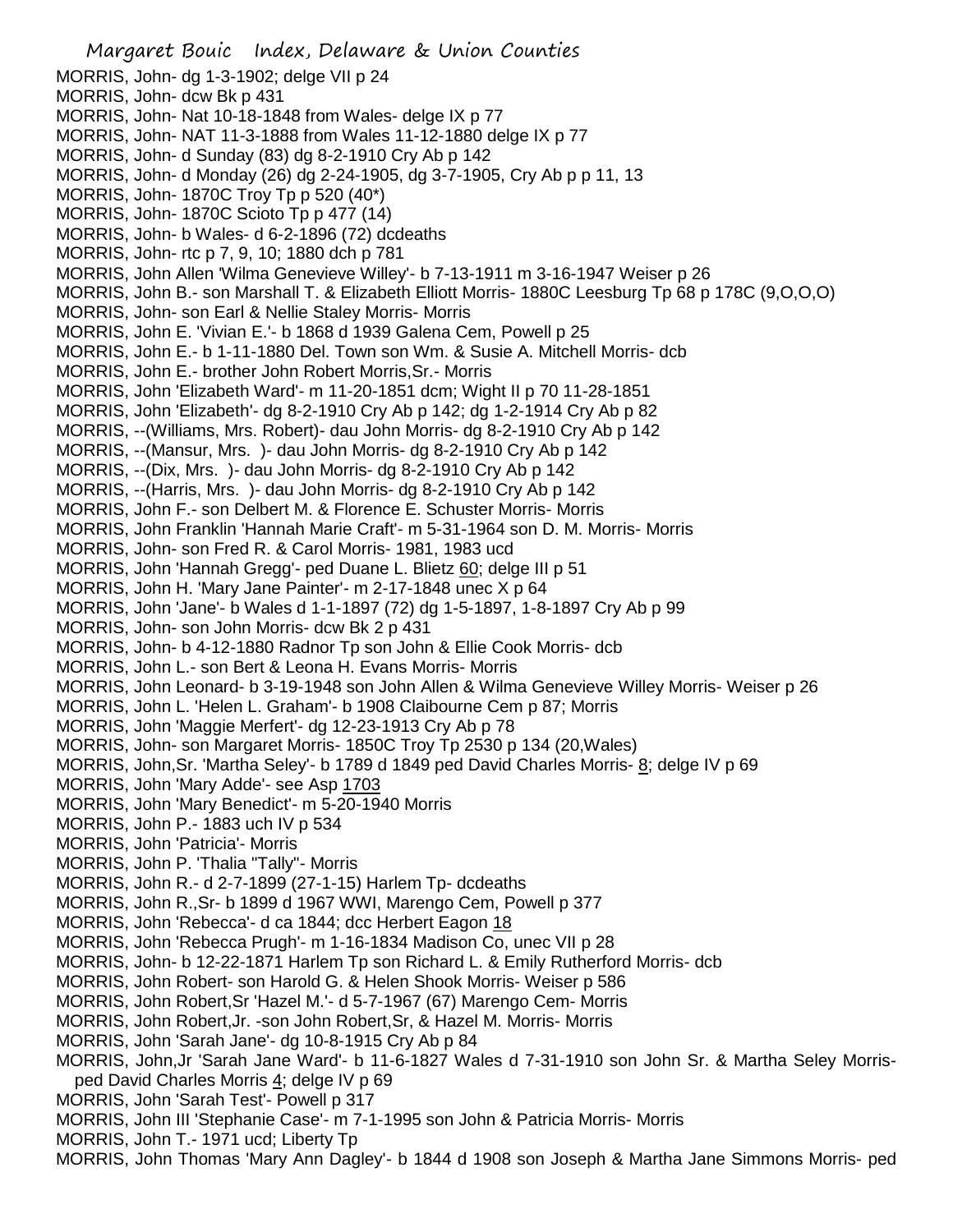MORRIS, John- dg 1-3-1902; delge VII p 24
MORRIS, John- dcw Bk p 431
MORRIS, John- Nat 10-18-1848 from Wales- delge IX p 77
MORRIS, John- NAT 11-3-1888 from Wales 11-12-1880 delge IX p 77
MORRIS, John- d Sunday (83) dg 8-2-1910 Cry Ab p 142
MORRIS, John- d Monday (26) dg 2-24-1905, dg 3-7-1905, Cry Ab p p 11, 13
MORRIS, John- 1870C Troy Tp p 520 (40*)
MORRIS, John- 1870C Scioto Tp p 477 (14)
MORRIS, John- b Wales- d 6-2-1896 (72) dcdeaths
MORRIS, John- rtc p 7, 9, 10; 1880 dch p 781
MORRIS, John Allen 'Wilma Genevieve Willey'- b 7-13-1911 m 3-16-1947 Weiser p 26
MORRIS, John B.- son Marshall T. & Elizabeth Elliott Morris- 1880C Leesburg Tp 68 p 178C (9,O,O,O)
MORRIS, John- son Earl & Nellie Staley Morris- Morris
MORRIS, John E. 'Vivian E.'- b 1868 d 1939 Galena Cem, Powell p 25
MORRIS, John E.- b 1-11-1880 Del. Town son Wm. & Susie A. Mitchell Morris- dcb
MORRIS, John E.- brother John Robert Morris,Sr.- Morris
MORRIS, John 'Elizabeth Ward'- m 11-20-1851 dcm; Wight II p 70 11-28-1851
MORRIS, John 'Elizabeth'- dg 8-2-1910 Cry Ab p 142; dg 1-2-1914 Cry Ab p 82
MORRIS, --(Williams, Mrs. Robert)- dau John Morris- dg 8-2-1910 Cry Ab p 142
MORRIS, --(Mansur, Mrs. )- dau John Morris- dg 8-2-1910 Cry Ab p 142
MORRIS, --(Dix, Mrs. )- dau John Morris- dg 8-2-1910 Cry Ab p 142
MORRIS, --(Harris, Mrs. )- dau John Morris- dg 8-2-1910 Cry Ab p 142
MORRIS, John F.- son Delbert M. & Florence E. Schuster Morris- Morris
MORRIS, John Franklin 'Hannah Marie Craft'- m 5-31-1964 son D. M. Morris- Morris
MORRIS, John- son Fred R. & Carol Morris- 1981, 1983 ucd
MORRIS, John 'Hannah Gregg'- ped Duane L. Blietz 60; delge III p 51
MORRIS, John H. 'Mary Jane Painter'- m 2-17-1848 unec X p 64
MORRIS, John 'Jane'- b Wales d 1-1-1897 (72) dg 1-5-1897, 1-8-1897 Cry Ab p 99
MORRIS, John- son John Morris- dcw Bk 2 p 431
MORRIS, John- b 4-12-1880 Radnor Tp son John & Ellie Cook Morris- dcb
MORRIS, John L.- son Bert & Leona H. Evans Morris- Morris
MORRIS, John Leonard- b 3-19-1948 son John Allen & Wilma Genevieve Willey Morris- Weiser p 26
MORRIS, John L. 'Helen L. Graham'- b 1908 Claibourne Cem p 87; Morris
MORRIS, John 'Maggie Merfert'- dg 12-23-1913 Cry Ab p 78
MORRIS, John- son Margaret Morris- 1850C Troy Tp 2530 p 134 (20,Wales)
MORRIS, John,Sr. 'Martha Seley'- b 1789 d 1849 ped David Charles Morris- 8; delge IV p 69
MORRIS, John 'Mary Adde'- see Asp 1703
MORRIS, John 'Mary Benedict'- m 5-20-1940 Morris
MORRIS, John P.- 1883 uch IV p 534
MORRIS, John 'Patricia'- Morris
MORRIS, John P. 'Thalia "Tally"- Morris
MORRIS, John R.- d 2-7-1899 (27-1-15) Harlem Tp- dcdeaths
MORRIS, John R.,Sr- b 1899 d 1967 WWI, Marengo Cem, Powell p 377
MORRIS, John 'Rebecca'- d ca 1844; dcc Herbert Eagon 18
MORRIS, John 'Rebecca Prugh'- m 1-16-1834 Madison Co, unec VII p 28
MORRIS, John- b 12-22-1871 Harlem Tp son Richard L. & Emily Rutherford Morris- dcb
MORRIS, John Robert- son Harold G. & Helen Shook Morris- Weiser p 586
MORRIS, John Robert,Sr 'Hazel M.'- d 5-7-1967 (67) Marengo Cem- Morris
MORRIS, John Robert,Jr. -son John Robert,Sr, & Hazel M. Morris- Morris
MORRIS, John 'Sarah Jane'- dg 10-8-1915 Cry Ab p 84
MORRIS, John,Jr 'Sarah Jane Ward'- b 11-6-1827 Wales d 7-31-1910 son John Sr. & Martha Seley Morris- ped David Charles Morris 4; delge IV p 69
MORRIS, John 'Sarah Test'- Powell p 317
MORRIS, John III 'Stephanie Case'- m 7-1-1995 son John & Patricia Morris- Morris
MORRIS, John T.- 1971 ucd; Liberty Tp
MORRIS, John Thomas 'Mary Ann Dagley'- b 1844 d 1908 son Joseph & Martha Jane Simmons Morris- ped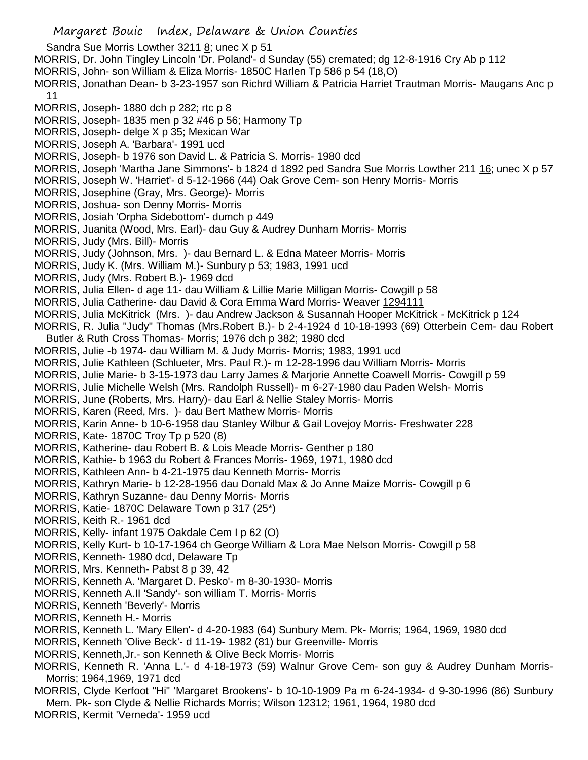Sandra Sue Morris Lowther 3211 8; unec X p 51

MORRIS, Dr. John Tingley Lincoln 'Dr. Poland'- d Sunday (55) cremated; dg 12-8-1916 Cry Ab p 112

MORRIS, John- son William & Eliza Morris- 1850C Harlen Tp 586 p 54 (18,O)

MORRIS, Jonathan Dean- b 3-23-1957 son Richrd William & Patricia Harriet Trautman Morris- Maugans Anc p 11

MORRIS, Joseph- 1880 dch p 282; rtc p 8

MORRIS, Joseph- 1835 men p 32 #46 p 56; Harmony Tp

MORRIS, Joseph- delge X p 35; Mexican War

MORRIS, Joseph A. 'Barbara'- 1991 ucd

MORRIS, Joseph- b 1976 son David L. & Patricia S. Morris- 1980 dcd

MORRIS, Joseph 'Martha Jane Simmons'- b 1824 d 1892 ped Sandra Sue Morris Lowther 211 16; unec X p 57

MORRIS, Joseph W. 'Harriet'- d 5-12-1966 (44) Oak Grove Cem- son Henry Morris- Morris

MORRIS, Josephine (Gray, Mrs. George)- Morris

MORRIS, Joshua- son Denny Morris- Morris

MORRIS, Josiah 'Orpha Sidebottom'- dumch p 449

MORRIS, Juanita (Wood, Mrs. Earl)- dau Guy & Audrey Dunham Morris- Morris

MORRIS, Judy (Mrs. Bill)- Morris

MORRIS, Judy (Johnson, Mrs. )- dau Bernard L. & Edna Mateer Morris- Morris

MORRIS, Judy K. (Mrs. William M.)- Sunbury p 53; 1983, 1991 ucd

MORRIS, Judy (Mrs. Robert B.)- 1969 dcd

MORRIS, Julia Ellen- d age 11- dau William & Lillie Marie Milligan Morris- Cowgill p 58

MORRIS, Julia Catherine- dau David & Cora Emma Ward Morris- Weaver 1294111

MORRIS, Julia McKitrick (Mrs. )- dau Andrew Jackson & Susannah Hooper McKitrick - McKitrick p 124

MORRIS, R. Julia "Judy" Thomas (Mrs.Robert B.)- b 2-4-1924 d 10-18-1993 (69) Otterbein Cem- dau Robert Butler & Ruth Cross Thomas- Morris; 1976 dch p 382; 1980 dcd

MORRIS, Julie -b 1974- dau William M. & Judy Morris- Morris; 1983, 1991 ucd

MORRIS, Julie Kathleen (Schlueter, Mrs. Paul R.)- m 12-28-1996 dau William Morris- Morris

MORRIS, Julie Marie- b 3-15-1973 dau Larry James & Marjorie Annette Coawell Morris- Cowgill p 59

MORRIS, Julie Michelle Welsh (Mrs. Randolph Russell)- m 6-27-1980 dau Paden Welsh- Morris

MORRIS, June (Roberts, Mrs. Harry)- dau Earl & Nellie Staley Morris- Morris

MORRIS, Karen (Reed, Mrs. )- dau Bert Mathew Morris- Morris

MORRIS, Karin Anne- b 10-6-1958 dau Stanley Wilbur & Gail Lovejoy Morris- Freshwater 228

MORRIS, Kate- 1870C Troy Tp p 520 (8)

MORRIS, Katherine- dau Robert B. & Lois Meade Morris- Genther p 180

MORRIS, Kathie- b 1963 du Robert & Frances Morris- 1969, 1971, 1980 dcd

MORRIS, Kathleen Ann- b 4-21-1975 dau Kenneth Morris- Morris

MORRIS, Kathryn Marie- b 12-28-1956 dau Donald Max & Jo Anne Maize Morris- Cowgill p 6

MORRIS, Kathryn Suzanne- dau Denny Morris- Morris

MORRIS, Katie- 1870C Delaware Town p 317 (25*)

MORRIS, Keith R.- 1961 dcd

MORRIS, Kelly- infant 1975 Oakdale Cem I p 62 (O)

MORRIS, Kelly Kurt- b 10-17-1964 ch George William & Lora Mae Nelson Morris- Cowgill p 58

MORRIS, Kenneth- 1980 dcd, Delaware Tp

MORRIS, Mrs. Kenneth- Pabst 8 p 39, 42

MORRIS, Kenneth A. 'Margaret D. Pesko'- m 8-30-1930- Morris

MORRIS, Kenneth A.II 'Sandy'- son william T. Morris- Morris

MORRIS, Kenneth 'Beverly'- Morris

MORRIS, Kenneth H.- Morris

MORRIS, Kenneth L. 'Mary Ellen'- d 4-20-1983 (64) Sunbury Mem. Pk- Morris; 1964, 1969, 1980 dcd

MORRIS, Kenneth 'Olive Beck'- d 11-19- 1982 (81) bur Greenville- Morris

MORRIS, Kenneth,Jr.- son Kenneth & Olive Beck Morris- Morris

MORRIS, Kenneth R. 'Anna L.'- d 4-18-1973 (59) Walnur Grove Cem- son guy & Audrey Dunham Morris- Morris; 1964,1969, 1971 dcd

MORRIS, Clyde Kerfoot "Hi" 'Margaret Brookens'- b 10-10-1909 Pa m 6-24-1934- d 9-30-1996 (86) Sunbury Mem. Pk- son Clyde & Nellie Richards Morris; Wilson 12312; 1961, 1964, 1980 dcd

MORRIS, Kermit 'Verneda'- 1959 ucd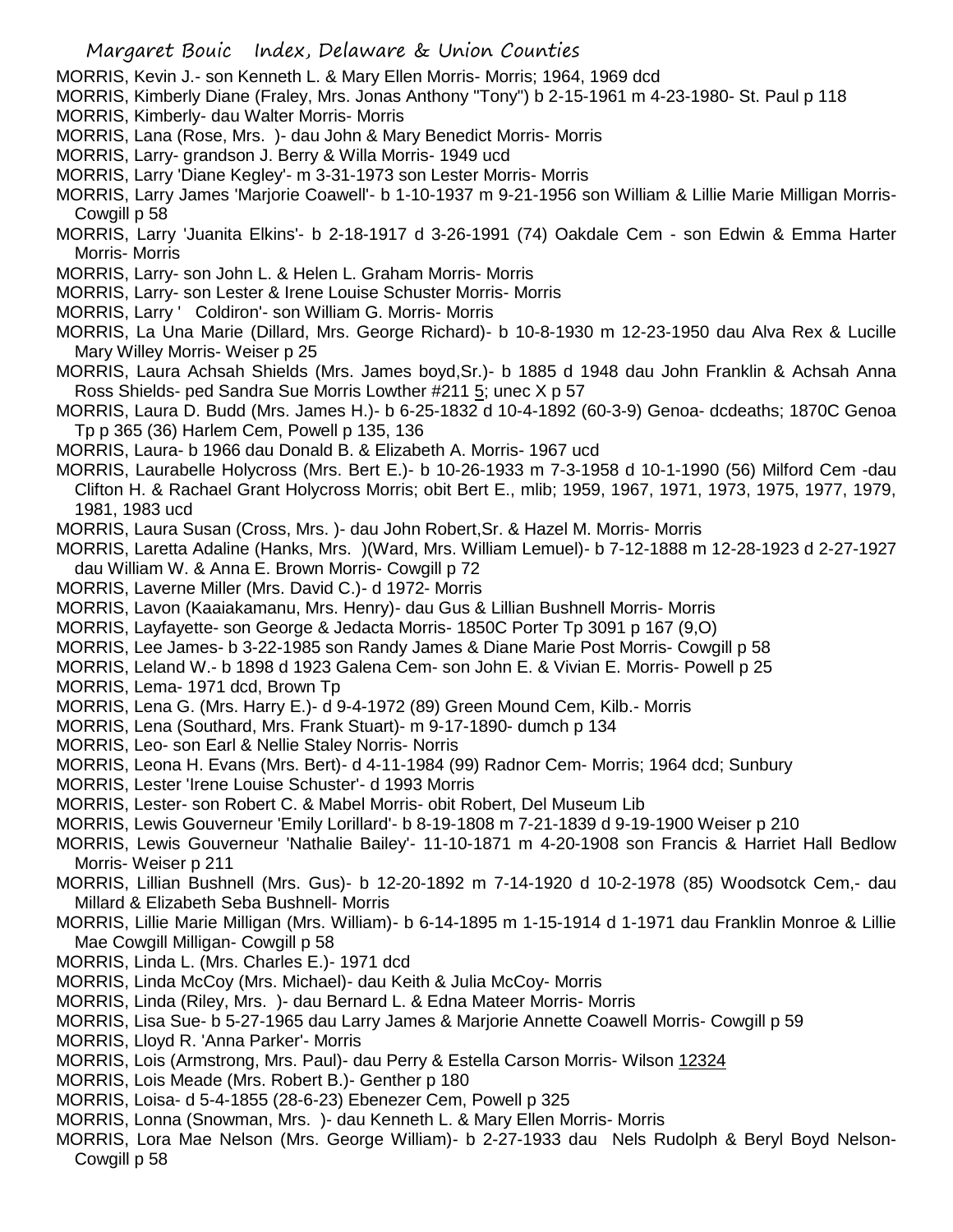MORRIS, Kevin J.- son Kenneth L. & Mary Ellen Morris- Morris; 1964, 1969 dcd

MORRIS, Kimberly Diane (Fraley, Mrs. Jonas Anthony "Tony") b 2-15-1961 m 4-23-1980- St. Paul p 118

MORRIS, Kimberly- dau Walter Morris- Morris

MORRIS, Lana (Rose, Mrs. )- dau John & Mary Benedict Morris- Morris

MORRIS, Larry- grandson J. Berry & Willa Morris- 1949 ucd

MORRIS, Larry 'Diane Kegley'- m 3-31-1973 son Lester Morris- Morris

MORRIS, Larry James 'Marjorie Coawell'- b 1-10-1937 m 9-21-1956 son William & Lillie Marie Milligan Morris- Cowgill p 58

MORRIS, Larry 'Juanita Elkins'- b 2-18-1917 d 3-26-1991 (74) Oakdale Cem - son Edwin & Emma Harter Morris- Morris

MORRIS, Larry- son John L. & Helen L. Graham Morris- Morris

MORRIS, Larry- son Lester & Irene Louise Schuster Morris- Morris

MORRIS, Larry ' Coldiron'- son William G. Morris- Morris

MORRIS, La Una Marie (Dillard, Mrs. George Richard)- b 10-8-1930 m 12-23-1950 dau Alva Rex & Lucille Mary Willey Morris- Weiser p 25

MORRIS, Laura Achsah Shields (Mrs. James boyd,Sr.)- b 1885 d 1948 dau John Franklin & Achsah Anna Ross Shields- ped Sandra Sue Morris Lowther #211 5; unec X p 57

MORRIS, Laura D. Budd (Mrs. James H.)- b 6-25-1832 d 10-4-1892 (60-3-9) Genoa- dcdeaths; 1870C Genoa Tp p 365 (36) Harlem Cem, Powell p 135, 136

MORRIS, Laura- b 1966 dau Donald B. & Elizabeth A. Morris- 1967 ucd

MORRIS, Laurabelle Holycross (Mrs. Bert E.)- b 10-26-1933 m 7-3-1958 d 10-1-1990 (56) Milford Cem -dau Clifton H. & Rachael Grant Holycross Morris; obit Bert E., mlib; 1959, 1967, 1971, 1973, 1975, 1977, 1979, 1981, 1983 ucd

MORRIS, Laura Susan (Cross, Mrs. )- dau John Robert,Sr. & Hazel M. Morris- Morris

MORRIS, Laretta Adaline (Hanks, Mrs. )(Ward, Mrs. William Lemuel)- b 7-12-1888 m 12-28-1923 d 2-27-1927 dau William W. & Anna E. Brown Morris- Cowgill p 72

MORRIS, Laverne Miller (Mrs. David C.)- d 1972- Morris

MORRIS, Lavon (Kaaiakamanu, Mrs. Henry)- dau Gus & Lillian Bushnell Morris- Morris

MORRIS, Layfayette- son George & Jedacta Morris- 1850C Porter Tp 3091 p 167 (9,O)

MORRIS, Lee James- b 3-22-1985 son Randy James & Diane Marie Post Morris- Cowgill p 58

MORRIS, Leland W.- b 1898 d 1923 Galena Cem- son John E. & Vivian E. Morris- Powell p 25

MORRIS, Lema- 1971 dcd, Brown Tp

MORRIS, Lena G. (Mrs. Harry E.)- d 9-4-1972 (89) Green Mound Cem, Kilb.- Morris

MORRIS, Lena (Southard, Mrs. Frank Stuart)- m 9-17-1890- dumch p 134

MORRIS, Leo- son Earl & Nellie Staley Norris- Norris

MORRIS, Leona H. Evans (Mrs. Bert)- d 4-11-1984 (99) Radnor Cem- Morris; 1964 dcd; Sunbury

MORRIS, Lester 'Irene Louise Schuster'- d 1993 Morris

MORRIS, Lester- son Robert C. & Mabel Morris- obit Robert, Del Museum Lib

MORRIS, Lewis Gouverneur 'Emily Lorillard'- b 8-19-1808 m 7-21-1839 d 9-19-1900 Weiser p 210

MORRIS, Lewis Gouverneur 'Nathalie Bailey'- 11-10-1871 m 4-20-1908 son Francis & Harriet Hall Bedlow Morris- Weiser p 211

MORRIS, Lillian Bushnell (Mrs. Gus)- b 12-20-1892 m 7-14-1920 d 10-2-1978 (85) Woodsotck Cem,- dau Millard & Elizabeth Seba Bushnell- Morris

MORRIS, Lillie Marie Milligan (Mrs. William)- b 6-14-1895 m 1-15-1914 d 1-1971 dau Franklin Monroe & Lillie Mae Cowgill Milligan- Cowgill p 58

MORRIS, Linda L. (Mrs. Charles E.)- 1971 dcd

MORRIS, Linda McCoy (Mrs. Michael)- dau Keith & Julia McCoy- Morris

MORRIS, Linda (Riley, Mrs. )- dau Bernard L. & Edna Mateer Morris- Morris

MORRIS, Lisa Sue- b 5-27-1965 dau Larry James & Marjorie Annette Coawell Morris- Cowgill p 59

MORRIS, Lloyd R. 'Anna Parker'- Morris

MORRIS, Lois (Armstrong, Mrs. Paul)- dau Perry & Estella Carson Morris- Wilson 12324

MORRIS, Lois Meade (Mrs. Robert B.)- Genther p 180

MORRIS, Loisa- d 5-4-1855 (28-6-23) Ebenezer Cem, Powell p 325

MORRIS, Lonna (Snowman, Mrs. )- dau Kenneth L. & Mary Ellen Morris- Morris

MORRIS, Lora Mae Nelson (Mrs. George William)- b 2-27-1933 dau Nels Rudolph & Beryl Boyd Nelson- Cowgill p 58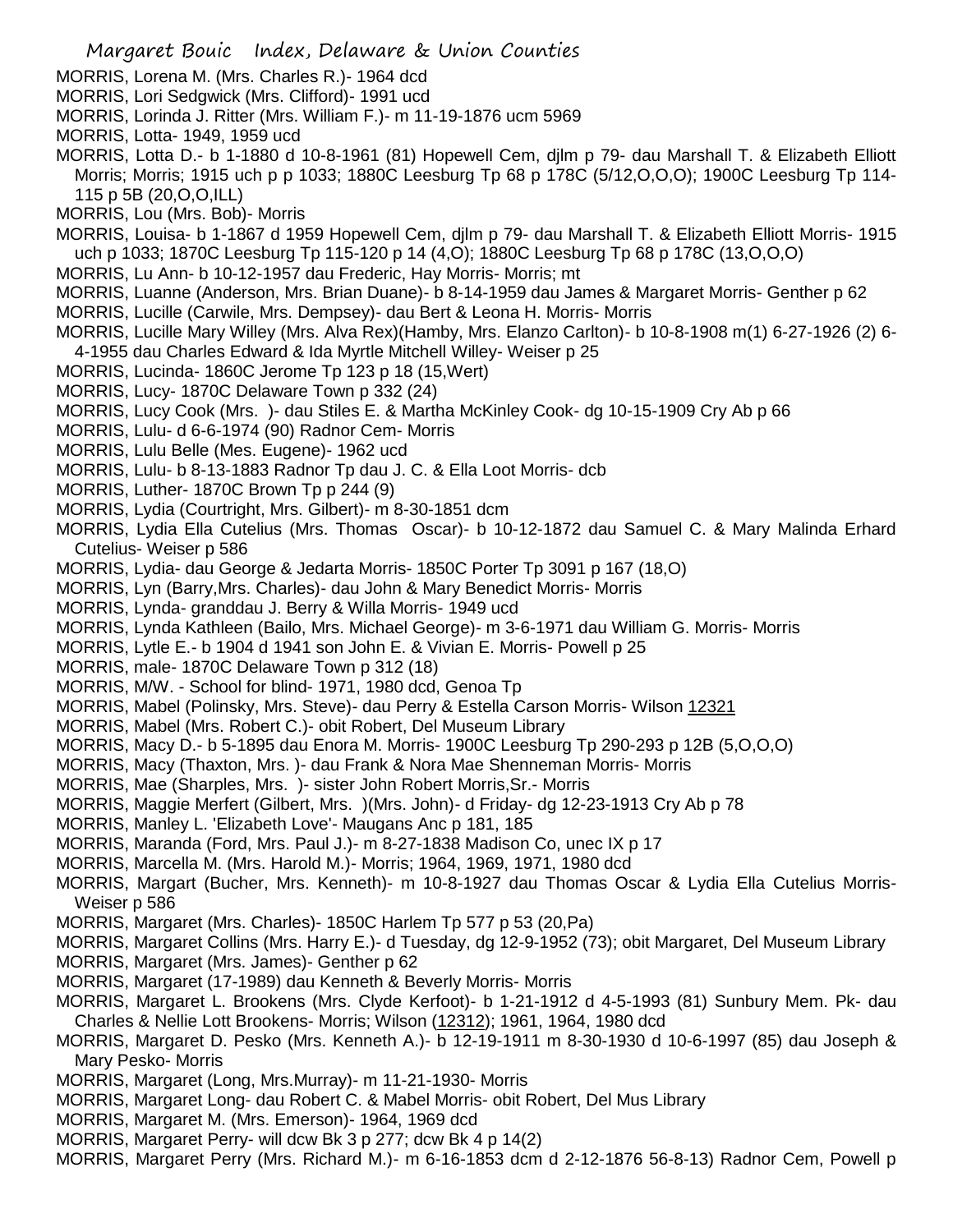MORRIS, Lorena M. (Mrs. Charles R.)- 1964 dcd

MORRIS, Lori Sedgwick (Mrs. Clifford)- 1991 ucd

MORRIS, Lorinda J. Ritter (Mrs. William F.)- m 11-19-1876 ucm 5969

MORRIS, Lotta- 1949, 1959 ucd

MORRIS, Lotta D.- b 1-1880 d 10-8-1961 (81) Hopewell Cem, djlm p 79- dau Marshall T. & Elizabeth Elliott Morris; Morris; 1915 uch p p 1033; 1880C Leesburg Tp 68 p 178C (5/12,O,O,O); 1900C Leesburg Tp 114-115 p 5B (20,O,O,ILL)

MORRIS, Lou (Mrs. Bob)- Morris

MORRIS, Louisa- b 1-1867 d 1959 Hopewell Cem, djlm p 79- dau Marshall T. & Elizabeth Elliott Morris- 1915 uch p 1033; 1870C Leesburg Tp 115-120 p 14 (4,O); 1880C Leesburg Tp 68 p 178C (13,O,O,O)

MORRIS, Lu Ann- b 10-12-1957 dau Frederic, Hay Morris- Morris; mt

MORRIS, Luanne (Anderson, Mrs. Brian Duane)- b 8-14-1959 dau James & Margaret Morris- Genther p 62

MORRIS, Lucille (Carwile, Mrs. Dempsey)- dau Bert & Leona H. Morris- Morris

MORRIS, Lucille Mary Willey (Mrs. Alva Rex)(Hamby, Mrs. Elanzo Carlton)- b 10-8-1908 m(1) 6-27-1926 (2) 6-4-1955 dau Charles Edward & Ida Myrtle Mitchell Willey- Weiser p 25

MORRIS, Lucinda- 1860C Jerome Tp 123 p 18 (15,Wert)

MORRIS, Lucy- 1870C Delaware Town p 332 (24)

MORRIS, Lucy Cook (Mrs. )- dau Stiles E. & Martha McKinley Cook- dg 10-15-1909 Cry Ab p 66

MORRIS, Lulu- d 6-6-1974 (90) Radnor Cem- Morris

MORRIS, Lulu Belle (Mes. Eugene)- 1962 ucd

MORRIS, Lulu- b 8-13-1883 Radnor Tp dau J. C. & Ella Loot Morris- dcb

MORRIS, Luther- 1870C Brown Tp p 244 (9)

MORRIS, Lydia (Courtright, Mrs. Gilbert)- m 8-30-1851 dcm

MORRIS, Lydia Ella Cutelius (Mrs. Thomas Oscar)- b 10-12-1872 dau Samuel C. & Mary Malinda Erhard Cutelius- Weiser p 586

MORRIS, Lydia- dau George & Jedarta Morris- 1850C Porter Tp 3091 p 167 (18,O)

MORRIS, Lyn (Barry,Mrs. Charles)- dau John & Mary Benedict Morris- Morris

MORRIS, Lynda- granddau J. Berry & Willa Morris- 1949 ucd

MORRIS, Lynda Kathleen (Bailo, Mrs. Michael George)- m 3-6-1971 dau William G. Morris- Morris

MORRIS, Lytle E.- b 1904 d 1941 son John E. & Vivian E. Morris- Powell p 25

MORRIS, male- 1870C Delaware Town p 312 (18)

MORRIS, M/W. - School for blind- 1971, 1980 dcd, Genoa Tp

MORRIS, Mabel (Polinsky, Mrs. Steve)- dau Perry & Estella Carson Morris- Wilson 12321

MORRIS, Mabel (Mrs. Robert C.)- obit Robert, Del Museum Library

MORRIS, Macy D.- b 5-1895 dau Enora M. Morris- 1900C Leesburg Tp 290-293 p 12B (5,O,O,O)

MORRIS, Macy (Thaxton, Mrs. )- dau Frank & Nora Mae Shenneman Morris- Morris

MORRIS, Mae (Sharples, Mrs. )- sister John Robert Morris,Sr.- Morris

MORRIS, Maggie Merfert (Gilbert, Mrs. )(Mrs. John)- d Friday- dg 12-23-1913 Cry Ab p 78

MORRIS, Manley L. 'Elizabeth Love'- Maugans Anc p 181, 185

MORRIS, Maranda (Ford, Mrs. Paul J.)- m 8-27-1838 Madison Co, unec IX p 17

MORRIS, Marcella M. (Mrs. Harold M.)- Morris; 1964, 1969, 1971, 1980 dcd

MORRIS, Margart (Bucher, Mrs. Kenneth)- m 10-8-1927 dau Thomas Oscar & Lydia Ella Cutelius Morris- Weiser p 586

MORRIS, Margaret (Mrs. Charles)- 1850C Harlem Tp 577 p 53 (20,Pa)

MORRIS, Margaret Collins (Mrs. Harry E.)- d Tuesday, dg 12-9-1952 (73); obit Margaret, Del Museum Library

MORRIS, Margaret (Mrs. James)- Genther p 62

MORRIS, Margaret (17-1989) dau Kenneth & Beverly Morris- Morris

MORRIS, Margaret L. Brookens (Mrs. Clyde Kerfoot)- b 1-21-1912 d 4-5-1993 (81) Sunbury Mem. Pk- dau Charles & Nellie Lott Brookens- Morris; Wilson (12312); 1961, 1964, 1980 dcd

MORRIS, Margaret D. Pesko (Mrs. Kenneth A.)- b 12-19-1911 m 8-30-1930 d 10-6-1997 (85) dau Joseph & Mary Pesko- Morris

MORRIS, Margaret (Long, Mrs.Murray)- m 11-21-1930- Morris

MORRIS, Margaret Long- dau Robert C. & Mabel Morris- obit Robert, Del Mus Library

MORRIS, Margaret M. (Mrs. Emerson)- 1964, 1969 dcd

MORRIS, Margaret Perry- will dcw Bk 3 p 277; dcw Bk 4 p 14(2)

MORRIS, Margaret Perry (Mrs. Richard M.)- m 6-16-1853 dcm d 2-12-1876 56-8-13) Radnor Cem, Powell p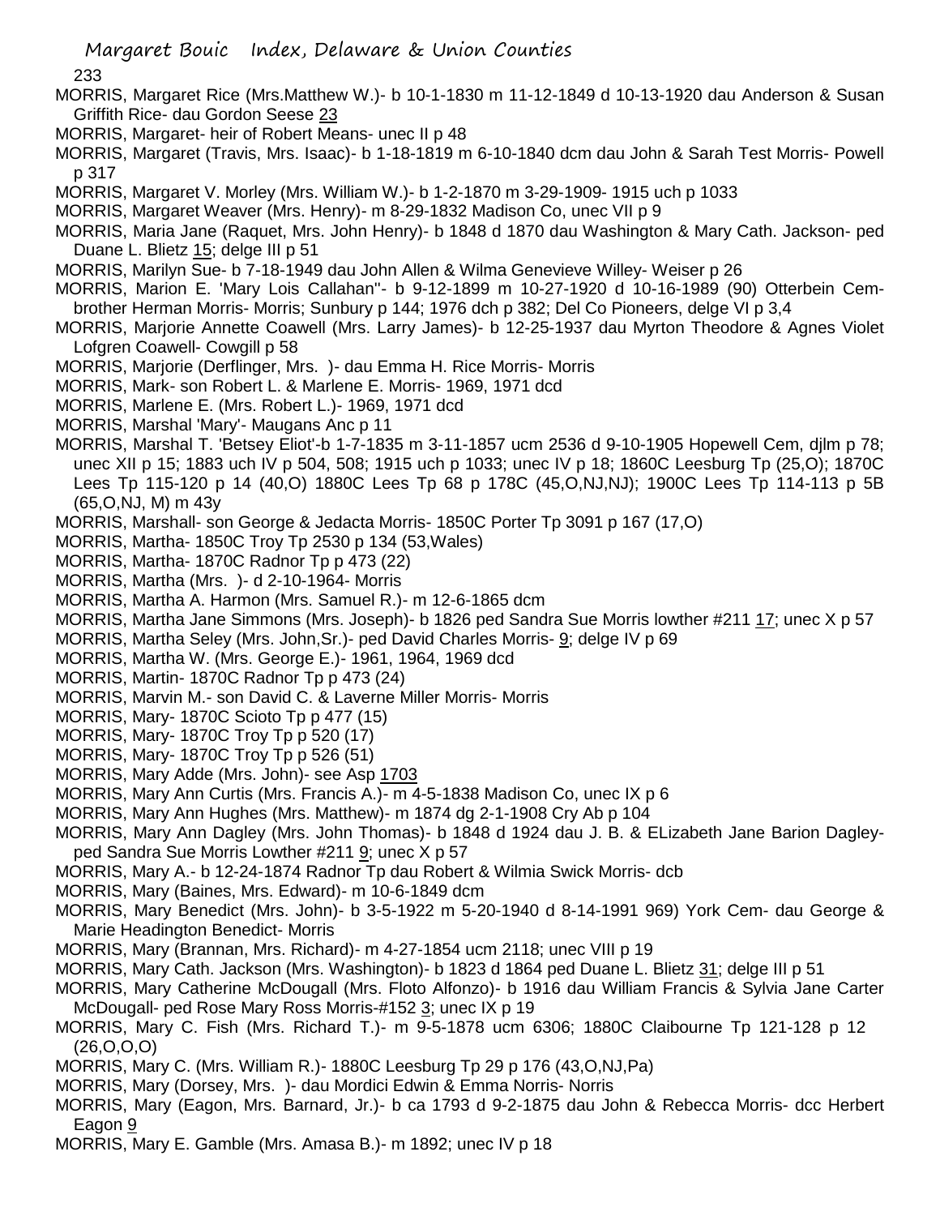MORRIS, Margaret Rice (Mrs.Matthew W.)- b 10-1-1830 m 11-12-1849 d 10-13-1920 dau Anderson & Susan Griffith Rice- dau Gordon Seese 23

MORRIS, Margaret- heir of Robert Means- unec II p 48

MORRIS, Margaret (Travis, Mrs. Isaac)- b 1-18-1819 m 6-10-1840 dcm dau John & Sarah Test Morris- Powell p 317

MORRIS, Margaret V. Morley (Mrs. William W.)- b 1-2-1870 m 3-29-1909- 1915 uch p 1033

MORRIS, Margaret Weaver (Mrs. Henry)- m 8-29-1832 Madison Co, unec VII p 9

MORRIS, Maria Jane (Raquet, Mrs. John Henry)- b 1848 d 1870 dau Washington & Mary Cath. Jackson- ped Duane L. Blietz 15; delge III p 51

MORRIS, Marilyn Sue- b 7-18-1949 dau John Allen & Wilma Genevieve Willey- Weiser p 26

MORRIS, Marion E. 'Mary Lois Callahan''- b 9-12-1899 m 10-27-1920 d 10-16-1989 (90) Otterbein Cem- brother Herman Morris- Morris; Sunbury p 144; 1976 dch p 382; Del Co Pioneers, delge VI p 3,4

MORRIS, Marjorie Annette Coawell (Mrs. Larry James)- b 12-25-1937 dau Myrton Theodore & Agnes Violet Lofgren Coawell- Cowgill p 58

MORRIS, Marjorie (Derflinger, Mrs. )- dau Emma H. Rice Morris- Morris

MORRIS, Mark- son Robert L. & Marlene E. Morris- 1969, 1971 dcd

MORRIS, Marlene E. (Mrs. Robert L.)- 1969, 1971 dcd

MORRIS, Marshal 'Mary'- Maugans Anc p 11

MORRIS, Marshal T. 'Betsey Eliot'-b 1-7-1835 m 3-11-1857 ucm 2536 d 9-10-1905 Hopewell Cem, djlm p 78; unec XII p 15; 1883 uch IV p 504, 508; 1915 uch p 1033; unec IV p 18; 1860C Leesburg Tp (25,O); 1870C Lees Tp 115-120 p 14 (40,O) 1880C Lees Tp 68 p 178C (45,O,NJ,NJ); 1900C Lees Tp 114-113 p 5B (65,O,NJ, M) m 43y

MORRIS, Marshall- son George & Jedacta Morris- 1850C Porter Tp 3091 p 167 (17,O)

MORRIS, Martha- 1850C Troy Tp 2530 p 134 (53,Wales)

MORRIS, Martha- 1870C Radnor Tp p 473 (22)

MORRIS, Martha (Mrs. )- d 2-10-1964- Morris

MORRIS, Martha A. Harmon (Mrs. Samuel R.)- m 12-6-1865 dcm

MORRIS, Martha Jane Simmons (Mrs. Joseph)- b 1826 ped Sandra Sue Morris lowther #211 17; unec X p 57

MORRIS, Martha Seley (Mrs. John,Sr.)- ped David Charles Morris- 9; delge IV p 69

MORRIS, Martha W. (Mrs. George E.)- 1961, 1964, 1969 dcd

MORRIS, Martin- 1870C Radnor Tp p 473 (24)

MORRIS, Marvin M.- son David C. & Laverne Miller Morris- Morris

MORRIS, Mary- 1870C Scioto Tp p 477 (15)

MORRIS, Mary- 1870C Troy Tp p 520 (17)

MORRIS, Mary- 1870C Troy Tp p 526 (51)

MORRIS, Mary Adde (Mrs. John)- see Asp 1703

MORRIS, Mary Ann Curtis (Mrs. Francis A.)- m 4-5-1838 Madison Co, unec IX p 6

MORRIS, Mary Ann Hughes (Mrs. Matthew)- m 1874 dg 2-1-1908 Cry Ab p 104

MORRIS, Mary Ann Dagley (Mrs. John Thomas)- b 1848 d 1924 dau J. B. & ELizabeth Jane Barion Dagley- ped Sandra Sue Morris Lowther #211 9; unec X p 57

MORRIS, Mary A.- b 12-24-1874 Radnor Tp dau Robert & Wilmia Swick Morris- dcb

MORRIS, Mary (Baines, Mrs. Edward)- m 10-6-1849 dcm

MORRIS, Mary Benedict (Mrs. John)- b 3-5-1922 m 5-20-1940 d 8-14-1991 969) York Cem- dau George & Marie Headington Benedict- Morris

MORRIS, Mary (Brannan, Mrs. Richard)- m 4-27-1854 ucm 2118; unec VIII p 19

MORRIS, Mary Cath. Jackson (Mrs. Washington)- b 1823 d 1864 ped Duane L. Blietz 31; delge III p 51

MORRIS, Mary Catherine McDougall (Mrs. Floto Alfonzo)- b 1916 dau William Francis & Sylvia Jane Carter McDougall- ped Rose Mary Ross Morris-#152 3; unec IX p 19

MORRIS, Mary C. Fish (Mrs. Richard T.)- m 9-5-1878 ucm 6306; 1880C Claibourne Tp 121-128 p 12 (26,O,O,O)

MORRIS, Mary C. (Mrs. William R.)- 1880C Leesburg Tp 29 p 176 (43,O,NJ,Pa)

MORRIS, Mary (Dorsey, Mrs. )- dau Mordici Edwin & Emma Norris- Norris

MORRIS, Mary (Eagon, Mrs. Barnard, Jr.)- b ca 1793 d 9-2-1875 dau John & Rebecca Morris- dcc Herbert Eagon 9

MORRIS, Mary E. Gamble (Mrs. Amasa B.)- m 1892; unec IV p 18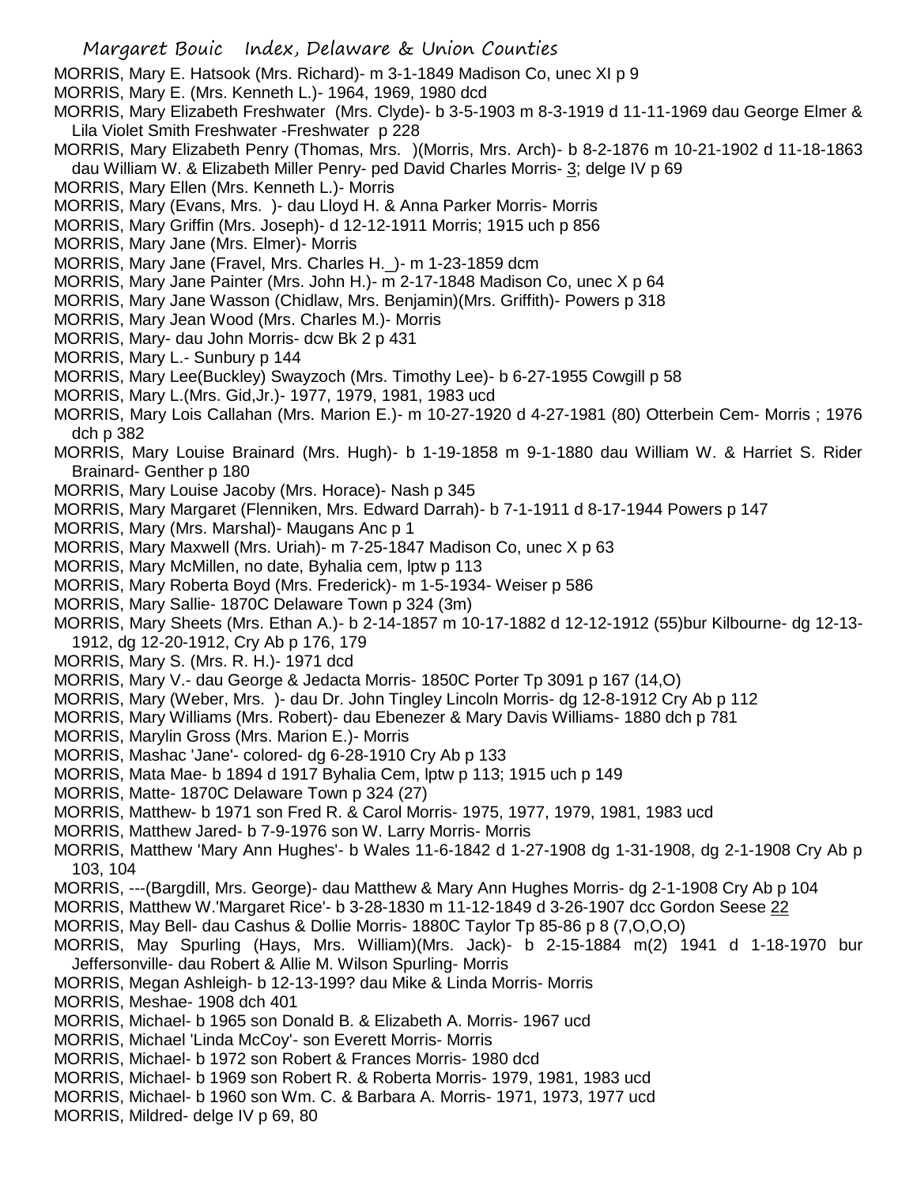MORRIS, Mary E. Hatsook (Mrs. Richard)- m 3-1-1849 Madison Co, unec XI p 9

MORRIS, Mary E. (Mrs. Kenneth L.)- 1964, 1969, 1980 dcd

MORRIS, Mary Elizabeth Freshwater (Mrs. Clyde)- b 3-5-1903 m 8-3-1919 d 11-11-1969 dau George Elmer & Lila Violet Smith Freshwater -Freshwater p 228

MORRIS, Mary Elizabeth Penry (Thomas, Mrs. )(Morris, Mrs. Arch)- b 8-2-1876 m 10-21-1902 d 11-18-1863 dau William W. & Elizabeth Miller Penry- ped David Charles Morris- 3; delge IV p 69

MORRIS, Mary Ellen (Mrs. Kenneth L.)- Morris

MORRIS, Mary (Evans, Mrs. )- dau Lloyd H. & Anna Parker Morris- Morris

MORRIS, Mary Griffin (Mrs. Joseph)- d 12-12-1911 Morris; 1915 uch p 856

MORRIS, Mary Jane (Mrs. Elmer)- Morris

MORRIS, Mary Jane (Fravel, Mrs. Charles H._)- m 1-23-1859 dcm

MORRIS, Mary Jane Painter (Mrs. John H.)- m 2-17-1848 Madison Co, unec X p 64

MORRIS, Mary Jane Wasson (Chidlaw, Mrs. Benjamin)(Mrs. Griffith)- Powers p 318

MORRIS, Mary Jean Wood (Mrs. Charles M.)- Morris

MORRIS, Mary- dau John Morris- dcw Bk 2 p 431

MORRIS, Mary L.- Sunbury p 144

MORRIS, Mary Lee(Buckley) Swayzoch (Mrs. Timothy Lee)- b 6-27-1955 Cowgill p 58

MORRIS, Mary L.(Mrs. Gid,Jr.)- 1977, 1979, 1981, 1983 ucd

MORRIS, Mary Lois Callahan (Mrs. Marion E.)- m 10-27-1920 d 4-27-1981 (80) Otterbein Cem- Morris ; 1976 dch p 382

MORRIS, Mary Louise Brainard (Mrs. Hugh)- b 1-19-1858 m 9-1-1880 dau William W. & Harriet S. Rider Brainard- Genther p 180

MORRIS, Mary Louise Jacoby (Mrs. Horace)- Nash p 345

MORRIS, Mary Margaret (Flenniken, Mrs. Edward Darrah)- b 7-1-1911 d 8-17-1944 Powers p 147

MORRIS, Mary (Mrs. Marshal)- Maugans Anc p 1

MORRIS, Mary Maxwell (Mrs. Uriah)- m 7-25-1847 Madison Co, unec X p 63

MORRIS, Mary McMillen, no date, Byhalia cem, lptw p 113

MORRIS, Mary Roberta Boyd (Mrs. Frederick)- m 1-5-1934- Weiser p 586

MORRIS, Mary Sallie- 1870C Delaware Town p 324 (3m)

MORRIS, Mary Sheets (Mrs. Ethan A.)- b 2-14-1857 m 10-17-1882 d 12-12-1912 (55)bur Kilbourne- dg 12-13-1912, dg 12-20-1912, Cry Ab p 176, 179

MORRIS, Mary S. (Mrs. R. H.)- 1971 dcd

MORRIS, Mary V.- dau George & Jedacta Morris- 1850C Porter Tp 3091 p 167 (14,O)

MORRIS, Mary (Weber, Mrs. )- dau Dr. John Tingley Lincoln Morris- dg 12-8-1912 Cry Ab p 112

MORRIS, Mary Williams (Mrs. Robert)- dau Ebenezer & Mary Davis Williams- 1880 dch p 781

MORRIS, Marylin Gross (Mrs. Marion E.)- Morris

MORRIS, Mashac 'Jane'- colored- dg 6-28-1910 Cry Ab p 133

MORRIS, Mata Mae- b 1894 d 1917 Byhalia Cem, lptw p 113; 1915 uch p 149

MORRIS, Matte- 1870C Delaware Town p 324 (27)

MORRIS, Matthew- b 1971 son Fred R. & Carol Morris- 1975, 1977, 1979, 1981, 1983 ucd

MORRIS, Matthew Jared- b 7-9-1976 son W. Larry Morris- Morris

MORRIS, Matthew 'Mary Ann Hughes'- b Wales 11-6-1842 d 1-27-1908 dg 1-31-1908, dg 2-1-1908 Cry Ab p 103, 104

MORRIS, ---(Bargdill, Mrs. George)- dau Matthew & Mary Ann Hughes Morris- dg 2-1-1908 Cry Ab p 104

MORRIS, Matthew W.'Margaret Rice'- b 3-28-1830 m 11-12-1849 d 3-26-1907 dcc Gordon Seese 22

MORRIS, May Bell- dau Cashus & Dollie Morris- 1880C Taylor Tp 85-86 p 8 (7,O,O,O)

MORRIS, May Spurling (Hays, Mrs. William)(Mrs. Jack)- b 2-15-1884 m(2) 1941 d 1-18-1970 bur Jeffersonville- dau Robert & Allie M. Wilson Spurling- Morris

MORRIS, Megan Ashleigh- b 12-13-199? dau Mike & Linda Morris- Morris

MORRIS, Meshae- 1908 dch 401

MORRIS, Michael- b 1965 son Donald B. & Elizabeth A. Morris- 1967 ucd

MORRIS, Michael 'Linda McCoy'- son Everett Morris- Morris

MORRIS, Michael- b 1972 son Robert & Frances Morris- 1980 dcd

MORRIS, Michael- b 1969 son Robert R. & Roberta Morris- 1979, 1981, 1983 ucd

MORRIS, Michael- b 1960 son Wm. C. & Barbara A. Morris- 1971, 1973, 1977 ucd

MORRIS, Mildred- delge IV p 69, 80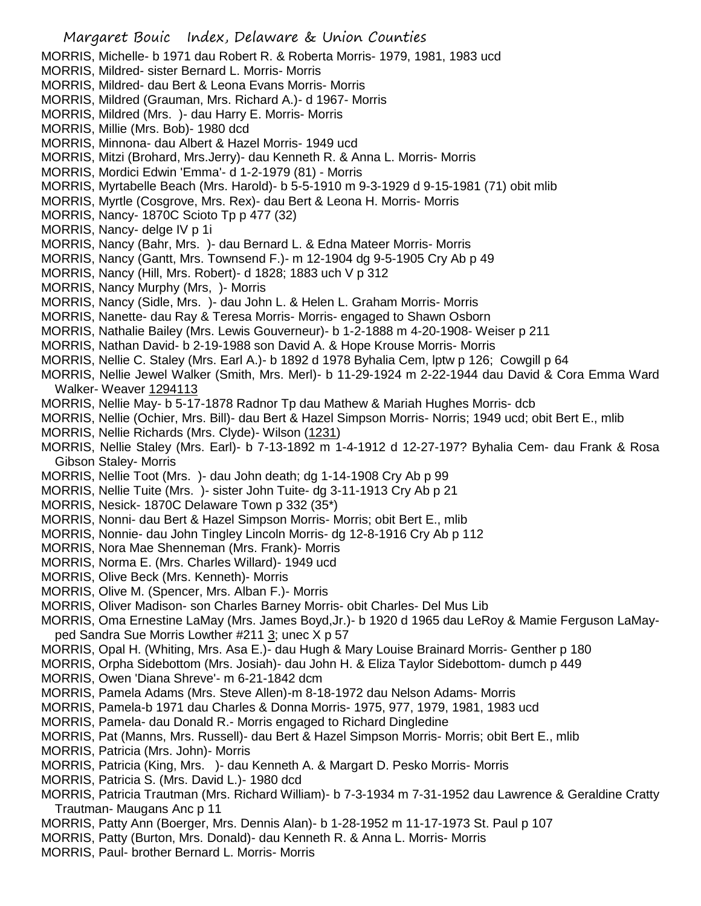MORRIS, Michelle- b 1971 dau Robert R. & Roberta Morris- 1979, 1981, 1983 ucd
MORRIS, Mildred- sister Bernard L. Morris- Morris
MORRIS, Mildred- dau Bert & Leona Evans Morris- Morris
MORRIS, Mildred (Grauman, Mrs. Richard A.)- d 1967- Morris
MORRIS, Mildred (Mrs. )- dau Harry E. Morris- Morris
MORRIS, Millie (Mrs. Bob)- 1980 dcd
MORRIS, Minnona- dau Albert & Hazel Morris- 1949 ucd
MORRIS, Mitzi (Brohard, Mrs.Jerry)- dau Kenneth R. & Anna L. Morris- Morris
MORRIS, Mordici Edwin 'Emma'- d 1-2-1979 (81) - Morris
MORRIS, Myrtabelle Beach (Mrs. Harold)- b 5-5-1910 m 9-3-1929 d 9-15-1981 (71) obit mlib
MORRIS, Myrtle (Cosgrove, Mrs. Rex)- dau Bert & Leona H. Morris- Morris
MORRIS, Nancy- 1870C Scioto Tp p 477 (32)
MORRIS, Nancy- delge IV p 1i
MORRIS, Nancy (Bahr, Mrs. )- dau Bernard L. & Edna Mateer Morris- Morris
MORRIS, Nancy (Gantt, Mrs. Townsend F.)- m 12-1904 dg 9-5-1905 Cry Ab p 49
MORRIS, Nancy (Hill, Mrs. Robert)- d 1828; 1883 uch V p 312
MORRIS, Nancy Murphy (Mrs, )- Morris
MORRIS, Nancy (Sidle, Mrs. )- dau John L. & Helen L. Graham Morris- Morris
MORRIS, Nanette- dau Ray & Teresa Morris- Morris- engaged to Shawn Osborn
MORRIS, Nathalie Bailey (Mrs. Lewis Gouverneur)- b 1-2-1888 m 4-20-1908- Weiser p 211
MORRIS, Nathan David- b 2-19-1988 son David A. & Hope Krouse Morris- Morris
MORRIS, Nellie C. Staley (Mrs. Earl A.)- b 1892 d 1978 Byhalia Cem, lptw p 126; Cowgill p 64
MORRIS, Nellie Jewel Walker (Smith, Mrs. Merl)- b 11-29-1924 m 2-22-1944 dau David & Cora Emma Ward Walker- Weaver 1294113
MORRIS, Nellie May- b 5-17-1878 Radnor Tp dau Mathew & Mariah Hughes Morris- dcb
MORRIS, Nellie (Ochier, Mrs. Bill)- dau Bert & Hazel Simpson Morris- Norris; 1949 ucd; obit Bert E., mlib
MORRIS, Nellie Richards (Mrs. Clyde)- Wilson (1231)
MORRIS, Nellie Staley (Mrs. Earl)- b 7-13-1892 m 1-4-1912 d 12-27-197? Byhalia Cem- dau Frank & Rosa Gibson Staley- Morris
MORRIS, Nellie Toot (Mrs. )- dau John death; dg 1-14-1908 Cry Ab p 99
MORRIS, Nellie Tuite (Mrs. )- sister John Tuite- dg 3-11-1913 Cry Ab p 21
MORRIS, Nesick- 1870C Delaware Town p 332 (35*)
MORRIS, Nonni- dau Bert & Hazel Simpson Morris- Morris; obit Bert E., mlib
MORRIS, Nonnie- dau John Tingley Lincoln Morris- dg 12-8-1916 Cry Ab p 112
MORRIS, Nora Mae Shenneman (Mrs. Frank)- Morris
MORRIS, Norma E. (Mrs. Charles Willard)- 1949 ucd
MORRIS, Olive Beck (Mrs. Kenneth)- Morris
MORRIS, Olive M. (Spencer, Mrs. Alban F.)- Morris
MORRIS, Oliver Madison- son Charles Barney Morris- obit Charles- Del Mus Lib
MORRIS, Oma Ernestine LaMay (Mrs. James Boyd,Jr.)- b 1920 d 1965 dau LeRoy & Mamie Ferguson LaMay- ped Sandra Sue Morris Lowther #211 3; unec X p 57
MORRIS, Opal H. (Whiting, Mrs. Asa E.)- dau Hugh & Mary Louise Brainard Morris- Genther p 180
MORRIS, Orpha Sidebottom (Mrs. Josiah)- dau John H. & Eliza Taylor Sidebottom- dumch p 449
MORRIS, Owen 'Diana Shreve'- m 6-21-1842 dcm
MORRIS, Pamela Adams (Mrs. Steve Allen)-m 8-18-1972 dau Nelson Adams- Morris
MORRIS, Pamela-b 1971 dau Charles & Donna Morris- 1975, 977, 1979, 1981, 1983 ucd
MORRIS, Pamela- dau Donald R.- Morris engaged to Richard Dingledine
MORRIS, Pat (Manns, Mrs. Russell)- dau Bert & Hazel Simpson Morris- Morris; obit Bert E., mlib
MORRIS, Patricia (Mrs. John)- Morris
MORRIS, Patricia (King, Mrs. )- dau Kenneth A. & Margart D. Pesko Morris- Morris
MORRIS, Patricia S. (Mrs. David L.)- 1980 dcd
MORRIS, Patricia Trautman (Mrs. Richard William)- b 7-3-1934 m 7-31-1952 dau Lawrence & Geraldine Cratty Trautman- Maugans Anc p 11
MORRIS, Patty Ann (Boerger, Mrs. Dennis Alan)- b 1-28-1952 m 11-17-1973 St. Paul p 107
MORRIS, Patty (Burton, Mrs. Donald)- dau Kenneth R. & Anna L. Morris- Morris
MORRIS, Paul- brother Bernard L. Morris- Morris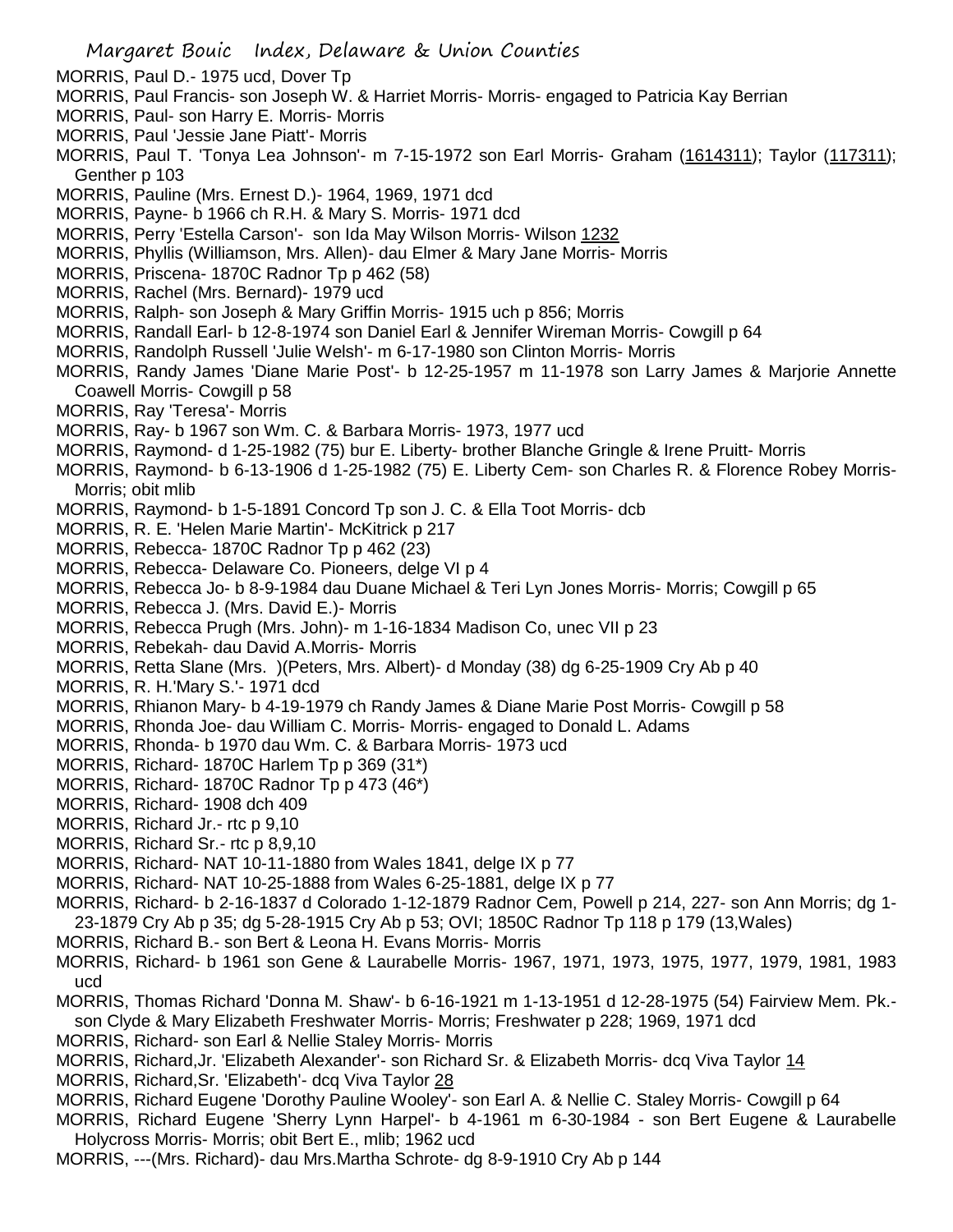MORRIS, Paul D.- 1975 ucd, Dover Tp
MORRIS, Paul Francis- son Joseph W. & Harriet Morris- Morris- engaged to Patricia Kay Berrian
MORRIS, Paul- son Harry E. Morris- Morris
MORRIS, Paul 'Jessie Jane Piatt'- Morris
MORRIS, Paul T. 'Tonya Lea Johnson'- m 7-15-1972 son Earl Morris- Graham (1614311); Taylor (117311); Genther p 103
MORRIS, Pauline (Mrs. Ernest D.)- 1964, 1969, 1971 dcd
MORRIS, Payne- b 1966 ch R.H. & Mary S. Morris- 1971 dcd
MORRIS, Perry 'Estella Carson'- son Ida May Wilson Morris- Wilson 1232
MORRIS, Phyllis (Williamson, Mrs. Allen)- dau Elmer & Mary Jane Morris- Morris
MORRIS, Priscena- 1870C Radnor Tp p 462 (58)
MORRIS, Rachel (Mrs. Bernard)- 1979 ucd
MORRIS, Ralph- son Joseph & Mary Griffin Morris- 1915 uch p 856; Morris
MORRIS, Randall Earl- b 12-8-1974 son Daniel Earl & Jennifer Wireman Morris- Cowgill p 64
MORRIS, Randolph Russell 'Julie Welsh'- m 6-17-1980 son Clinton Morris- Morris
MORRIS, Randy James 'Diane Marie Post'- b 12-25-1957 m 11-1978 son Larry James & Marjorie Annette Coawell Morris- Cowgill p 58
MORRIS, Ray 'Teresa'- Morris
MORRIS, Ray- b 1967 son Wm. C. & Barbara Morris- 1973, 1977 ucd
MORRIS, Raymond- d 1-25-1982 (75) bur E. Liberty- brother Blanche Gringle & Irene Pruitt- Morris
MORRIS, Raymond- b 6-13-1906 d 1-25-1982 (75) E. Liberty Cem- son Charles R. & Florence Robey Morris- Morris; obit mlib
MORRIS, Raymond- b 1-5-1891 Concord Tp son J. C. & Ella Toot Morris- dcb
MORRIS, R. E. 'Helen Marie Martin'- McKitrick p 217
MORRIS, Rebecca- 1870C Radnor Tp p 462 (23)
MORRIS, Rebecca- Delaware Co. Pioneers, delge VI p 4
MORRIS, Rebecca Jo- b 8-9-1984 dau Duane Michael & Teri Lyn Jones Morris- Morris; Cowgill p 65
MORRIS, Rebecca J. (Mrs. David E.)- Morris
MORRIS, Rebecca Prugh (Mrs. John)- m 1-16-1834 Madison Co, unec VII p 23
MORRIS, Rebekah- dau David A.Morris- Morris
MORRIS, Retta Slane (Mrs. )(Peters, Mrs. Albert)- d Monday (38) dg 6-25-1909 Cry Ab p 40
MORRIS, R. H.'Mary S.'- 1971 dcd
MORRIS, Rhianon Mary- b 4-19-1979 ch Randy James & Diane Marie Post Morris- Cowgill p 58
MORRIS, Rhonda Joe- dau William C. Morris- Morris- engaged to Donald L. Adams
MORRIS, Rhonda- b 1970 dau Wm. C. & Barbara Morris- 1973 ucd
MORRIS, Richard- 1870C Harlem Tp p 369 (31*)
MORRIS, Richard- 1870C Radnor Tp p 473 (46*)
MORRIS, Richard- 1908 dch 409
MORRIS, Richard Jr.- rtc p 9,10
MORRIS, Richard Sr.- rtc p 8,9,10
MORRIS, Richard- NAT 10-11-1880 from Wales 1841, delge IX p 77
MORRIS, Richard- NAT 10-25-1888 from Wales 6-25-1881, delge IX p 77
MORRIS, Richard- b 2-16-1837 d Colorado 1-12-1879 Radnor Cem, Powell p 214, 227- son Ann Morris; dg 1-23-1879 Cry Ab p 35; dg 5-28-1915 Cry Ab p 53; OVI; 1850C Radnor Tp 118 p 179 (13,Wales)
MORRIS, Richard B.- son Bert & Leona H. Evans Morris- Morris
MORRIS, Richard- b 1961 son Gene & Laurabelle Morris- 1967, 1971, 1973, 1975, 1977, 1979, 1981, 1983 ucd
MORRIS, Thomas Richard 'Donna M. Shaw'- b 6-16-1921 m 1-13-1951 d 12-28-1975 (54) Fairview Mem. Pk.- son Clyde & Mary Elizabeth Freshwater Morris- Morris; Freshwater p 228; 1969, 1971 dcd
MORRIS, Richard- son Earl & Nellie Staley Morris- Morris
MORRIS, Richard,Jr. 'Elizabeth Alexander'- son Richard Sr. & Elizabeth Morris- dcq Viva Taylor 14
MORRIS, Richard,Sr. 'Elizabeth'- dcq Viva Taylor 28
MORRIS, Richard Eugene 'Dorothy Pauline Wooley'- son Earl A. & Nellie C. Staley Morris- Cowgill p 64
MORRIS, Richard Eugene 'Sherry Lynn Harpel'- b 4-1961 m 6-30-1984 - son Bert Eugene & Laurabelle Holycross Morris- Morris; obit Bert E., mlib; 1962 ucd
MORRIS, ---(Mrs. Richard)- dau Mrs.Martha Schrote- dg 8-9-1910 Cry Ab p 144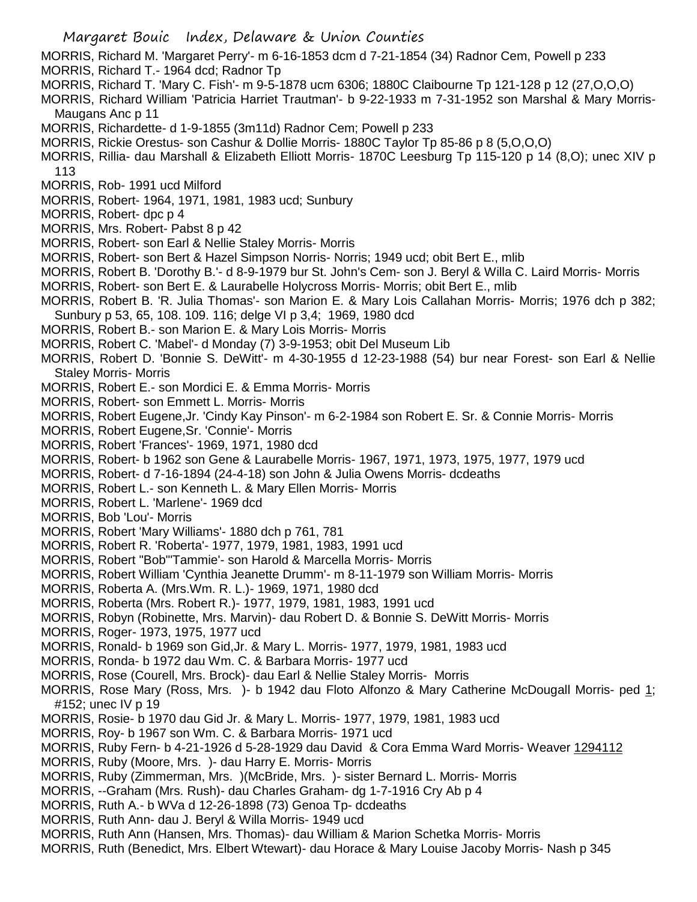MORRIS, Richard M. 'Margaret Perry'- m 6-16-1853 dcm d 7-21-1854 (34) Radnor Cem, Powell p 233
MORRIS, Richard T.- 1964 dcd; Radnor Tp
MORRIS, Richard T. 'Mary C. Fish'- m 9-5-1878 ucm 6306; 1880C Claibourne Tp 121-128 p 12 (27,O,O,O)
MORRIS, Richard William 'Patricia Harriet Trautman'- b 9-22-1933 m 7-31-1952 son Marshal & Mary Morris- Maugans Anc p 11
MORRIS, Richardette- d 1-9-1855 (3m11d) Radnor Cem; Powell p 233
MORRIS, Rickie Orestus- son Cashur & Dollie Morris- 1880C Taylor Tp 85-86 p 8 (5,O,O,O)
MORRIS, Rillia- dau Marshall & Elizabeth Elliott Morris- 1870C Leesburg Tp 115-120 p 14 (8,O); unec XIV p 113
MORRIS, Rob- 1991 ucd Milford
MORRIS, Robert- 1964, 1971, 1981, 1983 ucd; Sunbury
MORRIS, Robert- dpc p 4
MORRIS, Mrs. Robert- Pabst 8 p 42
MORRIS, Robert- son Earl & Nellie Staley Morris- Morris
MORRIS, Robert- son Bert & Hazel Simpson Norris- Norris; 1949 ucd; obit Bert E., mlib
MORRIS, Robert B. 'Dorothy B.'- d 8-9-1979 bur St. John's Cem- son J. Beryl & Willa C. Laird Morris- Morris
MORRIS, Robert- son Bert E. & Laurabelle Holycross Morris- Morris; obit Bert E., mlib
MORRIS, Robert B. 'R. Julia Thomas'- son Marion E. & Mary Lois Callahan Morris- Morris; 1976 dch p 382; Sunbury p 53, 65, 108. 109. 116; delge VI p 3,4; 1969, 1980 dcd
MORRIS, Robert B.- son Marion E. & Mary Lois Morris- Morris
MORRIS, Robert C. 'Mabel'- d Monday (7) 3-9-1953; obit Del Museum Lib
MORRIS, Robert D. 'Bonnie S. DeWitt'- m 4-30-1955 d 12-23-1988 (54) bur near Forest- son Earl & Nellie Staley Morris- Morris
MORRIS, Robert E.- son Mordici E. & Emma Morris- Morris
MORRIS, Robert- son Emmett L. Morris- Morris
MORRIS, Robert Eugene,Jr. 'Cindy Kay Pinson'- m 6-2-1984 son Robert E. Sr. & Connie Morris- Morris
MORRIS, Robert Eugene,Sr. 'Connie'- Morris
MORRIS, Robert 'Frances'- 1969, 1971, 1980 dcd
MORRIS, Robert- b 1962 son Gene & Laurabelle Morris- 1967, 1971, 1973, 1975, 1977, 1979 ucd
MORRIS, Robert- d 7-16-1894 (24-4-18) son John & Julia Owens Morris- dcdeaths
MORRIS, Robert L.- son Kenneth L. & Mary Ellen Morris- Morris
MORRIS, Robert L. 'Marlene'- 1969 dcd
MORRIS, Bob 'Lou'- Morris
MORRIS, Robert 'Mary Williams'- 1880 dch p 761, 781
MORRIS, Robert R. 'Roberta'- 1977, 1979, 1981, 1983, 1991 ucd
MORRIS, Robert "Bob"'Tammie'- son Harold & Marcella Morris- Morris
MORRIS, Robert William 'Cynthia Jeanette Drumm'- m 8-11-1979 son William Morris- Morris
MORRIS, Roberta A. (Mrs.Wm. R. L.)- 1969, 1971, 1980 dcd
MORRIS, Roberta (Mrs. Robert R.)- 1977, 1979, 1981, 1983, 1991 ucd
MORRIS, Robyn (Robinette, Mrs. Marvin)- dau Robert D. & Bonnie S. DeWitt Morris- Morris
MORRIS, Roger- 1973, 1975, 1977 ucd
MORRIS, Ronald- b 1969 son Gid,Jr. & Mary L. Morris- 1977, 1979, 1981, 1983 ucd
MORRIS, Ronda- b 1972 dau Wm. C. & Barbara Morris- 1977 ucd
MORRIS, Rose (Courell, Mrs. Brock)- dau Earl & Nellie Staley Morris- Morris
MORRIS, Rose Mary (Ross, Mrs. )- b 1942 dau Floto Alfonzo & Mary Catherine McDougall Morris- ped 1; #152; unec IV p 19
MORRIS, Rosie- b 1970 dau Gid Jr. & Mary L. Morris- 1977, 1979, 1981, 1983 ucd
MORRIS, Roy- b 1967 son Wm. C. & Barbara Morris- 1971 ucd
MORRIS, Ruby Fern- b 4-21-1926 d 5-28-1929 dau David & Cora Emma Ward Morris- Weaver 1294112
MORRIS, Ruby (Moore, Mrs. )- dau Harry E. Morris- Morris
MORRIS, Ruby (Zimmerman, Mrs. )(McBride, Mrs. )- sister Bernard L. Morris- Morris
MORRIS, --Graham (Mrs. Rush)- dau Charles Graham- dg 1-7-1916 Cry Ab p 4
MORRIS, Ruth A.- b WVa d 12-26-1898 (73) Genoa Tp- dcdeaths
MORRIS, Ruth Ann- dau J. Beryl & Willa Morris- 1949 ucd
MORRIS, Ruth Ann (Hansen, Mrs. Thomas)- dau William & Marion Schetka Morris- Morris
MORRIS, Ruth (Benedict, Mrs. Elbert Wtewart)- dau Horace & Mary Louise Jacoby Morris- Nash p 345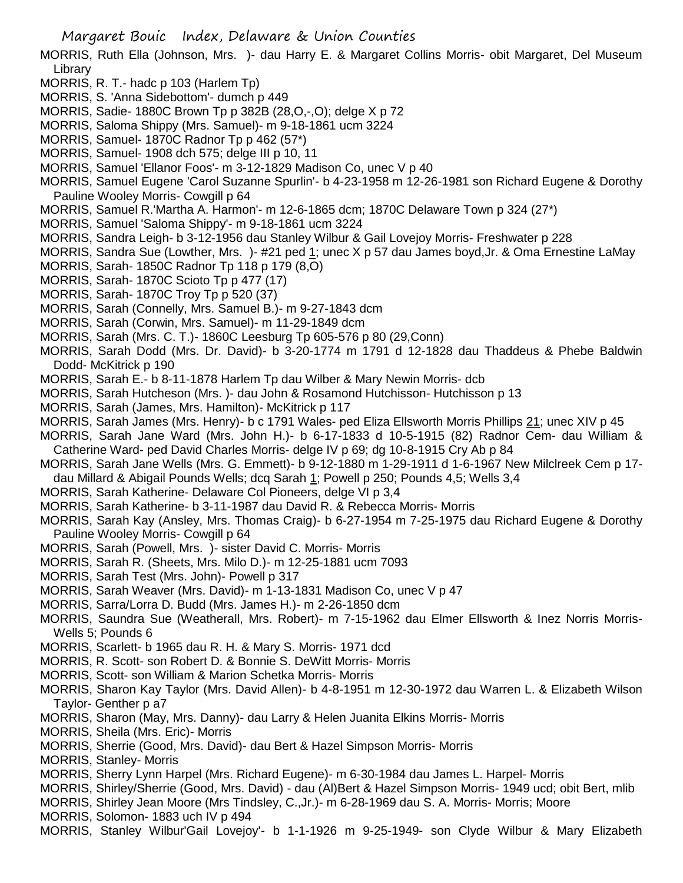MORRIS, Ruth Ella (Johnson, Mrs. )- dau Harry E. & Margaret Collins Morris- obit Margaret, Del Museum Library

MORRIS, R. T.- hadc p 103 (Harlem Tp)

MORRIS, S. 'Anna Sidebottom'- dumch p 449

MORRIS, Sadie- 1880C Brown Tp p 382B (28,O,-,O); delge X p 72

MORRIS, Saloma Shippy (Mrs. Samuel)- m 9-18-1861 ucm 3224

MORRIS, Samuel- 1870C Radnor Tp p 462 (57*)

MORRIS, Samuel- 1908 dch 575; delge III p 10, 11

MORRIS, Samuel 'Ellanor Foos'- m 3-12-1829 Madison Co, unec V p 40

MORRIS, Samuel Eugene 'Carol Suzanne Spurlin'- b 4-23-1958 m 12-26-1981 son Richard Eugene & Dorothy Pauline Wooley Morris- Cowgill p 64

MORRIS, Samuel R.'Martha A. Harmon'- m 12-6-1865 dcm; 1870C Delaware Town p 324 (27*)

MORRIS, Samuel 'Saloma Shippy'- m 9-18-1861 ucm 3224

MORRIS, Sandra Leigh- b 3-12-1956 dau Stanley Wilbur & Gail Lovejoy Morris- Freshwater p 228

MORRIS, Sandra Sue (Lowther, Mrs. )- #21 ped 1; unec X p 57 dau James boyd,Jr. & Oma Ernestine LaMay

MORRIS, Sarah- 1850C Radnor Tp 118 p 179 (8,O)

MORRIS, Sarah- 1870C Scioto Tp p 477 (17)

MORRIS, Sarah- 1870C Troy Tp p 520 (37)

MORRIS, Sarah (Connelly, Mrs. Samuel B.)- m 9-27-1843 dcm

MORRIS, Sarah (Corwin, Mrs. Samuel)- m 11-29-1849 dcm

MORRIS, Sarah (Mrs. C. T.)- 1860C Leesburg Tp 605-576 p 80 (29,Conn)

MORRIS, Sarah Dodd (Mrs. Dr. David)- b 3-20-1774 m 1791 d 12-1828 dau Thaddeus & Phebe Baldwin Dodd- McKitrick p 190

MORRIS, Sarah E.- b 8-11-1878 Harlem Tp dau Wilber & Mary Newin Morris- dcb

MORRIS, Sarah Hutcheson (Mrs. )- dau John & Rosamond Hutchisson- Hutchisson p 13

MORRIS, Sarah (James, Mrs. Hamilton)- McKitrick p 117

MORRIS, Sarah James (Mrs. Henry)- b c 1791 Wales- ped Eliza Ellsworth Morris Phillips 21; unec XIV p 45

MORRIS, Sarah Jane Ward (Mrs. John H.)- b 6-17-1833 d 10-5-1915 (82) Radnor Cem- dau William & Catherine Ward- ped David Charles Morris- delge IV p 69; dg 10-8-1915 Cry Ab p 84

MORRIS, Sarah Jane Wells (Mrs. G. Emmett)- b 9-12-1880 m 1-29-1911 d 1-6-1967 New Milclreek Cem p 17- dau Millard & Abigail Pounds Wells; dcq Sarah 1; Powell p 250; Pounds 4,5; Wells 3,4

MORRIS, Sarah Katherine- Delaware Col Pioneers, delge VI p 3,4

MORRIS, Sarah Katherine- b 3-11-1987 dau David R. & Rebecca Morris- Morris

MORRIS, Sarah Kay (Ansley, Mrs. Thomas Craig)- b 6-27-1954 m 7-25-1975 dau Richard Eugene & Dorothy Pauline Wooley Morris- Cowgill p 64

MORRIS, Sarah (Powell, Mrs. )- sister David C. Morris- Morris

MORRIS, Sarah R. (Sheets, Mrs. Milo D.)- m 12-25-1881 ucm 7093

MORRIS, Sarah Test (Mrs. John)- Powell p 317

MORRIS, Sarah Weaver (Mrs. David)- m 1-13-1831 Madison Co, unec V p 47

MORRIS, Sarra/Lorra D. Budd (Mrs. James H.)- m 2-26-1850 dcm

MORRIS, Saundra Sue (Weatherall, Mrs. Robert)- m 7-15-1962 dau Elmer Ellsworth & Inez Norris Morris- Wells 5; Pounds 6

MORRIS, Scarlett- b 1965 dau R. H. & Mary S. Morris- 1971 dcd

MORRIS, R. Scott- son Robert D. & Bonnie S. DeWitt Morris- Morris

MORRIS, Scott- son William & Marion Schetka Morris- Morris

MORRIS, Sharon Kay Taylor (Mrs. David Allen)- b 4-8-1951 m 12-30-1972 dau Warren L. & Elizabeth Wilson Taylor- Genther p a7

MORRIS, Sharon (May, Mrs. Danny)- dau Larry & Helen Juanita Elkins Morris- Morris

MORRIS, Sheila (Mrs. Eric)- Morris

MORRIS, Sherrie (Good, Mrs. David)- dau Bert & Hazel Simpson Morris- Morris

MORRIS, Stanley- Morris

MORRIS, Sherry Lynn Harpel (Mrs. Richard Eugene)- m 6-30-1984 dau James L. Harpel- Morris

MORRIS, Shirley/Sherrie (Good, Mrs. David) - dau (Al)Bert & Hazel Simpson Morris- 1949 ucd; obit Bert, mlib

MORRIS, Shirley Jean Moore (Mrs Tindsley, C.,Jr.)- m 6-28-1969 dau S. A. Morris- Morris; Moore

MORRIS, Solomon- 1883 uch IV p 494

MORRIS, Stanley Wilbur'Gail Lovejoy'- b 1-1-1926 m 9-25-1949- son Clyde Wilbur & Mary Elizabeth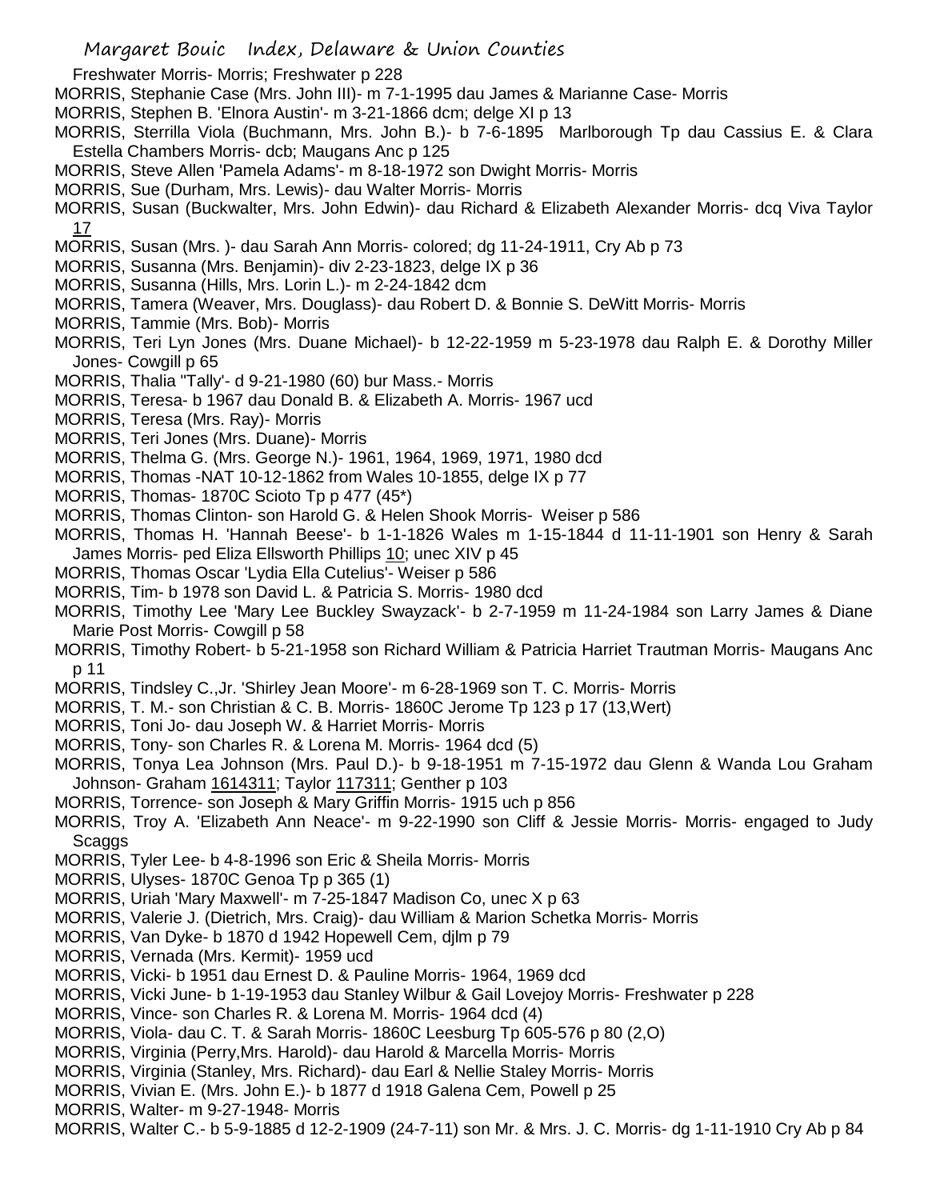Freshwater Morris- Morris; Freshwater p 228

MORRIS, Stephanie Case (Mrs. John III)- m 7-1-1995 dau James & Marianne Case- Morris

MORRIS, Stephen B. 'Elnora Austin'- m 3-21-1866 dcm; delge XI p 13

MORRIS, Sterrilla Viola (Buchmann, Mrs. John B.)- b 7-6-1895 Marlborough Tp dau Cassius E. & Clara Estella Chambers Morris- dcb; Maugans Anc p 125

MORRIS, Steve Allen 'Pamela Adams'- m 8-18-1972 son Dwight Morris- Morris

MORRIS, Sue (Durham, Mrs. Lewis)- dau Walter Morris- Morris

MORRIS, Susan (Buckwalter, Mrs. John Edwin)- dau Richard & Elizabeth Alexander Morris- dcq Viva Taylor 17

MORRIS, Susan (Mrs. )- dau Sarah Ann Morris- colored; dg 11-24-1911, Cry Ab p 73

MORRIS, Susanna (Mrs. Benjamin)- div 2-23-1823, delge IX p 36

MORRIS, Susanna (Hills, Mrs. Lorin L.)- m 2-24-1842 dcm

MORRIS, Tamera (Weaver, Mrs. Douglass)- dau Robert D. & Bonnie S. DeWitt Morris- Morris

MORRIS, Tammie (Mrs. Bob)- Morris

MORRIS, Teri Lyn Jones (Mrs. Duane Michael)- b 12-22-1959 m 5-23-1978 dau Ralph E. & Dorothy Miller Jones- Cowgill p 65

MORRIS, Thalia "Tally'- d 9-21-1980 (60) bur Mass.- Morris

MORRIS, Teresa- b 1967 dau Donald B. & Elizabeth A. Morris- 1967 ucd

MORRIS, Teresa (Mrs. Ray)- Morris

MORRIS, Teri Jones (Mrs. Duane)- Morris

MORRIS, Thelma G. (Mrs. George N.)- 1961, 1964, 1969, 1971, 1980 dcd

MORRIS, Thomas -NAT 10-12-1862 from Wales 10-1855, delge IX p 77

MORRIS, Thomas- 1870C Scioto Tp p 477 (45*)

MORRIS, Thomas Clinton- son Harold G. & Helen Shook Morris- Weiser p 586

MORRIS, Thomas H. 'Hannah Beese'- b 1-1-1826 Wales m 1-15-1844 d 11-11-1901 son Henry & Sarah James Morris- ped Eliza Ellsworth Phillips 10; unec XIV p 45

MORRIS, Thomas Oscar 'Lydia Ella Cutelius'- Weiser p 586

MORRIS, Tim- b 1978 son David L. & Patricia S. Morris- 1980 dcd

MORRIS, Timothy Lee 'Mary Lee Buckley Swayzack'- b 2-7-1959 m 11-24-1984 son Larry James & Diane Marie Post Morris- Cowgill p 58

MORRIS, Timothy Robert- b 5-21-1958 son Richard William & Patricia Harriet Trautman Morris- Maugans Anc p 11

MORRIS, Tindsley C.,Jr. 'Shirley Jean Moore'- m 6-28-1969 son T. C. Morris- Morris

MORRIS, T. M.- son Christian & C. B. Morris- 1860C Jerome Tp 123 p 17 (13,Wert)

MORRIS, Toni Jo- dau Joseph W. & Harriet Morris- Morris

MORRIS, Tony- son Charles R. & Lorena M. Morris- 1964 dcd (5)

MORRIS, Tonya Lea Johnson (Mrs. Paul D.)- b 9-18-1951 m 7-15-1972 dau Glenn & Wanda Lou Graham Johnson- Graham 1614311; Taylor 117311; Genther p 103

MORRIS, Torrence- son Joseph & Mary Griffin Morris- 1915 uch p 856

MORRIS, Troy A. 'Elizabeth Ann Neace'- m 9-22-1990 son Cliff & Jessie Morris- Morris- engaged to Judy Scaggs

MORRIS, Tyler Lee- b 4-8-1996 son Eric & Sheila Morris- Morris

MORRIS, Ulyses- 1870C Genoa Tp p 365 (1)

MORRIS, Uriah 'Mary Maxwell'- m 7-25-1847 Madison Co, unec X p 63

MORRIS, Valerie J. (Dietrich, Mrs. Craig)- dau William & Marion Schetka Morris- Morris

MORRIS, Van Dyke- b 1870 d 1942 Hopewell Cem, djlm p 79

MORRIS, Vernada (Mrs. Kermit)- 1959 ucd

MORRIS, Vicki- b 1951 dau Ernest D. & Pauline Morris- 1964, 1969 dcd

MORRIS, Vicki June- b 1-19-1953 dau Stanley Wilbur & Gail Lovejoy Morris- Freshwater p 228

MORRIS, Vince- son Charles R. & Lorena M. Morris- 1964 dcd (4)

MORRIS, Viola- dau C. T. & Sarah Morris- 1860C Leesburg Tp 605-576 p 80 (2,O)

MORRIS, Virginia (Perry,Mrs. Harold)- dau Harold & Marcella Morris- Morris

MORRIS, Virginia (Stanley, Mrs. Richard)- dau Earl & Nellie Staley Morris- Morris

MORRIS, Vivian E. (Mrs. John E.)- b 1877 d 1918 Galena Cem, Powell p 25

MORRIS, Walter- m 9-27-1948- Morris

MORRIS, Walter C.- b 5-9-1885 d 12-2-1909 (24-7-11) son Mr. & Mrs. J. C. Morris- dg 1-11-1910 Cry Ab p 84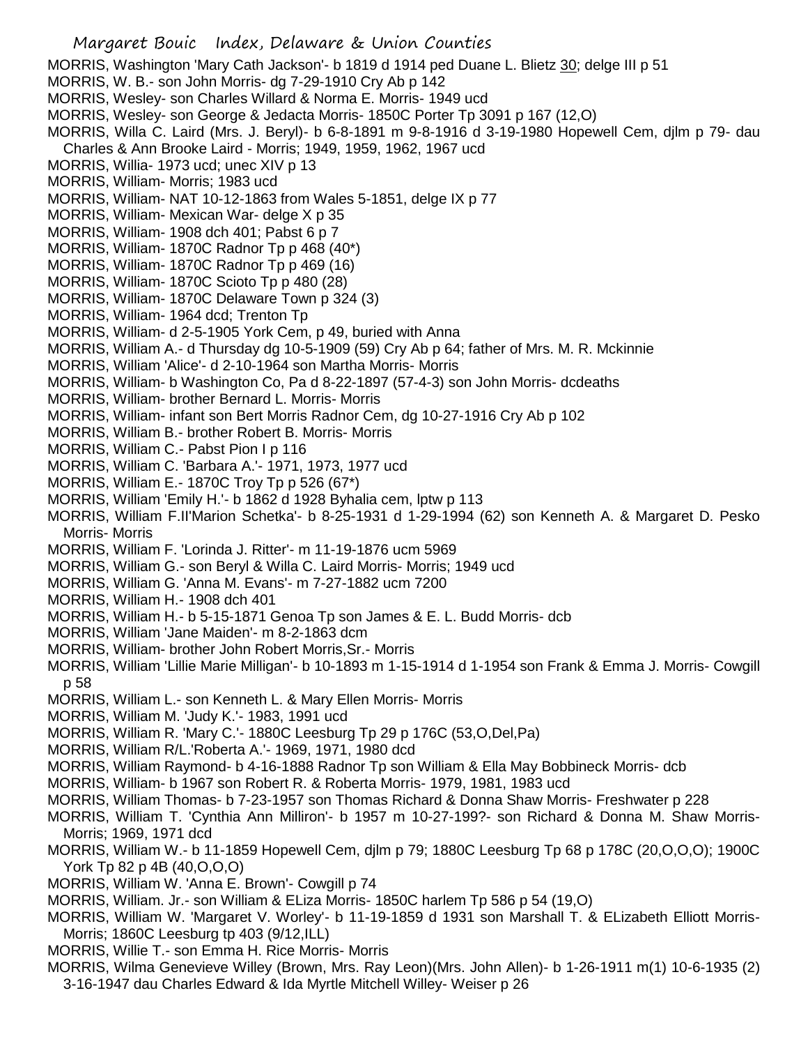MORRIS, Washington 'Mary Cath Jackson'- b 1819 d 1914 ped Duane L. Blietz 30; delge III p 51

MORRIS, W. B.- son John Morris- dg 7-29-1910 Cry Ab p 142

MORRIS, Wesley- son Charles Willard & Norma E. Morris- 1949 ucd

MORRIS, Wesley- son George & Jedacta Morris- 1850C Porter Tp 3091 p 167 (12,O)

MORRIS, Willa C. Laird (Mrs. J. Beryl)- b 6-8-1891 m 9-8-1916 d 3-19-1980 Hopewell Cem, djlm p 79- dau Charles & Ann Brooke Laird - Morris; 1949, 1959, 1962, 1967 ucd

MORRIS, Willia- 1973 ucd; unec XIV p 13

MORRIS, William- Morris; 1983 ucd

MORRIS, William- NAT 10-12-1863 from Wales 5-1851, delge IX p 77

MORRIS, William- Mexican War- delge X p 35

MORRIS, William- 1908 dch 401; Pabst 6 p 7

MORRIS, William- 1870C Radnor Tp p 468 (40*)

MORRIS, William- 1870C Radnor Tp p 469 (16)

MORRIS, William- 1870C Scioto Tp p 480 (28)

MORRIS, William- 1870C Delaware Town p 324 (3)

MORRIS, William- 1964 dcd; Trenton Tp

MORRIS, William- d 2-5-1905 York Cem, p 49, buried with Anna

MORRIS, William A.- d Thursday dg 10-5-1909 (59) Cry Ab p 64; father of Mrs. M. R. Mckinnie

MORRIS, William 'Alice'- d 2-10-1964 son Martha Morris- Morris

MORRIS, William- b Washington Co, Pa d 8-22-1897 (57-4-3) son John Morris- dcdeaths

MORRIS, William- brother Bernard L. Morris- Morris

MORRIS, William- infant son Bert Morris Radnor Cem, dg 10-27-1916 Cry Ab p 102

MORRIS, William B.- brother Robert B. Morris- Morris

MORRIS, William C.- Pabst Pion I p 116

MORRIS, William C. 'Barbara A.'- 1971, 1973, 1977 ucd

MORRIS, William E.- 1870C Troy Tp p 526 (67*)

MORRIS, William 'Emily H.'- b 1862 d 1928 Byhalia cem, lptw p 113

MORRIS, William F.II'Marion Schetka'- b 8-25-1931 d 1-29-1994 (62) son Kenneth A. & Margaret D. Pesko Morris- Morris

MORRIS, William F. 'Lorinda J. Ritter'- m 11-19-1876 ucm 5969

MORRIS, William G.- son Beryl & Willa C. Laird Morris- Morris; 1949 ucd

MORRIS, William G. 'Anna M. Evans'- m 7-27-1882 ucm 7200

MORRIS, William H.- 1908 dch 401

MORRIS, William H.- b 5-15-1871 Genoa Tp son James & E. L. Budd Morris- dcb

MORRIS, William 'Jane Maiden'- m 8-2-1863 dcm

MORRIS, William- brother John Robert Morris,Sr.- Morris

MORRIS, William 'Lillie Marie Milligan'- b 10-1893 m 1-15-1914 d 1-1954 son Frank & Emma J. Morris- Cowgill p 58

MORRIS, William L.- son Kenneth L. & Mary Ellen Morris- Morris

MORRIS, William M. 'Judy K.'- 1983, 1991 ucd

MORRIS, William R. 'Mary C.'- 1880C Leesburg Tp 29 p 176C (53,O,Del,Pa)

MORRIS, William R/L.'Roberta A.'- 1969, 1971, 1980 dcd

MORRIS, William Raymond- b 4-16-1888 Radnor Tp son William & Ella May Bobbineck Morris- dcb

MORRIS, William- b 1967 son Robert R. & Roberta Morris- 1979, 1981, 1983 ucd

MORRIS, William Thomas- b 7-23-1957 son Thomas Richard & Donna Shaw Morris- Freshwater p 228

MORRIS, William T. 'Cynthia Ann Milliron'- b 1957 m 10-27-199?- son Richard & Donna M. Shaw Morris- Morris; 1969, 1971 dcd

MORRIS, William W.- b 11-1859 Hopewell Cem, djlm p 79; 1880C Leesburg Tp 68 p 178C (20,O,O,O); 1900C York Tp 82 p 4B (40,O,O,O)

MORRIS, William W. 'Anna E. Brown'- Cowgill p 74

MORRIS, William. Jr.- son William & ELiza Morris- 1850C harlem Tp 586 p 54 (19,O)

MORRIS, William W. 'Margaret V. Worley'- b 11-19-1859 d 1931 son Marshall T. & ELizabeth Elliott Morris- Morris; 1860C Leesburg tp 403 (9/12,ILL)

MORRIS, Willie T.- son Emma H. Rice Morris- Morris

MORRIS, Wilma Genevieve Willey (Brown, Mrs. Ray Leon)(Mrs. John Allen)- b 1-26-1911 m(1) 10-6-1935 (2) 3-16-1947 dau Charles Edward & Ida Myrtle Mitchell Willey- Weiser p 26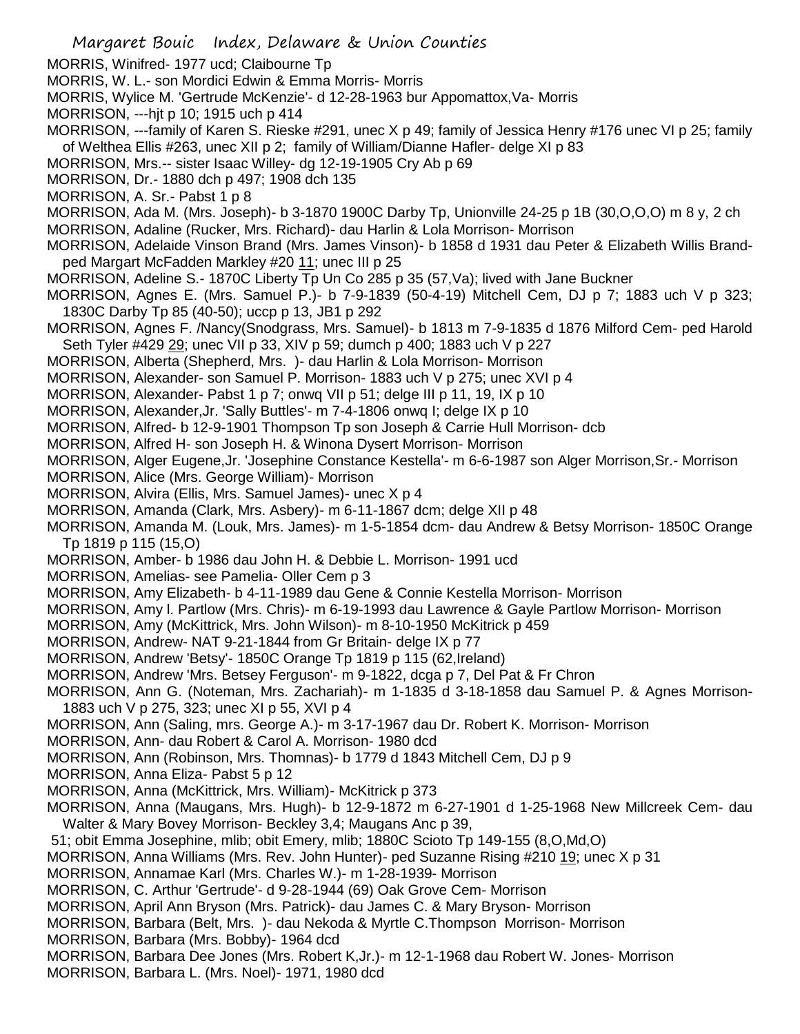MORRIS, Winifred- 1977 ucd; Claibourne Tp
MORRIS, W. L.- son Mordici Edwin & Emma Morris- Morris
MORRIS, Wylice M. 'Gertrude McKenzie'- d 12-28-1963 bur Appomattox,Va- Morris
MORRISON, ---hjt p 10; 1915 uch p 414
MORRISON, ---family of Karen S. Rieske #291, unec X p 49; family of Jessica Henry #176 unec VI p 25; family of Welthea Ellis #263, unec XII p 2; family of William/Dianne Hafler- delge XI p 83
MORRISON, Mrs.-- sister Isaac Willey- dg 12-19-1905 Cry Ab p 69
MORRISON, Dr.- 1880 dch p 497; 1908 dch 135
MORRISON, A. Sr.- Pabst 1 p 8
MORRISON, Ada M. (Mrs. Joseph)- b 3-1870 1900C Darby Tp, Unionville 24-25 p 1B (30,O,O,O) m 8 y, 2 ch
MORRISON, Adaline (Rucker, Mrs. Richard)- dau Harlin & Lola Morrison- Morrison
MORRISON, Adelaide Vinson Brand (Mrs. James Vinson)- b 1858 d 1931 dau Peter & Elizabeth Willis Brand- ped Margaret McFadden Markley #20 11; unec III p 25
MORRISON, Adeline S.- 1870C Liberty Tp Un Co 285 p 35 (57,Va); lived with Jane Buckner
MORRISON, Agnes E. (Mrs. Samuel P.)- b 7-9-1839 (50-4-19) Mitchell Cem, DJ p 7; 1883 uch V p 323; 1830C Darby Tp 85 (40-50); uccp p 13, JB1 p 292
MORRISON, Agnes F. /Nancy(Snodgrass, Mrs. Samuel)- b 1813 m 7-9-1835 d 1876 Milford Cem- ped Harold Seth Tyler #429 29; unec VII p 33, XIV p 59; dumch p 400; 1883 uch V p 227
MORRISON, Alberta (Shepherd, Mrs. )- dau Harlin & Lola Morrison- Morrison
MORRISON, Alexander- son Samuel P. Morrison- 1883 uch V p 275; unec XVI p 4
MORRISON, Alexander- Pabst 1 p 7; onwq VII p 51; delge III p 11, 19, IX p 10
MORRISON, Alexander,Jr. 'Sally Buttles'- m 7-4-1806 onwq I; delge IX p 10
MORRISON, Alfred- b 12-9-1901 Thompson Tp son Joseph & Carrie Hull Morrison- dcb
MORRISON, Alfred H- son Joseph H. & Winona Dysert Morrison- Morrison
MORRISON, Alger Eugene,Jr. 'Josephine Constance Kestella'- m 6-6-1987 son Alger Morrison,Sr.- Morrison
MORRISON, Alice (Mrs. George William)- Morrison
MORRISON, Alvira (Ellis, Mrs. Samuel James)- unec X p 4
MORRISON, Amanda (Clark, Mrs. Asbery)- m 6-11-1867 dcm; delge XII p 48
MORRISON, Amanda M. (Louk, Mrs. James)- m 1-5-1854 dcm- dau Andrew & Betsy Morrison- 1850C Orange Tp 1819 p 115 (15,O)
MORRISON, Amber- b 1986 dau John H. & Debbie L. Morrison- 1991 ucd
MORRISON, Amelias- see Pamelia- Oller Cem p 3
MORRISON, Amy Elizabeth- b 4-11-1989 dau Gene & Connie Kestella Morrison- Morrison
MORRISON, Amy l. Partlow (Mrs. Chris)- m 6-19-1993 dau Lawrence & Gayle Partlow Morrison- Morrison
MORRISON, Amy (McKittrick, Mrs. John Wilson)- m 8-10-1950 McKitrick p 459
MORRISON, Andrew- NAT 9-21-1844 from Gr Britain- delge IX p 77
MORRISON, Andrew 'Betsy'- 1850C Orange Tp 1819 p 115 (62,Ireland)
MORRISON, Andrew 'Mrs. Betsey Ferguson'- m 9-1822, dcga p 7, Del Pat & Fr Chron
MORRISON, Ann G. (Noteman, Mrs. Zachariah)- m 1-1835 d 3-18-1858 dau Samuel P. & Agnes Morrison- 1883 uch V p 275, 323; unec XI p 55, XVI p 4
MORRISON, Ann (Saling, mrs. George A.)- m 3-17-1967 dau Dr. Robert K. Morrison- Morrison
MORRISON, Ann- dau Robert & Carol A. Morrison- 1980 dcd
MORRISON, Ann (Robinson, Mrs. Thomnas)- b 1779 d 1843 Mitchell Cem, DJ p 9
MORRISON, Anna Eliza- Pabst 5 p 12
MORRISON, Anna (McKittrick, Mrs. William)- McKitrick p 373
MORRISON, Anna (Maugans, Mrs. Hugh)- b 12-9-1872 m 6-27-1901 d 1-25-1968 New Millcreek Cem- dau Walter & Mary Bovey Morrison- Beckley 3,4; Maugans Anc p 39, 51; obit Emma Josephine, mlib; obit Emery, mlib; 1880C Scioto Tp 149-155 (8,O,Md,O)
MORRISON, Anna Williams (Mrs. Rev. John Hunter)- ped Suzanne Rising #210 19; unec X p 31
MORRISON, Annamae Karl (Mrs. Charles W.)- m 1-28-1939- Morrison
MORRISON, C. Arthur 'Gertrude'- d 9-28-1944 (69) Oak Grove Cem- Morrison
MORRISON, April Ann Bryson (Mrs. Patrick)- dau James C. & Mary Bryson- Morrison
MORRISON, Barbara (Belt, Mrs. )- dau Nekoda & Myrtle C.Thompson Morrison- Morrison
MORRISON, Barbara (Mrs. Bobby)- 1964 dcd
MORRISON, Barbara Dee Jones (Mrs. Robert K,Jr.)- m 12-1-1968 dau Robert W. Jones- Morrison
MORRISON, Barbara L. (Mrs. Noel)- 1971, 1980 dcd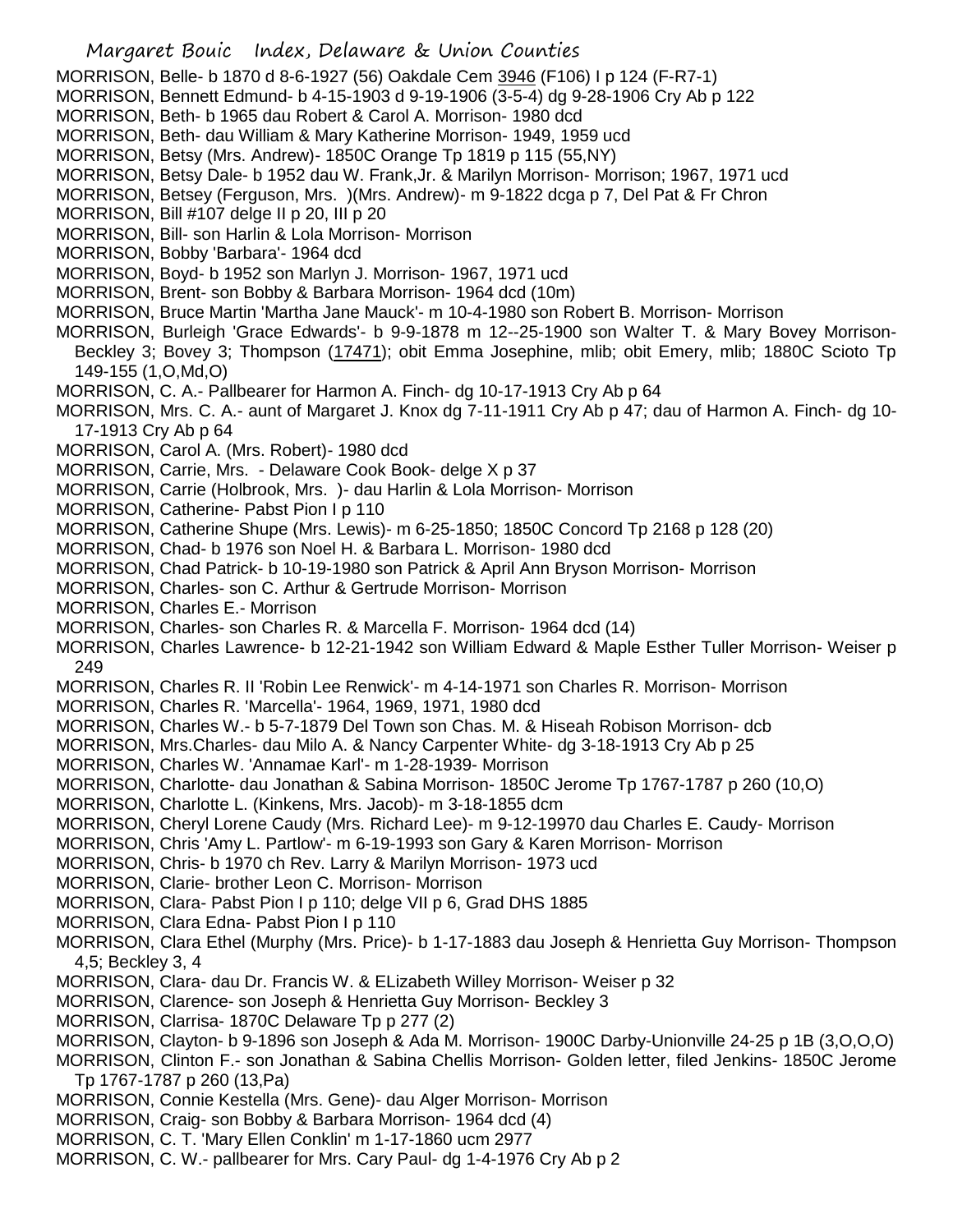MORRISON, Belle- b 1870 d 8-6-1927 (56) Oakdale Cem 3946 (F106) I p 124 (F-R7-1)

MORRISON, Bennett Edmund- b 4-15-1903 d 9-19-1906 (3-5-4) dg 9-28-1906 Cry Ab p 122

MORRISON, Beth- b 1965 dau Robert & Carol A. Morrison- 1980 dcd

MORRISON, Beth- dau William & Mary Katherine Morrison- 1949, 1959 ucd

MORRISON, Betsy (Mrs. Andrew)- 1850C Orange Tp 1819 p 115 (55,NY)

MORRISON, Betsy Dale- b 1952 dau W. Frank,Jr. & Marilyn Morrison- Morrison; 1967, 1971 ucd

MORRISON, Betsey (Ferguson, Mrs. )(Mrs. Andrew)- m 9-1822 dcga p 7, Del Pat & Fr Chron

MORRISON, Bill #107 delge II p 20, III p 20

MORRISON, Bill- son Harlin & Lola Morrison- Morrison

MORRISON, Bobby 'Barbara'- 1964 dcd

MORRISON, Boyd- b 1952 son Marlyn J. Morrison- 1967, 1971 ucd

MORRISON, Brent- son Bobby & Barbara Morrison- 1964 dcd (10m)

MORRISON, Bruce Martin 'Martha Jane Mauck'- m 10-4-1980 son Robert B. Morrison- Morrison

MORRISON, Burleigh 'Grace Edwards'- b 9-9-1878 m 12--25-1900 son Walter T. & Mary Bovey Morrison- Beckley 3; Bovey 3; Thompson (17471); obit Emma Josephine, mlib; obit Emery, mlib; 1880C Scioto Tp 149-155 (1,O,Md,O)

MORRISON, C. A.- Pallbearer for Harmon A. Finch- dg 10-17-1913 Cry Ab p 64

MORRISON, Mrs. C. A.- aunt of Margaret J. Knox dg 7-11-1911 Cry Ab p 47; dau of Harmon A. Finch- dg 10-17-1913 Cry Ab p 64

MORRISON, Carol A. (Mrs. Robert)- 1980 dcd

MORRISON, Carrie, Mrs. - Delaware Cook Book- delge X p 37

MORRISON, Carrie (Holbrook, Mrs. )- dau Harlin & Lola Morrison- Morrison

MORRISON, Catherine- Pabst Pion I p 110

MORRISON, Catherine Shupe (Mrs. Lewis)- m 6-25-1850; 1850C Concord Tp 2168 p 128 (20)

MORRISON, Chad- b 1976 son Noel H. & Barbara L. Morrison- 1980 dcd

MORRISON, Chad Patrick- b 10-19-1980 son Patrick & April Ann Bryson Morrison- Morrison

MORRISON, Charles- son C. Arthur & Gertrude Morrison- Morrison

MORRISON, Charles E.- Morrison

MORRISON, Charles- son Charles R. & Marcella F. Morrison- 1964 dcd (14)

MORRISON, Charles Lawrence- b 12-21-1942 son William Edward & Maple Esther Tuller Morrison- Weiser p 249

MORRISON, Charles R. II 'Robin Lee Renwick'- m 4-14-1971 son Charles R. Morrison- Morrison

MORRISON, Charles R. 'Marcella'- 1964, 1969, 1971, 1980 dcd

MORRISON, Charles W.- b 5-7-1879 Del Town son Chas. M. & Hiseah Robison Morrison- dcb

MORRISON, Mrs.Charles- dau Milo A. & Nancy Carpenter White- dg 3-18-1913 Cry Ab p 25

MORRISON, Charles W. 'Annamae Karl'- m 1-28-1939- Morrison

MORRISON, Charlotte- dau Jonathan & Sabina Morrison- 1850C Jerome Tp 1767-1787 p 260 (10,O)

MORRISON, Charlotte L. (Kinkens, Mrs. Jacob)- m 3-18-1855 dcm

MORRISON, Cheryl Lorene Caudy (Mrs. Richard Lee)- m 9-12-19970 dau Charles E. Caudy- Morrison

MORRISON, Chris 'Amy L. Partlow'- m 6-19-1993 son Gary & Karen Morrison- Morrison

MORRISON, Chris- b 1970 ch Rev. Larry & Marilyn Morrison- 1973 ucd

MORRISON, Clarie- brother Leon C. Morrison- Morrison

MORRISON, Clara- Pabst Pion I p 110; delge VII p 6, Grad DHS 1885

MORRISON, Clara Edna- Pabst Pion I p 110

MORRISON, Clara Ethel (Murphy (Mrs. Price)- b 1-17-1883 dau Joseph & Henrietta Guy Morrison- Thompson 4,5; Beckley 3, 4

MORRISON, Clara- dau Dr. Francis W. & ELizabeth Willey Morrison- Weiser p 32

MORRISON, Clarence- son Joseph & Henrietta Guy Morrison- Beckley 3

MORRISON, Clarrisa- 1870C Delaware Tp p 277 (2)

MORRISON, Clayton- b 9-1896 son Joseph & Ada M. Morrison- 1900C Darby-Unionville 24-25 p 1B (3,O,O,O)

MORRISON, Clinton F.- son Jonathan & Sabina Chellis Morrison- Golden letter, filed Jenkins- 1850C Jerome Tp 1767-1787 p 260 (13,Pa)

MORRISON, Connie Kestella (Mrs. Gene)- dau Alger Morrison- Morrison

MORRISON, Craig- son Bobby & Barbara Morrison- 1964 dcd (4)

MORRISON, C. T. 'Mary Ellen Conklin' m 1-17-1860 ucm 2977

MORRISON, C. W.- pallbearer for Mrs. Cary Paul- dg 1-4-1976 Cry Ab p 2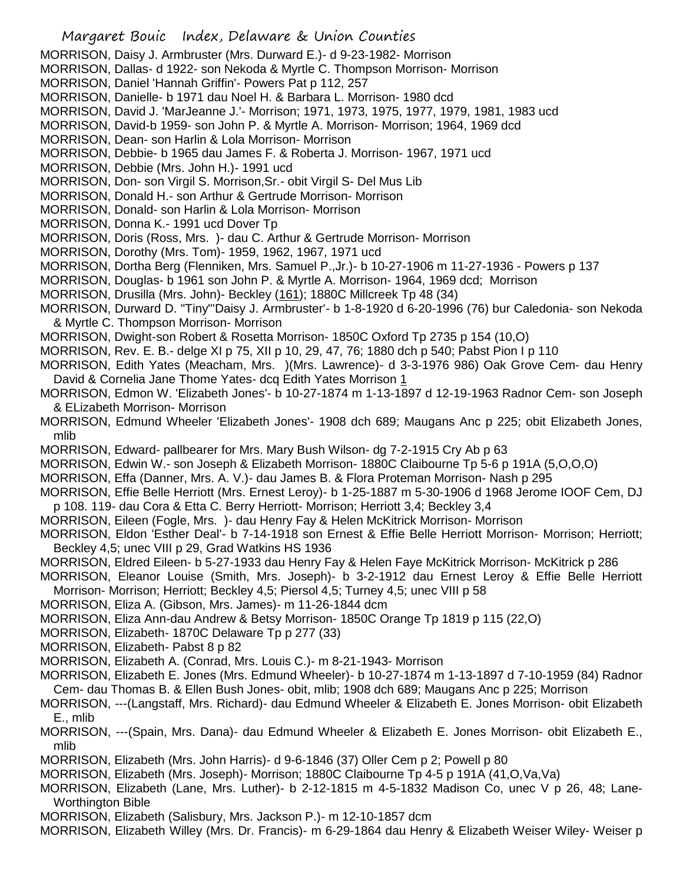MORRISON, Daisy J. Armbruster (Mrs. Durward E.)- d 9-23-1982- Morrison
MORRISON, Dallas- d 1922- son Nekoda & Myrtle C. Thompson Morrison- Morrison
MORRISON, Daniel 'Hannah Griffin'- Powers Pat p 112, 257
MORRISON, Danielle- b 1971 dau Noel H. & Barbara L. Morrison- 1980 dcd
MORRISON, David J. 'MarJeanne J.'- Morrison; 1971, 1973, 1975, 1977, 1979, 1981, 1983 ucd
MORRISON, David-b 1959- son John P. & Myrtle A. Morrison- Morrison; 1964, 1969 dcd
MORRISON, Dean- son Harlin & Lola Morrison- Morrison
MORRISON, Debbie- b 1965 dau James F. & Roberta J. Morrison- 1967, 1971 ucd
MORRISON, Debbie (Mrs. John H.)- 1991 ucd
MORRISON, Don- son Virgil S. Morrison,Sr.- obit Virgil S- Del Mus Lib
MORRISON, Donald H.- son Arthur & Gertrude Morrison- Morrison
MORRISON, Donald- son Harlin & Lola Morrison- Morrison
MORRISON, Donna K.- 1991 ucd Dover Tp
MORRISON, Doris (Ross, Mrs. )- dau C. Arthur & Gertrude Morrison- Morrison
MORRISON, Dorothy (Mrs. Tom)- 1959, 1962, 1967, 1971 ucd
MORRISON, Dortha Berg (Flenniken, Mrs. Samuel P.,Jr.)- b 10-27-1906 m 11-27-1936 - Powers p 137
MORRISON, Douglas- b 1961 son John P. & Myrtle A. Morrison- 1964, 1969 dcd; Morrison
MORRISON, Drusilla (Mrs. John)- Beckley (161); 1880C Millcreek Tp 48 (34)
MORRISON, Durward D. "Tiny"'Daisy J. Armbruster'- b 1-8-1920 d 6-20-1996 (76) bur Caledonia- son Nekoda & Myrtle C. Thompson Morrison- Morrison
MORRISON, Dwight-son Robert & Rosetta Morrison- 1850C Oxford Tp 2735 p 154 (10,O)
MORRISON, Rev. E. B.- delge XI p 75, XII p 10, 29, 47, 76; 1880 dch p 540; Pabst Pion I p 110
MORRISON, Edith Yates (Meacham, Mrs. )(Mrs. Lawrence)- d 3-3-1976 986) Oak Grove Cem- dau Henry David & Cornelia Jane Thome Yates- dcq Edith Yates Morrison 1
MORRISON, Edmon W. 'Elizabeth Jones'- b 10-27-1874 m 1-13-1897 d 12-19-1963 Radnor Cem- son Joseph & ELizabeth Morrison- Morrison
MORRISON, Edmund Wheeler 'Elizabeth Jones'- 1908 dch 689; Maugans Anc p 225; obit Elizabeth Jones, mlib
MORRISON, Edward- pallbearer for Mrs. Mary Bush Wilson- dg 7-2-1915 Cry Ab p 63
MORRISON, Edwin W.- son Joseph & Elizabeth Morrison- 1880C Claibourne Tp 5-6 p 191A (5,O,O,O)
MORRISON, Effa (Danner, Mrs. A. V.)- dau James B. & Flora Proteman Morrison- Nash p 295
MORRISON, Effie Belle Herriott (Mrs. Ernest Leroy)- b 1-25-1887 m 5-30-1906 d 1968 Jerome IOOF Cem, DJ p 108. 119- dau Cora & Etta C. Berry Herriott- Morrison; Herriott 3,4; Beckley 3,4
MORRISON, Eileen (Fogle, Mrs. )- dau Henry Fay & Helen McKitrick Morrison- Morrison
MORRISON, Eldon 'Esther Deal'- b 7-14-1918 son Ernest & Effie Belle Herriott Morrison- Morrison; Herriott; Beckley 4,5; unec VIII p 29, Grad Watkins HS 1936
MORRISON, Eldred Eileen- b 5-27-1933 dau Henry Fay & Helen Faye McKitrick Morrison- McKitrick p 286
MORRISON, Eleanor Louise (Smith, Mrs. Joseph)- b 3-2-1912 dau Ernest Leroy & Effie Belle Herriott Morrison- Morrison; Herriott; Beckley 4,5; Piersol 4,5; Turney 4,5; unec VIII p 58
MORRISON, Eliza A. (Gibson, Mrs. James)- m 11-26-1844 dcm
MORRISON, Eliza Ann-dau Andrew & Betsy Morrison- 1850C Orange Tp 1819 p 115 (22,O)
MORRISON, Elizabeth- 1870C Delaware Tp p 277 (33)
MORRISON, Elizabeth- Pabst 8 p 82
MORRISON, Elizabeth A. (Conrad, Mrs. Louis C.)- m 8-21-1943- Morrison
MORRISON, Elizabeth E. Jones (Mrs. Edmund Wheeler)- b 10-27-1874 m 1-13-1897 d 7-10-1959 (84) Radnor Cem- dau Thomas B. & Ellen Bush Jones- obit, mlib; 1908 dch 689; Maugans Anc p 225; Morrison
MORRISON, ---(Langstaff, Mrs. Richard)- dau Edmund Wheeler & Elizabeth E. Jones Morrison- obit Elizabeth E., mlib
MORRISON, ---(Spain, Mrs. Dana)- dau Edmund Wheeler & Elizabeth E. Jones Morrison- obit Elizabeth E., mlib
MORRISON, Elizabeth (Mrs. John Harris)- d 9-6-1846 (37) Oller Cem p 2; Powell p 80
MORRISON, Elizabeth (Mrs. Joseph)- Morrison; 1880C Claibourne Tp 4-5 p 191A (41,O,Va,Va)
MORRISON, Elizabeth (Lane, Mrs. Luther)- b 2-12-1815 m 4-5-1832 Madison Co, unec V p 26, 48; Lane-Worthington Bible
MORRISON, Elizabeth (Salisbury, Mrs. Jackson P.)- m 12-10-1857 dcm
MORRISON, Elizabeth Willey (Mrs. Dr. Francis)- m 6-29-1864 dau Henry & Elizabeth Weiser Wiley- Weiser p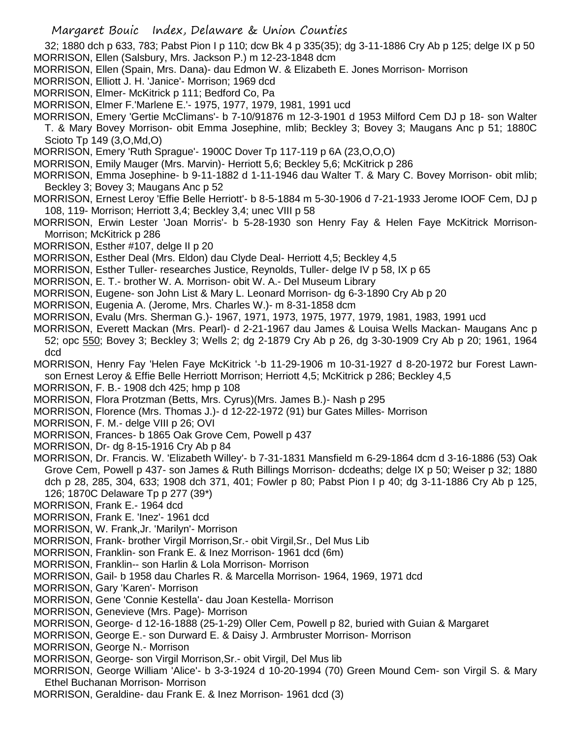32; 1880 dch p 633, 783; Pabst Pion I p 110; dcw Bk 4 p 335(35); dg 3-11-1886 Cry Ab p 125; delge IX p 50

MORRISON, Ellen (Salsbury, Mrs. Jackson P.) m 12-23-1848 dcm

MORRISON, Ellen (Spain, Mrs. Dana)- dau Edmon W. & Elizabeth E. Jones Morrison- Morrison

MORRISON, Elliott J. H. 'Janice'- Morrison; 1969 dcd

MORRISON, Elmer- McKitrick p 111; Bedford Co, Pa

MORRISON, Elmer F.'Marlene E.'- 1975, 1977, 1979, 1981, 1991 ucd

MORRISON, Emery 'Gertie McClimans'- b 7-10/91876 m 12-3-1901 d 1953 Milford Cem DJ p 18- son Walter T. & Mary Bovey Morrison- obit Emma Josephine, mlib; Beckley 3; Bovey 3; Maugans Anc p 51; 1880C Scioto Tp 149 (3,O,Md,O)

MORRISON, Emery 'Ruth Sprague'- 1900C Dover Tp 117-119 p 6A (23,O,O,O)

MORRISON, Emily Mauger (Mrs. Marvin)- Herriott 5,6; Beckley 5,6; McKitrick p 286

MORRISON, Emma Josephine- b 9-11-1882 d 1-11-1946 dau Walter T. & Mary C. Bovey Morrison- obit mlib; Beckley 3; Bovey 3; Maugans Anc p 52

MORRISON, Ernest Leroy 'Effie Belle Herriott'- b 8-5-1884 m 5-30-1906 d 7-21-1933 Jerome IOOF Cem, DJ p 108, 119- Morrison; Herriott 3,4; Beckley 3,4; unec VIII p 58

MORRISON, Erwin Lester 'Joan Morris'- b 5-28-1930 son Henry Fay & Helen Faye McKitrick Morrison- Morrison; McKitrick p 286

MORRISON, Esther #107, delge II p 20

MORRISON, Esther Deal (Mrs. Eldon) dau Clyde Deal- Herriott 4,5; Beckley 4,5

MORRISON, Esther Tuller- researches Justice, Reynolds, Tuller- delge IV p 58, IX p 65

MORRISON, E. T.- brother W. A. Morrison- obit W. A.- Del Museum Library

MORRISON, Eugene- son John List & Mary L. Leonard Morrison- dg 6-3-1890 Cry Ab p 20

MORRISON, Eugenia A. (Jerome, Mrs. Charles W.)- m 8-31-1858 dcm

MORRISON, Evalu (Mrs. Sherman G.)- 1967, 1971, 1973, 1975, 1977, 1979, 1981, 1983, 1991 ucd

MORRISON, Everett Mackan (Mrs. Pearl)- d 2-21-1967 dau James & Louisa Wells Mackan- Maugans Anc p 52; opc 550; Bovey 3; Beckley 3; Wells 2; dg 2-1879 Cry Ab p 26, dg 3-30-1909 Cry Ab p 20; 1961, 1964 dcd

MORRISON, Henry Fay 'Helen Faye McKitrick '-b 11-29-1906 m 10-31-1927 d 8-20-1972 bur Forest Lawn- son Ernest Leroy & Effie Belle Herriott Morrison; Herriott 4,5; McKitrick p 286; Beckley 4,5

MORRISON, F. B.- 1908 dch 425; hmp p 108

MORRISON, Flora Protzman (Betts, Mrs. Cyrus)(Mrs. James B.)- Nash p 295

MORRISON, Florence (Mrs. Thomas J.)- d 12-22-1972 (91) bur Gates Milles- Morrison

MORRISON, F. M.- delge VIII p 26; OVI

MORRISON, Frances- b 1865 Oak Grove Cem, Powell p 437

MORRISON, Dr- dg 8-15-1916 Cry Ab p 84

MORRISON, Dr. Francis. W. 'Elizabeth Willey'- b 7-31-1831 Mansfield m 6-29-1864 dcm d 3-16-1886 (53) Oak Grove Cem, Powell p 437- son James & Ruth Billings Morrison- dcdeaths; delge IX p 50; Weiser p 32; 1880 dch p 28, 285, 304, 633; 1908 dch 371, 401; Fowler p 80; Pabst Pion I p 40; dg 3-11-1886 Cry Ab p 125, 126; 1870C Delaware Tp p 277 (39*)

MORRISON, Frank E.- 1964 dcd

MORRISON, Frank E. 'Inez'- 1961 dcd

MORRISON, W. Frank,Jr. 'Marilyn'- Morrison

MORRISON, Frank- brother Virgil Morrison,Sr.- obit Virgil,Sr., Del Mus Lib

MORRISON, Franklin- son Frank E. & Inez Morrison- 1961 dcd (6m)

MORRISON, Franklin-- son Harlin & Lola Morrison- Morrison

MORRISON, Gail- b 1958 dau Charles R. & Marcella Morrison- 1964, 1969, 1971 dcd

MORRISON, Gary 'Karen'- Morrison

MORRISON, Gene 'Connie Kestella'- dau Joan Kestella- Morrison

MORRISON, Genevieve (Mrs. Page)- Morrison

MORRISON, George- d 12-16-1888 (25-1-29) Oller Cem, Powell p 82, buried with Guian & Margaret

MORRISON, George E.- son Durward E. & Daisy J. Armbruster Morrison- Morrison

MORRISON, George N.- Morrison

MORRISON, George- son Virgil Morrison,Sr.- obit Virgil, Del Mus lib

MORRISON, George William 'Alice'- b 3-3-1924 d 10-20-1994 (70) Green Mound Cem- son Virgil S. & Mary Ethel Buchanan Morrison- Morrison

MORRISON, Geraldine- dau Frank E. & Inez Morrison- 1961 dcd (3)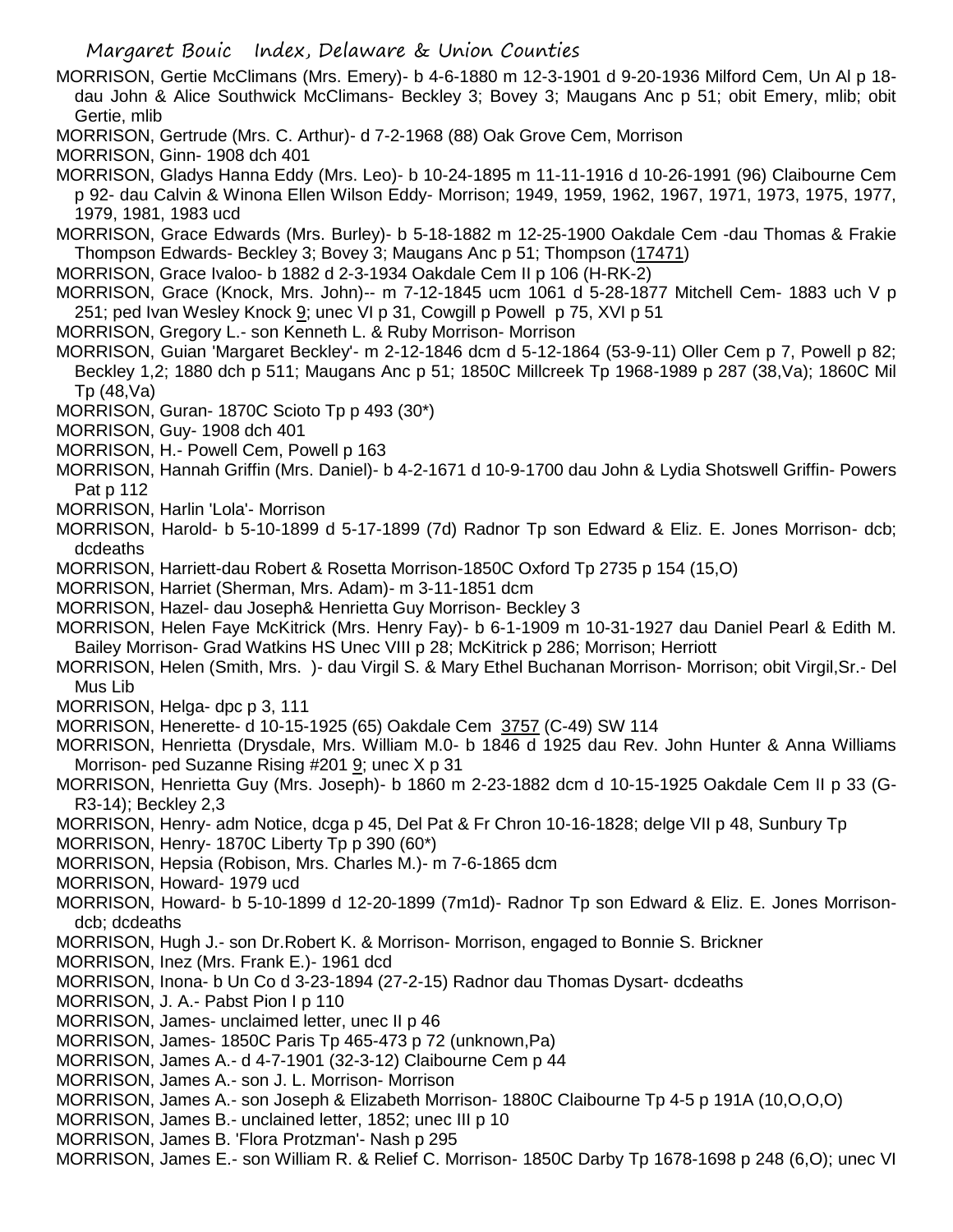MORRISON, Gertie McClimans (Mrs. Emery)- b 4-6-1880 m 12-3-1901 d 9-20-1936 Milford Cem, Un Al p 18- dau John & Alice Southwick McClimans- Beckley 3; Bovey 3; Maugans Anc p 51; obit Emery, mlib; obit Gertie, mlib

MORRISON, Gertrude (Mrs. C. Arthur)- d 7-2-1968 (88) Oak Grove Cem, Morrison

MORRISON, Ginn- 1908 dch 401

MORRISON, Gladys Hanna Eddy (Mrs. Leo)- b 10-24-1895 m 11-11-1916 d 10-26-1991 (96) Claibourne Cem p 92- dau Calvin & Winona Ellen Wilson Eddy- Morrison; 1949, 1959, 1962, 1967, 1971, 1973, 1975, 1977, 1979, 1981, 1983 ucd

MORRISON, Grace Edwards (Mrs. Burley)- b 5-18-1882 m 12-25-1900 Oakdale Cem -dau Thomas & Frakie Thompson Edwards- Beckley 3; Bovey 3; Maugans Anc p 51; Thompson (17471)

MORRISON, Grace Ivaloo- b 1882 d 2-3-1934 Oakdale Cem II p 106 (H-RK-2)

MORRISON, Grace (Knock, Mrs. John)-- m 7-12-1845 ucm 1061 d 5-28-1877 Mitchell Cem- 1883 uch V p 251; ped Ivan Wesley Knock 9; unec VI p 31, Cowgill p Powell p 75, XVI p 51

MORRISON, Gregory L.- son Kenneth L. & Ruby Morrison- Morrison

MORRISON, Guian 'Margaret Beckley'- m 2-12-1846 dcm d 5-12-1864 (53-9-11) Oller Cem p 7, Powell p 82; Beckley 1,2; 1880 dch p 511; Maugans Anc p 51; 1850C Millcreek Tp 1968-1989 p 287 (38,Va); 1860C Mil Tp (48,Va)

MORRISON, Guran- 1870C Scioto Tp p 493 (30*)

MORRISON, Guy- 1908 dch 401

MORRISON, H.- Powell Cem, Powell p 163

MORRISON, Hannah Griffin (Mrs. Daniel)- b 4-2-1671 d 10-9-1700 dau John & Lydia Shotswell Griffin- Powers Pat p 112

MORRISON, Harlin 'Lola'- Morrison

MORRISON, Harold- b 5-10-1899 d 5-17-1899 (7d) Radnor Tp son Edward & Eliz. E. Jones Morrison- dcb; dcdeaths

MORRISON, Harriett-dau Robert & Rosetta Morrison-1850C Oxford Tp 2735 p 154 (15,O)

MORRISON, Harriet (Sherman, Mrs. Adam)- m 3-11-1851 dcm

MORRISON, Hazel- dau Joseph& Henrietta Guy Morrison- Beckley 3

MORRISON, Helen Faye McKitrick (Mrs. Henry Fay)- b 6-1-1909 m 10-31-1927 dau Daniel Pearl & Edith M. Bailey Morrison- Grad Watkins HS Unec VIII p 28; McKitrick p 286; Morrison; Herriott

MORRISON, Helen (Smith, Mrs. )- dau Virgil S. & Mary Ethel Buchanan Morrison- Morrison; obit Virgil,Sr.- Del Mus Lib

MORRISON, Helga- dpc p 3, 111

MORRISON, Henerette- d 10-15-1925 (65) Oakdale Cem 3757 (C-49) SW 114

MORRISON, Henrietta (Drysdale, Mrs. William M.0- b 1846 d 1925 dau Rev. John Hunter & Anna Williams Morrison- ped Suzanne Rising #201 9; unec X p 31

MORRISON, Henrietta Guy (Mrs. Joseph)- b 1860 m 2-23-1882 dcm d 10-15-1925 Oakdale Cem II p 33 (G-R3-14); Beckley 2,3

MORRISON, Henry- adm Notice, dcga p 45, Del Pat & Fr Chron 10-16-1828; delge VII p 48, Sunbury Tp

MORRISON, Henry- 1870C Liberty Tp p 390 (60*)

MORRISON, Hepsia (Robison, Mrs. Charles M.)- m 7-6-1865 dcm

MORRISON, Howard- 1979 ucd

MORRISON, Howard- b 5-10-1899 d 12-20-1899 (7m1d)- Radnor Tp son Edward & Eliz. E. Jones Morrison- dcb; dcdeaths

MORRISON, Hugh J.- son Dr.Robert K. & Morrison- Morrison, engaged to Bonnie S. Brickner

MORRISON, Inez (Mrs. Frank E.)- 1961 dcd

MORRISON, Inona- b Un Co d 3-23-1894 (27-2-15) Radnor dau Thomas Dysart- dcdeaths

MORRISON, J. A.- Pabst Pion I p 110

MORRISON, James- unclaimed letter, unec II p 46

MORRISON, James- 1850C Paris Tp 465-473 p 72 (unknown,Pa)

MORRISON, James A.- d 4-7-1901 (32-3-12) Claibourne Cem p 44

MORRISON, James A.- son J. L. Morrison- Morrison

MORRISON, James A.- son Joseph & Elizabeth Morrison- 1880C Claibourne Tp 4-5 p 191A (10,O,O,O)

MORRISON, James B.- unclained letter, 1852; unec III p 10

MORRISON, James B. 'Flora Protzman'- Nash p 295

MORRISON, James E.- son William R. & Relief C. Morrison- 1850C Darby Tp 1678-1698 p 248 (6,O); unec VI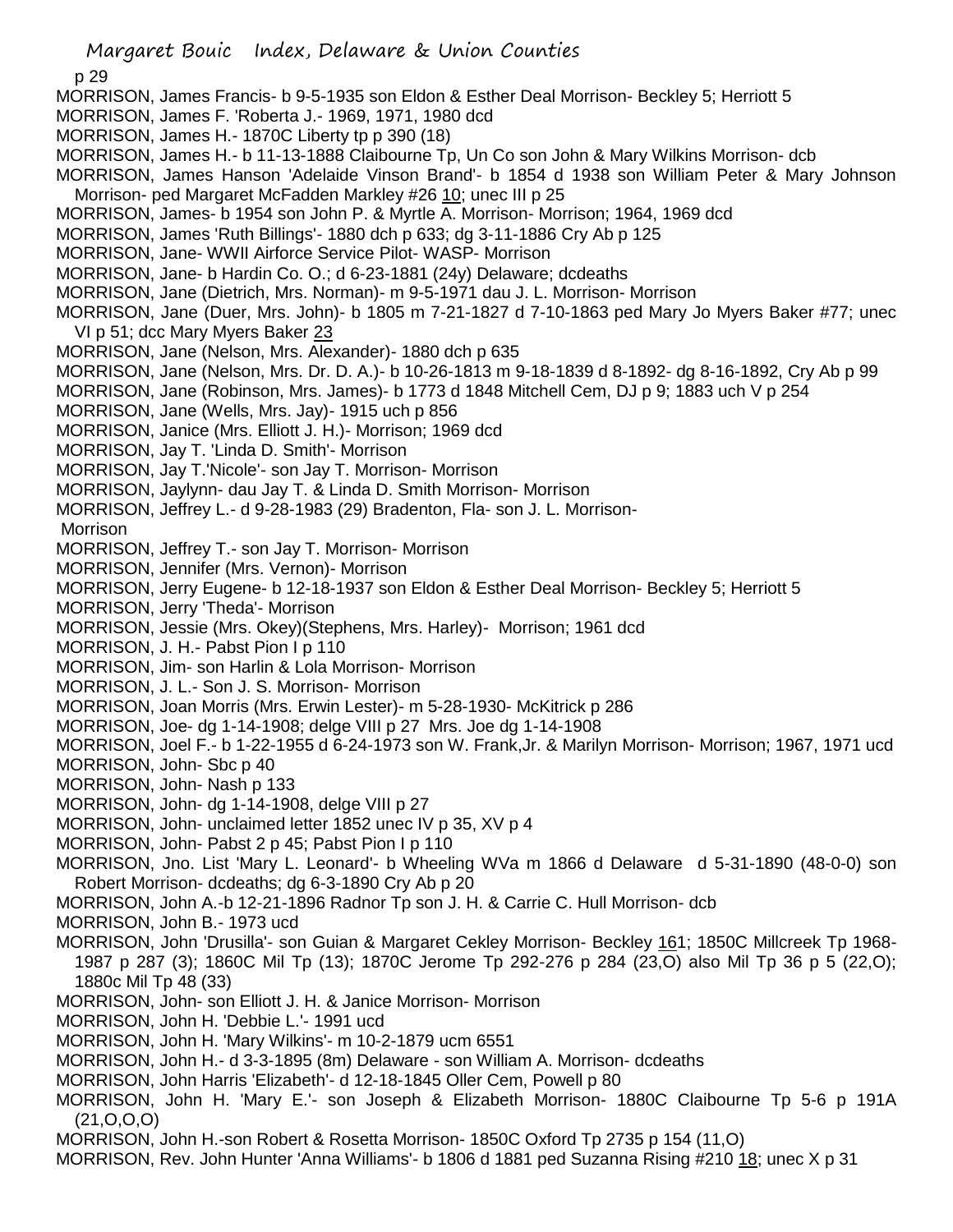p 29

MORRISON, James Francis- b 9-5-1935 son Eldon & Esther Deal Morrison- Beckley 5; Herriott 5

MORRISON, James F. 'Roberta J.- 1969, 1971, 1980 dcd

MORRISON, James H.- 1870C Liberty tp p 390 (18)

MORRISON, James H.- b 11-13-1888 Claibourne Tp, Un Co son John & Mary Wilkins Morrison- dcb

MORRISON, James Hanson 'Adelaide Vinson Brand'- b 1854 d 1938 son William Peter & Mary Johnson Morrison- ped Margaret McFadden Markley #26 10; unec III p 25

MORRISON, James- b 1954 son John P. & Myrtle A. Morrison- Morrison; 1964, 1969 dcd

MORRISON, James 'Ruth Billings'- 1880 dch p 633; dg 3-11-1886 Cry Ab p 125

MORRISON, Jane- WWII Airforce Service Pilot- WASP- Morrison

MORRISON, Jane- b Hardin Co. O.; d 6-23-1881 (24y) Delaware; dcdeaths

MORRISON, Jane (Dietrich, Mrs. Norman)- m 9-5-1971 dau J. L. Morrison- Morrison

MORRISON, Jane (Duer, Mrs. John)- b 1805 m 7-21-1827 d 7-10-1863 ped Mary Jo Myers Baker #77; unec VI p 51; dcc Mary Myers Baker 23

MORRISON, Jane (Nelson, Mrs. Alexander)- 1880 dch p 635

MORRISON, Jane (Nelson, Mrs. Dr. D. A.)- b 10-26-1813 m 9-18-1839 d 8-1892- dg 8-16-1892, Cry Ab p 99

MORRISON, Jane (Robinson, Mrs. James)- b 1773 d 1848 Mitchell Cem, DJ p 9; 1883 uch V p 254

MORRISON, Jane (Wells, Mrs. Jay)- 1915 uch p 856

MORRISON, Janice (Mrs. Elliott J. H.)- Morrison; 1969 dcd

MORRISON, Jay T. 'Linda D. Smith'- Morrison

MORRISON, Jay T.'Nicole'- son Jay T. Morrison- Morrison

MORRISON, Jaylynn- dau Jay T. & Linda D. Smith Morrison- Morrison

MORRISON, Jeffrey L.- d 9-28-1983 (29) Bradenton, Fla- son J. L. Morrison- Morrison

MORRISON, Jeffrey T.- son Jay T. Morrison- Morrison

MORRISON, Jennifer (Mrs. Vernon)- Morrison

MORRISON, Jerry Eugene- b 12-18-1937 son Eldon & Esther Deal Morrison- Beckley 5; Herriott 5

MORRISON, Jerry 'Theda'- Morrison

MORRISON, Jessie (Mrs. Okey)(Stephens, Mrs. Harley)- Morrison; 1961 dcd

MORRISON, J. H.- Pabst Pion I p 110

MORRISON, Jim- son Harlin & Lola Morrison- Morrison

MORRISON, J. L.- Son J. S. Morrison- Morrison

MORRISON, Joan Morris (Mrs. Erwin Lester)- m 5-28-1930- McKitrick p 286

MORRISON, Joe- dg 1-14-1908; delge VIII p 27 Mrs. Joe dg 1-14-1908

MORRISON, Joel F.- b 1-22-1955 d 6-24-1973 son W. Frank,Jr. & Marilyn Morrison- Morrison; 1967, 1971 ucd

MORRISON, John- Sbc p 40

MORRISON, John- Nash p 133

MORRISON, John- dg 1-14-1908, delge VIII p 27

MORRISON, John- unclaimed letter 1852 unec IV p 35, XV p 4

MORRISON, John- Pabst 2 p 45; Pabst Pion I p 110

MORRISON, Jno. List 'Mary L. Leonard'- b Wheeling WVa m 1866 d Delaware d 5-31-1890 (48-0-0) son Robert Morrison- dcdeaths; dg 6-3-1890 Cry Ab p 20

MORRISON, John A.-b 12-21-1896 Radnor Tp son J. H. & Carrie C. Hull Morrison- dcb

MORRISON, John B.- 1973 ucd

MORRISON, John 'Drusilla'- son Guian & Margaret Cekley Morrison- Beckley 161; 1850C Millcreek Tp 1968-1987 p 287 (3); 1860C Mil Tp (13); 1870C Jerome Tp 292-276 p 284 (23,O) also Mil Tp 36 p 5 (22,O); 1880c Mil Tp 48 (33)

MORRISON, John- son Elliott J. H. & Janice Morrison- Morrison

MORRISON, John H. 'Debbie L.'- 1991 ucd

MORRISON, John H. 'Mary Wilkins'- m 10-2-1879 ucm 6551

MORRISON, John H.- d 3-3-1895 (8m) Delaware - son William A. Morrison- dcdeaths

MORRISON, John Harris 'Elizabeth'- d 12-18-1845 Oller Cem, Powell p 80

MORRISON, John H. 'Mary E.'- son Joseph & Elizabeth Morrison- 1880C Claibourne Tp 5-6 p 191A (21,O,O,O)

MORRISON, John H.-son Robert & Rosetta Morrison- 1850C Oxford Tp 2735 p 154 (11,O)

MORRISON, Rev. John Hunter 'Anna Williams'- b 1806 d 1881 ped Suzanna Rising #210 18; unec X p 31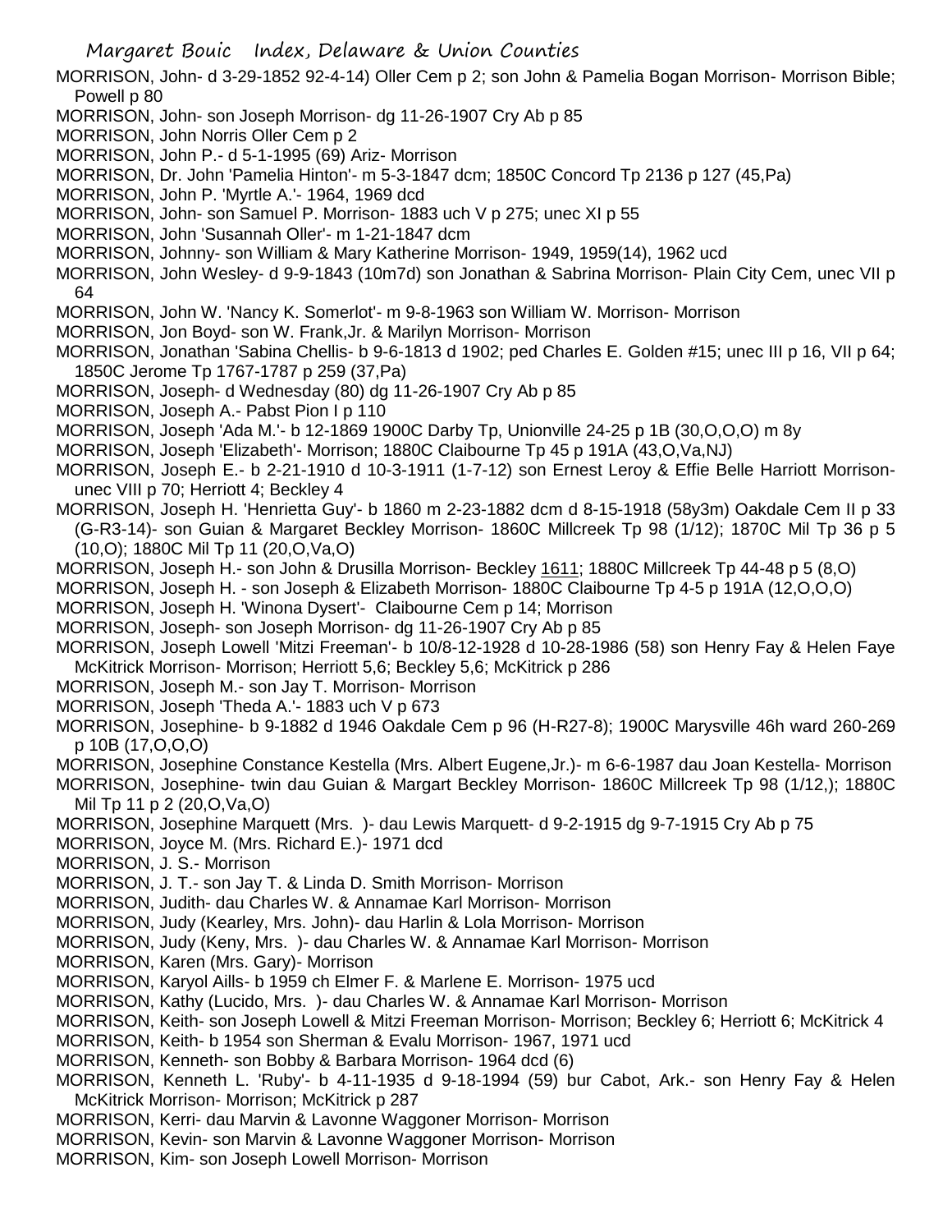MORRISON, John- d 3-29-1852 92-4-14) Oller Cem p 2; son John & Pamelia Bogan Morrison- Morrison Bible; Powell p 80

MORRISON, John- son Joseph Morrison- dg 11-26-1907 Cry Ab p 85

MORRISON, John Norris Oller Cem p 2

MORRISON, John P.- d 5-1-1995 (69) Ariz- Morrison

MORRISON, Dr. John 'Pamelia Hinton'- m 5-3-1847 dcm; 1850C Concord Tp 2136 p 127 (45,Pa)

MORRISON, John P. 'Myrtle A.'- 1964, 1969 dcd

MORRISON, John- son Samuel P. Morrison- 1883 uch V p 275; unec XI p 55

MORRISON, John 'Susannah Oller'- m 1-21-1847 dcm

MORRISON, Johnny- son William & Mary Katherine Morrison- 1949, 1959(14), 1962 ucd

MORRISON, John Wesley- d 9-9-1843 (10m7d) son Jonathan & Sabrina Morrison- Plain City Cem, unec VII p 64

MORRISON, John W. 'Nancy K. Somerlot'- m 9-8-1963 son William W. Morrison- Morrison

MORRISON, Jon Boyd- son W. Frank,Jr. & Marilyn Morrison- Morrison

MORRISON, Jonathan 'Sabina Chellis- b 9-6-1813 d 1902; ped Charles E. Golden #15; unec III p 16, VII p 64; 1850C Jerome Tp 1767-1787 p 259 (37,Pa)

MORRISON, Joseph- d Wednesday (80) dg 11-26-1907 Cry Ab p 85

MORRISON, Joseph A.- Pabst Pion I p 110

MORRISON, Joseph 'Ada M.'- b 12-1869 1900C Darby Tp, Unionville 24-25 p 1B (30,O,O,O) m 8y

MORRISON, Joseph 'Elizabeth'- Morrison; 1880C Claibourne Tp 45 p 191A (43,O,Va,NJ)

MORRISON, Joseph E.- b 2-21-1910 d 10-3-1911 (1-7-12) son Ernest Leroy & Effie Belle Harriott Morrison- unec VIII p 70; Herriott 4; Beckley 4

MORRISON, Joseph H. 'Henrietta Guy'- b 1860 m 2-23-1882 dcm d 8-15-1918 (58y3m) Oakdale Cem II p 33 (G-R3-14)- son Guian & Margaret Beckley Morrison- 1860C Millcreek Tp 98 (1/12); 1870C Mil Tp 36 p 5 (10,O); 1880C Mil Tp 11 (20,O,Va,O)

MORRISON, Joseph H.- son John & Drusilla Morrison- Beckley 1611; 1880C Millcreek Tp 44-48 p 5 (8,O)

MORRISON, Joseph H. - son Joseph & Elizabeth Morrison- 1880C Claibourne Tp 4-5 p 191A (12,O,O,O)

MORRISON, Joseph H. 'Winona Dysert'- Claibourne Cem p 14; Morrison

MORRISON, Joseph- son Joseph Morrison- dg 11-26-1907 Cry Ab p 85

MORRISON, Joseph Lowell 'Mitzi Freeman'- b 10/8-12-1928 d 10-28-1986 (58) son Henry Fay & Helen Faye McKitrick Morrison- Morrison; Herriott 5,6; Beckley 5,6; McKitrick p 286

MORRISON, Joseph M.- son Jay T. Morrison- Morrison

MORRISON, Joseph 'Theda A.'- 1883 uch V p 673

MORRISON, Josephine- b 9-1882 d 1946 Oakdale Cem p 96 (H-R27-8); 1900C Marysville 46h ward 260-269 p 10B (17,O,O,O)

MORRISON, Josephine Constance Kestella (Mrs. Albert Eugene,Jr.)- m 6-6-1987 dau Joan Kestella- Morrison

MORRISON, Josephine- twin dau Guian & Margart Beckley Morrison- 1860C Millcreek Tp 98 (1/12,); 1880C Mil Tp 11 p 2 (20,O,Va,O)

MORRISON, Josephine Marquett (Mrs. )- dau Lewis Marquett- d 9-2-1915 dg 9-7-1915 Cry Ab p 75

MORRISON, Joyce M. (Mrs. Richard E.)- 1971 dcd

MORRISON, J. S.- Morrison

MORRISON, J. T.- son Jay T. & Linda D. Smith Morrison- Morrison

MORRISON, Judith- dau Charles W. & Annamae Karl Morrison- Morrison

MORRISON, Judy (Kearley, Mrs. John)- dau Harlin & Lola Morrison- Morrison

MORRISON, Judy (Keny, Mrs. )- dau Charles W. & Annamae Karl Morrison- Morrison

MORRISON, Karen (Mrs. Gary)- Morrison

MORRISON, Karyol Aills- b 1959 ch Elmer F. & Marlene E. Morrison- 1975 ucd

MORRISON, Kathy (Lucido, Mrs. )- dau Charles W. & Annamae Karl Morrison- Morrison

MORRISON, Keith- son Joseph Lowell & Mitzi Freeman Morrison- Morrison; Beckley 6; Herriott 6; McKitrick 4

MORRISON, Keith- b 1954 son Sherman & Evalu Morrison- 1967, 1971 ucd

MORRISON, Kenneth- son Bobby & Barbara Morrison- 1964 dcd (6)

MORRISON, Kenneth L. 'Ruby'- b 4-11-1935 d 9-18-1994 (59) bur Cabot, Ark.- son Henry Fay & Helen McKitrick Morrison- Morrison; McKitrick p 287

MORRISON, Kerri- dau Marvin & Lavonne Waggoner Morrison- Morrison

MORRISON, Kevin- son Marvin & Lavonne Waggoner Morrison- Morrison

MORRISON, Kim- son Joseph Lowell Morrison- Morrison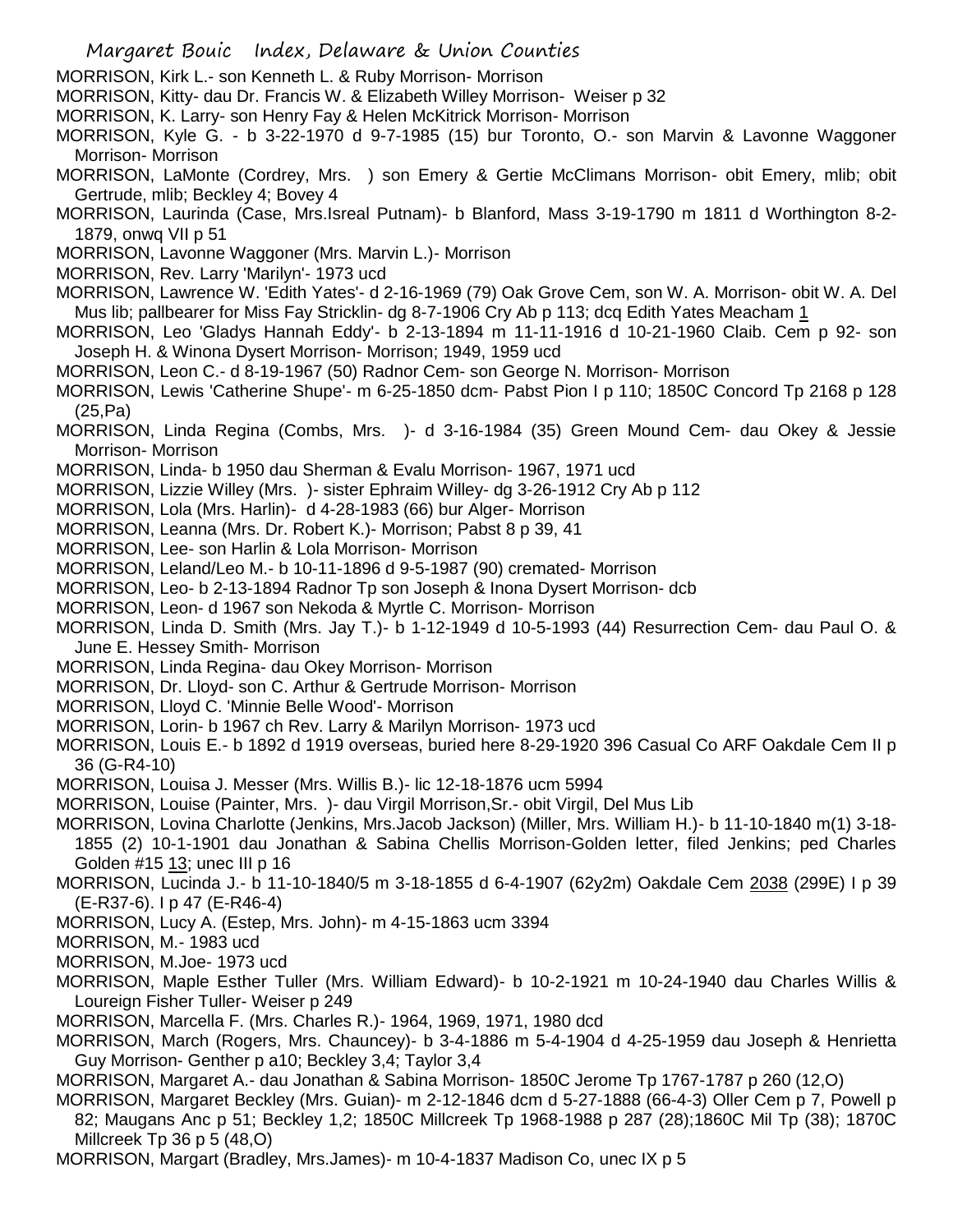MORRISON, Kirk L.- son Kenneth L. & Ruby Morrison- Morrison

MORRISON, Kitty- dau Dr. Francis W. & Elizabeth Willey Morrison- Weiser p 32

MORRISON, K. Larry- son Henry Fay & Helen McKitrick Morrison- Morrison

MORRISON, Kyle G. - b 3-22-1970 d 9-7-1985 (15) bur Toronto, O.- son Marvin & Lavonne Waggoner Morrison- Morrison

MORRISON, LaMonte (Cordrey, Mrs. ) son Emery & Gertie McClimans Morrison- obit Emery, mlib; obit Gertrude, mlib; Beckley 4; Bovey 4

MORRISON, Laurinda (Case, Mrs.Isreal Putnam)- b Blanford, Mass 3-19-1790 m 1811 d Worthington 8-2-1879, onwq VII p 51

MORRISON, Lavonne Waggoner (Mrs. Marvin L.)- Morrison

MORRISON, Rev. Larry 'Marilyn'- 1973 ucd

MORRISON, Lawrence W. 'Edith Yates'- d 2-16-1969 (79) Oak Grove Cem, son W. A. Morrison- obit W. A. Del Mus lib; pallbearer for Miss Fay Stricklin- dg 8-7-1906 Cry Ab p 113; dcq Edith Yates Meacham 1

MORRISON, Leo 'Gladys Hannah Eddy'- b 2-13-1894 m 11-11-1916 d 10-21-1960 Claib. Cem p 92- son Joseph H. & Winona Dysert Morrison- Morrison; 1949, 1959 ucd

MORRISON, Leon C.- d 8-19-1967 (50) Radnor Cem- son George N. Morrison- Morrison

MORRISON, Lewis 'Catherine Shupe'- m 6-25-1850 dcm- Pabst Pion I p 110; 1850C Concord Tp 2168 p 128 (25,Pa)

MORRISON, Linda Regina (Combs, Mrs. )- d 3-16-1984 (35) Green Mound Cem- dau Okey & Jessie Morrison- Morrison

MORRISON, Linda- b 1950 dau Sherman & Evalu Morrison- 1967, 1971 ucd

MORRISON, Lizzie Willey (Mrs. )- sister Ephraim Willey- dg 3-26-1912 Cry Ab p 112

MORRISON, Lola (Mrs. Harlin)- d 4-28-1983 (66) bur Alger- Morrison

MORRISON, Leanna (Mrs. Dr. Robert K.)- Morrison; Pabst 8 p 39, 41

MORRISON, Lee- son Harlin & Lola Morrison- Morrison

MORRISON, Leland/Leo M.- b 10-11-1896 d 9-5-1987 (90) cremated- Morrison

MORRISON, Leo- b 2-13-1894 Radnor Tp son Joseph & Inona Dysert Morrison- dcb

MORRISON, Leon- d 1967 son Nekoda & Myrtle C. Morrison- Morrison

MORRISON, Linda D. Smith (Mrs. Jay T.)- b 1-12-1949 d 10-5-1993 (44) Resurrection Cem- dau Paul O. & June E. Hessey Smith- Morrison

MORRISON, Linda Regina- dau Okey Morrison- Morrison

MORRISON, Dr. Lloyd- son C. Arthur & Gertrude Morrison- Morrison

MORRISON, Lloyd C. 'Minnie Belle Wood'- Morrison

MORRISON, Lorin- b 1967 ch Rev. Larry & Marilyn Morrison- 1973 ucd

MORRISON, Louis E.- b 1892 d 1919 overseas, buried here 8-29-1920 396 Casual Co ARF Oakdale Cem II p 36 (G-R4-10)

MORRISON, Louisa J. Messer (Mrs. Willis B.)- lic 12-18-1876 ucm 5994

MORRISON, Louise (Painter, Mrs. )- dau Virgil Morrison,Sr.- obit Virgil, Del Mus Lib

MORRISON, Lovina Charlotte (Jenkins, Mrs.Jacob Jackson) (Miller, Mrs. William H.)- b 11-10-1840 m(1) 3-18-1855 (2) 10-1-1901 dau Jonathan & Sabina Chellis Morrison-Golden letter, filed Jenkins; ped Charles Golden #15 13; unec III p 16

MORRISON, Lucinda J.- b 11-10-1840/5 m 3-18-1855 d 6-4-1907 (62y2m) Oakdale Cem 2038 (299E) I p 39 (E-R37-6). I p 47 (E-R46-4)

MORRISON, Lucy A. (Estep, Mrs. John)- m 4-15-1863 ucm 3394

MORRISON, M.- 1983 ucd

MORRISON, M.Joe- 1973 ucd

MORRISON, Maple Esther Tuller (Mrs. William Edward)- b 10-2-1921 m 10-24-1940 dau Charles Willis & Loureign Fisher Tuller- Weiser p 249

MORRISON, Marcella F. (Mrs. Charles R.)- 1964, 1969, 1971, 1980 dcd

MORRISON, March (Rogers, Mrs. Chauncey)- b 3-4-1886 m 5-4-1904 d 4-25-1959 dau Joseph & Henrietta Guy Morrison- Genther p a10; Beckley 3,4; Taylor 3,4

MORRISON, Margaret A.- dau Jonathan & Sabina Morrison- 1850C Jerome Tp 1767-1787 p 260 (12,O)

MORRISON, Margaret Beckley (Mrs. Guian)- m 2-12-1846 dcm d 5-27-1888 (66-4-3) Oller Cem p 7, Powell p 82; Maugans Anc p 51; Beckley 1,2; 1850C Millcreek Tp 1968-1988 p 287 (28);1860C Mil Tp (38); 1870C Millcreek Tp 36 p 5 (48,O)

MORRISON, Margart (Bradley, Mrs.James)- m 10-4-1837 Madison Co, unec IX p 5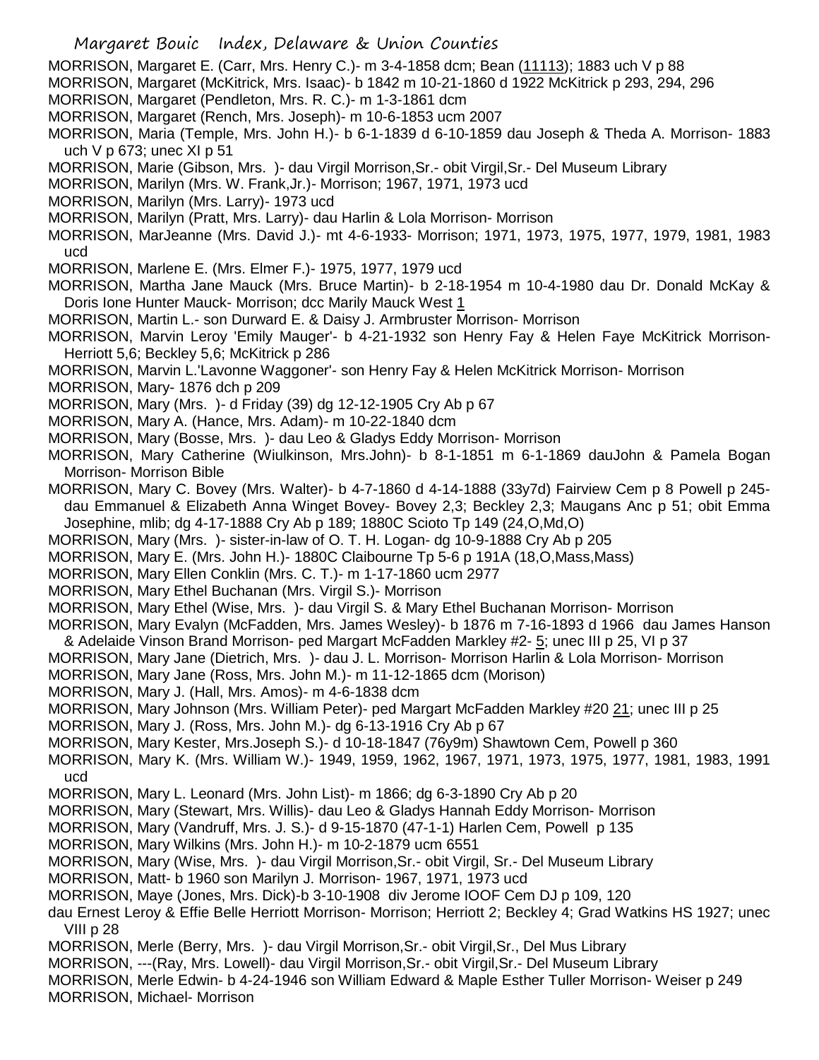MORRISON, Margaret E. (Carr, Mrs. Henry C.)- m 3-4-1858 dcm; Bean (11113); 1883 uch V p 88

MORRISON, Margaret (McKitrick, Mrs. Isaac)- b 1842 m 10-21-1860 d 1922 McKitrick p 293, 294, 296

MORRISON, Margaret (Pendleton, Mrs. R. C.)- m 1-3-1861 dcm

MORRISON, Margaret (Rench, Mrs. Joseph)- m 10-6-1853 ucm 2007

MORRISON, Maria (Temple, Mrs. John H.)- b 6-1-1839 d 6-10-1859 dau Joseph & Theda A. Morrison- 1883 uch V p 673; unec XI p 51

MORRISON, Marie (Gibson, Mrs. )- dau Virgil Morrison,Sr.- obit Virgil,Sr.- Del Museum Library

MORRISON, Marilyn (Mrs. W. Frank,Jr.)- Morrison; 1967, 1971, 1973 ucd

MORRISON, Marilyn (Mrs. Larry)- 1973 ucd

MORRISON, Marilyn (Pratt, Mrs. Larry)- dau Harlin & Lola Morrison- Morrison

MORRISON, MarJeanne (Mrs. David J.)- mt 4-6-1933- Morrison; 1971, 1973, 1975, 1977, 1979, 1981, 1983 ucd

MORRISON, Marlene E. (Mrs. Elmer F.)- 1975, 1977, 1979 ucd

MORRISON, Martha Jane Mauck (Mrs. Bruce Martin)- b 2-18-1954 m 10-4-1980 dau Dr. Donald McKay & Doris Ione Hunter Mauck- Morrison; dcc Marily Mauck West 1

MORRISON, Martin L.- son Durward E. & Daisy J. Armbruster Morrison- Morrison

MORRISON, Marvin Leroy 'Emily Mauger'- b 4-21-1932 son Henry Fay & Helen Faye McKitrick Morrison- Herriott 5,6; Beckley 5,6; McKitrick p 286

MORRISON, Marvin L.'Lavonne Waggoner'- son Henry Fay & Helen McKitrick Morrison- Morrison

MORRISON, Mary- 1876 dch p 209

MORRISON, Mary (Mrs. )- d Friday (39) dg 12-12-1905 Cry Ab p 67

MORRISON, Mary A. (Hance, Mrs. Adam)- m 10-22-1840 dcm

MORRISON, Mary (Bosse, Mrs. )- dau Leo & Gladys Eddy Morrison- Morrison

MORRISON, Mary Catherine (Wiulkinson, Mrs.John)- b 8-1-1851 m 6-1-1869 dauJohn & Pamela Bogan Morrison- Morrison Bible

MORRISON, Mary C. Bovey (Mrs. Walter)- b 4-7-1860 d 4-14-1888 (33y7d) Fairview Cem p 8 Powell p 245- dau Emmanuel & Elizabeth Anna Winget Bovey- Bovey 2,3; Beckley 2,3; Maugans Anc p 51; obit Emma Josephine, mlib; dg 4-17-1888 Cry Ab p 189; 1880C Scioto Tp 149 (24,O,Md,O)

MORRISON, Mary (Mrs. )- sister-in-law of O. T. H. Logan- dg 10-9-1888 Cry Ab p 205

MORRISON, Mary E. (Mrs. John H.)- 1880C Claibourne Tp 5-6 p 191A (18,O,Mass,Mass)

MORRISON, Mary Ellen Conklin (Mrs. C. T.)- m 1-17-1860 ucm 2977

MORRISON, Mary Ethel Buchanan (Mrs. Virgil S.)- Morrison

MORRISON, Mary Ethel (Wise, Mrs. )- dau Virgil S. & Mary Ethel Buchanan Morrison- Morrison

MORRISON, Mary Evalyn (McFadden, Mrs. James Wesley)- b 1876 m 7-16-1893 d 1966 dau James Hanson & Adelaide Vinson Brand Morrison- ped Margart McFadden Markley #2- 5; unec III p 25, VI p 37

MORRISON, Mary Jane (Dietrich, Mrs. )- dau J. L. Morrison- Morrison Harlin & Lola Morrison- Morrison

MORRISON, Mary Jane (Ross, Mrs. John M.)- m 11-12-1865 dcm (Morison)

MORRISON, Mary J. (Hall, Mrs. Amos)- m 4-6-1838 dcm

MORRISON, Mary Johnson (Mrs. William Peter)- ped Margart McFadden Markley #20 21; unec III p 25

MORRISON, Mary J. (Ross, Mrs. John M.)- dg 6-13-1916 Cry Ab p 67

MORRISON, Mary Kester, Mrs.Joseph S.)- d 10-18-1847 (76y9m) Shawtown Cem, Powell p 360

MORRISON, Mary K. (Mrs. William W.)- 1949, 1959, 1962, 1967, 1971, 1973, 1975, 1977, 1981, 1983, 1991 ucd

MORRISON, Mary L. Leonard (Mrs. John List)- m 1866; dg 6-3-1890 Cry Ab p 20

MORRISON, Mary (Stewart, Mrs. Willis)- dau Leo & Gladys Hannah Eddy Morrison- Morrison

MORRISON, Mary (Vandruff, Mrs. J. S.)- d 9-15-1870 (47-1-1) Harlen Cem, Powell p 135

MORRISON, Mary Wilkins (Mrs. John H.)- m 10-2-1879 ucm 6551

MORRISON, Mary (Wise, Mrs. )- dau Virgil Morrison,Sr.- obit Virgil, Sr.- Del Museum Library

MORRISON, Matt- b 1960 son Marilyn J. Morrison- 1967, 1971, 1973 ucd

MORRISON, Maye (Jones, Mrs. Dick)-b 3-10-1908 div Jerome IOOF Cem DJ p 109, 120
dau Ernest Leroy & Effie Belle Herriott Morrison- Morrison; Herriott 2; Beckley 4; Grad Watkins HS 1927; unec VIII p 28

MORRISON, Merle (Berry, Mrs. )- dau Virgil Morrison,Sr.- obit Virgil,Sr., Del Mus Library

MORRISON, ---(Ray, Mrs. Lowell)- dau Virgil Morrison,Sr.- obit Virgil,Sr.- Del Museum Library

MORRISON, Merle Edwin- b 4-24-1946 son William Edward & Maple Esther Tuller Morrison- Weiser p 249

MORRISON, Michael- Morrison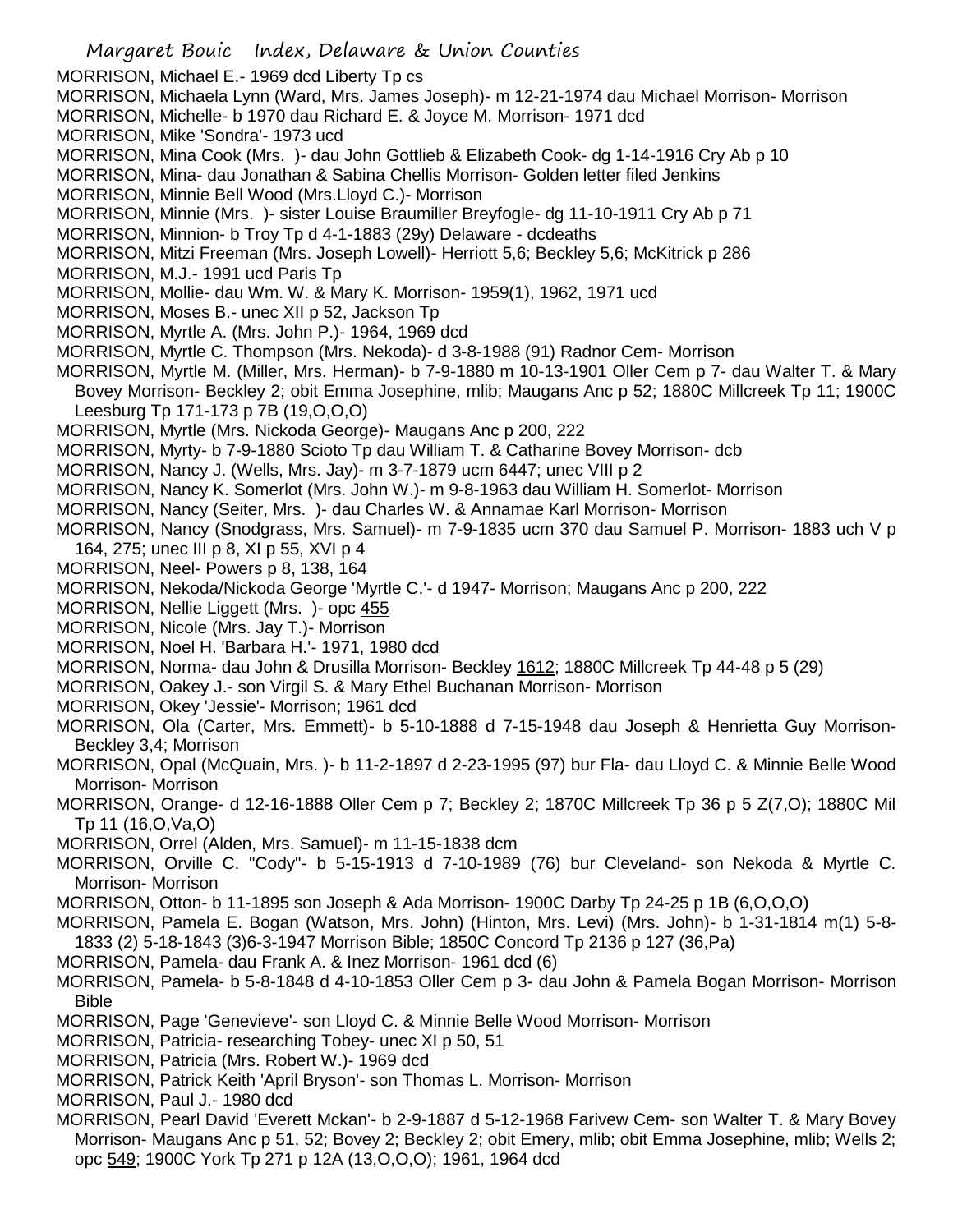MORRISON, Michael E.- 1969 dcd Liberty Tp cs

MORRISON, Michaela Lynn (Ward, Mrs. James Joseph)- m 12-21-1974 dau Michael Morrison- Morrison

MORRISON, Michelle- b 1970 dau Richard E. & Joyce M. Morrison- 1971 dcd

MORRISON, Mike 'Sondra'- 1973 ucd

MORRISON, Mina Cook (Mrs. )- dau John Gottlieb & Elizabeth Cook- dg 1-14-1916 Cry Ab p 10

MORRISON, Mina- dau Jonathan & Sabina Chellis Morrison- Golden letter filed Jenkins

MORRISON, Minnie Bell Wood (Mrs.Lloyd C.)- Morrison

MORRISON, Minnie (Mrs. )- sister Louise Braumiller Breyfogle- dg 11-10-1911 Cry Ab p 71

MORRISON, Minnion- b Troy Tp d 4-1-1883 (29y) Delaware - dcdeaths

MORRISON, Mitzi Freeman (Mrs. Joseph Lowell)- Herriott 5,6; Beckley 5,6; McKitrick p 286

MORRISON, M.J.- 1991 ucd Paris Tp

MORRISON, Mollie- dau Wm. W. & Mary K. Morrison- 1959(1), 1962, 1971 ucd

MORRISON, Moses B.- unec XII p 52, Jackson Tp

MORRISON, Myrtle A. (Mrs. John P.)- 1964, 1969 dcd

MORRISON, Myrtle C. Thompson (Mrs. Nekoda)- d 3-8-1988 (91) Radnor Cem- Morrison

MORRISON, Myrtle M. (Miller, Mrs. Herman)- b 7-9-1880 m 10-13-1901 Oller Cem p 7- dau Walter T. & Mary Bovey Morrison- Beckley 2; obit Emma Josephine, mlib; Maugans Anc p 52; 1880C Millcreek Tp 11; 1900C Leesburg Tp 171-173 p 7B (19,O,O,O)

MORRISON, Myrtle (Mrs. Nickoda George)- Maugans Anc p 200, 222

MORRISON, Myrty- b 7-9-1880 Scioto Tp dau William T. & Catharine Bovey Morrison- dcb

MORRISON, Nancy J. (Wells, Mrs. Jay)- m 3-7-1879 ucm 6447; unec VIII p 2

MORRISON, Nancy K. Somerlot (Mrs. John W.)- m 9-8-1963 dau William H. Somerlot- Morrison

MORRISON, Nancy (Seiter, Mrs. )- dau Charles W. & Annamae Karl Morrison- Morrison

MORRISON, Nancy (Snodgrass, Mrs. Samuel)- m 7-9-1835 ucm 370 dau Samuel P. Morrison- 1883 uch V p 164, 275; unec III p 8, XI p 55, XVI p 4

MORRISON, Neel- Powers p 8, 138, 164

MORRISON, Nekoda/Nickoda George 'Myrtle C.'- d 1947- Morrison; Maugans Anc p 200, 222

MORRISON, Nellie Liggett (Mrs. )- opc 455

MORRISON, Nicole (Mrs. Jay T.)- Morrison

MORRISON, Noel H. 'Barbara H.'- 1971, 1980 dcd

MORRISON, Norma- dau John & Drusilla Morrison- Beckley 1612; 1880C Millcreek Tp 44-48 p 5 (29)

MORRISON, Oakey J.- son Virgil S. & Mary Ethel Buchanan Morrison- Morrison

MORRISON, Okey 'Jessie'- Morrison; 1961 dcd

MORRISON, Ola (Carter, Mrs. Emmett)- b 5-10-1888 d 7-15-1948 dau Joseph & Henrietta Guy Morrison- Beckley 3,4; Morrison

MORRISON, Opal (McQuain, Mrs. )- b 11-2-1897 d 2-23-1995 (97) bur Fla- dau Lloyd C. & Minnie Belle Wood Morrison- Morrison

MORRISON, Orange- d 12-16-1888 Oller Cem p 7; Beckley 2; 1870C Millcreek Tp 36 p 5 Z(7,O); 1880C Mil Tp 11 (16,O,Va,O)

MORRISON, Orrel (Alden, Mrs. Samuel)- m 11-15-1838 dcm

MORRISON, Orville C. "Cody"- b 5-15-1913 d 7-10-1989 (76) bur Cleveland- son Nekoda & Myrtle C. Morrison- Morrison

MORRISON, Otton- b 11-1895 son Joseph & Ada Morrison- 1900C Darby Tp 24-25 p 1B (6,O,O,O)

MORRISON, Pamela E. Bogan (Watson, Mrs. John) (Hinton, Mrs. Levi) (Mrs. John)- b 1-31-1814 m(1) 5-8-1833 (2) 5-18-1843 (3)6-3-1947 Morrison Bible; 1850C Concord Tp 2136 p 127 (36,Pa)

MORRISON, Pamela- dau Frank A. & Inez Morrison- 1961 dcd (6)

MORRISON, Pamela- b 5-8-1848 d 4-10-1853 Oller Cem p 3- dau John & Pamela Bogan Morrison- Morrison Bible

MORRISON, Page 'Genevieve'- son Lloyd C. & Minnie Belle Wood Morrison- Morrison

MORRISON, Patricia- researching Tobey- unec XI p 50, 51

MORRISON, Patricia (Mrs. Robert W.)- 1969 dcd

MORRISON, Patrick Keith 'April Bryson'- son Thomas L. Morrison- Morrison

MORRISON, Paul J.- 1980 dcd

MORRISON, Pearl David 'Everett Mckan'- b 2-9-1887 d 5-12-1968 Farivew Cem- son Walter T. & Mary Bovey Morrison- Maugans Anc p 51, 52; Bovey 2; Beckley 2; obit Emery, mlib; obit Emma Josephine, mlib; Wells 2; opc 549; 1900C York Tp 271 p 12A (13,O,O,O); 1961, 1964 dcd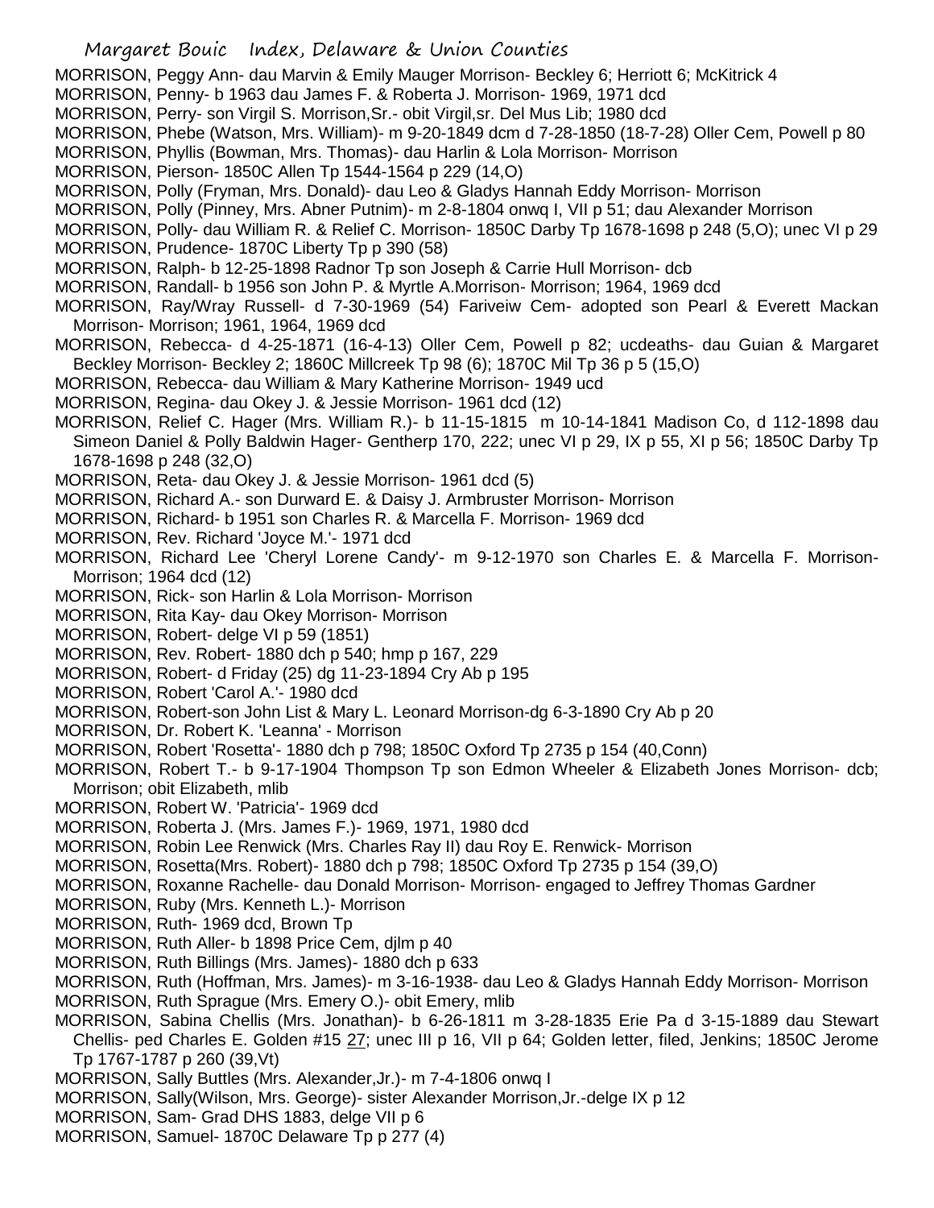MORRISON, Peggy Ann- dau Marvin & Emily Mauger Morrison- Beckley 6; Herriott 6; McKitrick 4

MORRISON, Penny- b 1963 dau James F. & Roberta J. Morrison- 1969, 1971 dcd

MORRISON, Perry- son Virgil S. Morrison,Sr.- obit Virgil,sr. Del Mus Lib; 1980 dcd

MORRISON, Phebe (Watson, Mrs. William)- m 9-20-1849 dcm d 7-28-1850 (18-7-28) Oller Cem, Powell p 80

MORRISON, Phyllis (Bowman, Mrs. Thomas)- dau Harlin & Lola Morrison- Morrison

MORRISON, Pierson- 1850C Allen Tp 1544-1564 p 229 (14,O)

MORRISON, Polly (Fryman, Mrs. Donald)- dau Leo & Gladys Hannah Eddy Morrison- Morrison

MORRISON, Polly (Pinney, Mrs. Abner Putnim)- m 2-8-1804 onwq I, VII p 51; dau Alexander Morrison

MORRISON, Polly- dau William R. & Relief C. Morrison- 1850C Darby Tp 1678-1698 p 248 (5,O); unec VI p 29

MORRISON, Prudence- 1870C Liberty Tp p 390 (58)

MORRISON, Ralph- b 12-25-1898 Radnor Tp son Joseph & Carrie Hull Morrison- dcb

MORRISON, Randall- b 1956 son John P. & Myrtle A.Morrison- Morrison; 1964, 1969 dcd

MORRISON, Ray/Wray Russell- d 7-30-1969 (54) Fariveiw Cem- adopted son Pearl & Everett Mackan Morrison- Morrison; 1961, 1964, 1969 dcd

MORRISON, Rebecca- d 4-25-1871 (16-4-13) Oller Cem, Powell p 82; ucdeaths- dau Guian & Margaret Beckley Morrison- Beckley 2; 1860C Millcreek Tp 98 (6); 1870C Mil Tp 36 p 5 (15,O)

MORRISON, Rebecca- dau William & Mary Katherine Morrison- 1949 ucd

MORRISON, Regina- dau Okey J. & Jessie Morrison- 1961 dcd (12)

MORRISON, Relief C. Hager (Mrs. William R.)- b 11-15-1815 m 10-14-1841 Madison Co, d 112-1898 dau Simeon Daniel & Polly Baldwin Hager- Gentherp 170, 222; unec VI p 29, IX p 55, XI p 56; 1850C Darby Tp 1678-1698 p 248 (32,O)

MORRISON, Reta- dau Okey J. & Jessie Morrison- 1961 dcd (5)

MORRISON, Richard A.- son Durward E. & Daisy J. Armbruster Morrison- Morrison

MORRISON, Richard- b 1951 son Charles R. & Marcella F. Morrison- 1969 dcd

MORRISON, Rev. Richard 'Joyce M.'- 1971 dcd

MORRISON, Richard Lee 'Cheryl Lorene Candy'- m 9-12-1970 son Charles E. & Marcella F. Morrison- Morrison; 1964 dcd (12)

MORRISON, Rick- son Harlin & Lola Morrison- Morrison

MORRISON, Rita Kay- dau Okey Morrison- Morrison

MORRISON, Robert- delge VI p 59 (1851)

MORRISON, Rev. Robert- 1880 dch p 540; hmp p 167, 229

MORRISON, Robert- d Friday (25) dg 11-23-1894 Cry Ab p 195

MORRISON, Robert 'Carol A.'- 1980 dcd

MORRISON, Robert-son John List & Mary L. Leonard Morrison-dg 6-3-1890 Cry Ab p 20

MORRISON, Dr. Robert K. 'Leanna' - Morrison

MORRISON, Robert 'Rosetta'- 1880 dch p 798; 1850C Oxford Tp 2735 p 154 (40,Conn)

MORRISON, Robert T.- b 9-17-1904 Thompson Tp son Edmon Wheeler & Elizabeth Jones Morrison- dcb; Morrison; obit Elizabeth, mlib

MORRISON, Robert W. 'Patricia'- 1969 dcd

MORRISON, Roberta J. (Mrs. James F.)- 1969, 1971, 1980 dcd

MORRISON, Robin Lee Renwick (Mrs. Charles Ray II) dau Roy E. Renwick- Morrison

MORRISON, Rosetta(Mrs. Robert)- 1880 dch p 798; 1850C Oxford Tp 2735 p 154 (39,O)

MORRISON, Roxanne Rachelle- dau Donald Morrison- Morrison- engaged to Jeffrey Thomas Gardner

MORRISON, Ruby (Mrs. Kenneth L.)- Morrison

MORRISON, Ruth- 1969 dcd, Brown Tp

MORRISON, Ruth Aller- b 1898 Price Cem, djlm p 40

MORRISON, Ruth Billings (Mrs. James)- 1880 dch p 633

MORRISON, Ruth (Hoffman, Mrs. James)- m 3-16-1938- dau Leo & Gladys Hannah Eddy Morrison- Morrison

MORRISON, Ruth Sprague (Mrs. Emery O.)- obit Emery, mlib

MORRISON, Sabina Chellis (Mrs. Jonathan)- b 6-26-1811 m 3-28-1835 Erie Pa d 3-15-1889 dau Stewart Chellis- ped Charles E. Golden #15 27; unec III p 16, VII p 64; Golden letter, filed, Jenkins; 1850C Jerome Tp 1767-1787 p 260 (39,Vt)

MORRISON, Sally Buttles (Mrs. Alexander,Jr.)- m 7-4-1806 onwq I

MORRISON, Sally(Wilson, Mrs. George)- sister Alexander Morrison,Jr.-delge IX p 12

MORRISON, Sam- Grad DHS 1883, delge VII p 6

MORRISON, Samuel- 1870C Delaware Tp p 277 (4)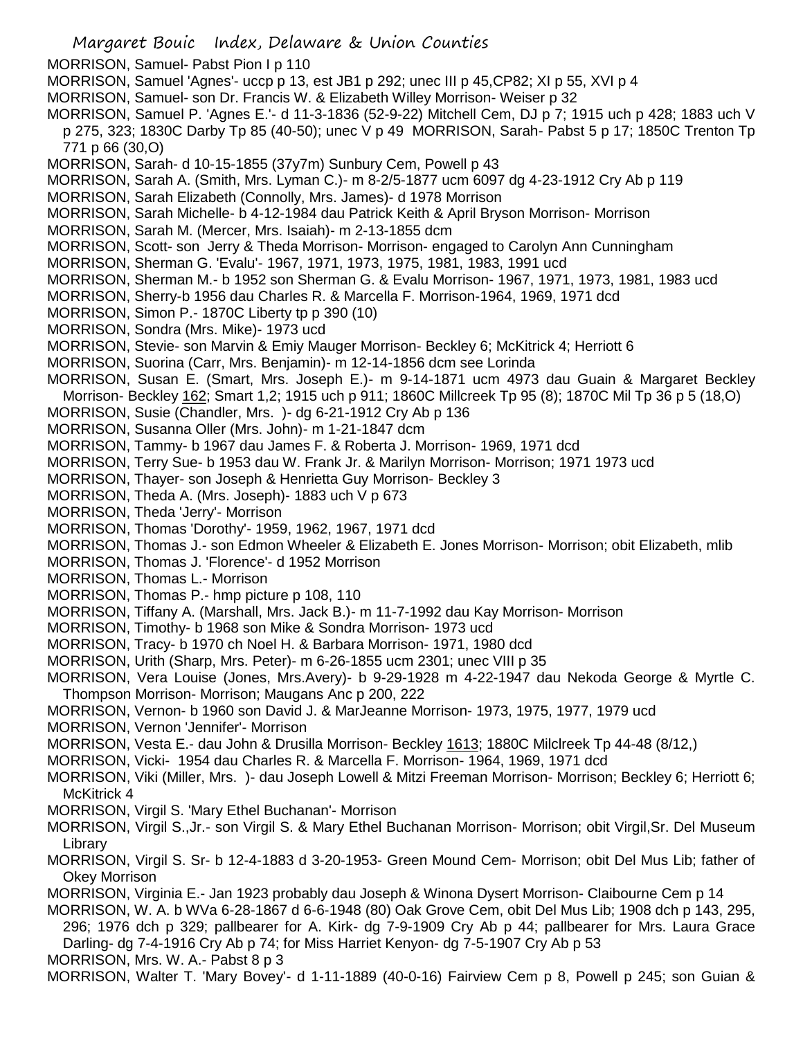MORRISON, Samuel- Pabst Pion I p 110

MORRISON, Samuel 'Agnes'- uccp p 13, est JB1 p 292; unec III p 45,CP82; XI p 55, XVI p 4

MORRISON, Samuel- son Dr. Francis W. & Elizabeth Willey Morrison- Weiser p 32

MORRISON, Samuel P. 'Agnes E.'- d 11-3-1836 (52-9-22) Mitchell Cem, DJ p 7; 1915 uch p 428; 1883 uch V p 275, 323; 1830C Darby Tp 85 (40-50); unec V p 49 MORRISON, Sarah- Pabst 5 p 17; 1850C Trenton Tp 771 p 66 (30,O)

MORRISON, Sarah- d 10-15-1855 (37y7m) Sunbury Cem, Powell p 43

MORRISON, Sarah A. (Smith, Mrs. Lyman C.)- m 8-2/5-1877 ucm 6097 dg 4-23-1912 Cry Ab p 119

MORRISON, Sarah Elizabeth (Connolly, Mrs. James)- d 1978 Morrison

MORRISON, Sarah Michelle- b 4-12-1984 dau Patrick Keith & April Bryson Morrison- Morrison

MORRISON, Sarah M. (Mercer, Mrs. Isaiah)- m 2-13-1855 dcm

MORRISON, Scott- son Jerry & Theda Morrison- Morrison- engaged to Carolyn Ann Cunningham

MORRISON, Sherman G. 'Evalu'- 1967, 1971, 1973, 1975, 1981, 1983, 1991 ucd

MORRISON, Sherman M.- b 1952 son Sherman G. & Evalu Morrison- 1967, 1971, 1973, 1981, 1983 ucd

MORRISON, Sherry-b 1956 dau Charles R. & Marcella F. Morrison-1964, 1969, 1971 dcd

MORRISON, Simon P.- 1870C Liberty tp p 390 (10)

MORRISON, Sondra (Mrs. Mike)- 1973 ucd

MORRISON, Stevie- son Marvin & Emiy Mauger Morrison- Beckley 6; McKitrick 4; Herriott 6

MORRISON, Suorina (Carr, Mrs. Benjamin)- m 12-14-1856 dcm see Lorinda

MORRISON, Susan E. (Smart, Mrs. Joseph E.)- m 9-14-1871 ucm 4973 dau Guain & Margaret Beckley Morrison- Beckley 162; Smart 1,2; 1915 uch p 911; 1860C Millcreek Tp 95 (8); 1870C Mil Tp 36 p 5 (18,O)

MORRISON, Susie (Chandler, Mrs. )- dg 6-21-1912 Cry Ab p 136

MORRISON, Susanna Oller (Mrs. John)- m 1-21-1847 dcm

MORRISON, Tammy- b 1967 dau James F. & Roberta J. Morrison- 1969, 1971 dcd

MORRISON, Terry Sue- b 1953 dau W. Frank Jr. & Marilyn Morrison- Morrison; 1971 1973 ucd

MORRISON, Thayer- son Joseph & Henrietta Guy Morrison- Beckley 3

MORRISON, Theda A. (Mrs. Joseph)- 1883 uch V p 673

MORRISON, Theda 'Jerry'- Morrison

MORRISON, Thomas 'Dorothy'- 1959, 1962, 1967, 1971 dcd

MORRISON, Thomas J.- son Edmon Wheeler & Elizabeth E. Jones Morrison- Morrison; obit Elizabeth, mlib

MORRISON, Thomas J. 'Florence'- d 1952 Morrison

MORRISON, Thomas L.- Morrison

MORRISON, Thomas P.- hmp picture p 108, 110

MORRISON, Tiffany A. (Marshall, Mrs. Jack B.)- m 11-7-1992 dau Kay Morrison- Morrison

MORRISON, Timothy- b 1968 son Mike & Sondra Morrison- 1973 ucd

MORRISON, Tracy- b 1970 ch Noel H. & Barbara Morrison- 1971, 1980 dcd

MORRISON, Urith (Sharp, Mrs. Peter)- m 6-26-1855 ucm 2301; unec VIII p 35

MORRISON, Vera Louise (Jones, Mrs.Avery)- b 9-29-1928 m 4-22-1947 dau Nekoda George & Myrtle C. Thompson Morrison- Morrison; Maugans Anc p 200, 222

MORRISON, Vernon- b 1960 son David J. & MarJeanne Morrison- 1973, 1975, 1977, 1979 ucd

MORRISON, Vernon 'Jennifer'- Morrison

MORRISON, Vesta E.- dau John & Drusilla Morrison- Beckley 1613; 1880C Milclreek Tp 44-48 (8/12,)

MORRISON, Vicki- 1954 dau Charles R. & Marcella F. Morrison- 1964, 1969, 1971 dcd

MORRISON, Viki (Miller, Mrs. )- dau Joseph Lowell & Mitzi Freeman Morrison- Morrison; Beckley 6; Herriott 6; McKitrick 4

MORRISON, Virgil S. 'Mary Ethel Buchanan'- Morrison

MORRISON, Virgil S.,Jr.- son Virgil S. & Mary Ethel Buchanan Morrison- Morrison; obit Virgil,Sr. Del Museum Library

MORRISON, Virgil S. Sr- b 12-4-1883 d 3-20-1953- Green Mound Cem- Morrison; obit Del Mus Lib; father of Okey Morrison

MORRISON, Virginia E.- Jan 1923 probably dau Joseph & Winona Dysert Morrison- Claibourne Cem p 14

MORRISON, W. A. b WVa 6-28-1867 d 6-6-1948 (80) Oak Grove Cem, obit Del Mus Lib; 1908 dch p 143, 295, 296; 1976 dch p 329; pallbearer for A. Kirk- dg 7-9-1909 Cry Ab p 44; pallbearer for Mrs. Laura Grace Darling- dg 7-4-1916 Cry Ab p 74; for Miss Harriet Kenyon- dg 7-5-1907 Cry Ab p 53

MORRISON, Mrs. W. A.- Pabst 8 p 3

MORRISON, Walter T. 'Mary Bovey'- d 1-11-1889 (40-0-16) Fairview Cem p 8, Powell p 245; son Guian &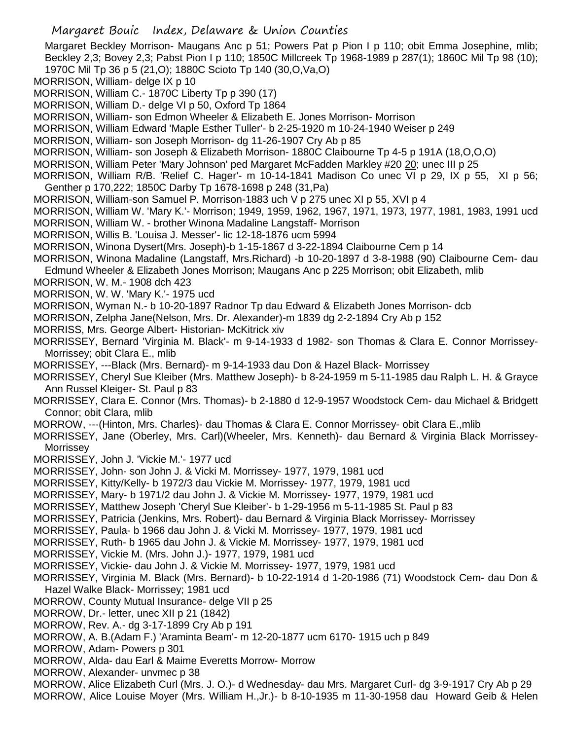Margaret Beckley Morrison- Maugans Anc p 51; Powers Pat p Pion I p 110; obit Emma Josephine, mlib; Beckley 2,3; Bovey 2,3; Pabst Pion I p 110; 1850C Millcreek Tp 1968-1989 p 287(1); 1860C Mil Tp 98 (10); 1970C Mil Tp 36 p 5 (21,O); 1880C Scioto Tp 140 (30,O,Va,O)

MORRISON, William- delge IX p 10

MORRISON, William C.- 1870C Liberty Tp p 390 (17)

MORRISON, William D.- delge VI p 50, Oxford Tp 1864

MORRISON, William- son Edmon Wheeler & Elizabeth E. Jones Morrison- Morrison

MORRISON, William Edward 'Maple Esther Tuller'- b 2-25-1920 m 10-24-1940 Weiser p 249

MORRISON, William- son Joseph Morrison- dg 11-26-1907 Cry Ab p 85

MORRISON, William- son Joseph & Elizabeth Morrison- 1880C Claibourne Tp 4-5 p 191A (18,O,O,O)

MORRISON, William Peter 'Mary Johnson' ped Margaret McFadden Markley #20 20; unec III p 25

MORRISON, William R/B. 'Relief C. Hager'- m 10-14-1841 Madison Co unec VI p 29, IX p 55, XI p 56; Genther p 170,222; 1850C Darby Tp 1678-1698 p 248 (31,Pa)

MORRISON, William-son Samuel P. Morrison-1883 uch V p 275 unec XI p 55, XVI p 4

MORRISON, William W. 'Mary K.'- Morrison; 1949, 1959, 1962, 1967, 1971, 1973, 1977, 1981, 1983, 1991 ucd

MORRISON, William W. - brother Winona Madaline Langstaff- Morrison

MORRISON, Willis B. 'Louisa J. Messer'- lic 12-18-1876 ucm 5994

MORRISON, Winona Dysert(Mrs. Joseph)-b 1-15-1867 d 3-22-1894 Claibourne Cem p 14

MORRISON, Winona Madaline (Langstaff, Mrs.Richard) -b 10-20-1897 d 3-8-1988 (90) Claibourne Cem- dau Edmund Wheeler & Elizabeth Jones Morrison; Maugans Anc p 225 Morrison; obit Elizabeth, mlib

MORRISON, W. M.- 1908 dch 423

MORRISON, W. W. 'Mary K.'- 1975 ucd

MORRISON, Wyman N.- b 10-20-1897 Radnor Tp dau Edward & Elizabeth Jones Morrison- dcb

MORRISON, Zelpha Jane(Nelson, Mrs. Dr. Alexander)-m 1839 dg 2-2-1894 Cry Ab p 152

MORRISS, Mrs. George Albert- Historian- McKitrick xiv

MORRISSEY, Bernard 'Virginia M. Black'- m 9-14-1933 d 1982- son Thomas & Clara E. Connor Morrissey- Morrissey; obit Clara E., mlib

MORRISSEY, ---Black (Mrs. Bernard)- m 9-14-1933 dau Don & Hazel Black- Morrissey

MORRISSEY, Cheryl Sue Kleiber (Mrs. Matthew Joseph)- b 8-24-1959 m 5-11-1985 dau Ralph L. H. & Grayce Ann Russel Kleiger- St. Paul p 83

MORRISSEY, Clara E. Connor (Mrs. Thomas)- b 2-1880 d 12-9-1957 Woodstock Cem- dau Michael & Bridgett Connor; obit Clara, mlib

MORROW, ---(Hinton, Mrs. Charles)- dau Thomas & Clara E. Connor Morrissey- obit Clara E.,mlib

MORRISSEY, Jane (Oberley, Mrs. Carl)(Wheeler, Mrs. Kenneth)- dau Bernard & Virginia Black Morrissey- Morrissey

MORRISSEY, John J. 'Vickie M.'- 1977 ucd

MORRISSEY, John- son John J. & Vicki M. Morrissey- 1977, 1979, 1981 ucd

MORRISSEY, Kitty/Kelly- b 1972/3 dau Vickie M. Morrissey- 1977, 1979, 1981 ucd

MORRISSEY, Mary- b 1971/2 dau John J. & Vickie M. Morrissey- 1977, 1979, 1981 ucd

MORRISSEY, Matthew Joseph 'Cheryl Sue Kleiber'- b 1-29-1956 m 5-11-1985 St. Paul p 83

MORRISSEY, Patricia (Jenkins, Mrs. Robert)- dau Bernard & Virginia Black Morrissey- Morrissey

MORRISSEY, Paula- b 1966 dau John J. & Vicki M. Morrissey- 1977, 1979, 1981 ucd

MORRISSEY, Ruth- b 1965 dau John J. & Vickie M. Morrissey- 1977, 1979, 1981 ucd

MORRISSEY, Vickie M. (Mrs. John J.)- 1977, 1979, 1981 ucd

MORRISSEY, Vickie- dau John J. & Vickie M. Morrissey- 1977, 1979, 1981 ucd

MORRISSEY, Virginia M. Black (Mrs. Bernard)- b 10-22-1914 d 1-20-1986 (71) Woodstock Cem- dau Don & Hazel Walke Black- Morrissey; 1981 ucd

MORROW, County Mutual Insurance- delge VII p 25

MORROW, Dr.- letter, unec XII p 21 (1842)

MORROW, Rev. A.- dg 3-17-1899 Cry Ab p 191

MORROW, A. B.(Adam F.) 'Araminta Beam'- m 12-20-1877 ucm 6170- 1915 uch p 849

MORROW, Adam- Powers p 301

MORROW, Alda- dau Earl & Maime Everetts Morrow- Morrow

MORROW, Alexander- unvmec p 38

MORROW, Alice Elizabeth Curl (Mrs. J. O.)- d Wednesday- dau Mrs. Margaret Curl- dg 3-9-1917 Cry Ab p 29

MORROW, Alice Louise Moyer (Mrs. William H.,Jr.)- b 8-10-1935 m 11-30-1958 dau Howard Geib & Helen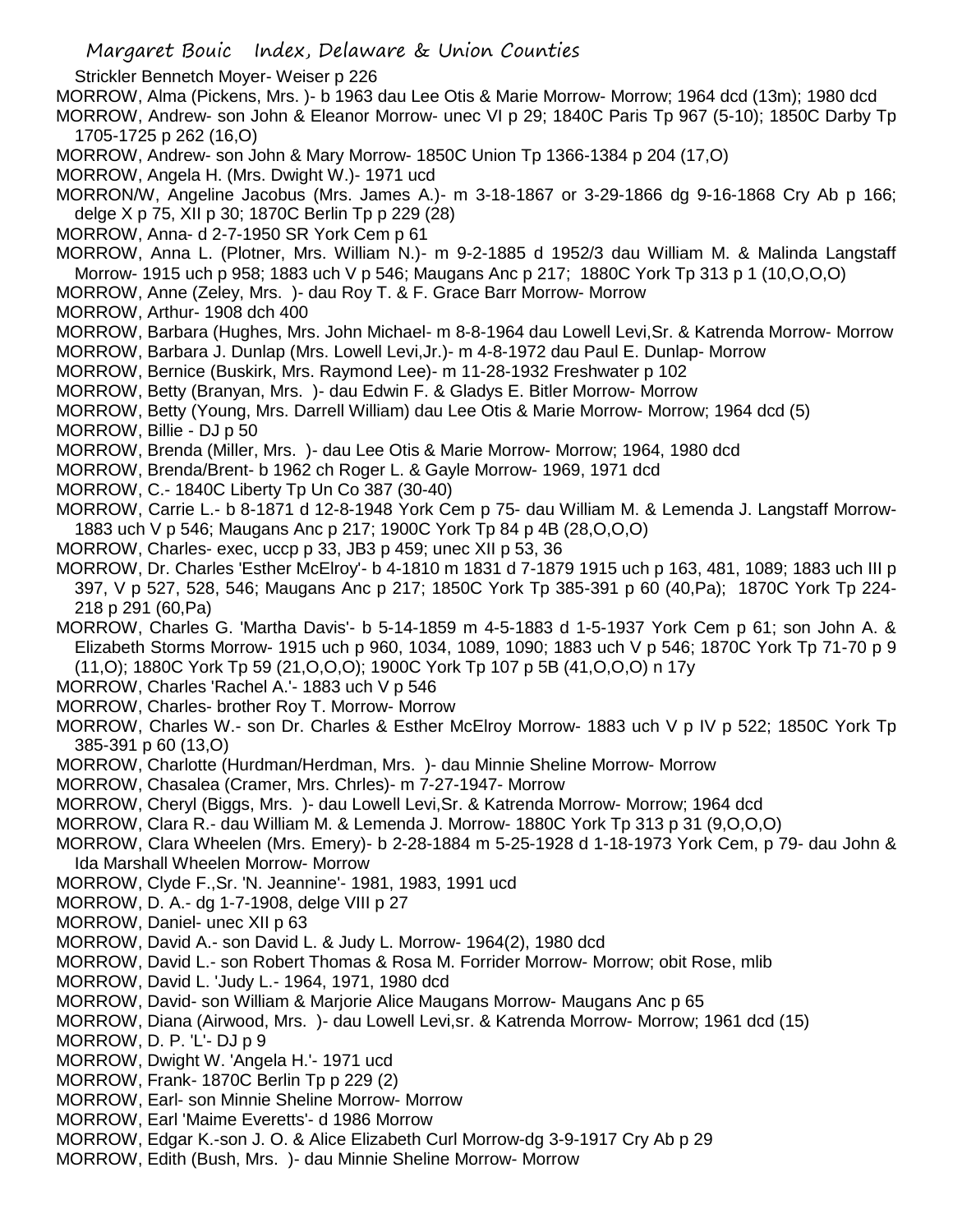Strickler Bennetch Moyer- Weiser p 226

MORROW, Alma (Pickens, Mrs. )- b 1963 dau Lee Otis & Marie Morrow- Morrow; 1964 dcd (13m); 1980 dcd

MORROW, Andrew- son John & Eleanor Morrow- unec VI p 29; 1840C Paris Tp 967 (5-10); 1850C Darby Tp 1705-1725 p 262 (16,O)

MORROW, Andrew- son John & Mary Morrow- 1850C Union Tp 1366-1384 p 204 (17,O)

MORROW, Angela H. (Mrs. Dwight W.)- 1971 ucd

MORRON/W, Angeline Jacobus (Mrs. James A.)- m 3-18-1867 or 3-29-1866 dg 9-16-1868 Cry Ab p 166; delge X p 75, XII p 30; 1870C Berlin Tp p 229 (28)

MORROW, Anna- d 2-7-1950 SR York Cem p 61

MORROW, Anna L. (Plotner, Mrs. William N.)- m 9-2-1885 d 1952/3 dau William M. & Malinda Langstaff Morrow- 1915 uch p 958; 1883 uch V p 546; Maugans Anc p 217; 1880C York Tp 313 p 1 (10,O,O,O)

MORROW, Anne (Zeley, Mrs. )- dau Roy T. & F. Grace Barr Morrow- Morrow

MORROW, Arthur- 1908 dch 400

MORROW, Barbara (Hughes, Mrs. John Michael- m 8-8-1964 dau Lowell Levi,Sr. & Katrenda Morrow- Morrow

MORROW, Barbara J. Dunlap (Mrs. Lowell Levi,Jr.)- m 4-8-1972 dau Paul E. Dunlap- Morrow

MORROW, Bernice (Buskirk, Mrs. Raymond Lee)- m 11-28-1932 Freshwater p 102

MORROW, Betty (Branyan, Mrs. )- dau Edwin F. & Gladys E. Bitler Morrow- Morrow

MORROW, Betty (Young, Mrs. Darrell William) dau Lee Otis & Marie Morrow- Morrow; 1964 dcd (5)

MORROW, Billie - DJ p 50

MORROW, Brenda (Miller, Mrs. )- dau Lee Otis & Marie Morrow- Morrow; 1964, 1980 dcd

MORROW, Brenda/Brent- b 1962 ch Roger L. & Gayle Morrow- 1969, 1971 dcd

MORROW, C.- 1840C Liberty Tp Un Co 387 (30-40)

MORROW, Carrie L.- b 8-1871 d 12-8-1948 York Cem p 75- dau William M. & Lemenda J. Langstaff Morrow- 1883 uch V p 546; Maugans Anc p 217; 1900C York Tp 84 p 4B (28,O,O,O)

MORROW, Charles- exec, uccp p 33, JB3 p 459; unec XII p 53, 36

MORROW, Dr. Charles 'Esther McElroy'- b 4-1810 m 1831 d 7-1879 1915 uch p 163, 481, 1089; 1883 uch III p 397, V p 527, 528, 546; Maugans Anc p 217; 1850C York Tp 385-391 p 60 (40,Pa); 1870C York Tp 224-218 p 291 (60,Pa)

MORROW, Charles G. 'Martha Davis'- b 5-14-1859 m 4-5-1883 d 1-5-1937 York Cem p 61; son John A. & Elizabeth Storms Morrow- 1915 uch p 960, 1034, 1089, 1090; 1883 uch V p 546; 1870C York Tp 71-70 p 9 (11,O); 1880C York Tp 59 (21,O,O,O); 1900C York Tp 107 p 5B (41,O,O,O) n 17y

MORROW, Charles 'Rachel A.'- 1883 uch V p 546

MORROW, Charles- brother Roy T. Morrow- Morrow

MORROW, Charles W.- son Dr. Charles & Esther McElroy Morrow- 1883 uch V p IV p 522; 1850C York Tp 385-391 p 60 (13,O)

MORROW, Charlotte (Hurdman/Herdman, Mrs. )- dau Minnie Sheline Morrow- Morrow

MORROW, Chasalea (Cramer, Mrs. Chrles)- m 7-27-1947- Morrow

MORROW, Cheryl (Biggs, Mrs. )- dau Lowell Levi,Sr. & Katrenda Morrow- Morrow; 1964 dcd

MORROW, Clara R.- dau William M. & Lemenda J. Morrow- 1880C York Tp 313 p 31 (9,O,O,O)

MORROW, Clara Wheelen (Mrs. Emery)- b 2-28-1884 m 5-25-1928 d 1-18-1973 York Cem, p 79- dau John & Ida Marshall Wheelen Morrow- Morrow

MORROW, Clyde F.,Sr. 'N. Jeannine'- 1981, 1983, 1991 ucd

MORROW, D. A.- dg 1-7-1908, delge VIII p 27

MORROW, Daniel- unec XII p 63

MORROW, David A.- son David L. & Judy L. Morrow- 1964(2), 1980 dcd

MORROW, David L.- son Robert Thomas & Rosa M. Forrider Morrow- Morrow; obit Rose, mlib

MORROW, David L. 'Judy L.- 1964, 1971, 1980 dcd

MORROW, David- son William & Marjorie Alice Maugans Morrow- Maugans Anc p 65

MORROW, Diana (Airwood, Mrs. )- dau Lowell Levi,sr. & Katrenda Morrow- Morrow; 1961 dcd (15)

MORROW, D. P. 'L'- DJ p 9

MORROW, Dwight W. 'Angela H.'- 1971 ucd

MORROW, Frank- 1870C Berlin Tp p 229 (2)

MORROW, Earl- son Minnie Sheline Morrow- Morrow

MORROW, Earl 'Maime Everetts'- d 1986 Morrow

MORROW, Edgar K.-son J. O. & Alice Elizabeth Curl Morrow-dg 3-9-1917 Cry Ab p 29

MORROW, Edith (Bush, Mrs. )- dau Minnie Sheline Morrow- Morrow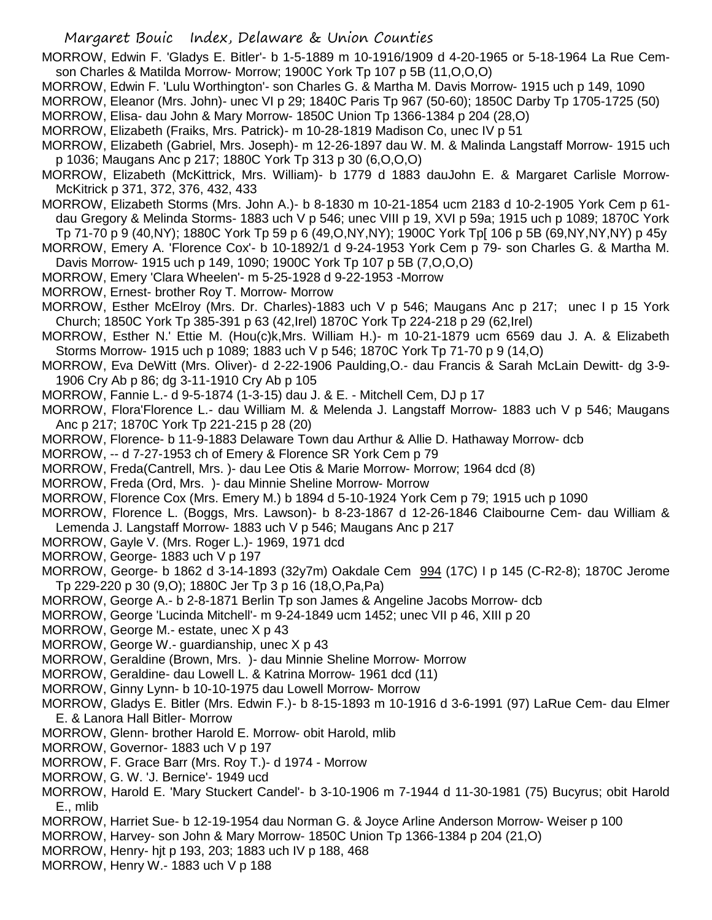MORROW, Edwin F. 'Gladys E. Bitler'- b 1-5-1889 m 10-1916/1909 d 4-20-1965 or 5-18-1964 La Rue Cem- son Charles & Matilda Morrow- Morrow; 1900C York Tp 107 p 5B (11,O,O,O)

MORROW, Edwin F. 'Lulu Worthington'- son Charles G. & Martha M. Davis Morrow- 1915 uch p 149, 1090

MORROW, Eleanor (Mrs. John)- unec VI p 29; 1840C Paris Tp 967 (50-60); 1850C Darby Tp 1705-1725 (50)

MORROW, Elisa- dau John & Mary Morrow- 1850C Union Tp 1366-1384 p 204 (28,O)

MORROW, Elizabeth (Fraiks, Mrs. Patrick)- m 10-28-1819 Madison Co, unec IV p 51

MORROW, Elizabeth (Gabriel, Mrs. Joseph)- m 12-26-1897 dau W. M. & Malinda Langstaff Morrow- 1915 uch p 1036; Maugans Anc p 217; 1880C York Tp 313 p 30 (6,O,O,O)

MORROW, Elizabeth (McKittrick, Mrs. William)- b 1779 d 1883 dauJohn E. & Margaret Carlisle Morrow- McKitrick p 371, 372, 376, 432, 433

MORROW, Elizabeth Storms (Mrs. John A.)- b 8-1830 m 10-21-1854 ucm 2183 d 10-2-1905 York Cem p 61- dau Gregory & Melinda Storms- 1883 uch V p 546; unec VIII p 19, XVI p 59a; 1915 uch p 1089; 1870C York Tp 71-70 p 9 (40,NY); 1880C York Tp 59 p 6 (49,O,NY,NY); 1900C York Tp[ 106 p 5B (69,NY,NY,NY) p 45y

MORROW, Emery A. 'Florence Cox'- b 10-1892/1 d 9-24-1953 York Cem p 79- son Charles G. & Martha M. Davis Morrow- 1915 uch p 149, 1090; 1900C York Tp 107 p 5B (7,O,O,O)

MORROW, Emery 'Clara Wheelen'- m 5-25-1928 d 9-22-1953 -Morrow

MORROW, Ernest- brother Roy T. Morrow- Morrow

MORROW, Esther McElroy (Mrs. Dr. Charles)-1883 uch V p 546; Maugans Anc p 217; unec I p 15 York Church; 1850C York Tp 385-391 p 63 (42,Irel) 1870C York Tp 224-218 p 29 (62,Irel)

MORROW, Esther N.' Ettie M. (Hou(c)k,Mrs. William H.)- m 10-21-1879 ucm 6569 dau J. A. & Elizabeth Storms Morrow- 1915 uch p 1089; 1883 uch V p 546; 1870C York Tp 71-70 p 9 (14,O)

MORROW, Eva DeWitt (Mrs. Oliver)- d 2-22-1906 Paulding,O.- dau Francis & Sarah McLain Dewitt- dg 3-9-1906 Cry Ab p 86; dg 3-11-1910 Cry Ab p 105

MORROW, Fannie L.- d 9-5-1874 (1-3-15) dau J. & E. - Mitchell Cem, DJ p 17

MORROW, Flora'Florence L.- dau William M. & Melenda J. Langstaff Morrow- 1883 uch V p 546; Maugans Anc p 217; 1870C York Tp 221-215 p 28 (20)

MORROW, Florence- b 11-9-1883 Delaware Town dau Arthur & Allie D. Hathaway Morrow- dcb

MORROW, -- d 7-27-1953 ch of Emery & Florence SR York Cem p 79

MORROW, Freda(Cantrell, Mrs. )- dau Lee Otis & Marie Morrow- Morrow; 1964 dcd (8)

MORROW, Freda (Ord, Mrs. )- dau Minnie Sheline Morrow- Morrow

MORROW, Florence Cox (Mrs. Emery M.) b 1894 d 5-10-1924 York Cem p 79; 1915 uch p 1090

MORROW, Florence L. (Boggs, Mrs. Lawson)- b 8-23-1867 d 12-26-1846 Claibourne Cem- dau William & Lemenda J. Langstaff Morrow- 1883 uch V p 546; Maugans Anc p 217

MORROW, Gayle V. (Mrs. Roger L.)- 1969, 1971 dcd

MORROW, George- 1883 uch V p 197

MORROW, George- b 1862 d 3-14-1893 (32y7m) Oakdale Cem 994 (17C) I p 145 (C-R2-8); 1870C Jerome Tp 229-220 p 30 (9,O); 1880C Jer Tp 3 p 16 (18,O,Pa,Pa)

MORROW, George A.- b 2-8-1871 Berlin Tp son James & Angeline Jacobs Morrow- dcb

MORROW, George 'Lucinda Mitchell'- m 9-24-1849 ucm 1452; unec VII p 46, XIII p 20

MORROW, George M.- estate, unec X p 43

MORROW, George W.- guardianship, unec X p 43

MORROW, Geraldine (Brown, Mrs. )- dau Minnie Sheline Morrow- Morrow

MORROW, Geraldine- dau Lowell L. & Katrina Morrow- 1961 dcd (11)

MORROW, Ginny Lynn- b 10-10-1975 dau Lowell Morrow- Morrow

MORROW, Gladys E. Bitler (Mrs. Edwin F.)- b 8-15-1893 m 10-1916 d 3-6-1991 (97) LaRue Cem- dau Elmer E. & Lanora Hall Bitler- Morrow

MORROW, Glenn- brother Harold E. Morrow- obit Harold, mlib

MORROW, Governor- 1883 uch V p 197

MORROW, F. Grace Barr (Mrs. Roy T.)- d 1974 - Morrow

MORROW, G. W. 'J. Bernice'- 1949 ucd

MORROW, Harold E. 'Mary Stuckert Candel'- b 3-10-1906 m 7-1944 d 11-30-1981 (75) Bucyrus; obit Harold E., mlib

MORROW, Harriet Sue- b 12-19-1954 dau Norman G. & Joyce Arline Anderson Morrow- Weiser p 100

MORROW, Harvey- son John & Mary Morrow- 1850C Union Tp 1366-1384 p 204 (21,O)

MORROW, Henry- hjt p 193, 203; 1883 uch IV p 188, 468

MORROW, Henry W.- 1883 uch V p 188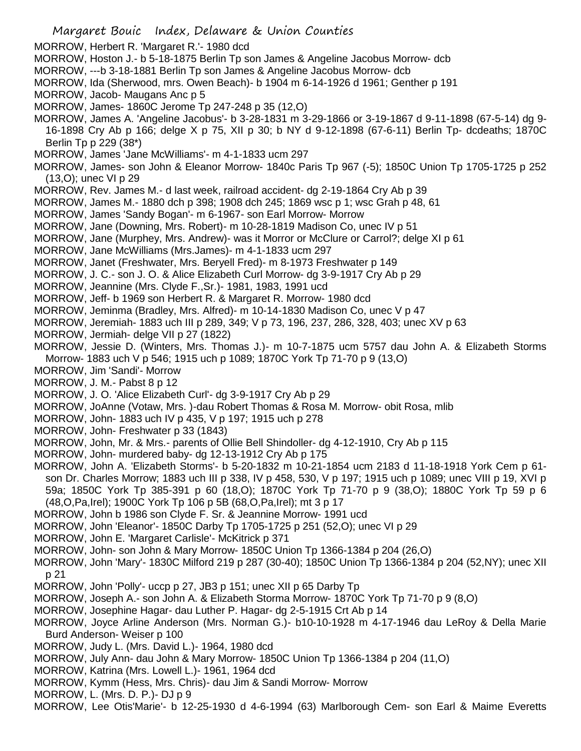MORROW, Herbert R. 'Margaret R.'- 1980 dcd

MORROW, Hoston J.- b 5-18-1875 Berlin Tp son James & Angeline Jacobus Morrow- dcb

MORROW, ---b 3-18-1881 Berlin Tp son James & Angeline Jacobus Morrow- dcb

MORROW, Ida (Sherwood, mrs. Owen Beach)- b 1904 m 6-14-1926 d 1961; Genther p 191

MORROW, Jacob- Maugans Anc p 5

MORROW, James- 1860C Jerome Tp 247-248 p 35 (12,O)

MORROW, James A. 'Angeline Jacobus'- b 3-28-1831 m 3-29-1866 or 3-19-1867 d 9-11-1898 (67-5-14) dg 9-16-1898 Cry Ab p 166; delge X p 75, XII p 30; b NY d 9-12-1898 (67-6-11) Berlin Tp- dcdeaths; 1870C Berlin Tp p 229 (38*)

MORROW, James 'Jane McWilliams'- m 4-1-1833 ucm 297

MORROW, James- son John & Eleanor Morrow- 1840c Paris Tp 967 (-5); 1850C Union Tp 1705-1725 p 252 (13,O); unec VI p 29

MORROW, Rev. James M.- d last week, railroad accident- dg 2-19-1864 Cry Ab p 39

MORROW, James M.- 1880 dch p 398; 1908 dch 245; 1869 wsc p 1; wsc Grah p 48, 61

MORROW, James 'Sandy Bogan'- m 6-1967- son Earl Morrow- Morrow

MORROW, Jane (Downing, Mrs. Robert)- m 10-28-1819 Madison Co, unec IV p 51

MORROW, Jane (Murphey, Mrs. Andrew)- was it Morror or McClure or Carrol?; delge XI p 61

MORROW, Jane McWilliams (Mrs.James)- m 4-1-1833 ucm 297

MORROW, Janet (Freshwater, Mrs. Beryell Fred)- m 8-1973 Freshwater p 149

MORROW, J. C.- son J. O. & Alice Elizabeth Curl Morrow- dg 3-9-1917 Cry Ab p 29

MORROW, Jeannine (Mrs. Clyde F.,Sr.)- 1981, 1983, 1991 ucd

MORROW, Jeff- b 1969 son Herbert R. & Margaret R. Morrow- 1980 dcd

MORROW, Jeminma (Bradley, Mrs. Alfred)- m 10-14-1830 Madison Co, unec V p 47

MORROW, Jeremiah- 1883 uch III p 289, 349; V p 73, 196, 237, 286, 328, 403; unec XV p 63

MORROW, Jermiah- delge VII p 27 (1822)

MORROW, Jessie D. (Winters, Mrs. Thomas J.)- m 10-7-1875 ucm 5757 dau John A. & Elizabeth Storms Morrow- 1883 uch V p 546; 1915 uch p 1089; 1870C York Tp 71-70 p 9 (13,O)

MORROW, Jim 'Sandi'- Morrow

MORROW, J. M.- Pabst 8 p 12

MORROW, J. O. 'Alice Elizabeth Curl'- dg 3-9-1917 Cry Ab p 29

MORROW, JoAnne (Votaw, Mrs. )-dau Robert Thomas & Rosa M. Morrow- obit Rosa, mlib

MORROW, John- 1883 uch IV p 435, V p 197; 1915 uch p 278

MORROW, John- Freshwater p 33 (1843)

MORROW, John, Mr. & Mrs.- parents of Ollie Bell Shindoller- dg 4-12-1910, Cry Ab p 115

MORROW, John- murdered baby- dg 12-13-1912 Cry Ab p 175

MORROW, John A. 'Elizabeth Storms'- b 5-20-1832 m 10-21-1854 ucm 2183 d 11-18-1918 York Cem p 61- son Dr. Charles Morrow; 1883 uch III p 338, IV p 458, 530, V p 197; 1915 uch p 1089; unec VIII p 19, XVI p 59a; 1850C York Tp 385-391 p 60 (18,O); 1870C York Tp 71-70 p 9 (38,O); 1880C York Tp 59 p 6 (48,O,Pa,Irel); 1900C York Tp 106 p 5B (68,O,Pa,Irel); mt 3 p 17

MORROW, John b 1986 son Clyde F. Sr. & Jeannine Morrow- 1991 ucd

MORROW, John 'Eleanor'- 1850C Darby Tp 1705-1725 p 251 (52,O); unec VI p 29

MORROW, John E. 'Margaret Carlisle'- McKitrick p 371

MORROW, John- son John & Mary Morrow- 1850C Union Tp 1366-1384 p 204 (26,O)

MORROW, John 'Mary'- 1830C Milford 219 p 287 (30-40); 1850C Union Tp 1366-1384 p 204 (52,NY); unec XII p 21

MORROW, John 'Polly'- uccp p 27, JB3 p 151; unec XII p 65 Darby Tp

MORROW, Joseph A.- son John A. & Elizabeth Storma Morrow- 1870C York Tp 71-70 p 9 (8,O)

MORROW, Josephine Hagar- dau Luther P. Hagar- dg 2-5-1915 Crt Ab p 14

MORROW, Joyce Arline Anderson (Mrs. Norman G.)- b10-10-1928 m 4-17-1946 dau LeRoy & Della Marie Burd Anderson- Weiser p 100

MORROW, Judy L. (Mrs. David L.)- 1964, 1980 dcd

MORROW, July Ann- dau John & Mary Morrow- 1850C Union Tp 1366-1384 p 204 (11,O)

MORROW, Katrina (Mrs. Lowell L.)- 1961, 1964 dcd

MORROW, Kymm (Hess, Mrs. Chris)- dau Jim & Sandi Morrow- Morrow

MORROW, L. (Mrs. D. P.)- DJ p 9

MORROW, Lee Otis'Marie'- b 12-25-1930 d 4-6-1994 (63) Marlborough Cem- son Earl & Maime Everetts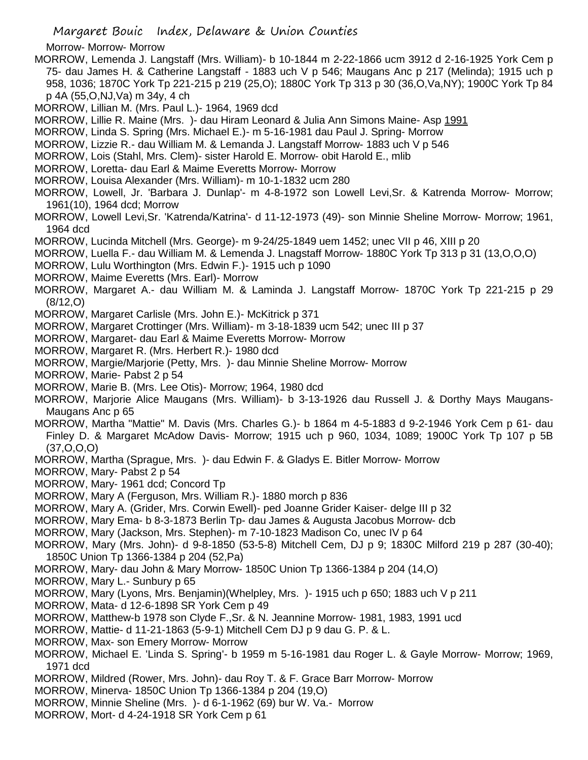Morrow- Morrow- Morrow

MORROW, Lemenda J. Langstaff (Mrs. William)- b 10-1844 m 2-22-1866 ucm 3912 d 2-16-1925 York Cem p 75- dau James H. & Catherine Langstaff - 1883 uch V p 546; Maugans Anc p 217 (Melinda); 1915 uch p 958, 1036; 1870C York Tp 221-215 p 219 (25,O); 1880C York Tp 313 p 30 (36,O,Va,NY); 1900C York Tp 84 p 4A (55,O,NJ,Va) m 34y, 4 ch

MORROW, Lillian M. (Mrs. Paul L.)- 1964, 1969 dcd

MORROW, Lillie R. Maine (Mrs. )- dau Hiram Leonard & Julia Ann Simons Maine- Asp 1991

MORROW, Linda S. Spring (Mrs. Michael E.)- m 5-16-1981 dau Paul J. Spring- Morrow

MORROW, Lizzie R.- dau William M. & Lemanda J. Langstaff Morrow- 1883 uch V p 546

MORROW, Lois (Stahl, Mrs. Clem)- sister Harold E. Morrow- obit Harold E., mlib

MORROW, Loretta- dau Earl & Maime Everetts Morrow- Morrow

MORROW, Louisa Alexander (Mrs. William)- m 10-1-1832 ucm 280

MORROW, Lowell, Jr. 'Barbara J. Dunlap'- m 4-8-1972 son Lowell Levi,Sr. & Katrenda Morrow- Morrow; 1961(10), 1964 dcd; Morrow

MORROW, Lowell Levi,Sr. 'Katrenda/Katrina'- d 11-12-1973 (49)- son Minnie Sheline Morrow- Morrow; 1961, 1964 dcd

MORROW, Lucinda Mitchell (Mrs. George)- m 9-24/25-1849 uem 1452; unec VII p 46, XIII p 20

MORROW, Luella F.- dau William M. & Lemenda J. Lnagstaff Morrow- 1880C York Tp 313 p 31 (13,O,O,O)

MORROW, Lulu Worthington (Mrs. Edwin F.)- 1915 uch p 1090

MORROW, Maime Everetts (Mrs. Earl)- Morrow

MORROW, Margaret A.- dau William M. & Laminda J. Langstaff Morrow- 1870C York Tp 221-215 p 29 (8/12,O)

MORROW, Margaret Carlisle (Mrs. John E.)- McKitrick p 371

MORROW, Margaret Crottinger (Mrs. William)- m 3-18-1839 ucm 542; unec III p 37

MORROW, Margaret- dau Earl & Maime Everetts Morrow- Morrow

MORROW, Margaret R. (Mrs. Herbert R.)- 1980 dcd

MORROW, Margie/Marjorie (Petty, Mrs. )- dau Minnie Sheline Morrow- Morrow

MORROW, Marie- Pabst 2 p 54

MORROW, Marie B. (Mrs. Lee Otis)- Morrow; 1964, 1980 dcd

MORROW, Marjorie Alice Maugans (Mrs. William)- b 3-13-1926 dau Russell J. & Dorthy Mays Maugans- Maugans Anc p 65

MORROW, Martha "Mattie" M. Davis (Mrs. Charles G.)- b 1864 m 4-5-1883 d 9-2-1946 York Cem p 61- dau Finley D. & Margaret McAdow Davis- Morrow; 1915 uch p 960, 1034, 1089; 1900C York Tp 107 p 5B (37,O,O,O)

MORROW, Martha (Sprague, Mrs. )- dau Edwin F. & Gladys E. Bitler Morrow- Morrow

MORROW, Mary- Pabst 2 p 54

MORROW, Mary- 1961 dcd; Concord Tp

MORROW, Mary A (Ferguson, Mrs. William R.)- 1880 morch p 836

MORROW, Mary A. (Grider, Mrs. Corwin Ewell)- ped Joanne Grider Kaiser- delge III p 32

MORROW, Mary Ema- b 8-3-1873 Berlin Tp- dau James & Augusta Jacobus Morrow- dcb

MORROW, Mary (Jackson, Mrs. Stephen)- m 7-10-1823 Madison Co, unec IV p 64

MORROW, Mary (Mrs. John)- d 9-8-1850 (53-5-8) Mitchell Cem, DJ p 9; 1830C Milford 219 p 287 (30-40); 1850C Union Tp 1366-1384 p 204 (52,Pa)

MORROW, Mary- dau John & Mary Morrow- 1850C Union Tp 1366-1384 p 204 (14,O)

MORROW, Mary L.- Sunbury p 65

MORROW, Mary (Lyons, Mrs. Benjamin)(Whelpley, Mrs. )- 1915 uch p 650; 1883 uch V p 211

MORROW, Mata- d 12-6-1898 SR York Cem p 49

MORROW, Matthew-b 1978 son Clyde F.,Sr. & N. Jeannine Morrow- 1981, 1983, 1991 ucd

MORROW, Mattie- d 11-21-1863 (5-9-1) Mitchell Cem DJ p 9 dau G. P. & L.

MORROW, Max- son Emery Morrow- Morrow

MORROW, Michael E. 'Linda S. Spring'- b 1959 m 5-16-1981 dau Roger L. & Gayle Morrow- Morrow; 1969, 1971 dcd

MORROW, Mildred (Rower, Mrs. John)- dau Roy T. & F. Grace Barr Morrow- Morrow

MORROW, Minerva- 1850C Union Tp 1366-1384 p 204 (19,O)

MORROW, Minnie Sheline (Mrs. )- d 6-1-1962 (69) bur W. Va.- Morrow

MORROW, Mort- d 4-24-1918 SR York Cem p 61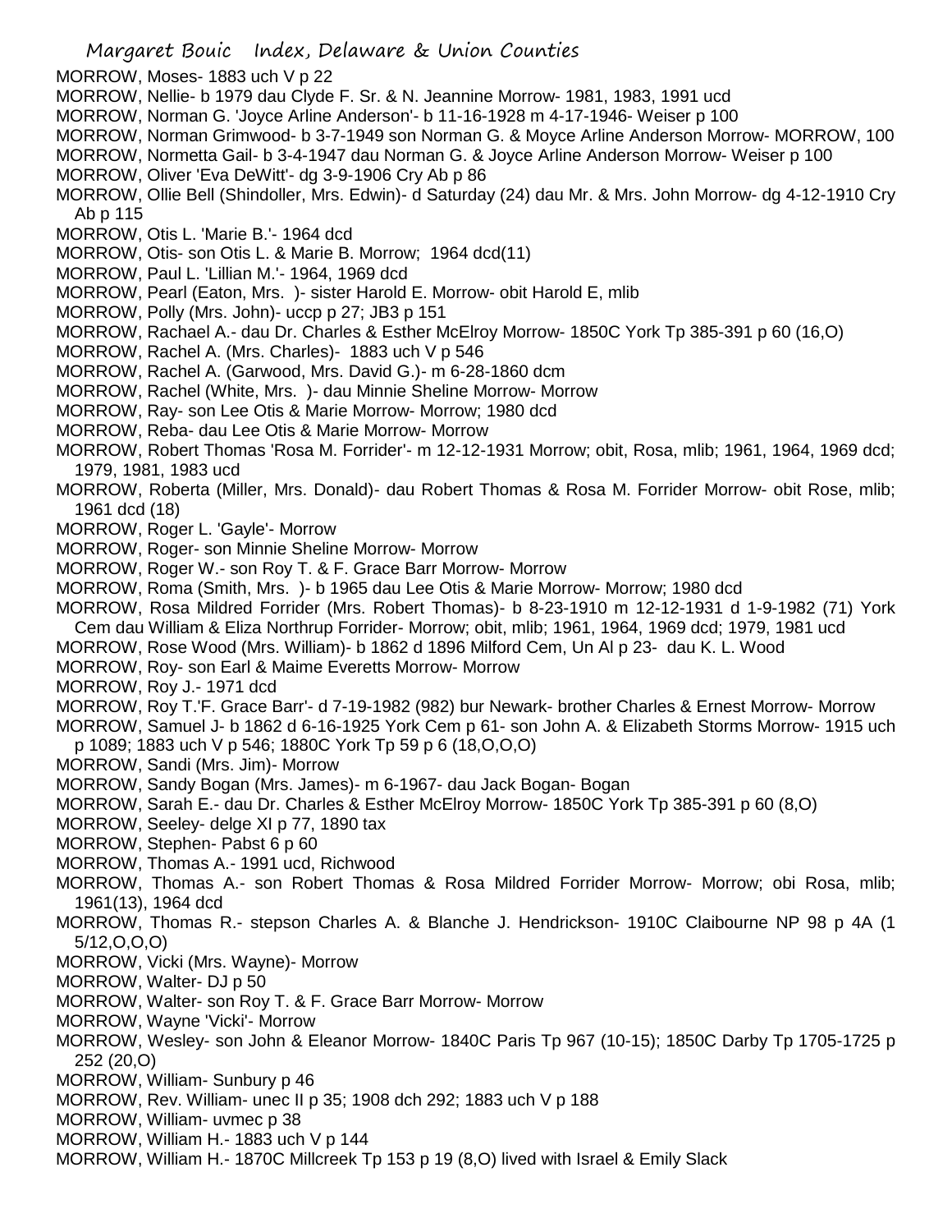MORROW, Moses- 1883 uch V p 22
MORROW, Nellie- b 1979 dau Clyde F. Sr. & N. Jeannine Morrow- 1981, 1983, 1991 ucd
MORROW, Norman G. 'Joyce Arline Anderson'- b 11-16-1928 m 4-17-1946- Weiser p 100
MORROW, Norman Grimwood- b 3-7-1949 son Norman G. & Moyce Arline Anderson Morrow- MORROW, 100
MORROW, Normetta Gail- b 3-4-1947 dau Norman G. & Joyce Arline Anderson Morrow- Weiser p 100
MORROW, Oliver 'Eva DeWitt'- dg 3-9-1906 Cry Ab p 86
MORROW, Ollie Bell (Shindoller, Mrs. Edwin)- d Saturday (24) dau Mr. & Mrs. John Morrow- dg 4-12-1910 Cry Ab p 115
MORROW, Otis L. 'Marie B.'- 1964 dcd
MORROW, Otis- son Otis L. & Marie B. Morrow; 1964 dcd(11)
MORROW, Paul L. 'Lillian M.'- 1964, 1969 dcd
MORROW, Pearl (Eaton, Mrs. )- sister Harold E. Morrow- obit Harold E, mlib
MORROW, Polly (Mrs. John)- uccp p 27; JB3 p 151
MORROW, Rachael A.- dau Dr. Charles & Esther McElroy Morrow- 1850C York Tp 385-391 p 60 (16,O)
MORROW, Rachel A. (Mrs. Charles)- 1883 uch V p 546
MORROW, Rachel A. (Garwood, Mrs. David G.)- m 6-28-1860 dcm
MORROW, Rachel (White, Mrs. )- dau Minnie Sheline Morrow- Morrow
MORROW, Ray- son Lee Otis & Marie Morrow- Morrow; 1980 dcd
MORROW, Reba- dau Lee Otis & Marie Morrow- Morrow
MORROW, Robert Thomas 'Rosa M. Forrider'- m 12-12-1931 Morrow; obit, Rosa, mlib; 1961, 1964, 1969 dcd; 1979, 1981, 1983 ucd
MORROW, Roberta (Miller, Mrs. Donald)- dau Robert Thomas & Rosa M. Forrider Morrow- obit Rose, mlib; 1961 dcd (18)
MORROW, Roger L. 'Gayle'- Morrow
MORROW, Roger- son Minnie Sheline Morrow- Morrow
MORROW, Roger W.- son Roy T. & F. Grace Barr Morrow- Morrow
MORROW, Roma (Smith, Mrs. )- b 1965 dau Lee Otis & Marie Morrow- Morrow; 1980 dcd
MORROW, Rosa Mildred Forrider (Mrs. Robert Thomas)- b 8-23-1910 m 12-12-1931 d 1-9-1982 (71) York Cem dau William & Eliza Northrup Forrider- Morrow; obit, mlib; 1961, 1964, 1969 dcd; 1979, 1981 ucd
MORROW, Rose Wood (Mrs. William)- b 1862 d 1896 Milford Cem, Un Al p 23- dau K. L. Wood
MORROW, Roy- son Earl & Maime Everetts Morrow- Morrow
MORROW, Roy J.- 1971 dcd
MORROW, Roy T.'F. Grace Barr'- d 7-19-1982 (982) bur Newark- brother Charles & Ernest Morrow- Morrow
MORROW, Samuel J- b 1862 d 6-16-1925 York Cem p 61- son John A. & Elizabeth Storms Morrow- 1915 uch p 1089; 1883 uch V p 546; 1880C York Tp 59 p 6 (18,O,O,O)
MORROW, Sandi (Mrs. Jim)- Morrow
MORROW, Sandy Bogan (Mrs. James)- m 6-1967- dau Jack Bogan- Bogan
MORROW, Sarah E.- dau Dr. Charles & Esther McElroy Morrow- 1850C York Tp 385-391 p 60 (8,O)
MORROW, Seeley- delge XI p 77, 1890 tax
MORROW, Stephen- Pabst 6 p 60
MORROW, Thomas A.- 1991 ucd, Richwood
MORROW, Thomas A.- son Robert Thomas & Rosa Mildred Forrider Morrow- Morrow; obi Rosa, mlib; 1961(13), 1964 dcd
MORROW, Thomas R.- stepson Charles A. & Blanche J. Hendrickson- 1910C Claibourne NP 98 p 4A (1 5/12,O,O,O)
MORROW, Vicki (Mrs. Wayne)- Morrow
MORROW, Walter- DJ p 50
MORROW, Walter- son Roy T. & F. Grace Barr Morrow- Morrow
MORROW, Wayne 'Vicki'- Morrow
MORROW, Wesley- son John & Eleanor Morrow- 1840C Paris Tp 967 (10-15); 1850C Darby Tp 1705-1725 p 252 (20,O)
MORROW, William- Sunbury p 46
MORROW, Rev. William- unec II p 35; 1908 dch 292; 1883 uch V p 188
MORROW, William- uvmec p 38
MORROW, William H.- 1883 uch V p 144
MORROW, William H.- 1870C Millcreek Tp 153 p 19 (8,O) lived with Israel & Emily Slack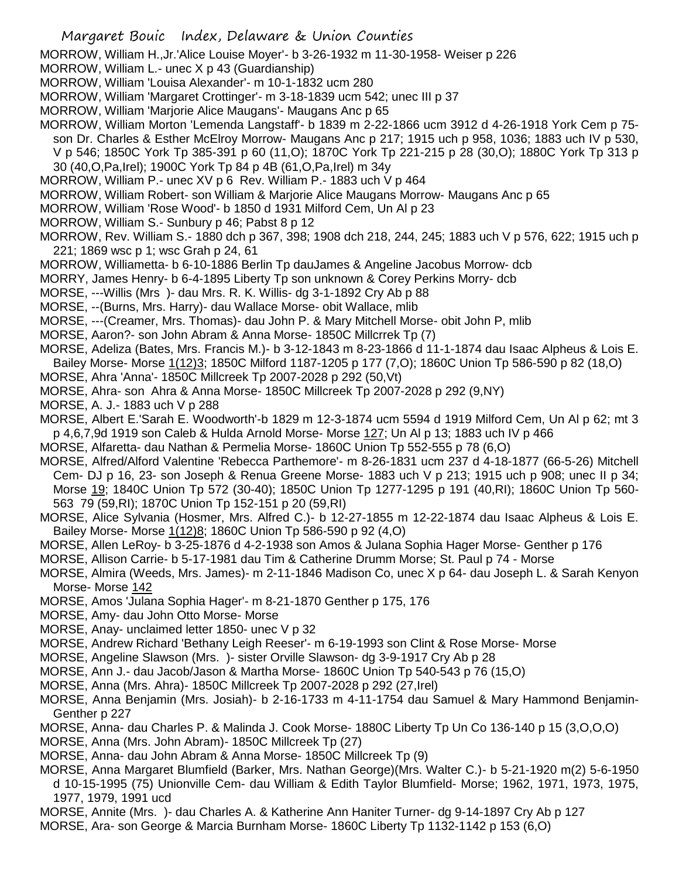MORROW, William H.,Jr.'Alice Louise Moyer'- b 3-26-1932 m 11-30-1958- Weiser p 226

MORROW, William L.- unec X p 43 (Guardianship)

MORROW, William 'Louisa Alexander'- m 10-1-1832 ucm 280

MORROW, William 'Margaret Crottinger'- m 3-18-1839 ucm 542; unec III p 37

MORROW, William 'Marjorie Alice Maugans'- Maugans Anc p 65

MORROW, William Morton 'Lemenda Langstaff'- b 1839 m 2-22-1866 ucm 3912 d 4-26-1918 York Cem p 75- son Dr. Charles & Esther McElroy Morrow- Maugans Anc p 217; 1915 uch p 958, 1036; 1883 uch IV p 530, V p 546; 1850C York Tp 385-391 p 60 (11,O); 1870C York Tp 221-215 p 28 (30,O); 1880C York Tp 313 p 30 (40,O,Pa,Irel); 1900C York Tp 84 p 4B (61,O,Pa,Irel) m 34y

MORROW, William P.- unec XV p 6 Rev. William P.- 1883 uch V p 464

MORROW, William Robert- son William & Marjorie Alice Maugans Morrow- Maugans Anc p 65

MORROW, William 'Rose Wood'- b 1850 d 1931 Milford Cem, Un Al p 23

MORROW, William S.- Sunbury p 46; Pabst 8 p 12

MORROW, Rev. William S.- 1880 dch p 367, 398; 1908 dch 218, 244, 245; 1883 uch V p 576, 622; 1915 uch p 221; 1869 wsc p 1; wsc Grah p 24, 61

MORROW, Williametta- b 6-10-1886 Berlin Tp dauJames & Angeline Jacobus Morrow- dcb

MORRY, James Henry- b 6-4-1895 Liberty Tp son unknown & Corey Perkins Morry- dcb

MORSE, ---Willis (Mrs )- dau Mrs. R. K. Willis- dg 3-1-1892 Cry Ab p 88

MORSE, --(Burns, Mrs. Harry)- dau Wallace Morse- obit Wallace, mlib

MORSE, ---(Creamer, Mrs. Thomas)- dau John P. & Mary Mitchell Morse- obit John P, mlib

MORSE, Aaron?- son John Abram & Anna Morse- 1850C Millcrrek Tp (7)

MORSE, Adeliza (Bates, Mrs. Francis M.)- b 3-12-1843 m 8-23-1866 d 11-1-1874 dau Isaac Alpheus & Lois E. Bailey Morse- Morse 1(12)3; 1850C Milford 1187-1205 p 177 (7,O); 1860C Union Tp 586-590 p 82 (18,O)

MORSE, Ahra 'Anna'- 1850C Millcreek Tp 2007-2028 p 292 (50,Vt)

MORSE, Ahra- son Ahra & Anna Morse- 1850C Millcreek Tp 2007-2028 p 292 (9,NY)

MORSE, A. J.- 1883 uch V p 288

MORSE, Albert E.'Sarah E. Woodworth'-b 1829 m 12-3-1874 ucm 5594 d 1919 Milford Cem, Un Al p 62; mt 3 p 4,6,7,9d 1919 son Caleb & Hulda Arnold Morse- Morse 127; Un Al p 13; 1883 uch IV p 466

MORSE, Alfaretta- dau Nathan & Permelia Morse- 1860C Union Tp 552-555 p 78 (6,O)

MORSE, Alfred/Alford Valentine 'Rebecca Parthemore'- m 8-26-1831 ucm 237 d 4-18-1877 (66-5-26) Mitchell Cem- DJ p 16, 23- son Joseph & Renua Greene Morse- 1883 uch V p 213; 1915 uch p 908; unec II p 34; Morse 19; 1840C Union Tp 572 (30-40); 1850C Union Tp 1277-1295 p 191 (40,RI); 1860C Union Tp 560-563 79 (59,RI); 1870C Union Tp 152-151 p 20 (59,RI)

MORSE, Alice Sylvania (Hosmer, Mrs. Alfred C.)- b 12-27-1855 m 12-22-1874 dau Isaac Alpheus & Lois E. Bailey Morse- Morse 1(12)8; 1860C Union Tp 586-590 p 92 (4,O)

MORSE, Allen LeRoy- b 3-25-1876 d 4-2-1938 son Amos & Julana Sophia Hager Morse- Genther p 176

MORSE, Allison Carrie- b 5-17-1981 dau Tim & Catherine Drumm Morse; St. Paul p 74 - Morse

MORSE, Almira (Weeds, Mrs. James)- m 2-11-1846 Madison Co, unec X p 64- dau Joseph L. & Sarah Kenyon Morse- Morse 142

MORSE, Amos 'Julana Sophia Hager'- m 8-21-1870 Genther p 175, 176

MORSE, Amy- dau John Otto Morse- Morse

MORSE, Anay- unclaimed letter 1850- unec V p 32

MORSE, Andrew Richard 'Bethany Leigh Reeser'- m 6-19-1993 son Clint & Rose Morse- Morse

MORSE, Angeline Slawson (Mrs. )- sister Orville Slawson- dg 3-9-1917 Cry Ab p 28

MORSE, Ann J.- dau Jacob/Jason & Martha Morse- 1860C Union Tp 540-543 p 76 (15,O)

MORSE, Anna (Mrs. Ahra)- 1850C Millcreek Tp 2007-2028 p 292 (27,Irel)

MORSE, Anna Benjamin (Mrs. Josiah)- b 2-16-1733 m 4-11-1754 dau Samuel & Mary Hammond Benjamin- Genther p 227

MORSE, Anna- dau Charles P. & Malinda J. Cook Morse- 1880C Liberty Tp Un Co 136-140 p 15 (3,O,O,O)

MORSE, Anna (Mrs. John Abram)- 1850C Millcreek Tp (27)

MORSE, Anna- dau John Abram & Anna Morse- 1850C Millcreek Tp (9)

MORSE, Anna Margaret Blumfield (Barker, Mrs. Nathan George)(Mrs. Walter C.)- b 5-21-1920 m(2) 5-6-1950 d 10-15-1995 (75) Unionville Cem- dau William & Edith Taylor Blumfield- Morse; 1962, 1971, 1973, 1975, 1977, 1979, 1991 ucd

MORSE, Annite (Mrs. )- dau Charles A. & Katherine Ann Haniter Turner- dg 9-14-1897 Cry Ab p 127

MORSE, Ara- son George & Marcia Burnham Morse- 1860C Liberty Tp 1132-1142 p 153 (6,O)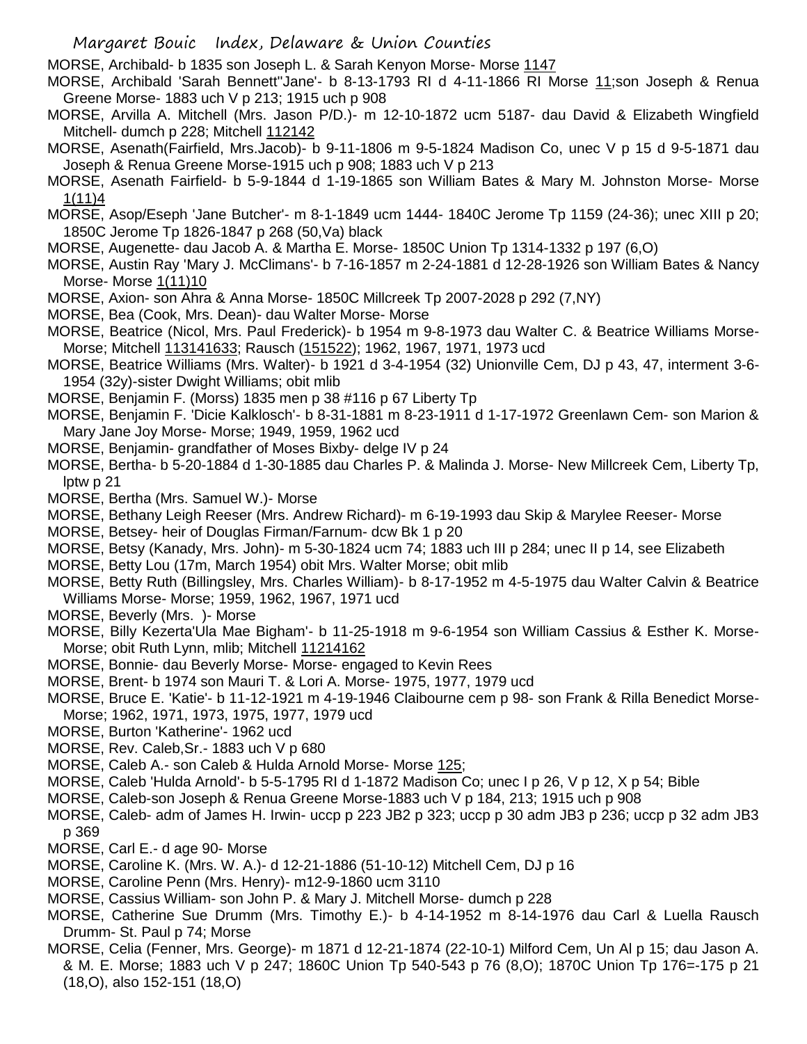MORSE, Archibald- b 1835 son Joseph L. & Sarah Kenyon Morse- Morse 1147

MORSE, Archibald 'Sarah Bennett''Jane'- b 8-13-1793 RI d 4-11-1866 RI Morse 11;son Joseph & Renua Greene Morse- 1883 uch V p 213; 1915 uch p 908

MORSE, Arvilla A. Mitchell (Mrs. Jason P/D.)- m 12-10-1872 ucm 5187- dau David & Elizabeth Wingfield Mitchell- dumch p 228; Mitchell 112142

MORSE, Asenath(Fairfield, Mrs.Jacob)- b 9-11-1806 m 9-5-1824 Madison Co, unec V p 15 d 9-5-1871 dau Joseph & Renua Greene Morse-1915 uch p 908; 1883 uch V p 213

MORSE, Asenath Fairfield- b 5-9-1844 d 1-19-1865 son William Bates & Mary M. Johnston Morse- Morse 1(11)4

MORSE, Asop/Eseph 'Jane Butcher'- m 8-1-1849 ucm 1444- 1840C Jerome Tp 1159 (24-36); unec XIII p 20; 1850C Jerome Tp 1826-1847 p 268 (50,Va) black

MORSE, Augenette- dau Jacob A. & Martha E. Morse- 1850C Union Tp 1314-1332 p 197 (6,O)

MORSE, Austin Ray 'Mary J. McClimans'- b 7-16-1857 m 2-24-1881 d 12-28-1926 son William Bates & Nancy Morse- Morse 1(11)10

MORSE, Axion- son Ahra & Anna Morse- 1850C Millcreek Tp 2007-2028 p 292 (7,NY)

MORSE, Bea (Cook, Mrs. Dean)- dau Walter Morse- Morse

MORSE, Beatrice (Nicol, Mrs. Paul Frederick)- b 1954 m 9-8-1973 dau Walter C. & Beatrice Williams Morse- Morse; Mitchell 113141633; Rausch (151522); 1962, 1967, 1971, 1973 ucd

MORSE, Beatrice Williams (Mrs. Walter)- b 1921 d 3-4-1954 (32) Unionville Cem, DJ p 43, 47, interment 3-6-1954 (32y)-sister Dwight Williams; obit mlib

MORSE, Benjamin F. (Morss) 1835 men p 38 #116 p 67 Liberty Tp

MORSE, Benjamin F. 'Dicie Kalklosch'- b 8-31-1881 m 8-23-1911 d 1-17-1972 Greenlawn Cem- son Marion & Mary Jane Joy Morse- Morse; 1949, 1959, 1962 ucd

MORSE, Benjamin- grandfather of Moses Bixby- delge IV p 24

MORSE, Bertha- b 5-20-1884 d 1-30-1885 dau Charles P. & Malinda J. Morse- New Millcreek Cem, Liberty Tp, lptw p 21

MORSE, Bertha (Mrs. Samuel W.)- Morse

MORSE, Bethany Leigh Reeser (Mrs. Andrew Richard)- m 6-19-1993 dau Skip & Marylee Reeser- Morse

MORSE, Betsey- heir of Douglas Firman/Farnum- dcw Bk 1 p 20

MORSE, Betsy (Kanady, Mrs. John)- m 5-30-1824 ucm 74; 1883 uch III p 284; unec II p 14, see Elizabeth

MORSE, Betty Lou (17m, March 1954) obit Mrs. Walter Morse; obit mlib

MORSE, Betty Ruth (Billingsley, Mrs. Charles William)- b 8-17-1952 m 4-5-1975 dau Walter Calvin & Beatrice Williams Morse- Morse; 1959, 1962, 1967, 1971 ucd

MORSE, Beverly (Mrs. )- Morse

MORSE, Billy Kezerta'Ula Mae Bigham'- b 11-25-1918 m 9-6-1954 son William Cassius & Esther K. Morse- Morse; obit Ruth Lynn, mlib; Mitchell 11214162

MORSE, Bonnie- dau Beverly Morse- Morse- engaged to Kevin Rees

MORSE, Brent- b 1974 son Mauri T. & Lori A. Morse- 1975, 1977, 1979 ucd

MORSE, Bruce E. 'Katie'- b 11-12-1921 m 4-19-1946 Claibourne cem p 98- son Frank & Rilla Benedict Morse- Morse; 1962, 1971, 1973, 1975, 1977, 1979 ucd

MORSE, Burton 'Katherine'- 1962 ucd

MORSE, Rev. Caleb,Sr.- 1883 uch V p 680

MORSE, Caleb A.- son Caleb & Hulda Arnold Morse- Morse 125;

MORSE, Caleb 'Hulda Arnold'- b 5-5-1795 RI d 1-1872 Madison Co; unec I p 26, V p 12, X p 54; Bible

MORSE, Caleb-son Joseph & Renua Greene Morse-1883 uch V p 184, 213; 1915 uch p 908

MORSE, Caleb- adm of James H. Irwin- uccp p 223 JB2 p 323; uccp p 30 adm JB3 p 236; uccp p 32 adm JB3 p 369

MORSE, Carl E.- d age 90- Morse

MORSE, Caroline K. (Mrs. W. A.)- d 12-21-1886 (51-10-12) Mitchell Cem, DJ p 16

MORSE, Caroline Penn (Mrs. Henry)- m12-9-1860 ucm 3110

MORSE, Cassius William- son John P. & Mary J. Mitchell Morse- dumch p 228

MORSE, Catherine Sue Drumm (Mrs. Timothy E.)- b 4-14-1952 m 8-14-1976 dau Carl & Luella Rausch Drumm- St. Paul p 74; Morse

MORSE, Celia (Fenner, Mrs. George)- m 1871 d 12-21-1874 (22-10-1) Milford Cem, Un Al p 15; dau Jason A. & M. E. Morse; 1883 uch V p 247; 1860C Union Tp 540-543 p 76 (8,O); 1870C Union Tp 176=-175 p 21 (18,O), also 152-151 (18,O)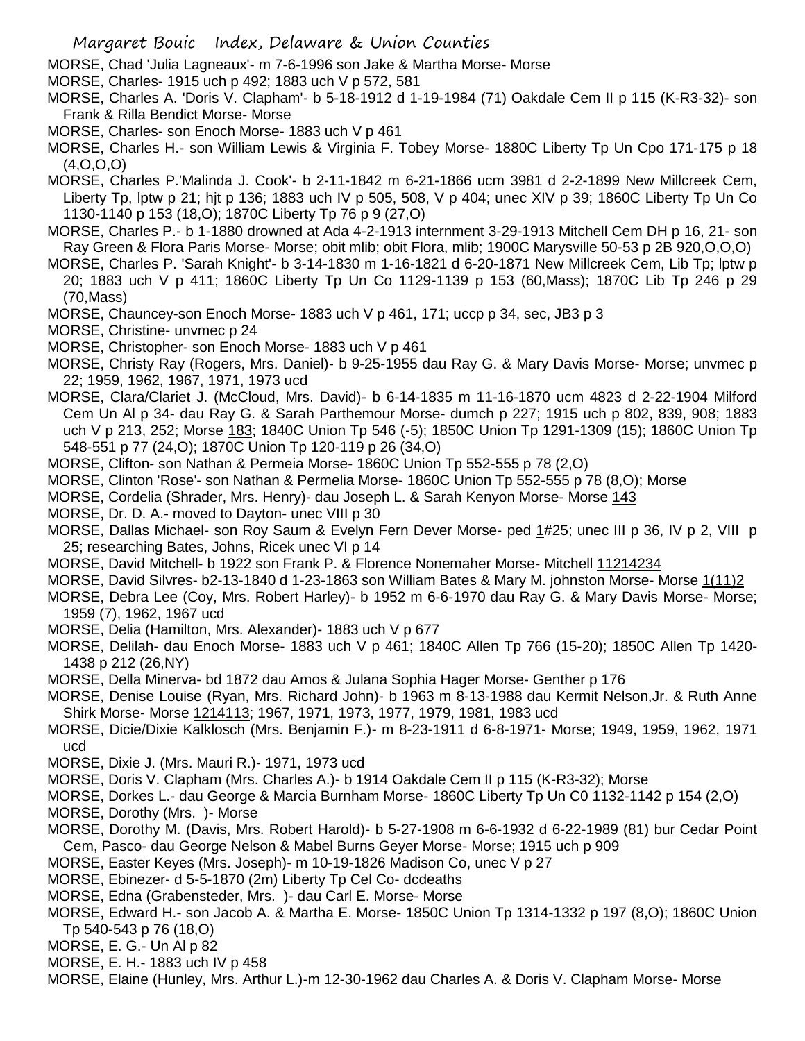MORSE, Chad 'Julia Lagneaux'- m 7-6-1996 son Jake & Martha Morse- Morse

MORSE, Charles- 1915 uch p 492; 1883 uch V p 572, 581

MORSE, Charles A. 'Doris V. Clapham'- b 5-18-1912 d 1-19-1984 (71) Oakdale Cem II p 115 (K-R3-32)- son Frank & Rilla Bendict Morse- Morse

MORSE, Charles- son Enoch Morse- 1883 uch V p 461

MORSE, Charles H.- son William Lewis & Virginia F. Tobey Morse- 1880C Liberty Tp Un Cpo 171-175 p 18 (4,O,O,O)

MORSE, Charles P.'Malinda J. Cook'- b 2-11-1842 m 6-21-1866 ucm 3981 d 2-2-1899 New Millcreek Cem, Liberty Tp, lptw p 21; hjt p 136; 1883 uch IV p 505, 508, V p 404; unec XIV p 39; 1860C Liberty Tp Un Co 1130-1140 p 153 (18,O); 1870C Liberty Tp 76 p 9 (27,O)

MORSE, Charles P.- b 1-1880 drowned at Ada 4-2-1913 internment 3-29-1913 Mitchell Cem DH p 16, 21- son Ray Green & Flora Paris Morse- Morse; obit mlib; obit Flora, mlib; 1900C Marysville 50-53 p 2B 920,O,O,O)

MORSE, Charles P. 'Sarah Knight'- b 3-14-1830 m 1-16-1821 d 6-20-1871 New Millcreek Cem, Lib Tp; lptw p 20; 1883 uch V p 411; 1860C Liberty Tp Un Co 1129-1139 p 153 (60,Mass); 1870C Lib Tp 246 p 29 (70,Mass)

MORSE, Chauncey-son Enoch Morse- 1883 uch V p 461, 171; uccp p 34, sec, JB3 p 3

MORSE, Christine- unvmec p 24

MORSE, Christopher- son Enoch Morse- 1883 uch V p 461

MORSE, Christy Ray (Rogers, Mrs. Daniel)- b 9-25-1955 dau Ray G. & Mary Davis Morse- Morse; unvmec p 22; 1959, 1962, 1967, 1971, 1973 ucd

MORSE, Clara/Clariet J. (McCloud, Mrs. David)- b 6-14-1835 m 11-16-1870 ucm 4823 d 2-22-1904 Milford Cem Un Al p 34- dau Ray G. & Sarah Parthemour Morse- dumch p 227; 1915 uch p 802, 839, 908; 1883 uch V p 213, 252; Morse 183; 1840C Union Tp 546 (-5); 1850C Union Tp 1291-1309 (15); 1860C Union Tp 548-551 p 77 (24,O); 1870C Union Tp 120-119 p 26 (34,O)

MORSE, Clifton- son Nathan & Permeia Morse- 1860C Union Tp 552-555 p 78 (2,O)

MORSE, Clinton 'Rose'- son Nathan & Permelia Morse- 1860C Union Tp 552-555 p 78 (8,O); Morse

MORSE, Cordelia (Shrader, Mrs. Henry)- dau Joseph L. & Sarah Kenyon Morse- Morse 143

MORSE, Dr. D. A.- moved to Dayton- unec VIII p 30

MORSE, Dallas Michael- son Roy Saum & Evelyn Fern Dever Morse- ped 1#25; unec III p 36, IV p 2, VIII p 25; researching Bates, Johns, Ricek unec VI p 14

MORSE, David Mitchell- b 1922 son Frank P. & Florence Nonemaher Morse- Mitchell 11214234

MORSE, David Silvres- b2-13-1840 d 1-23-1863 son William Bates & Mary M. johnston Morse- Morse 1(11)2

MORSE, Debra Lee (Coy, Mrs. Robert Harley)- b 1952 m 6-6-1970 dau Ray G. & Mary Davis Morse- Morse; 1959 (7), 1962, 1967 ucd

MORSE, Delia (Hamilton, Mrs. Alexander)- 1883 uch V p 677

MORSE, Delilah- dau Enoch Morse- 1883 uch V p 461; 1840C Allen Tp 766 (15-20); 1850C Allen Tp 1420-1438 p 212 (26,NY)

MORSE, Della Minerva- bd 1872 dau Amos & Julana Sophia Hager Morse- Genther p 176

MORSE, Denise Louise (Ryan, Mrs. Richard John)- b 1963 m 8-13-1988 dau Kermit Nelson,Jr. & Ruth Anne Shirk Morse- Morse 1214113; 1967, 1971, 1973, 1977, 1979, 1981, 1983 ucd

MORSE, Dicie/Dixie Kalklosch (Mrs. Benjamin F.)- m 8-23-1911 d 6-8-1971- Morse; 1949, 1959, 1962, 1971 ucd

MORSE, Dixie J. (Mrs. Mauri R.)- 1971, 1973 ucd

MORSE, Doris V. Clapham (Mrs. Charles A.)- b 1914 Oakdale Cem II p 115 (K-R3-32); Morse

MORSE, Dorkes L.- dau George & Marcia Burnham Morse- 1860C Liberty Tp Un C0 1132-1142 p 154 (2,O)

MORSE, Dorothy (Mrs. )- Morse

MORSE, Dorothy M. (Davis, Mrs. Robert Harold)- b 5-27-1908 m 6-6-1932 d 6-22-1989 (81) bur Cedar Point Cem, Pasco- dau George Nelson & Mabel Burns Geyer Morse- Morse; 1915 uch p 909

MORSE, Easter Keyes (Mrs. Joseph)- m 10-19-1826 Madison Co, unec V p 27

MORSE, Ebinezer- d 5-5-1870 (2m) Liberty Tp Cel Co- dcdeaths

MORSE, Edna (Grabensteder, Mrs. )- dau Carl E. Morse- Morse

MORSE, Edward H.- son Jacob A. & Martha E. Morse- 1850C Union Tp 1314-1332 p 197 (8,O); 1860C Union Tp 540-543 p 76 (18,O)

MORSE, E. G.- Un Al p 82

MORSE, E. H.- 1883 uch IV p 458

MORSE, Elaine (Hunley, Mrs. Arthur L.)-m 12-30-1962 dau Charles A. & Doris V. Clapham Morse- Morse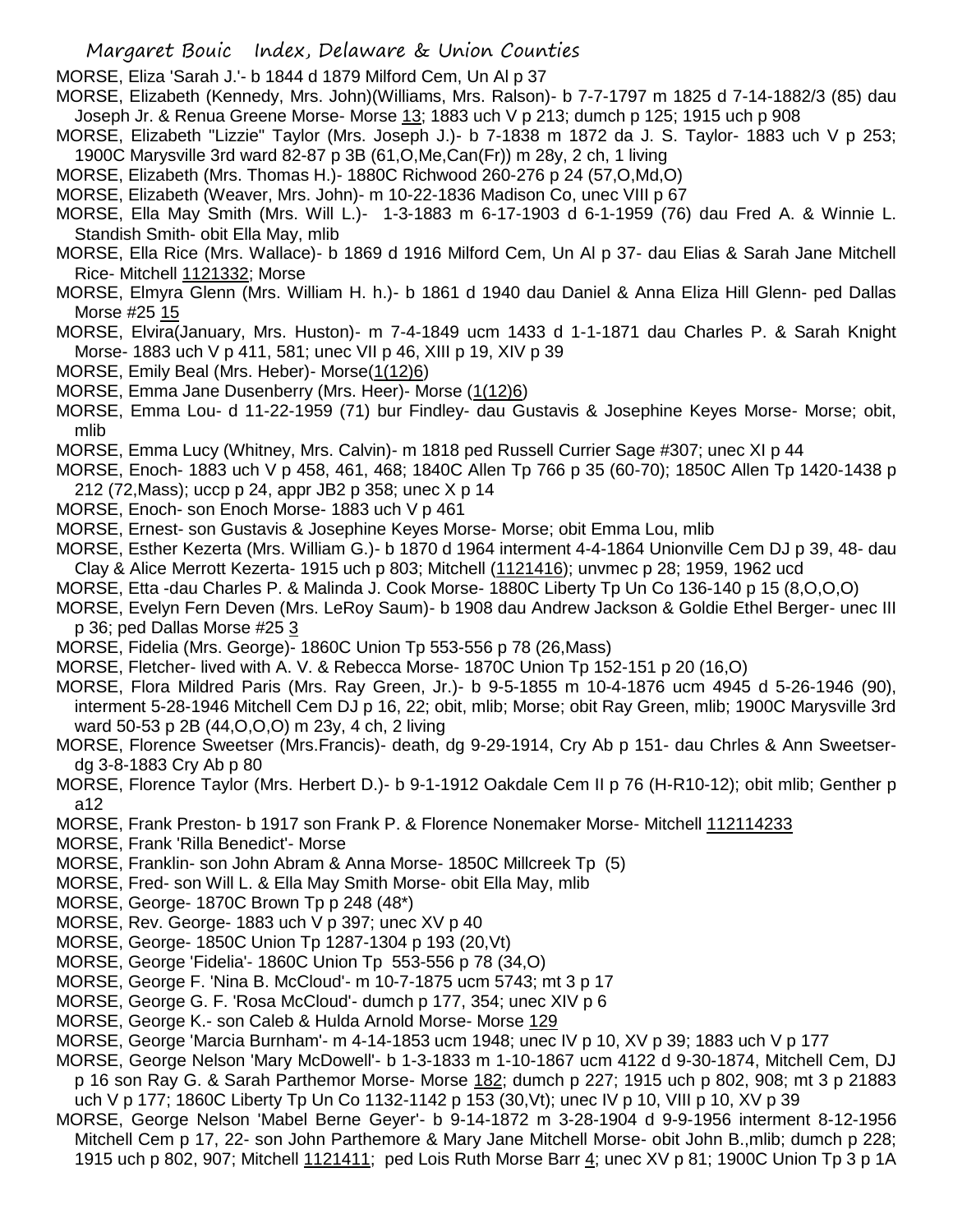MORSE, Eliza 'Sarah J.'- b 1844 d 1879 Milford Cem, Un Al p 37

MORSE, Elizabeth (Kennedy, Mrs. John)(Williams, Mrs. Ralson)- b 7-7-1797 m 1825 d 7-14-1882/3 (85) dau Joseph Jr. & Renua Greene Morse- Morse 13; 1883 uch V p 213; dumch p 125; 1915 uch p 908

MORSE, Elizabeth "Lizzie" Taylor (Mrs. Joseph J.)- b 7-1838 m 1872 da J. S. Taylor- 1883 uch V p 253; 1900C Marysville 3rd ward 82-87 p 3B (61,O,Me,Can(Fr)) m 28y, 2 ch, 1 living

MORSE, Elizabeth (Mrs. Thomas H.)- 1880C Richwood 260-276 p 24 (57,O,Md,O)

MORSE, Elizabeth (Weaver, Mrs. John)- m 10-22-1836 Madison Co, unec VIII p 67

MORSE, Ella May Smith (Mrs. Will L.)- 1-3-1883 m 6-17-1903 d 6-1-1959 (76) dau Fred A. & Winnie L. Standish Smith- obit Ella May, mlib

MORSE, Ella Rice (Mrs. Wallace)- b 1869 d 1916 Milford Cem, Un Al p 37- dau Elias & Sarah Jane Mitchell Rice- Mitchell 1121332; Morse

MORSE, Elmyra Glenn (Mrs. William H. h.)- b 1861 d 1940 dau Daniel & Anna Eliza Hill Glenn- ped Dallas Morse #25 15

MORSE, Elvira(January, Mrs. Huston)- m 7-4-1849 ucm 1433 d 1-1-1871 dau Charles P. & Sarah Knight Morse- 1883 uch V p 411, 581; unec VII p 46, XIII p 19, XIV p 39

MORSE, Emily Beal (Mrs. Heber)- Morse(1(12)6)

MORSE, Emma Jane Dusenberry (Mrs. Heer)- Morse (1(12)6)

MORSE, Emma Lou- d 11-22-1959 (71) bur Findley- dau Gustavis & Josephine Keyes Morse- Morse; obit, mlib

MORSE, Emma Lucy (Whitney, Mrs. Calvin)- m 1818 ped Russell Currier Sage #307; unec XI p 44

MORSE, Enoch- 1883 uch V p 458, 461, 468; 1840C Allen Tp 766 p 35 (60-70); 1850C Allen Tp 1420-1438 p 212 (72,Mass); uccp p 24, appr JB2 p 358; unec X p 14

MORSE, Enoch- son Enoch Morse- 1883 uch V p 461

MORSE, Ernest- son Gustavis & Josephine Keyes Morse- Morse; obit Emma Lou, mlib

MORSE, Esther Kezerta (Mrs. William G.)- b 1870 d 1964 interment 4-4-1864 Unionville Cem DJ p 39, 48- dau Clay & Alice Merrott Kezerta- 1915 uch p 803; Mitchell (1121416); unvmec p 28; 1959, 1962 ucd

MORSE, Etta -dau Charles P. & Malinda J. Cook Morse- 1880C Liberty Tp Un Co 136-140 p 15 (8,O,O,O)

MORSE, Evelyn Fern Deven (Mrs. LeRoy Saum)- b 1908 dau Andrew Jackson & Goldie Ethel Berger- unec III p 36; ped Dallas Morse #25 3

MORSE, Fidelia (Mrs. George)- 1860C Union Tp 553-556 p 78 (26,Mass)

MORSE, Fletcher- lived with A. V. & Rebecca Morse- 1870C Union Tp 152-151 p 20 (16,O)

MORSE, Flora Mildred Paris (Mrs. Ray Green, Jr.)- b 9-5-1855 m 10-4-1876 ucm 4945 d 5-26-1946 (90), interment 5-28-1946 Mitchell Cem DJ p 16, 22; obit, mlib; Morse; obit Ray Green, mlib; 1900C Marysville 3rd ward 50-53 p 2B (44,O,O,O) m 23y, 4 ch, 2 living

MORSE, Florence Sweetser (Mrs.Francis)- death, dg 9-29-1914, Cry Ab p 151- dau Chrles & Ann Sweetser- dg 3-8-1883 Cry Ab p 80

MORSE, Florence Taylor (Mrs. Herbert D.)- b 9-1-1912 Oakdale Cem II p 76 (H-R10-12); obit mlib; Genther p a12

MORSE, Frank Preston- b 1917 son Frank P. & Florence Nonemaker Morse- Mitchell 112114233

MORSE, Frank 'Rilla Benedict'- Morse

MORSE, Franklin- son John Abram & Anna Morse- 1850C Millcreek Tp (5)

MORSE, Fred- son Will L. & Ella May Smith Morse- obit Ella May, mlib

MORSE, George- 1870C Brown Tp p 248 (48*)

MORSE, Rev. George- 1883 uch V p 397; unec XV p 40

MORSE, George- 1850C Union Tp 1287-1304 p 193 (20,Vt)

MORSE, George 'Fidelia'- 1860C Union Tp 553-556 p 78 (34,O)

MORSE, George F. 'Nina B. McCloud'- m 10-7-1875 ucm 5743; mt 3 p 17

MORSE, George G. F. 'Rosa McCloud'- dumch p 177, 354; unec XIV p 6

MORSE, George K.- son Caleb & Hulda Arnold Morse- Morse 129

MORSE, George 'Marcia Burnham'- m 4-14-1853 ucm 1948; unec IV p 10, XV p 39; 1883 uch V p 177

MORSE, George Nelson 'Mary McDowell'- b 1-3-1833 m 1-10-1867 ucm 4122 d 9-30-1874, Mitchell Cem, DJ p 16 son Ray G. & Sarah Parthemor Morse- Morse 182; dumch p 227; 1915 uch p 802, 908; mt 3 p 21883 uch V p 177; 1860C Liberty Tp Un Co 1132-1142 p 153 (30,Vt); unec IV p 10, VIII p 10, XV p 39

MORSE, George Nelson 'Mabel Berne Geyer'- b 9-14-1872 m 3-28-1904 d 9-9-1956 interment 8-12-1956 Mitchell Cem p 17, 22- son John Parthemore & Mary Jane Mitchell Morse- obit John B.,mlib; dumch p 228; 1915 uch p 802, 907; Mitchell 1121411; ped Lois Ruth Morse Barr 4; unec XV p 81; 1900C Union Tp 3 p 1A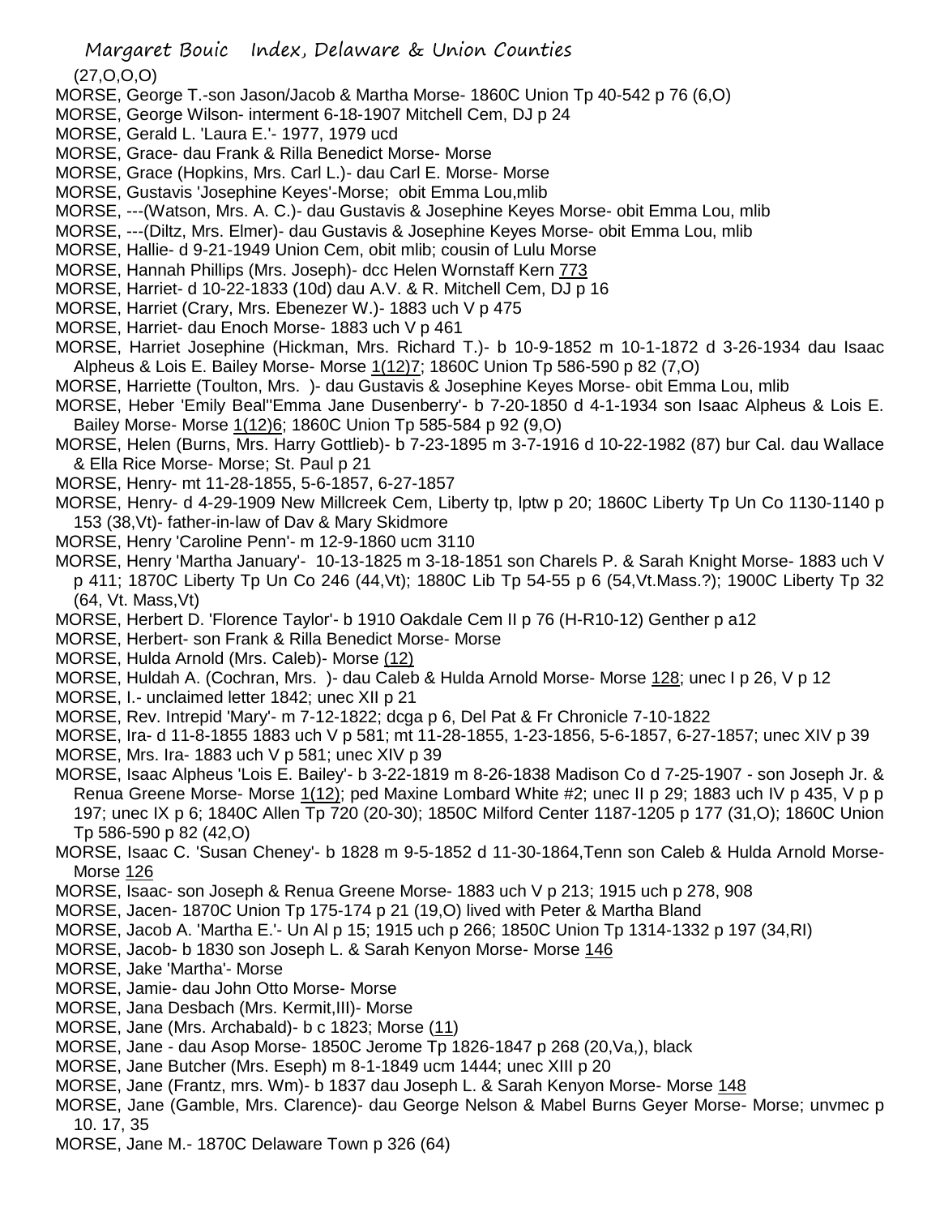(27,O,O,O)

MORSE, George T.-son Jason/Jacob & Martha Morse- 1860C Union Tp 40-542 p 76 (6,O)

MORSE, George Wilson- interment 6-18-1907 Mitchell Cem, DJ p 24

MORSE, Gerald L. 'Laura E.'- 1977, 1979 ucd

MORSE, Grace- dau Frank & Rilla Benedict Morse- Morse

MORSE, Grace (Hopkins, Mrs. Carl L.)- dau Carl E. Morse- Morse

MORSE, Gustavis 'Josephine Keyes'-Morse; obit Emma Lou,mlib

MORSE, ---(Watson, Mrs. A. C.)- dau Gustavis & Josephine Keyes Morse- obit Emma Lou, mlib

MORSE, ---(Diltz, Mrs. Elmer)- dau Gustavis & Josephine Keyes Morse- obit Emma Lou, mlib

MORSE, Hallie- d 9-21-1949 Union Cem, obit mlib; cousin of Lulu Morse

MORSE, Hannah Phillips (Mrs. Joseph)- dcc Helen Wornstaff Kern 773

MORSE, Harriet- d 10-22-1833 (10d) dau A.V. & R. Mitchell Cem, DJ p 16

MORSE, Harriet (Crary, Mrs. Ebenezer W.)- 1883 uch V p 475

MORSE, Harriet- dau Enoch Morse- 1883 uch V p 461

MORSE, Harriet Josephine (Hickman, Mrs. Richard T.)- b 10-9-1852 m 10-1-1872 d 3-26-1934 dau Isaac Alpheus & Lois E. Bailey Morse- Morse 1(12)7; 1860C Union Tp 586-590 p 82 (7,O)

MORSE, Harriette (Toulton, Mrs. )- dau Gustavis & Josephine Keyes Morse- obit Emma Lou, mlib

MORSE, Heber 'Emily Beal''Emma Jane Dusenberry'- b 7-20-1850 d 4-1-1934 son Isaac Alpheus & Lois E. Bailey Morse- Morse 1(12)6; 1860C Union Tp 585-584 p 92 (9,O)

MORSE, Helen (Burns, Mrs. Harry Gottlieb)- b 7-23-1895 m 3-7-1916 d 10-22-1982 (87) bur Cal. dau Wallace & Ella Rice Morse- Morse; St. Paul p 21

MORSE, Henry- mt 11-28-1855, 5-6-1857, 6-27-1857

MORSE, Henry- d 4-29-1909 New Millcreek Cem, Liberty tp, lptw p 20; 1860C Liberty Tp Un Co 1130-1140 p 153 (38,Vt)- father-in-law of Dav & Mary Skidmore

MORSE, Henry 'Caroline Penn'- m 12-9-1860 ucm 3110

MORSE, Henry 'Martha January'- 10-13-1825 m 3-18-1851 son Charels P. & Sarah Knight Morse- 1883 uch V p 411; 1870C Liberty Tp Un Co 246 (44,Vt); 1880C Lib Tp 54-55 p 6 (54,Vt.Mass.?); 1900C Liberty Tp 32 (64, Vt. Mass,Vt)

MORSE, Herbert D. 'Florence Taylor'- b 1910 Oakdale Cem II p 76 (H-R10-12) Genther p a12

MORSE, Herbert- son Frank & Rilla Benedict Morse- Morse

MORSE, Hulda Arnold (Mrs. Caleb)- Morse (12)

MORSE, Huldah A. (Cochran, Mrs. )- dau Caleb & Hulda Arnold Morse- Morse 128; unec I p 26, V p 12

MORSE, I.- unclaimed letter 1842; unec XII p 21

MORSE, Rev. Intrepid 'Mary'- m 7-12-1822; dcga p 6, Del Pat & Fr Chronicle 7-10-1822

MORSE, Ira- d 11-8-1855 1883 uch V p 581; mt 11-28-1855, 1-23-1856, 5-6-1857, 6-27-1857; unec XIV p 39

MORSE, Mrs. Ira- 1883 uch V p 581; unec XIV p 39

MORSE, Isaac Alpheus 'Lois E. Bailey'- b 3-22-1819 m 8-26-1838 Madison Co d 7-25-1907 - son Joseph Jr. & Renua Greene Morse- Morse 1(12); ped Maxine Lombard White #2; unec II p 29; 1883 uch IV p 435, V p p 197; unec IX p 6; 1840C Allen Tp 720 (20-30); 1850C Milford Center 1187-1205 p 177 (31,O); 1860C Union Tp 586-590 p 82 (42,O)

MORSE, Isaac C. 'Susan Cheney'- b 1828 m 9-5-1852 d 11-30-1864,Tenn son Caleb & Hulda Arnold Morse- Morse 126

MORSE, Isaac- son Joseph & Renua Greene Morse- 1883 uch V p 213; 1915 uch p 278, 908

MORSE, Jacen- 1870C Union Tp 175-174 p 21 (19,O) lived with Peter & Martha Bland

MORSE, Jacob A. 'Martha E.'- Un Al p 15; 1915 uch p 266; 1850C Union Tp 1314-1332 p 197 (34,RI)

MORSE, Jacob- b 1830 son Joseph L. & Sarah Kenyon Morse- Morse 146

MORSE, Jake 'Martha'- Morse

MORSE, Jamie- dau John Otto Morse- Morse

MORSE, Jana Desbach (Mrs. Kermit,III)- Morse

MORSE, Jane (Mrs. Archabald)- b c 1823; Morse (11)

MORSE, Jane - dau Asop Morse- 1850C Jerome Tp 1826-1847 p 268 (20,Va,), black

MORSE, Jane Butcher (Mrs. Eseph) m 8-1-1849 ucm 1444; unec XIII p 20

MORSE, Jane (Frantz, mrs. Wm)- b 1837 dau Joseph L. & Sarah Kenyon Morse- Morse 148

MORSE, Jane (Gamble, Mrs. Clarence)- dau George Nelson & Mabel Burns Geyer Morse- Morse; unvmec p 10. 17, 35

MORSE, Jane M.- 1870C Delaware Town p 326 (64)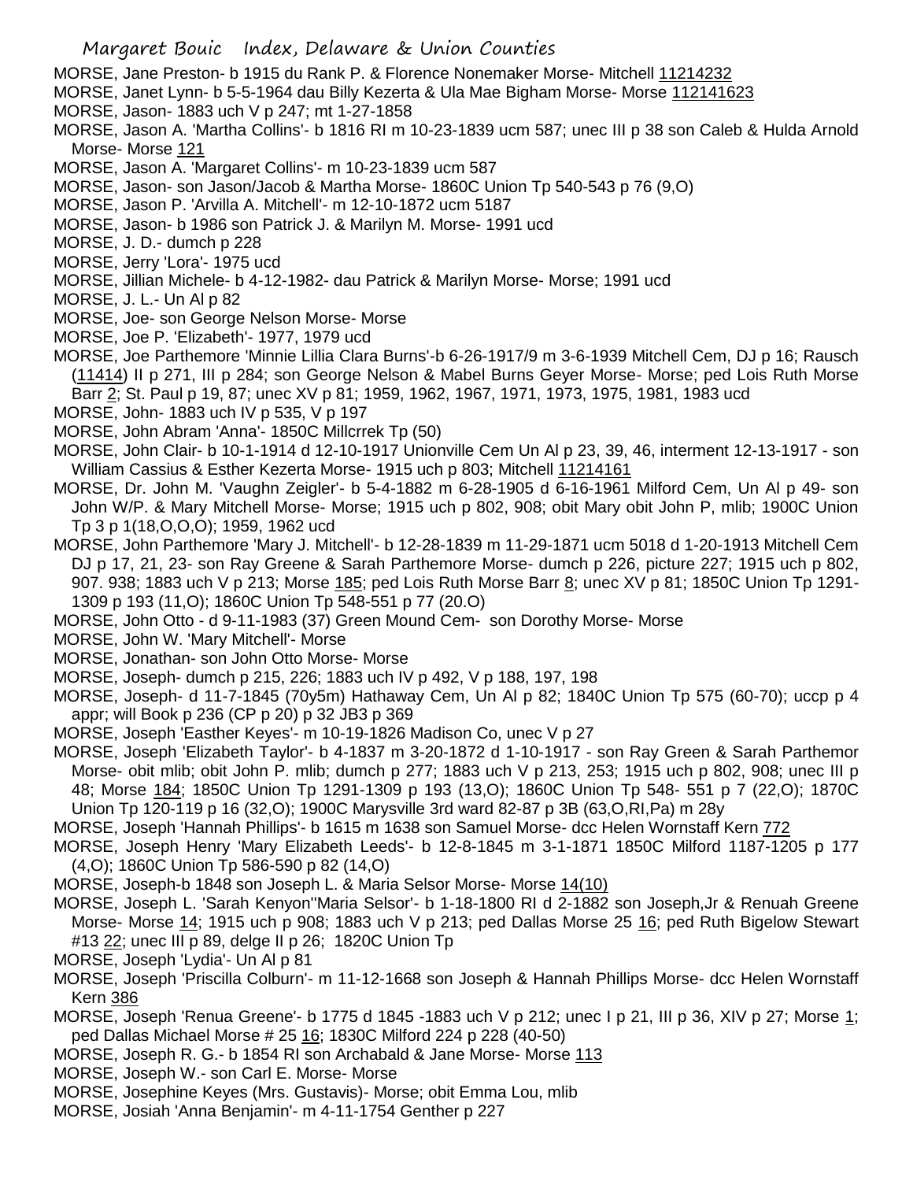MORSE, Jane Preston- b 1915 du Rank P. & Florence Nonemaker Morse- Mitchell 11214232

MORSE, Janet Lynn- b 5-5-1964 dau Billy Kezerta & Ula Mae Bigham Morse- Morse 112141623

MORSE, Jason- 1883 uch V p 247; mt 1-27-1858

MORSE, Jason A. 'Martha Collins'- b 1816 RI m 10-23-1839 ucm 587; unec III p 38 son Caleb & Hulda Arnold Morse- Morse 121

MORSE, Jason A. 'Margaret Collins'- m 10-23-1839 ucm 587

MORSE, Jason- son Jason/Jacob & Martha Morse- 1860C Union Tp 540-543 p 76 (9,O)

MORSE, Jason P. 'Arvilla A. Mitchell'- m 12-10-1872 ucm 5187

MORSE, Jason- b 1986 son Patrick J. & Marilyn M. Morse- 1991 ucd

MORSE, J. D.- dumch p 228

MORSE, Jerry 'Lora'- 1975 ucd

MORSE, Jillian Michele- b 4-12-1982- dau Patrick & Marilyn Morse- Morse; 1991 ucd

MORSE, J. L.- Un Al p 82

MORSE, Joe- son George Nelson Morse- Morse

MORSE, Joe P. 'Elizabeth'- 1977, 1979 ucd

MORSE, Joe Parthemore 'Minnie Lillia Clara Burns'-b 6-26-1917/9 m 3-6-1939 Mitchell Cem, DJ p 16; Rausch (11414) II p 271, III p 284; son George Nelson & Mabel Burns Geyer Morse- Morse; ped Lois Ruth Morse Barr 2; St. Paul p 19, 87; unec XV p 81; 1959, 1962, 1967, 1971, 1973, 1975, 1981, 1983 ucd

MORSE, John- 1883 uch IV p 535, V p 197

MORSE, John Abram 'Anna'- 1850C Millcrrek Tp (50)

MORSE, John Clair- b 10-1-1914 d 12-10-1917 Unionville Cem Un Al p 23, 39, 46, interment 12-13-1917 - son William Cassius & Esther Kezerta Morse- 1915 uch p 803; Mitchell 11214161

MORSE, Dr. John M. 'Vaughn Zeigler'- b 5-4-1882 m 6-28-1905 d 6-16-1961 Milford Cem, Un Al p 49- son John W/P. & Mary Mitchell Morse- Morse; 1915 uch p 802, 908; obit Mary obit John P, mlib; 1900C Union Tp 3 p 1(18,O,O,O); 1959, 1962 ucd

MORSE, John Parthemore 'Mary J. Mitchell'- b 12-28-1839 m 11-29-1871 ucm 5018 d 1-20-1913 Mitchell Cem DJ p 17, 21, 23- son Ray Greene & Sarah Parthemore Morse- dumch p 226, picture 227; 1915 uch p 802, 907. 938; 1883 uch V p 213; Morse 185; ped Lois Ruth Morse Barr 8; unec XV p 81; 1850C Union Tp 1291-1309 p 193 (11,O); 1860C Union Tp 548-551 p 77 (20.O)

MORSE, John Otto - d 9-11-1983 (37) Green Mound Cem- son Dorothy Morse- Morse

MORSE, John W. 'Mary Mitchell'- Morse

MORSE, Jonathan- son John Otto Morse- Morse

MORSE, Joseph- dumch p 215, 226; 1883 uch IV p 492, V p 188, 197, 198

MORSE, Joseph- d 11-7-1845 (70y5m) Hathaway Cem, Un Al p 82; 1840C Union Tp 575 (60-70); uccp p 4 appr; will Book p 236 (CP p 20) p 32 JB3 p 369

MORSE, Joseph 'Easther Keyes'- m 10-19-1826 Madison Co, unec V p 27

MORSE, Joseph 'Elizabeth Taylor'- b 4-1837 m 3-20-1872 d 1-10-1917 - son Ray Green & Sarah Parthemor Morse- obit mlib; obit John P. mlib; dumch p 277; 1883 uch V p 213, 253; 1915 uch p 802, 908; unec III p 48; Morse 184; 1850C Union Tp 1291-1309 p 193 (13,O); 1860C Union Tp 548- 551 p 7 (22,O); 1870C Union Tp 120-119 p 16 (32,O); 1900C Marysville 3rd ward 82-87 p 3B (63,O,RI,Pa) m 28y

MORSE, Joseph 'Hannah Phillips'- b 1615 m 1638 son Samuel Morse- dcc Helen Wornstaff Kern 772

MORSE, Joseph Henry 'Mary Elizabeth Leeds'- b 12-8-1845 m 3-1-1871 1850C Milford 1187-1205 p 177 (4,O); 1860C Union Tp 586-590 p 82 (14,O)

MORSE, Joseph-b 1848 son Joseph L. & Maria Selsor Morse- Morse 14(10)

MORSE, Joseph L. 'Sarah Kenyon''Maria Selsor'- b 1-18-1800 RI d 2-1882 son Joseph,Jr & Renuah Greene Morse- Morse 14; 1915 uch p 908; 1883 uch V p 213; ped Dallas Morse 25 16; ped Ruth Bigelow Stewart #13 22; unec III p 89, delge II p 26; 1820C Union Tp

MORSE, Joseph 'Lydia'- Un Al p 81

MORSE, Joseph 'Priscilla Colburn'- m 11-12-1668 son Joseph & Hannah Phillips Morse- dcc Helen Wornstaff Kern 386

MORSE, Joseph 'Renua Greene'- b 1775 d 1845 -1883 uch V p 212; unec I p 21, III p 36, XIV p 27; Morse 1; ped Dallas Michael Morse # 25 16; 1830C Milford 224 p 228 (40-50)

MORSE, Joseph R. G.- b 1854 RI son Archabald & Jane Morse- Morse 113

MORSE, Joseph W.- son Carl E. Morse- Morse

MORSE, Josephine Keyes (Mrs. Gustavis)- Morse; obit Emma Lou, mlib

MORSE, Josiah 'Anna Benjamin'- m 4-11-1754 Genther p 227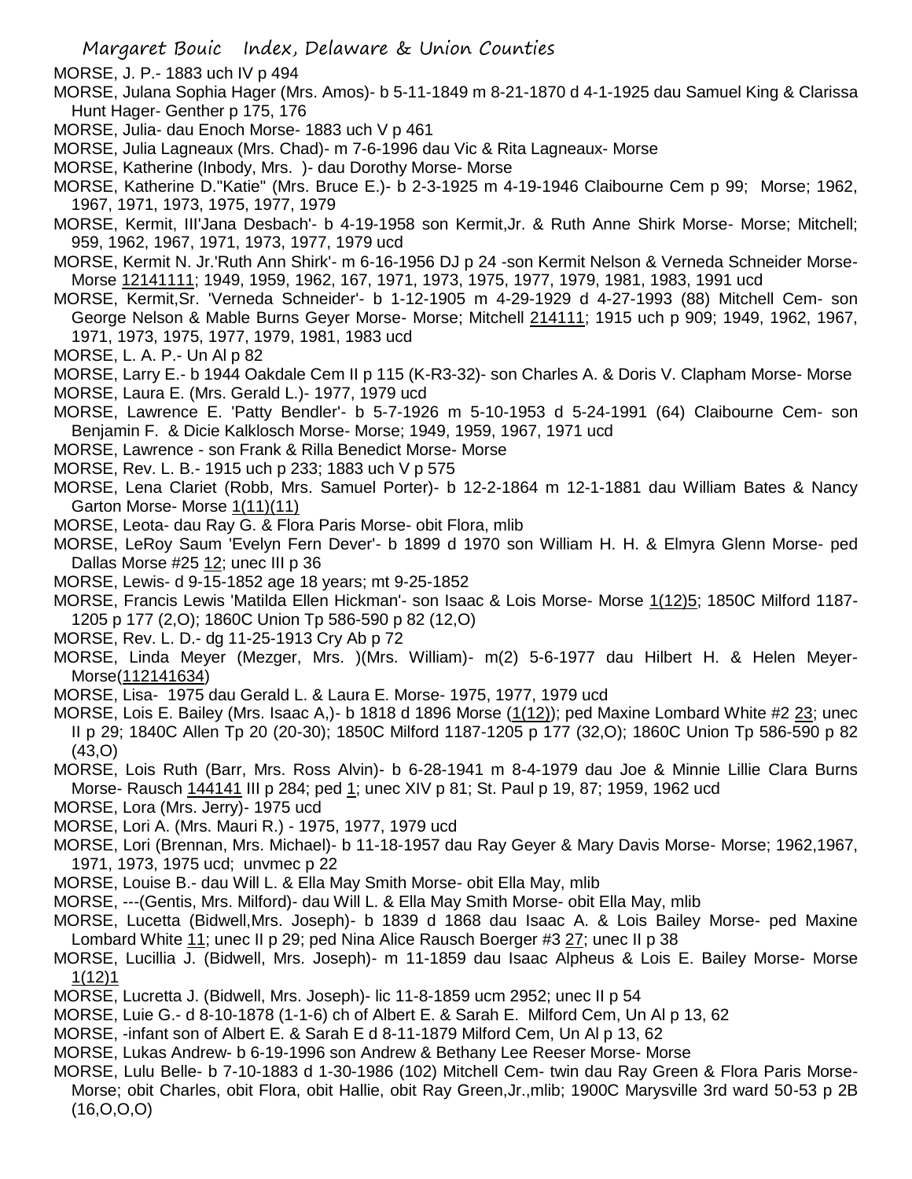MORSE, J. P.- 1883 uch IV p 494

MORSE, Julana Sophia Hager (Mrs. Amos)- b 5-11-1849 m 8-21-1870 d 4-1-1925 dau Samuel King & Clarissa Hunt Hager- Genther p 175, 176

MORSE, Julia- dau Enoch Morse- 1883 uch V p 461

MORSE, Julia Lagneaux (Mrs. Chad)- m 7-6-1996 dau Vic & Rita Lagneaux- Morse

MORSE, Katherine (Inbody, Mrs. )- dau Dorothy Morse- Morse

MORSE, Katherine D."Katie" (Mrs. Bruce E.)- b 2-3-1925 m 4-19-1946 Claibourne Cem p 99; Morse; 1962, 1967, 1971, 1973, 1975, 1977, 1979

MORSE, Kermit, III'Jana Desbach'- b 4-19-1958 son Kermit,Jr. & Ruth Anne Shirk Morse- Morse; Mitchell; 959, 1962, 1967, 1971, 1973, 1977, 1979 ucd

MORSE, Kermit N. Jr.'Ruth Ann Shirk'- m 6-16-1956 DJ p 24 -son Kermit Nelson & Verneda Schneider Morse- Morse 12141111; 1949, 1959, 1962, 167, 1971, 1973, 1975, 1977, 1979, 1981, 1983, 1991 ucd

MORSE, Kermit,Sr. 'Verneda Schneider'- b 1-12-1905 m 4-29-1929 d 4-27-1993 (88) Mitchell Cem- son George Nelson & Mable Burns Geyer Morse- Morse; Mitchell 214111; 1915 uch p 909; 1949, 1962, 1967, 1971, 1973, 1975, 1977, 1979, 1981, 1983 ucd

MORSE, L. A. P.- Un Al p 82

MORSE, Larry E.- b 1944 Oakdale Cem II p 115 (K-R3-32)- son Charles A. & Doris V. Clapham Morse- Morse

MORSE, Laura E. (Mrs. Gerald L.)- 1977, 1979 ucd

MORSE, Lawrence E. 'Patty Bendler'- b 5-7-1926 m 5-10-1953 d 5-24-1991 (64) Claibourne Cem- son Benjamin F. & Dicie Kalklosch Morse- Morse; 1949, 1959, 1967, 1971 ucd

MORSE, Lawrence - son Frank & Rilla Benedict Morse- Morse

MORSE, Rev. L. B.- 1915 uch p 233; 1883 uch V p 575

MORSE, Lena Clariet (Robb, Mrs. Samuel Porter)- b 12-2-1864 m 12-1-1881 dau William Bates & Nancy Garton Morse- Morse 1(11)(11)

MORSE, Leota- dau Ray G. & Flora Paris Morse- obit Flora, mlib

MORSE, LeRoy Saum 'Evelyn Fern Dever'- b 1899 d 1970 son William H. H. & Elmyra Glenn Morse- ped Dallas Morse #25 12; unec III p 36

MORSE, Lewis- d 9-15-1852 age 18 years; mt 9-25-1852

MORSE, Francis Lewis 'Matilda Ellen Hickman'- son Isaac & Lois Morse- Morse 1(12)5; 1850C Milford 1187-1205 p 177 (2,O); 1860C Union Tp 586-590 p 82 (12,O)

MORSE, Rev. L. D.- dg 11-25-1913 Cry Ab p 72

MORSE, Linda Meyer (Mezger, Mrs. )(Mrs. William)- m(2) 5-6-1977 dau Hilbert H. & Helen Meyer-Morse(112141634)

MORSE, Lisa- 1975 dau Gerald L. & Laura E. Morse- 1975, 1977, 1979 ucd

MORSE, Lois E. Bailey (Mrs. Isaac A,)- b 1818 d 1896 Morse (1(12)); ped Maxine Lombard White #2 23; unec II p 29; 1840C Allen Tp 20 (20-30); 1850C Milford 1187-1205 p 177 (32,O); 1860C Union Tp 586-590 p 82 (43,O)

MORSE, Lois Ruth (Barr, Mrs. Ross Alvin)- b 6-28-1941 m 8-4-1979 dau Joe & Minnie Lillie Clara Burns Morse- Rausch 144141 III p 284; ped 1; unec XIV p 81; St. Paul p 19, 87; 1959, 1962 ucd

MORSE, Lora (Mrs. Jerry)- 1975 ucd

MORSE, Lori A. (Mrs. Mauri R.) - 1975, 1977, 1979 ucd

MORSE, Lori (Brennan, Mrs. Michael)- b 11-18-1957 dau Ray Geyer & Mary Davis Morse- Morse; 1962,1967, 1971, 1973, 1975 ucd; unvmec p 22

MORSE, Louise B.- dau Will L. & Ella May Smith Morse- obit Ella May, mlib

MORSE, ---(Gentis, Mrs. Milford)- dau Will L. & Ella May Smith Morse- obit Ella May, mlib

MORSE, Lucetta (Bidwell,Mrs. Joseph)- b 1839 d 1868 dau Isaac A. & Lois Bailey Morse- ped Maxine Lombard White 11; unec II p 29; ped Nina Alice Rausch Boerger #3 27; unec II p 38

MORSE, Lucillia J. (Bidwell, Mrs. Joseph)- m 11-1859 dau Isaac Alpheus & Lois E. Bailey Morse- Morse 1(12)1

MORSE, Lucretta J. (Bidwell, Mrs. Joseph)- lic 11-8-1859 ucm 2952; unec II p 54

MORSE, Luie G.- d 8-10-1878 (1-1-6) ch of Albert E. & Sarah E. Milford Cem, Un Al p 13, 62

MORSE, -infant son of Albert E. & Sarah E d 8-11-1879 Milford Cem, Un Al p 13, 62

MORSE, Lukas Andrew- b 6-19-1996 son Andrew & Bethany Lee Reeser Morse- Morse

MORSE, Lulu Belle- b 7-10-1883 d 1-30-1986 (102) Mitchell Cem- twin dau Ray Green & Flora Paris Morse- Morse; obit Charles, obit Flora, obit Hallie, obit Ray Green,Jr.,mlib; 1900C Marysville 3rd ward 50-53 p 2B (16,O,O,O)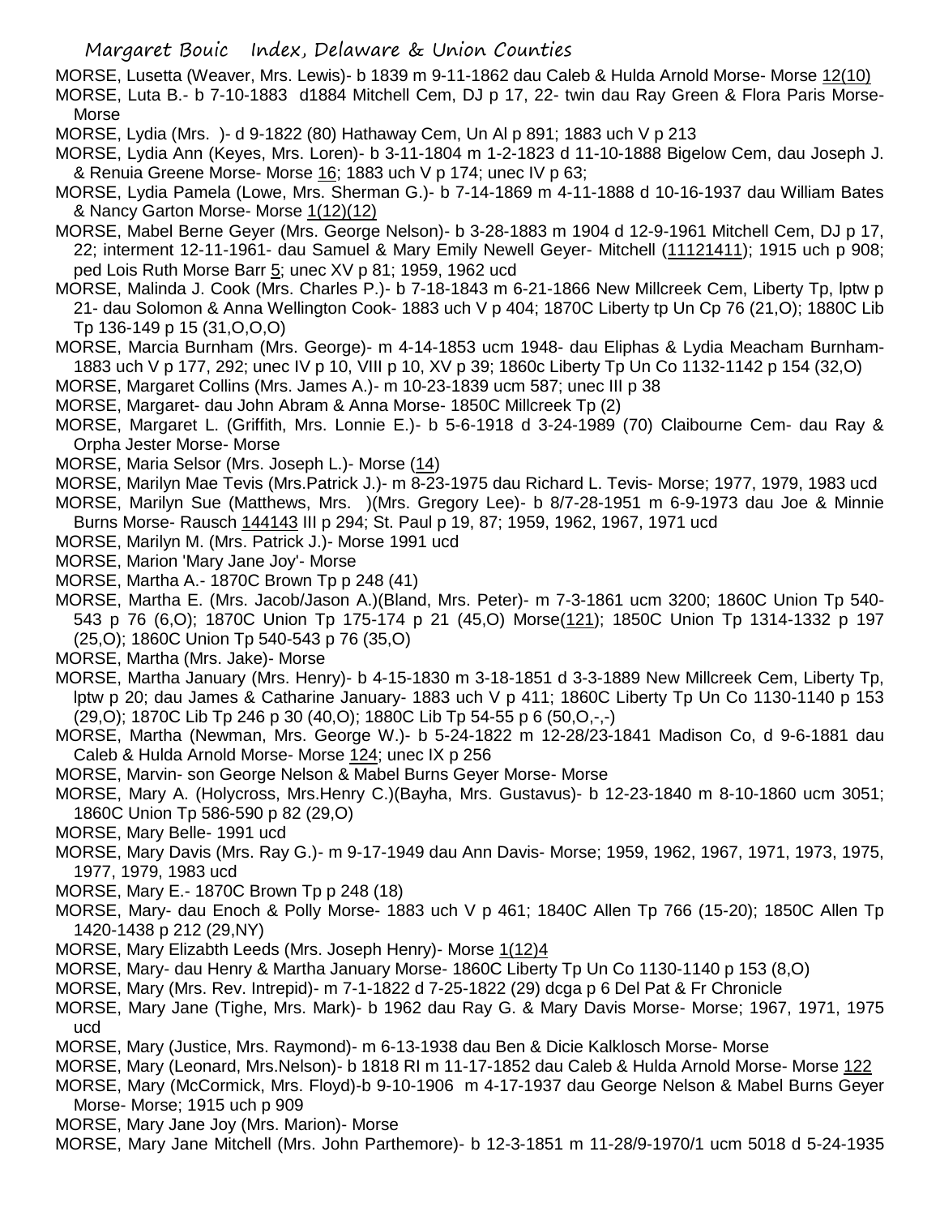MORSE, Lusetta (Weaver, Mrs. Lewis)- b 1839 m 9-11-1862 dau Caleb & Hulda Arnold Morse- Morse 12(10)

MORSE, Luta B.- b 7-10-1883 d1884 Mitchell Cem, DJ p 17, 22- twin dau Ray Green & Flora Paris Morse- Morse

MORSE, Lydia (Mrs. )- d 9-1822 (80) Hathaway Cem, Un Al p 891; 1883 uch V p 213

MORSE, Lydia Ann (Keyes, Mrs. Loren)- b 3-11-1804 m 1-2-1823 d 11-10-1888 Bigelow Cem, dau Joseph J. & Renuia Greene Morse- Morse 16; 1883 uch V p 174; unec IV p 63;

MORSE, Lydia Pamela (Lowe, Mrs. Sherman G.)- b 7-14-1869 m 4-11-1888 d 10-16-1937 dau William Bates & Nancy Garton Morse- Morse 1(12)(12)

MORSE, Mabel Berne Geyer (Mrs. George Nelson)- b 3-28-1883 m 1904 d 12-9-1961 Mitchell Cem, DJ p 17, 22; interment 12-11-1961- dau Samuel & Mary Emily Newell Geyer- Mitchell (11121411); 1915 uch p 908; ped Lois Ruth Morse Barr 5; unec XV p 81; 1959, 1962 ucd

MORSE, Malinda J. Cook (Mrs. Charles P.)- b 7-18-1843 m 6-21-1866 New Millcreek Cem, Liberty Tp, lptw p 21- dau Solomon & Anna Wellington Cook- 1883 uch V p 404; 1870C Liberty tp Un Cp 76 (21,O); 1880C Lib Tp 136-149 p 15 (31,O,O,O)

MORSE, Marcia Burnham (Mrs. George)- m 4-14-1853 ucm 1948- dau Eliphas & Lydia Meacham Burnham- 1883 uch V p 177, 292; unec IV p 10, VIII p 10, XV p 39; 1860c Liberty Tp Un Co 1132-1142 p 154 (32,O)

MORSE, Margaret Collins (Mrs. James A.)- m 10-23-1839 ucm 587; unec III p 38

MORSE, Margaret- dau John Abram & Anna Morse- 1850C Millcreek Tp (2)

MORSE, Margaret L. (Griffith, Mrs. Lonnie E.)- b 5-6-1918 d 3-24-1989 (70) Claibourne Cem- dau Ray & Orpha Jester Morse- Morse

MORSE, Maria Selsor (Mrs. Joseph L.)- Morse (14)

MORSE, Marilyn Mae Tevis (Mrs.Patrick J.)- m 8-23-1975 dau Richard L. Tevis- Morse; 1977, 1979, 1983 ucd

MORSE, Marilyn Sue (Matthews, Mrs. )(Mrs. Gregory Lee)- b 8/7-28-1951 m 6-9-1973 dau Joe & Minnie Burns Morse- Rausch 144143 III p 294; St. Paul p 19, 87; 1959, 1962, 1967, 1971 ucd

MORSE, Marilyn M. (Mrs. Patrick J.)- Morse 1991 ucd

MORSE, Marion 'Mary Jane Joy'- Morse

MORSE, Martha A.- 1870C Brown Tp p 248 (41)

MORSE, Martha E. (Mrs. Jacob/Jason A.)(Bland, Mrs. Peter)- m 7-3-1861 ucm 3200; 1860C Union Tp 540-543 p 76 (6,O); 1870C Union Tp 175-174 p 21 (45,O) Morse(121); 1850C Union Tp 1314-1332 p 197 (25,O); 1860C Union Tp 540-543 p 76 (35,O)

MORSE, Martha (Mrs. Jake)- Morse

MORSE, Martha January (Mrs. Henry)- b 4-15-1830 m 3-18-1851 d 3-3-1889 New Millcreek Cem, Liberty Tp, lptw p 20; dau James & Catharine January- 1883 uch V p 411; 1860C Liberty Tp Un Co 1130-1140 p 153 (29,O); 1870C Lib Tp 246 p 30 (40,O); 1880C Lib Tp 54-55 p 6 (50,O,-,-)

MORSE, Martha (Newman, Mrs. George W.)- b 5-24-1822 m 12-28/23-1841 Madison Co, d 9-6-1881 dau Caleb & Hulda Arnold Morse- Morse 124; unec IX p 256

MORSE, Marvin- son George Nelson & Mabel Burns Geyer Morse- Morse

MORSE, Mary A. (Holycross, Mrs.Henry C.)(Bayha, Mrs. Gustavus)- b 12-23-1840 m 8-10-1860 ucm 3051; 1860C Union Tp 586-590 p 82 (29,O)

MORSE, Mary Belle- 1991 ucd

MORSE, Mary Davis (Mrs. Ray G.)- m 9-17-1949 dau Ann Davis- Morse; 1959, 1962, 1967, 1971, 1973, 1975, 1977, 1979, 1983 ucd

MORSE, Mary E.- 1870C Brown Tp p 248 (18)

MORSE, Mary- dau Enoch & Polly Morse- 1883 uch V p 461; 1840C Allen Tp 766 (15-20); 1850C Allen Tp 1420-1438 p 212 (29,NY)

MORSE, Mary Elizabth Leeds (Mrs. Joseph Henry)- Morse 1(12)4

MORSE, Mary- dau Henry & Martha January Morse- 1860C Liberty Tp Un Co 1130-1140 p 153 (8,O)

MORSE, Mary (Mrs. Rev. Intrepid)- m 7-1-1822 d 7-25-1822 (29) dcga p 6 Del Pat & Fr Chronicle

MORSE, Mary Jane (Tighe, Mrs. Mark)- b 1962 dau Ray G. & Mary Davis Morse- Morse; 1967, 1971, 1975 ucd

MORSE, Mary (Justice, Mrs. Raymond)- m 6-13-1938 dau Ben & Dicie Kalklosch Morse- Morse

MORSE, Mary (Leonard, Mrs.Nelson)- b 1818 RI m 11-17-1852 dau Caleb & Hulda Arnold Morse- Morse 122

MORSE, Mary (McCormick, Mrs. Floyd)-b 9-10-1906 m 4-17-1937 dau George Nelson & Mabel Burns Geyer Morse- Morse; 1915 uch p 909

MORSE, Mary Jane Joy (Mrs. Marion)- Morse

MORSE, Mary Jane Mitchell (Mrs. John Parthemore)- b 12-3-1851 m 11-28/9-1970/1 ucm 5018 d 5-24-1935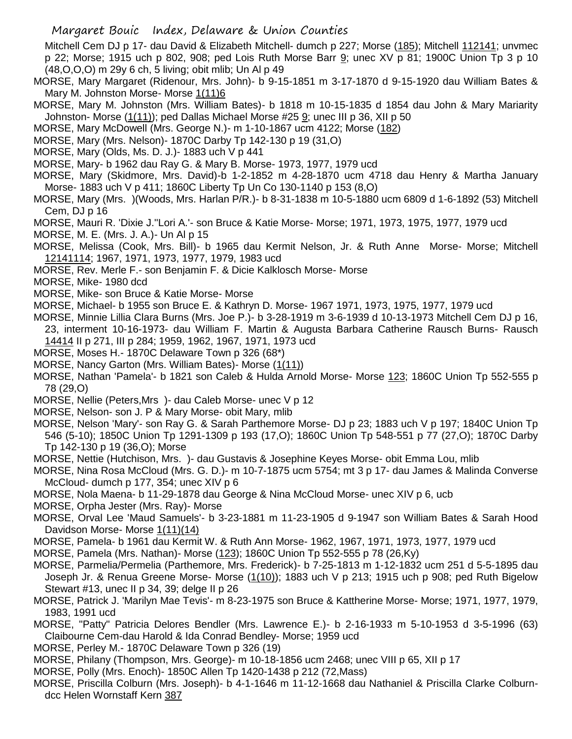Mitchell Cem DJ p 17- dau David & Elizabeth Mitchell- dumch p 227; Morse (185); Mitchell 112141; unvmec p 22; Morse; 1915 uch p 802, 908; ped Lois Ruth Morse Barr 9; unec XV p 81; 1900C Union Tp 3 p 10 (48,O,O,O) m 29y 6 ch, 5 living; obit mlib; Un Al p 49

MORSE, Mary Margaret (Ridenour, Mrs. John)- b 9-15-1851 m 3-17-1870 d 9-15-1920 dau William Bates & Mary M. Johnston Morse- Morse 1(11)6

MORSE, Mary M. Johnston (Mrs. William Bates)- b 1818 m 10-15-1835 d 1854 dau John & Mary Mariarity Johnston- Morse (1(11)); ped Dallas Michael Morse #25 9; unec III p 36, XII p 50

MORSE, Mary McDowell (Mrs. George N.)- m 1-10-1867 ucm 4122; Morse (182)

MORSE, Mary (Mrs. Nelson)- 1870C Darby Tp 142-130 p 19 (31,O)

MORSE, Mary (Olds, Ms. D. J.)- 1883 uch V p 441

MORSE, Mary- b 1962 dau Ray G. & Mary B. Morse- 1973, 1977, 1979 ucd

MORSE, Mary (Skidmore, Mrs. David)-b 1-2-1852 m 4-28-1870 ucm 4718 dau Henry & Martha January Morse- 1883 uch V p 411; 1860C Liberty Tp Un Co 130-1140 p 153 (8,O)

MORSE, Mary (Mrs. )(Woods, Mrs. Harlan P/R.)- b 8-31-1838 m 10-5-1880 ucm 6809 d 1-6-1892 (53) Mitchell Cem, DJ p 16

MORSE, Mauri R. 'Dixie J.''Lori A.'- son Bruce & Katie Morse- Morse; 1971, 1973, 1975, 1977, 1979 ucd

MORSE, M. E. (Mrs. J. A.)- Un Al p 15

MORSE, Melissa (Cook, Mrs. Bill)- b 1965 dau Kermit Nelson, Jr. & Ruth Anne Morse- Morse; Mitchell 12141114; 1967, 1971, 1973, 1977, 1979, 1983 ucd

MORSE, Rev. Merle F.- son Benjamin F. & Dicie Kalklosch Morse- Morse

MORSE, Mike- 1980 dcd

MORSE, Mike- son Bruce & Katie Morse- Morse

MORSE, Michael- b 1955 son Bruce E. & Kathryn D. Morse- 1967 1971, 1973, 1975, 1977, 1979 ucd

MORSE, Minnie Lillia Clara Burns (Mrs. Joe P.)- b 3-28-1919 m 3-6-1939 d 10-13-1973 Mitchell Cem DJ p 16, 23, interment 10-16-1973- dau William F. Martin & Augusta Barbara Catherine Rausch Burns- Rausch 14414 II p 271, III p 284; 1959, 1962, 1967, 1971, 1973 ucd

MORSE, Moses H.- 1870C Delaware Town p 326 (68*)

MORSE, Nancy Garton (Mrs. William Bates)- Morse (1(11))

MORSE, Nathan 'Pamela'- b 1821 son Caleb & Hulda Arnold Morse- Morse 123; 1860C Union Tp 552-555 p 78 (29,O)

MORSE, Nellie (Peters,Mrs )- dau Caleb Morse- unec V p 12

MORSE, Nelson- son J. P & Mary Morse- obit Mary, mlib

MORSE, Nelson 'Mary'- son Ray G. & Sarah Parthemore Morse- DJ p 23; 1883 uch V p 197; 1840C Union Tp 546 (5-10); 1850C Union Tp 1291-1309 p 193 (17,O); 1860C Union Tp 548-551 p 77 (27,O); 1870C Darby Tp 142-130 p 19 (36,O); Morse

MORSE, Nettie (Hutchison, Mrs. )- dau Gustavis & Josephine Keyes Morse- obit Emma Lou, mlib

MORSE, Nina Rosa McCloud (Mrs. G. D.)- m 10-7-1875 ucm 5754; mt 3 p 17- dau James & Malinda Converse McCloud- dumch p 177, 354; unec XIV p 6

MORSE, Nola Maena- b 11-29-1878 dau George & Nina McCloud Morse- unec XIV p 6, ucb

MORSE, Orpha Jester (Mrs. Ray)- Morse

MORSE, Orval Lee 'Maud Samuels'- b 3-23-1881 m 11-23-1905 d 9-1947 son William Bates & Sarah Hood Davidson Morse- Morse 1(11)(14)

MORSE, Pamela- b 1961 dau Kermit W. & Ruth Ann Morse- 1962, 1967, 1971, 1973, 1977, 1979 ucd

MORSE, Pamela (Mrs. Nathan)- Morse (123); 1860C Union Tp 552-555 p 78 (26,Ky)

MORSE, Parmelia/Permelia (Parthemore, Mrs. Frederick)- b 7-25-1813 m 1-12-1832 ucm 251 d 5-5-1895 dau Joseph Jr. & Renua Greene Morse- Morse (1(10)); 1883 uch V p 213; 1915 uch p 908; ped Ruth Bigelow Stewart #13, unec II p 34, 39; delge II p 26

MORSE, Patrick J. 'Marilyn Mae Tevis'- m 8-23-1975 son Bruce & Kattherine Morse- Morse; 1971, 1977, 1979, 1983, 1991 ucd

MORSE, "Patty" Patricia Delores Bendler (Mrs. Lawrence E.)- b 2-16-1933 m 5-10-1953 d 3-5-1996 (63) Claibourne Cem-dau Harold & Ida Conrad Bendley- Morse; 1959 ucd

MORSE, Perley M.- 1870C Delaware Town p 326 (19)

MORSE, Philany (Thompson, Mrs. George)- m 10-18-1856 ucm 2468; unec VIII p 65, XII p 17

MORSE, Polly (Mrs. Enoch)- 1850C Allen Tp 1420-1438 p 212 (72,Mass)

MORSE, Priscilla Colburn (Mrs. Joseph)- b 4-1-1646 m 11-12-1668 dau Nathaniel & Priscilla Clarke Colburn- dcc Helen Wornstaff Kern 387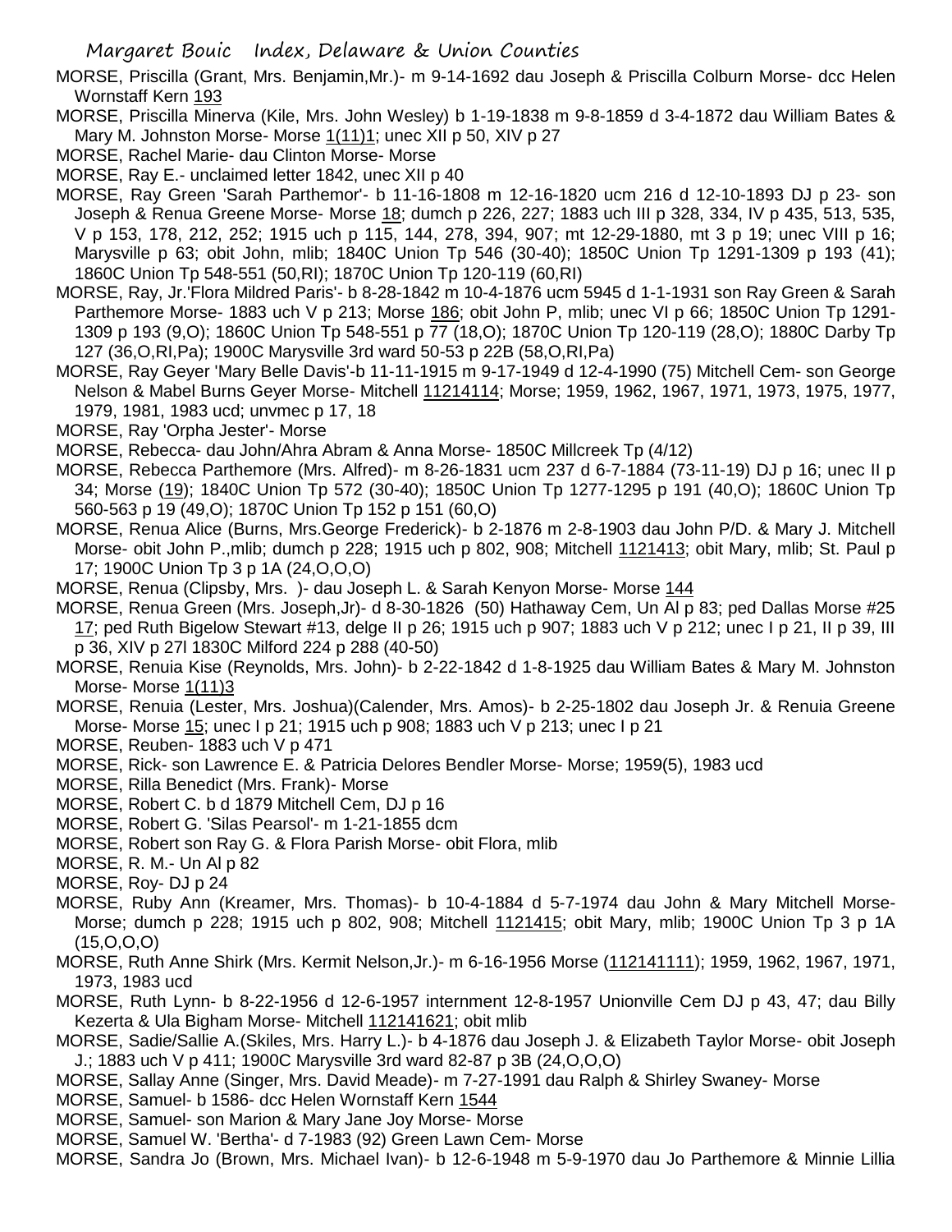MORSE, Priscilla (Grant, Mrs. Benjamin,Mr.)- m 9-14-1692 dau Joseph & Priscilla Colburn Morse- dcc Helen Wornstaff Kern 193

MORSE, Priscilla Minerva (Kile, Mrs. John Wesley) b 1-19-1838 m 9-8-1859 d 3-4-1872 dau William Bates & Mary M. Johnston Morse- Morse 1(11)1; unec XII p 50, XIV p 27

MORSE, Rachel Marie- dau Clinton Morse- Morse

MORSE, Ray E.- unclaimed letter 1842, unec XII p 40

MORSE, Ray Green 'Sarah Parthemor'- b 11-16-1808 m 12-16-1820 ucm 216 d 12-10-1893 DJ p 23- son Joseph & Renua Greene Morse- Morse 18; dumch p 226, 227; 1883 uch III p 328, 334, IV p 435, 513, 535, V p 153, 178, 212, 252; 1915 uch p 115, 144, 278, 394, 907; mt 12-29-1880, mt 3 p 19; unec VIII p 16; Marysville p 63; obit John, mlib; 1840C Union Tp 546 (30-40); 1850C Union Tp 1291-1309 p 193 (41); 1860C Union Tp 548-551 (50,RI); 1870C Union Tp 120-119 (60,RI)

MORSE, Ray, Jr.'Flora Mildred Paris'- b 8-28-1842 m 10-4-1876 ucm 5945 d 1-1-1931 son Ray Green & Sarah Parthemore Morse- 1883 uch V p 213; Morse 186; obit John P, mlib; unec VI p 66; 1850C Union Tp 1291-1309 p 193 (9,O); 1860C Union Tp 548-551 p 77 (18,O); 1870C Union Tp 120-119 (28,O); 1880C Darby Tp 127 (36,O,RI,Pa); 1900C Marysville 3rd ward 50-53 p 22B (58,O,RI,Pa)

MORSE, Ray Geyer 'Mary Belle Davis'-b 11-11-1915 m 9-17-1949 d 12-4-1990 (75) Mitchell Cem- son George Nelson & Mabel Burns Geyer Morse- Mitchell 11214114; Morse; 1959, 1962, 1967, 1971, 1973, 1975, 1977, 1979, 1981, 1983 ucd; unvmec p 17, 18

MORSE, Ray 'Orpha Jester'- Morse

MORSE, Rebecca- dau John/Ahra Abram & Anna Morse- 1850C Millcreek Tp (4/12)

MORSE, Rebecca Parthemore (Mrs. Alfred)- m 8-26-1831 ucm 237 d 6-7-1884 (73-11-19) DJ p 16; unec II p 34; Morse (19); 1840C Union Tp 572 (30-40); 1850C Union Tp 1277-1295 p 191 (40,O); 1860C Union Tp 560-563 p 19 (49,O); 1870C Union Tp 152 p 151 (60,O)

MORSE, Renua Alice (Burns, Mrs.George Frederick)- b 2-1876 m 2-8-1903 dau John P/D. & Mary J. Mitchell Morse- obit John P.,mlib; dumch p 228; 1915 uch p 802, 908; Mitchell 1121413; obit Mary, mlib; St. Paul p 17; 1900C Union Tp 3 p 1A (24,O,O,O)

MORSE, Renua (Clipsby, Mrs. )- dau Joseph L. & Sarah Kenyon Morse- Morse 144

MORSE, Renua Green (Mrs. Joseph,Jr)- d 8-30-1826 (50) Hathaway Cem, Un Al p 83; ped Dallas Morse #25 17; ped Ruth Bigelow Stewart #13, delge II p 26; 1915 uch p 907; 1883 uch V p 212; unec I p 21, II p 39, III p 36, XIV p 27l 1830C Milford 224 p 288 (40-50)

MORSE, Renuia Kise (Reynolds, Mrs. John)- b 2-22-1842 d 1-8-1925 dau William Bates & Mary M. Johnston Morse- Morse 1(11)3

MORSE, Renuia (Lester, Mrs. Joshua)(Calender, Mrs. Amos)- b 2-25-1802 dau Joseph Jr. & Renuia Greene Morse- Morse 15; unec I p 21; 1915 uch p 908; 1883 uch V p 213; unec I p 21

MORSE, Reuben- 1883 uch V p 471

MORSE, Rick- son Lawrence E. & Patricia Delores Bendler Morse- Morse; 1959(5), 1983 ucd

MORSE, Rilla Benedict (Mrs. Frank)- Morse

MORSE, Robert C. b d 1879 Mitchell Cem, DJ p 16

MORSE, Robert G. 'Silas Pearsol'- m 1-21-1855 dcm

MORSE, Robert son Ray G. & Flora Parish Morse- obit Flora, mlib

MORSE, R. M.- Un Al p 82

MORSE, Roy- DJ p 24

MORSE, Ruby Ann (Kreamer, Mrs. Thomas)- b 10-4-1884 d 5-7-1974 dau John & Mary Mitchell Morse- Morse; dumch p 228; 1915 uch p 802, 908; Mitchell 1121415; obit Mary, mlib; 1900C Union Tp 3 p 1A (15,O,O,O)

MORSE, Ruth Anne Shirk (Mrs. Kermit Nelson,Jr.)- m 6-16-1956 Morse (112141111); 1959, 1962, 1967, 1971, 1973, 1983 ucd

MORSE, Ruth Lynn- b 8-22-1956 d 12-6-1957 internment 12-8-1957 Unionville Cem DJ p 43, 47; dau Billy Kezerta & Ula Bigham Morse- Mitchell 112141621; obit mlib

MORSE, Sadie/Sallie A.(Skiles, Mrs. Harry L.)- b 4-1876 dau Joseph J. & Elizabeth Taylor Morse- obit Joseph J.; 1883 uch V p 411; 1900C Marysville 3rd ward 82-87 p 3B (24,O,O,O)

MORSE, Sallay Anne (Singer, Mrs. David Meade)- m 7-27-1991 dau Ralph & Shirley Swaney- Morse

MORSE, Samuel- b 1586- dcc Helen Wornstaff Kern 1544

MORSE, Samuel- son Marion & Mary Jane Joy Morse- Morse

MORSE, Samuel W. 'Bertha'- d 7-1983 (92) Green Lawn Cem- Morse

MORSE, Sandra Jo (Brown, Mrs. Michael Ivan)- b 12-6-1948 m 5-9-1970 dau Jo Parthemore & Minnie Lillia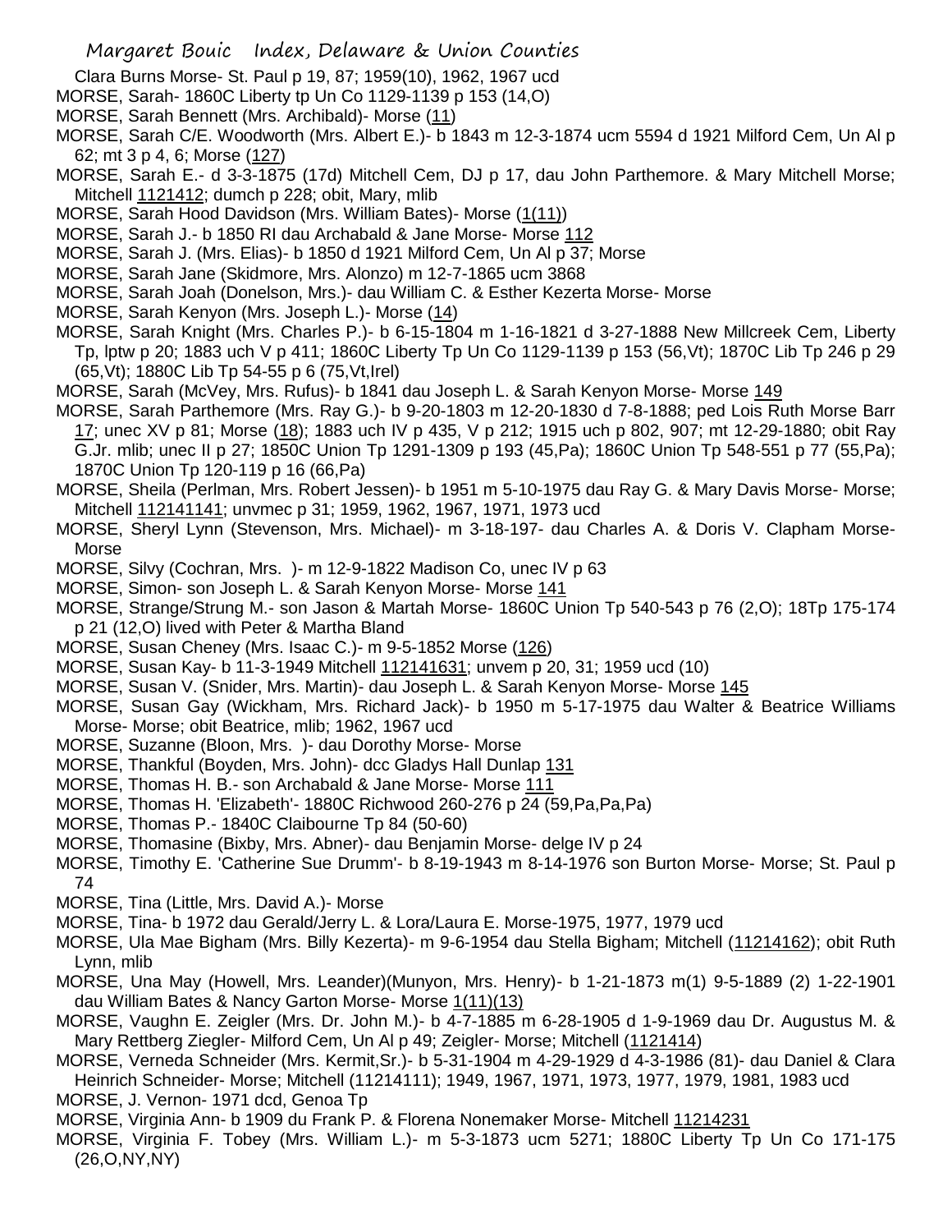Clara Burns Morse- St. Paul p 19, 87; 1959(10), 1962, 1967 ucd

MORSE, Sarah- 1860C Liberty tp Un Co 1129-1139 p 153 (14,O)

MORSE, Sarah Bennett (Mrs. Archibald)- Morse (11)

MORSE, Sarah C/E. Woodworth (Mrs. Albert E.)- b 1843 m 12-3-1874 ucm 5594 d 1921 Milford Cem, Un Al p 62; mt 3 p 4, 6; Morse (127)

MORSE, Sarah E.- d 3-3-1875 (17d) Mitchell Cem, DJ p 17, dau John Parthemore. & Mary Mitchell Morse; Mitchell 1121412; dumch p 228; obit, Mary, mlib

MORSE, Sarah Hood Davidson (Mrs. William Bates)- Morse (1(11))

MORSE, Sarah J.- b 1850 RI dau Archabald & Jane Morse- Morse 112

MORSE, Sarah J. (Mrs. Elias)- b 1850 d 1921 Milford Cem, Un Al p 37; Morse

MORSE, Sarah Jane (Skidmore, Mrs. Alonzo) m 12-7-1865 ucm 3868

MORSE, Sarah Joah (Donelson, Mrs.)- dau William C. & Esther Kezerta Morse- Morse

MORSE, Sarah Kenyon (Mrs. Joseph L.)- Morse (14)

MORSE, Sarah Knight (Mrs. Charles P.)- b 6-15-1804 m 1-16-1821 d 3-27-1888 New Millcreek Cem, Liberty Tp, lptw p 20; 1883 uch V p 411; 1860C Liberty Tp Un Co 1129-1139 p 153 (56,Vt); 1870C Lib Tp 246 p 29 (65,Vt); 1880C Lib Tp 54-55 p 6 (75,Vt,Irel)

MORSE, Sarah (McVey, Mrs. Rufus)- b 1841 dau Joseph L. & Sarah Kenyon Morse- Morse 149

MORSE, Sarah Parthemore (Mrs. Ray G.)- b 9-20-1803 m 12-20-1830 d 7-8-1888; ped Lois Ruth Morse Barr 17; unec XV p 81; Morse (18); 1883 uch IV p 435, V p 212; 1915 uch p 802, 907; mt 12-29-1880; obit Ray G.Jr. mlib; unec II p 27; 1850C Union Tp 1291-1309 p 193 (45,Pa); 1860C Union Tp 548-551 p 77 (55,Pa); 1870C Union Tp 120-119 p 16 (66,Pa)

MORSE, Sheila (Perlman, Mrs. Robert Jessen)- b 1951 m 5-10-1975 dau Ray G. & Mary Davis Morse- Morse; Mitchell 112141141; unvmec p 31; 1959, 1962, 1967, 1971, 1973 ucd

MORSE, Sheryl Lynn (Stevenson, Mrs. Michael)- m 3-18-197- dau Charles A. & Doris V. Clapham Morse- Morse

MORSE, Silvy (Cochran, Mrs. )- m 12-9-1822 Madison Co, unec IV p 63

MORSE, Simon- son Joseph L. & Sarah Kenyon Morse- Morse 141

MORSE, Strange/Strung M.- son Jason & Martah Morse- 1860C Union Tp 540-543 p 76 (2,O); 18Tp 175-174 p 21 (12,O) lived with Peter & Martha Bland

MORSE, Susan Cheney (Mrs. Isaac C.)- m 9-5-1852 Morse (126)

MORSE, Susan Kay- b 11-3-1949 Mitchell 112141631; unvem p 20, 31; 1959 ucd (10)

MORSE, Susan V. (Snider, Mrs. Martin)- dau Joseph L. & Sarah Kenyon Morse- Morse 145

MORSE, Susan Gay (Wickham, Mrs. Richard Jack)- b 1950 m 5-17-1975 dau Walter & Beatrice Williams Morse- Morse; obit Beatrice, mlib; 1962, 1967 ucd

MORSE, Suzanne (Bloon, Mrs. )- dau Dorothy Morse- Morse

MORSE, Thankful (Boyden, Mrs. John)- dcc Gladys Hall Dunlap 131

MORSE, Thomas H. B.- son Archabald & Jane Morse- Morse 111

MORSE, Thomas H. 'Elizabeth'- 1880C Richwood 260-276 p 24 (59,Pa,Pa,Pa)

MORSE, Thomas P.- 1840C Claibourne Tp 84 (50-60)

MORSE, Thomasine (Bixby, Mrs. Abner)- dau Benjamin Morse- delge IV p 24

MORSE, Timothy E. 'Catherine Sue Drumm'- b 8-19-1943 m 8-14-1976 son Burton Morse- Morse; St. Paul p 74

MORSE, Tina (Little, Mrs. David A.)- Morse

MORSE, Tina- b 1972 dau Gerald/Jerry L. & Lora/Laura E. Morse-1975, 1977, 1979 ucd

MORSE, Ula Mae Bigham (Mrs. Billy Kezerta)- m 9-6-1954 dau Stella Bigham; Mitchell (11214162); obit Ruth Lynn, mlib

MORSE, Una May (Howell, Mrs. Leander)(Munyon, Mrs. Henry)- b 1-21-1873 m(1) 9-5-1889 (2) 1-22-1901 dau William Bates & Nancy Garton Morse- Morse 1(11)(13)

MORSE, Vaughn E. Zeigler (Mrs. Dr. John M.)- b 4-7-1885 m 6-28-1905 d 1-9-1969 dau Dr. Augustus M. & Mary Rettberg Ziegler- Milford Cem, Un Al p 49; Zeigler- Morse; Mitchell (1121414)

MORSE, Verneda Schneider (Mrs. Kermit,Sr.)- b 5-31-1904 m 4-29-1929 d 4-3-1986 (81)- dau Daniel & Clara Heinrich Schneider- Morse; Mitchell (11214111); 1949, 1967, 1971, 1973, 1977, 1979, 1981, 1983 ucd

MORSE, J. Vernon- 1971 dcd, Genoa Tp

MORSE, Virginia Ann- b 1909 du Frank P. & Florena Nonemaker Morse- Mitchell 11214231

MORSE, Virginia F. Tobey (Mrs. William L.)- m 5-3-1873 ucm 5271; 1880C Liberty Tp Un Co 171-175 (26,O,NY,NY)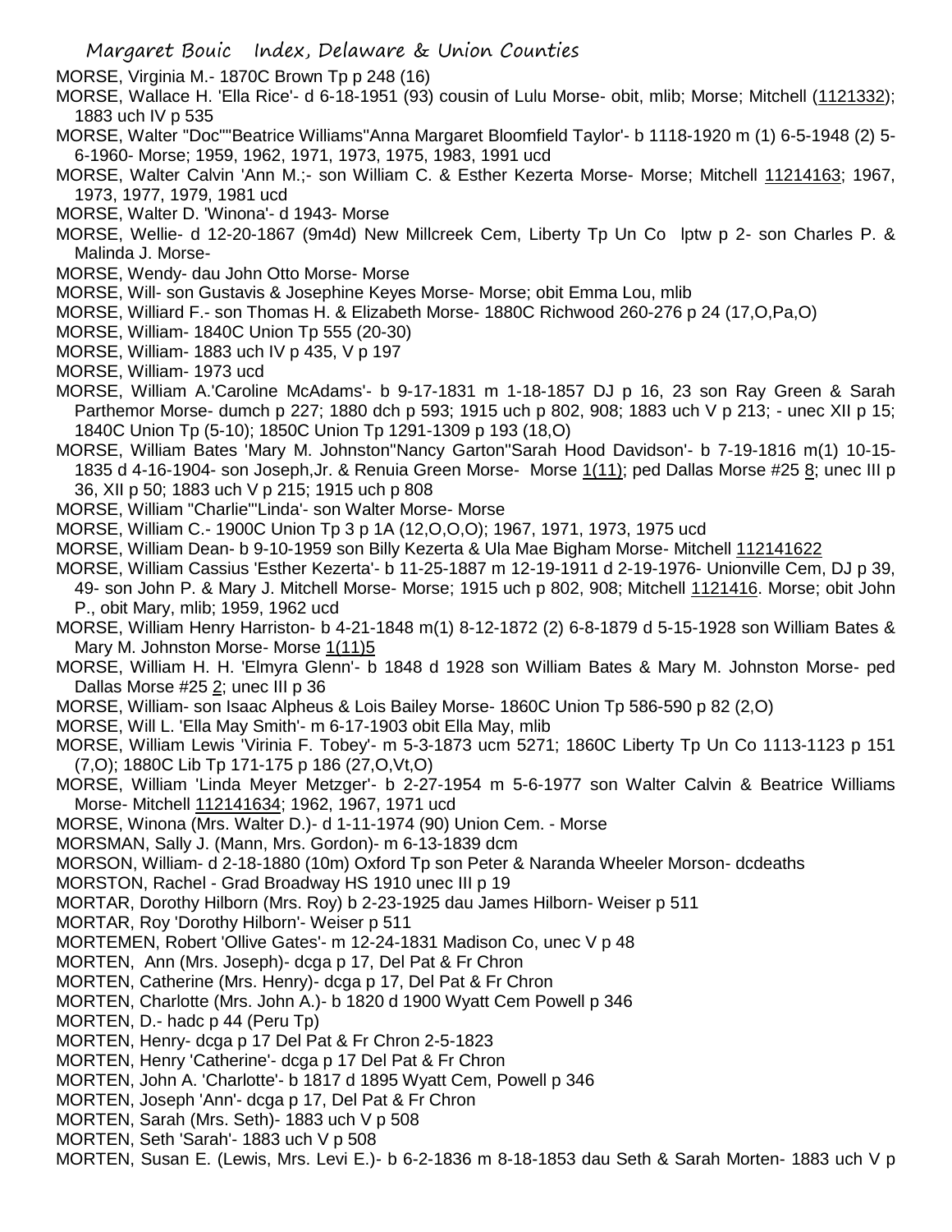MORSE, Virginia M.- 1870C Brown Tp p 248 (16)

MORSE, Wallace H. 'Ella Rice'- d 6-18-1951 (93) cousin of Lulu Morse- obit, mlib; Morse; Mitchell (1121332); 1883 uch IV p 535

MORSE, Walter "Doc""Beatrice Williams"Anna Margaret Bloomfield Taylor'- b 1118-1920 m (1) 6-5-1948 (2) 5-6-1960- Morse; 1959, 1962, 1971, 1973, 1975, 1983, 1991 ucd

MORSE, Walter Calvin 'Ann M.;- son William C. & Esther Kezerta Morse- Morse; Mitchell 11214163; 1967, 1973, 1977, 1979, 1981 ucd

MORSE, Walter D. 'Winona'- d 1943- Morse

MORSE, Wellie- d 12-20-1867 (9m4d) New Millcreek Cem, Liberty Tp Un Co lptw p 2- son Charles P. & Malinda J. Morse-

MORSE, Wendy- dau John Otto Morse- Morse

MORSE, Will- son Gustavis & Josephine Keyes Morse- Morse; obit Emma Lou, mlib

MORSE, Williard F.- son Thomas H. & Elizabeth Morse- 1880C Richwood 260-276 p 24 (17,O,Pa,O)

MORSE, William- 1840C Union Tp 555 (20-30)

MORSE, William- 1883 uch IV p 435, V p 197

MORSE, William- 1973 ucd

MORSE, William A.'Caroline McAdams'- b 9-17-1831 m 1-18-1857 DJ p 16, 23 son Ray Green & Sarah Parthemor Morse- dumch p 227; 1880 dch p 593; 1915 uch p 802, 908; 1883 uch V p 213; - unec XII p 15; 1840C Union Tp (5-10); 1850C Union Tp 1291-1309 p 193 (18,O)

MORSE, William Bates 'Mary M. Johnston''Nancy Garton''Sarah Hood Davidson'- b 7-19-1816 m(1) 10-15-1835 d 4-16-1904- son Joseph,Jr. & Renuia Green Morse- Morse 1(11); ped Dallas Morse #25 8; unec III p 36, XII p 50; 1883 uch V p 215; 1915 uch p 808

MORSE, William "Charlie"'Linda'- son Walter Morse- Morse

MORSE, William C.- 1900C Union Tp 3 p 1A (12,O,O,O); 1967, 1971, 1973, 1975 ucd

MORSE, William Dean- b 9-10-1959 son Billy Kezerta & Ula Mae Bigham Morse- Mitchell 112141622

MORSE, William Cassius 'Esther Kezerta'- b 11-25-1887 m 12-19-1911 d 2-19-1976- Unionville Cem, DJ p 39, 49- son John P. & Mary J. Mitchell Morse- Morse; 1915 uch p 802, 908; Mitchell 1121416. Morse; obit John P., obit Mary, mlib; 1959, 1962 ucd

MORSE, William Henry Harriston- b 4-21-1848 m(1) 8-12-1872 (2) 6-8-1879 d 5-15-1928 son William Bates & Mary M. Johnston Morse- Morse 1(11)5

MORSE, William H. H. 'Elmyra Glenn'- b 1848 d 1928 son William Bates & Mary M. Johnston Morse- ped Dallas Morse #25 2; unec III p 36

MORSE, William- son Isaac Alpheus & Lois Bailey Morse- 1860C Union Tp 586-590 p 82 (2,O)

MORSE, Will L. 'Ella May Smith'- m 6-17-1903 obit Ella May, mlib

MORSE, William Lewis 'Virinia F. Tobey'- m 5-3-1873 ucm 5271; 1860C Liberty Tp Un Co 1113-1123 p 151 (7,O); 1880C Lib Tp 171-175 p 186 (27,O,Vt,O)

MORSE, William 'Linda Meyer Metzger'- b 2-27-1954 m 5-6-1977 son Walter Calvin & Beatrice Williams Morse- Mitchell 112141634; 1962, 1967, 1971 ucd

MORSE, Winona (Mrs. Walter D.)- d 1-11-1974 (90) Union Cem. - Morse

MORSMAN, Sally J. (Mann, Mrs. Gordon)- m 6-13-1839 dcm

MORSON, William- d 2-18-1880 (10m) Oxford Tp son Peter & Naranda Wheeler Morson- dcdeaths

MORSTON, Rachel - Grad Broadway HS 1910 unec III p 19

MORTAR, Dorothy Hilborn (Mrs. Roy) b 2-23-1925 dau James Hilborn- Weiser p 511

MORTAR, Roy 'Dorothy Hilborn'- Weiser p 511

MORTEMEN, Robert 'Ollive Gates'- m 12-24-1831 Madison Co, unec V p 48

MORTEN, Ann (Mrs. Joseph)- dcga p 17, Del Pat & Fr Chron

MORTEN, Catherine (Mrs. Henry)- dcga p 17, Del Pat & Fr Chron

MORTEN, Charlotte (Mrs. John A.)- b 1820 d 1900 Wyatt Cem Powell p 346

MORTEN, D.- hadc p 44 (Peru Tp)

MORTEN, Henry- dcga p 17 Del Pat & Fr Chron 2-5-1823

MORTEN, Henry 'Catherine'- dcga p 17 Del Pat & Fr Chron

MORTEN, John A. 'Charlotte'- b 1817 d 1895 Wyatt Cem, Powell p 346

MORTEN, Joseph 'Ann'- dcga p 17, Del Pat & Fr Chron

MORTEN, Sarah (Mrs. Seth)- 1883 uch V p 508

MORTEN, Seth 'Sarah'- 1883 uch V p 508

MORTEN, Susan E. (Lewis, Mrs. Levi E.)- b 6-2-1836 m 8-18-1853 dau Seth & Sarah Morten- 1883 uch V p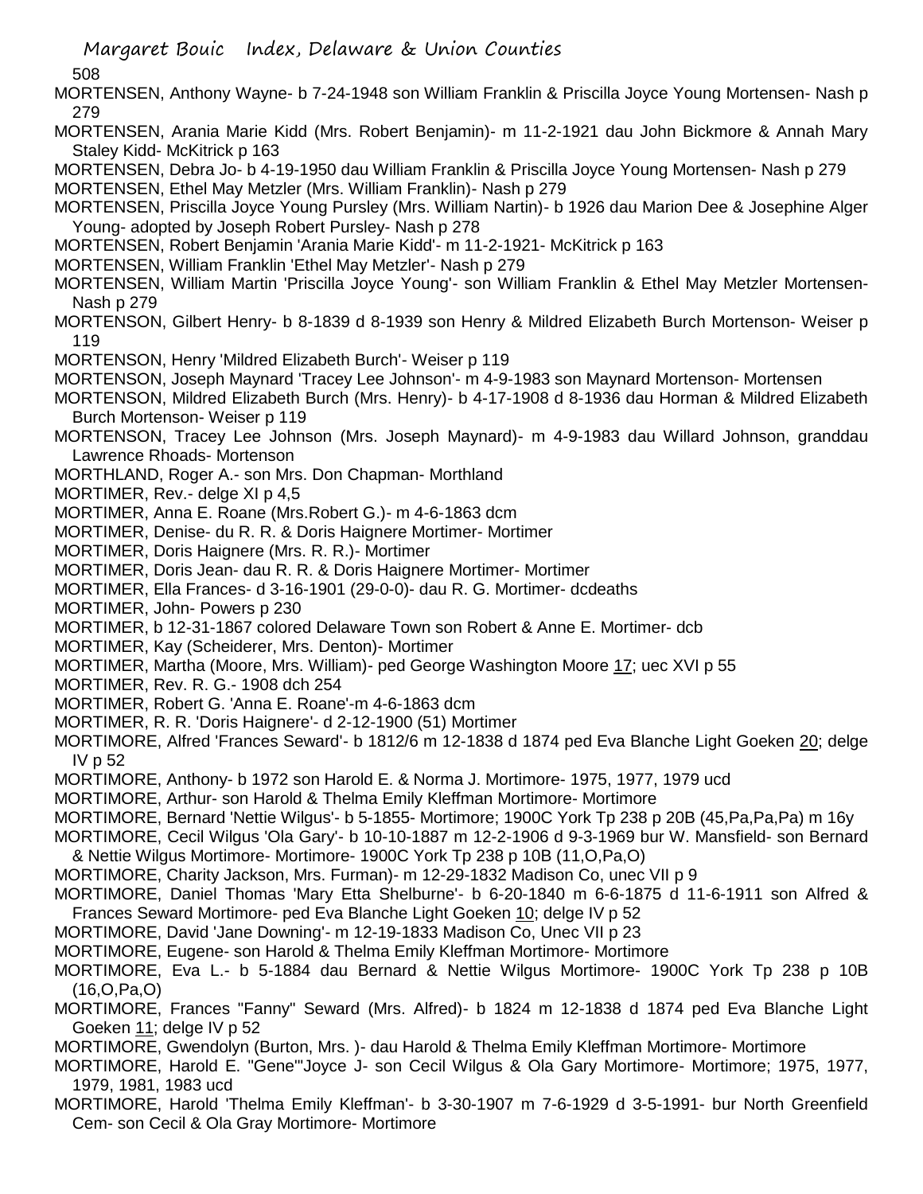MORTENSEN, Anthony Wayne- b 7-24-1948 son William Franklin & Priscilla Joyce Young Mortensen- Nash p 279

MORTENSEN, Arania Marie Kidd (Mrs. Robert Benjamin)- m 11-2-1921 dau John Bickmore & Annah Mary Staley Kidd- McKitrick p 163

MORTENSEN, Debra Jo- b 4-19-1950 dau William Franklin & Priscilla Joyce Young Mortensen- Nash p 279

MORTENSEN, Ethel May Metzler (Mrs. William Franklin)- Nash p 279

MORTENSEN, Priscilla Joyce Young Pursley (Mrs. William Nartin)- b 1926 dau Marion Dee & Josephine Alger Young- adopted by Joseph Robert Pursley- Nash p 278

MORTENSEN, Robert Benjamin 'Arania Marie Kidd'- m 11-2-1921- McKitrick p 163

MORTENSEN, William Franklin 'Ethel May Metzler'- Nash p 279

MORTENSEN, William Martin 'Priscilla Joyce Young'- son William Franklin & Ethel May Metzler Mortensen- Nash p 279

MORTENSON, Gilbert Henry- b 8-1839 d 8-1939 son Henry & Mildred Elizabeth Burch Mortenson- Weiser p 119

MORTENSON, Henry 'Mildred Elizabeth Burch'- Weiser p 119

MORTENSON, Joseph Maynard 'Tracey Lee Johnson'- m 4-9-1983 son Maynard Mortenson- Mortensen

MORTENSON, Mildred Elizabeth Burch (Mrs. Henry)- b 4-17-1908 d 8-1936 dau Horman & Mildred Elizabeth Burch Mortenson- Weiser p 119

MORTENSON, Tracey Lee Johnson (Mrs. Joseph Maynard)- m 4-9-1983 dau Willard Johnson, granddau Lawrence Rhoads- Mortenson

MORTHLAND, Roger A.- son Mrs. Don Chapman- Morthland

MORTIMER, Rev.- delge XI p 4,5

MORTIMER, Anna E. Roane (Mrs.Robert G.)- m 4-6-1863 dcm

MORTIMER, Denise- du R. R. & Doris Haignere Mortimer- Mortimer

MORTIMER, Doris Haignere (Mrs. R. R.)- Mortimer

MORTIMER, Doris Jean- dau R. R. & Doris Haignere Mortimer- Mortimer

MORTIMER, Ella Frances- d 3-16-1901 (29-0-0)- dau R. G. Mortimer- dcdeaths

MORTIMER, John- Powers p 230

MORTIMER, b 12-31-1867 colored Delaware Town son Robert & Anne E. Mortimer- dcb

MORTIMER, Kay (Scheiderer, Mrs. Denton)- Mortimer

MORTIMER, Martha (Moore, Mrs. William)- ped George Washington Moore 17; uec XVI p 55

MORTIMER, Rev. R. G.- 1908 dch 254

MORTIMER, Robert G. 'Anna E. Roane'-m 4-6-1863 dcm

MORTIMER, R. R. 'Doris Haignere'- d 2-12-1900 (51) Mortimer

MORTIMORE, Alfred 'Frances Seward'- b 1812/6 m 12-1838 d 1874 ped Eva Blanche Light Goeken 20; delge IV p 52

MORTIMORE, Anthony- b 1972 son Harold E. & Norma J. Mortimore- 1975, 1977, 1979 ucd

MORTIMORE, Arthur- son Harold & Thelma Emily Kleffman Mortimore- Mortimore

MORTIMORE, Bernard 'Nettie Wilgus'- b 5-1855- Mortimore; 1900C York Tp 238 p 20B (45,Pa,Pa,Pa) m 16y

MORTIMORE, Cecil Wilgus 'Ola Gary'- b 10-10-1887 m 12-2-1906 d 9-3-1969 bur W. Mansfield- son Bernard & Nettie Wilgus Mortimore- Mortimore- 1900C York Tp 238 p 10B (11,O,Pa,O)

MORTIMORE, Charity Jackson, Mrs. Furman)- m 12-29-1832 Madison Co, unec VII p 9

MORTIMORE, Daniel Thomas 'Mary Etta Shelburne'- b 6-20-1840 m 6-6-1875 d 11-6-1911 son Alfred & Frances Seward Mortimore- ped Eva Blanche Light Goeken 10; delge IV p 52

MORTIMORE, David 'Jane Downing'- m 12-19-1833 Madison Co, Unec VII p 23

MORTIMORE, Eugene- son Harold & Thelma Emily Kleffman Mortimore- Mortimore

MORTIMORE, Eva L.- b 5-1884 dau Bernard & Nettie Wilgus Mortimore- 1900C York Tp 238 p 10B (16,O,Pa,O)

MORTIMORE, Frances "Fanny" Seward (Mrs. Alfred)- b 1824 m 12-1838 d 1874 ped Eva Blanche Light Goeken 11; delge IV p 52

MORTIMORE, Gwendolyn (Burton, Mrs. )- dau Harold & Thelma Emily Kleffman Mortimore- Mortimore

MORTIMORE, Harold E. "Gene"'Joyce J- son Cecil Wilgus & Ola Gary Mortimore- Mortimore; 1975, 1977, 1979, 1981, 1983 ucd

MORTIMORE, Harold 'Thelma Emily Kleffman'- b 3-30-1907 m 7-6-1929 d 3-5-1991- bur North Greenfield Cem- son Cecil & Ola Gray Mortimore- Mortimore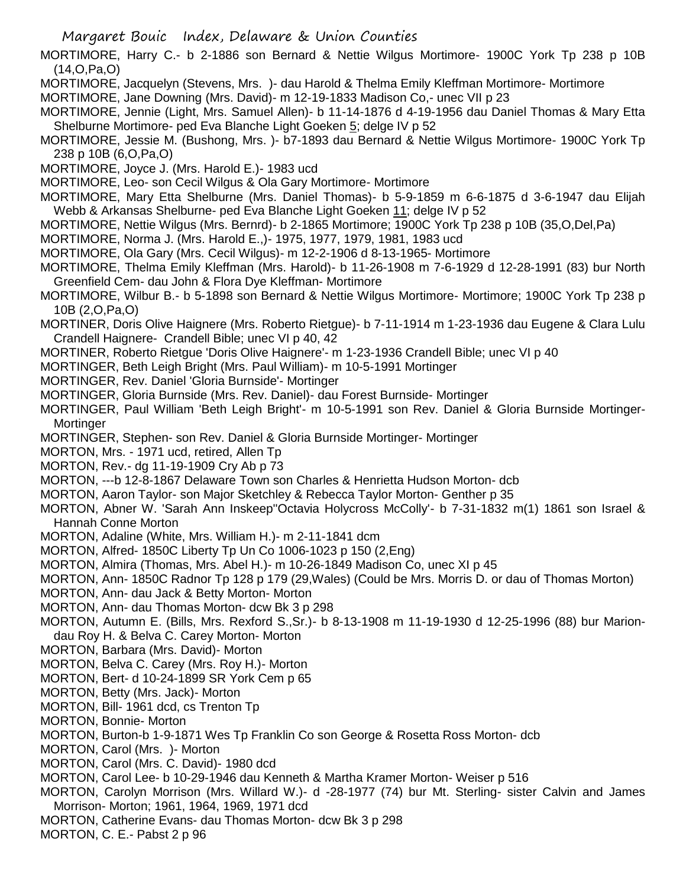MORTIMORE, Harry C.- b 2-1886 son Bernard & Nettie Wilgus Mortimore- 1900C York Tp 238 p 10B (14,O,Pa,O)

MORTIMORE, Jacquelyn (Stevens, Mrs. )- dau Harold & Thelma Emily Kleffman Mortimore- Mortimore

MORTIMORE, Jane Downing (Mrs. David)- m 12-19-1833 Madison Co,- unec VII p 23

MORTIMORE, Jennie (Light, Mrs. Samuel Allen)- b 11-14-1876 d 4-19-1956 dau Daniel Thomas & Mary Etta Shelburne Mortimore- ped Eva Blanche Light Goeken 5; delge IV p 52

MORTIMORE, Jessie M. (Bushong, Mrs. )- b7-1893 dau Bernard & Nettie Wilgus Mortimore- 1900C York Tp 238 p 10B (6,O,Pa,O)

MORTIMORE, Joyce J. (Mrs. Harold E.)- 1983 ucd

MORTIMORE, Leo- son Cecil Wilgus & Ola Gary Mortimore- Mortimore

MORTIMORE, Mary Etta Shelburne (Mrs. Daniel Thomas)- b 5-9-1859 m 6-6-1875 d 3-6-1947 dau Elijah Webb & Arkansas Shelburne- ped Eva Blanche Light Goeken 11; delge IV p 52

MORTIMORE, Nettie Wilgus (Mrs. Bernrd)- b 2-1865 Mortimore; 1900C York Tp 238 p 10B (35,O,Del,Pa)

MORTIMORE, Norma J. (Mrs. Harold E.,)- 1975, 1977, 1979, 1981, 1983 ucd

MORTIMORE, Ola Gary (Mrs. Cecil Wilgus)- m 12-2-1906 d 8-13-1965- Mortimore

MORTIMORE, Thelma Emily Kleffman (Mrs. Harold)- b 11-26-1908 m 7-6-1929 d 12-28-1991 (83) bur North Greenfield Cem- dau John & Flora Dye Kleffman- Mortimore

MORTIMORE, Wilbur B.- b 5-1898 son Bernard & Nettie Wilgus Mortimore- Mortimore; 1900C York Tp 238 p 10B (2,O,Pa,O)

MORTINER, Doris Olive Haignere (Mrs. Roberto Rietgue)- b 7-11-1914 m 1-23-1936 dau Eugene & Clara Lulu Crandell Haignere- Crandell Bible; unec VI p 40, 42

MORTINER, Roberto Rietgue 'Doris Olive Haignere'- m 1-23-1936 Crandell Bible; unec VI p 40

MORTINGER, Beth Leigh Bright (Mrs. Paul William)- m 10-5-1991 Mortinger

MORTINGER, Rev. Daniel 'Gloria Burnside'- Mortinger

MORTINGER, Gloria Burnside (Mrs. Rev. Daniel)- dau Forest Burnside- Mortinger

MORTINGER, Paul William 'Beth Leigh Bright'- m 10-5-1991 son Rev. Daniel & Gloria Burnside Mortinger- Mortinger

MORTINGER, Stephen- son Rev. Daniel & Gloria Burnside Mortinger- Mortinger

MORTON, Mrs. - 1971 ucd, retired, Allen Tp

MORTON, Rev.- dg 11-19-1909 Cry Ab p 73

MORTON, ---b 12-8-1867 Delaware Town son Charles & Henrietta Hudson Morton- dcb

MORTON, Aaron Taylor- son Major Sketchley & Rebecca Taylor Morton- Genther p 35

MORTON, Abner W. 'Sarah Ann Inskeep''Octavia Holycross McColly'- b 7-31-1832 m(1) 1861 son Israel & Hannah Conne Morton

MORTON, Adaline (White, Mrs. William H.)- m 2-11-1841 dcm

MORTON, Alfred- 1850C Liberty Tp Un Co 1006-1023 p 150 (2,Eng)

MORTON, Almira (Thomas, Mrs. Abel H.)- m 10-26-1849 Madison Co, unec XI p 45

MORTON, Ann- 1850C Radnor Tp 128 p 179 (29,Wales) (Could be Mrs. Morris D. or dau of Thomas Morton)

MORTON, Ann- dau Jack & Betty Morton- Morton

MORTON, Ann- dau Thomas Morton- dcw Bk 3 p 298

MORTON, Autumn E. (Bills, Mrs. Rexford S.,Sr.)- b 8-13-1908 m 11-19-1930 d 12-25-1996 (88) bur Marion- dau Roy H. & Belva C. Carey Morton- Morton

MORTON, Barbara (Mrs. David)- Morton

MORTON, Belva C. Carey (Mrs. Roy H.)- Morton

MORTON, Bert- d 10-24-1899 SR York Cem p 65

MORTON, Betty (Mrs. Jack)- Morton

MORTON, Bill- 1961 dcd, cs Trenton Tp

MORTON, Bonnie- Morton

MORTON, Burton-b 1-9-1871 Wes Tp Franklin Co son George & Rosetta Ross Morton- dcb

MORTON, Carol (Mrs. )- Morton

MORTON, Carol (Mrs. C. David)- 1980 dcd

MORTON, Carol Lee- b 10-29-1946 dau Kenneth & Martha Kramer Morton- Weiser p 516

MORTON, Carolyn Morrison (Mrs. Willard W.)- d -28-1977 (74) bur Mt. Sterling- sister Calvin and James Morrison- Morton; 1961, 1964, 1969, 1971 dcd

MORTON, Catherine Evans- dau Thomas Morton- dcw Bk 3 p 298

MORTON, C. E.- Pabst 2 p 96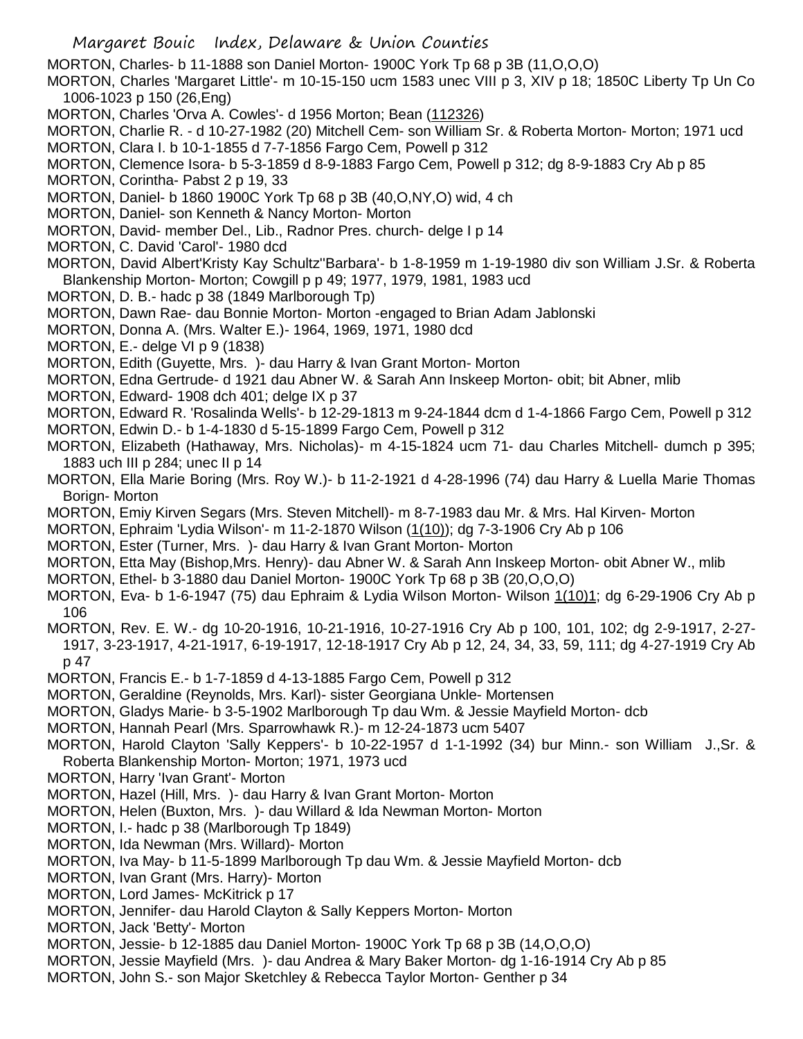MORTON, Charles- b 11-1888 son Daniel Morton- 1900C York Tp 68 p 3B (11,O,O,O)

MORTON, Charles 'Margaret Little'- m 10-15-150 ucm 1583 unec VIII p 3, XIV p 18; 1850C Liberty Tp Un Co 1006-1023 p 150 (26,Eng)

MORTON, Charles 'Orva A. Cowles'- d 1956 Morton; Bean (112326)

MORTON, Charlie R. - d 10-27-1982 (20) Mitchell Cem- son William Sr. & Roberta Morton- Morton; 1971 ucd

MORTON, Clara I. b 10-1-1855 d 7-7-1856 Fargo Cem, Powell p 312

MORTON, Clemence Isora- b 5-3-1859 d 8-9-1883 Fargo Cem, Powell p 312; dg 8-9-1883 Cry Ab p 85

MORTON, Corintha- Pabst 2 p 19, 33

MORTON, Daniel- b 1860 1900C York Tp 68 p 3B (40,O,NY,O) wid, 4 ch

MORTON, Daniel- son Kenneth & Nancy Morton- Morton

MORTON, David- member Del., Lib., Radnor Pres. church- delge I p 14

MORTON, C. David 'Carol'- 1980 dcd

MORTON, David Albert'Kristy Kay Schultz''Barbara'- b 1-8-1959 m 1-19-1980 div son William J.Sr. & Roberta Blankenship Morton- Morton; Cowgill p p 49; 1977, 1979, 1981, 1983 ucd

MORTON, D. B.- hadc p 38 (1849 Marlborough Tp)

MORTON, Dawn Rae- dau Bonnie Morton- Morton -engaged to Brian Adam Jablonski

MORTON, Donna A. (Mrs. Walter E.)- 1964, 1969, 1971, 1980 dcd

MORTON, E.- delge VI p 9 (1838)

MORTON, Edith (Guyette, Mrs. )- dau Harry & Ivan Grant Morton- Morton

MORTON, Edna Gertrude- d 1921 dau Abner W. & Sarah Ann Inskeep Morton- obit; bit Abner, mlib

MORTON, Edward- 1908 dch 401; delge IX p 37

MORTON, Edward R. 'Rosalinda Wells'- b 12-29-1813 m 9-24-1844 dcm d 1-4-1866 Fargo Cem, Powell p 312

MORTON, Edwin D.- b 1-4-1830 d 5-15-1899 Fargo Cem, Powell p 312

MORTON, Elizabeth (Hathaway, Mrs. Nicholas)- m 4-15-1824 ucm 71- dau Charles Mitchell- dumch p 395; 1883 uch III p 284; unec II p 14

MORTON, Ella Marie Boring (Mrs. Roy W.)- b 11-2-1921 d 4-28-1996 (74) dau Harry & Luella Marie Thomas Borign- Morton

MORTON, Emiy Kirven Segars (Mrs. Steven Mitchell)- m 8-7-1983 dau Mr. & Mrs. Hal Kirven- Morton

MORTON, Ephraim 'Lydia Wilson'- m 11-2-1870 Wilson (1(10)); dg 7-3-1906 Cry Ab p 106

MORTON, Ester (Turner, Mrs. )- dau Harry & Ivan Grant Morton- Morton

MORTON, Etta May (Bishop,Mrs. Henry)- dau Abner W. & Sarah Ann Inskeep Morton- obit Abner W., mlib

MORTON, Ethel- b 3-1880 dau Daniel Morton- 1900C York Tp 68 p 3B (20,O,O,O)

MORTON, Eva- b 1-6-1947 (75) dau Ephraim & Lydia Wilson Morton- Wilson 1(10)1; dg 6-29-1906 Cry Ab p 106

MORTON, Rev. E. W.- dg 10-20-1916, 10-21-1916, 10-27-1916 Cry Ab p 100, 101, 102; dg 2-9-1917, 2-27-1917, 3-23-1917, 4-21-1917, 6-19-1917, 12-18-1917 Cry Ab p 12, 24, 34, 33, 59, 111; dg 4-27-1919 Cry Ab p 47

MORTON, Francis E.- b 1-7-1859 d 4-13-1885 Fargo Cem, Powell p 312

MORTON, Geraldine (Reynolds, Mrs. Karl)- sister Georgiana Unkle- Mortensen

MORTON, Gladys Marie- b 3-5-1902 Marlborough Tp dau Wm. & Jessie Mayfield Morton- dcb

MORTON, Hannah Pearl (Mrs. Sparrowhawk R.)- m 12-24-1873 ucm 5407

MORTON, Harold Clayton 'Sally Keppers'- b 10-22-1957 d 1-1-1992 (34) bur Minn.- son William J.,Sr. & Roberta Blankenship Morton- Morton; 1971, 1973 ucd

MORTON, Harry 'Ivan Grant'- Morton

MORTON, Hazel (Hill, Mrs. )- dau Harry & Ivan Grant Morton- Morton

MORTON, Helen (Buxton, Mrs. )- dau Willard & Ida Newman Morton- Morton

MORTON, I.- hadc p 38 (Marlborough Tp 1849)

MORTON, Ida Newman (Mrs. Willard)- Morton

MORTON, Iva May- b 11-5-1899 Marlborough Tp dau Wm. & Jessie Mayfield Morton- dcb

MORTON, Ivan Grant (Mrs. Harry)- Morton

MORTON, Lord James- McKitrick p 17

MORTON, Jennifer- dau Harold Clayton & Sally Keppers Morton- Morton

MORTON, Jack 'Betty'- Morton

MORTON, Jessie- b 12-1885 dau Daniel Morton- 1900C York Tp 68 p 3B (14,O,O,O)

MORTON, Jessie Mayfield (Mrs. )- dau Andrea & Mary Baker Morton- dg 1-16-1914 Cry Ab p 85

MORTON, John S.- son Major Sketchley & Rebecca Taylor Morton- Genther p 34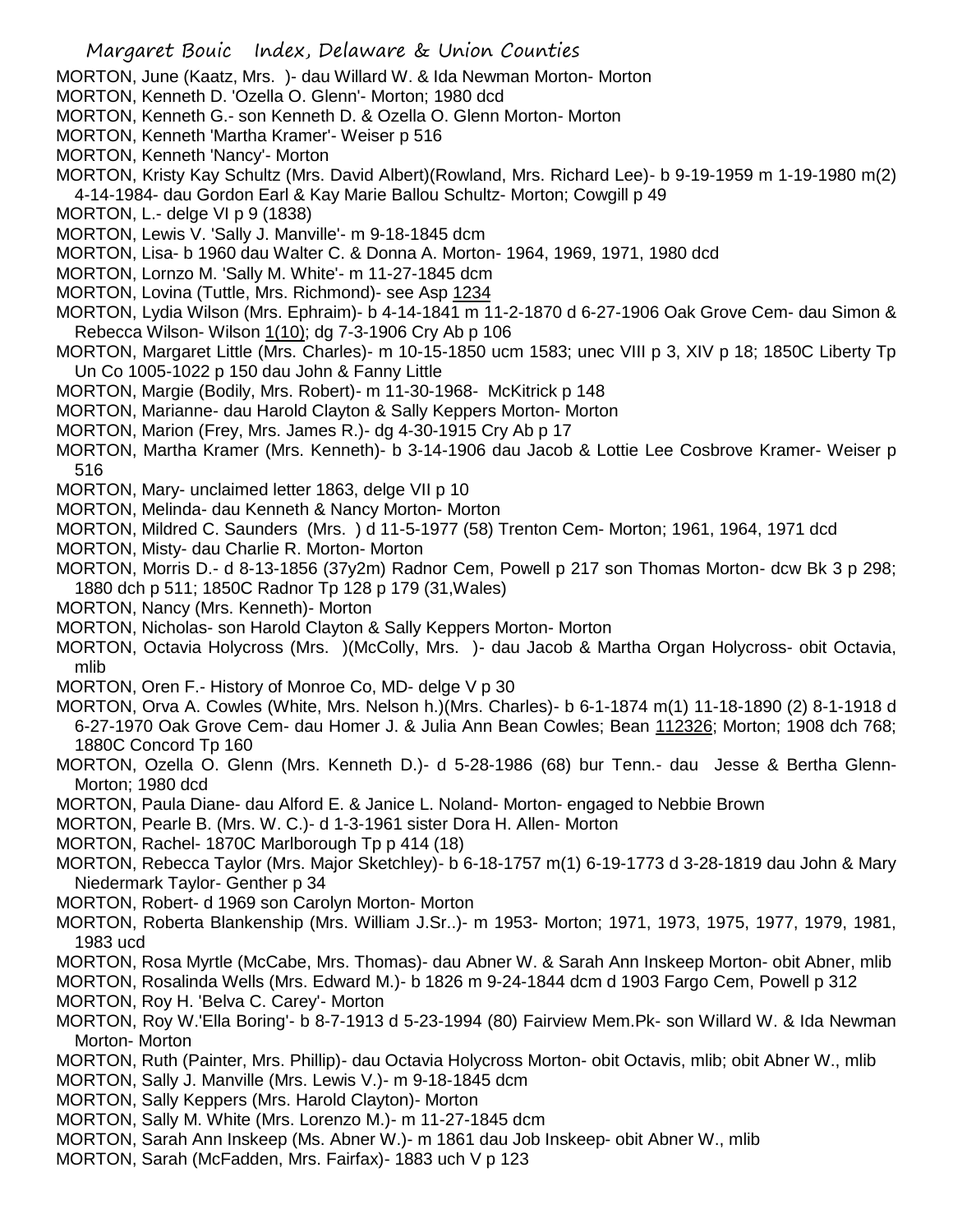MORTON, June (Kaatz, Mrs. )- dau Willard W. & Ida Newman Morton- Morton

MORTON, Kenneth D. 'Ozella O. Glenn'- Morton; 1980 dcd

MORTON, Kenneth G.- son Kenneth D. & Ozella O. Glenn Morton- Morton

MORTON, Kenneth 'Martha Kramer'- Weiser p 516

MORTON, Kenneth 'Nancy'- Morton

MORTON, Kristy Kay Schultz (Mrs. David Albert)(Rowland, Mrs. Richard Lee)- b 9-19-1959 m 1-19-1980 m(2) 4-14-1984- dau Gordon Earl & Kay Marie Ballou Schultz- Morton; Cowgill p 49

MORTON, L.- delge VI p 9 (1838)

MORTON, Lewis V. 'Sally J. Manville'- m 9-18-1845 dcm

MORTON, Lisa- b 1960 dau Walter C. & Donna A. Morton- 1964, 1969, 1971, 1980 dcd

MORTON, Lornzo M. 'Sally M. White'- m 11-27-1845 dcm

MORTON, Lovina (Tuttle, Mrs. Richmond)- see Asp 1234

MORTON, Lydia Wilson (Mrs. Ephraim)- b 4-14-1841 m 11-2-1870 d 6-27-1906 Oak Grove Cem- dau Simon & Rebecca Wilson- Wilson 1(10); dg 7-3-1906 Cry Ab p 106

MORTON, Margaret Little (Mrs. Charles)- m 10-15-1850 ucm 1583; unec VIII p 3, XIV p 18; 1850C Liberty Tp Un Co 1005-1022 p 150 dau John & Fanny Little

MORTON, Margie (Bodily, Mrs. Robert)- m 11-30-1968- McKitrick p 148

MORTON, Marianne- dau Harold Clayton & Sally Keppers Morton- Morton

MORTON, Marion (Frey, Mrs. James R.)- dg 4-30-1915 Cry Ab p 17

MORTON, Martha Kramer (Mrs. Kenneth)- b 3-14-1906 dau Jacob & Lottie Lee Cosbrove Kramer- Weiser p 516

MORTON, Mary- unclaimed letter 1863, delge VII p 10

MORTON, Melinda- dau Kenneth & Nancy Morton- Morton

MORTON, Mildred C. Saunders (Mrs. ) d 11-5-1977 (58) Trenton Cem- Morton; 1961, 1964, 1971 dcd

MORTON, Misty- dau Charlie R. Morton- Morton

MORTON, Morris D.- d 8-13-1856 (37y2m) Radnor Cem, Powell p 217 son Thomas Morton- dcw Bk 3 p 298; 1880 dch p 511; 1850C Radnor Tp 128 p 179 (31,Wales)

MORTON, Nancy (Mrs. Kenneth)- Morton

MORTON, Nicholas- son Harold Clayton & Sally Keppers Morton- Morton

MORTON, Octavia Holycross (Mrs. )(McColly, Mrs. )- dau Jacob & Martha Organ Holycross- obit Octavia, mlib

MORTON, Oren F.- History of Monroe Co, MD- delge V p 30

MORTON, Orva A. Cowles (White, Mrs. Nelson h.)(Mrs. Charles)- b 6-1-1874 m(1) 11-18-1890 (2) 8-1-1918 d 6-27-1970 Oak Grove Cem- dau Homer J. & Julia Ann Bean Cowles; Bean 112326; Morton; 1908 dch 768; 1880C Concord Tp 160

MORTON, Ozella O. Glenn (Mrs. Kenneth D.)- d 5-28-1986 (68) bur Tenn.- dau Jesse & Bertha Glenn- Morton; 1980 dcd

MORTON, Paula Diane- dau Alford E. & Janice L. Noland- Morton- engaged to Nebbie Brown

MORTON, Pearle B. (Mrs. W. C.)- d 1-3-1961 sister Dora H. Allen- Morton

MORTON, Rachel- 1870C Marlborough Tp p 414 (18)

MORTON, Rebecca Taylor (Mrs. Major Sketchley)- b 6-18-1757 m(1) 6-19-1773 d 3-28-1819 dau John & Mary Niedermark Taylor- Genther p 34

MORTON, Robert- d 1969 son Carolyn Morton- Morton

MORTON, Roberta Blankenship (Mrs. William J.Sr..)- m 1953- Morton; 1971, 1973, 1975, 1977, 1979, 1981, 1983 ucd

MORTON, Rosa Myrtle (McCabe, Mrs. Thomas)- dau Abner W. & Sarah Ann Inskeep Morton- obit Abner, mlib

MORTON, Rosalinda Wells (Mrs. Edward M.)- b 1826 m 9-24-1844 dcm d 1903 Fargo Cem, Powell p 312

MORTON, Roy H. 'Belva C. Carey'- Morton

MORTON, Roy W.'Ella Boring'- b 8-7-1913 d 5-23-1994 (80) Fairview Mem.Pk- son Willard W. & Ida Newman Morton- Morton

MORTON, Ruth (Painter, Mrs. Phillip)- dau Octavia Holycross Morton- obit Octavis, mlib; obit Abner W., mlib

MORTON, Sally J. Manville (Mrs. Lewis V.)- m 9-18-1845 dcm

MORTON, Sally Keppers (Mrs. Harold Clayton)- Morton

MORTON, Sally M. White (Mrs. Lorenzo M.)- m 11-27-1845 dcm

MORTON, Sarah Ann Inskeep (Ms. Abner W.)- m 1861 dau Job Inskeep- obit Abner W., mlib

MORTON, Sarah (McFadden, Mrs. Fairfax)- 1883 uch V p 123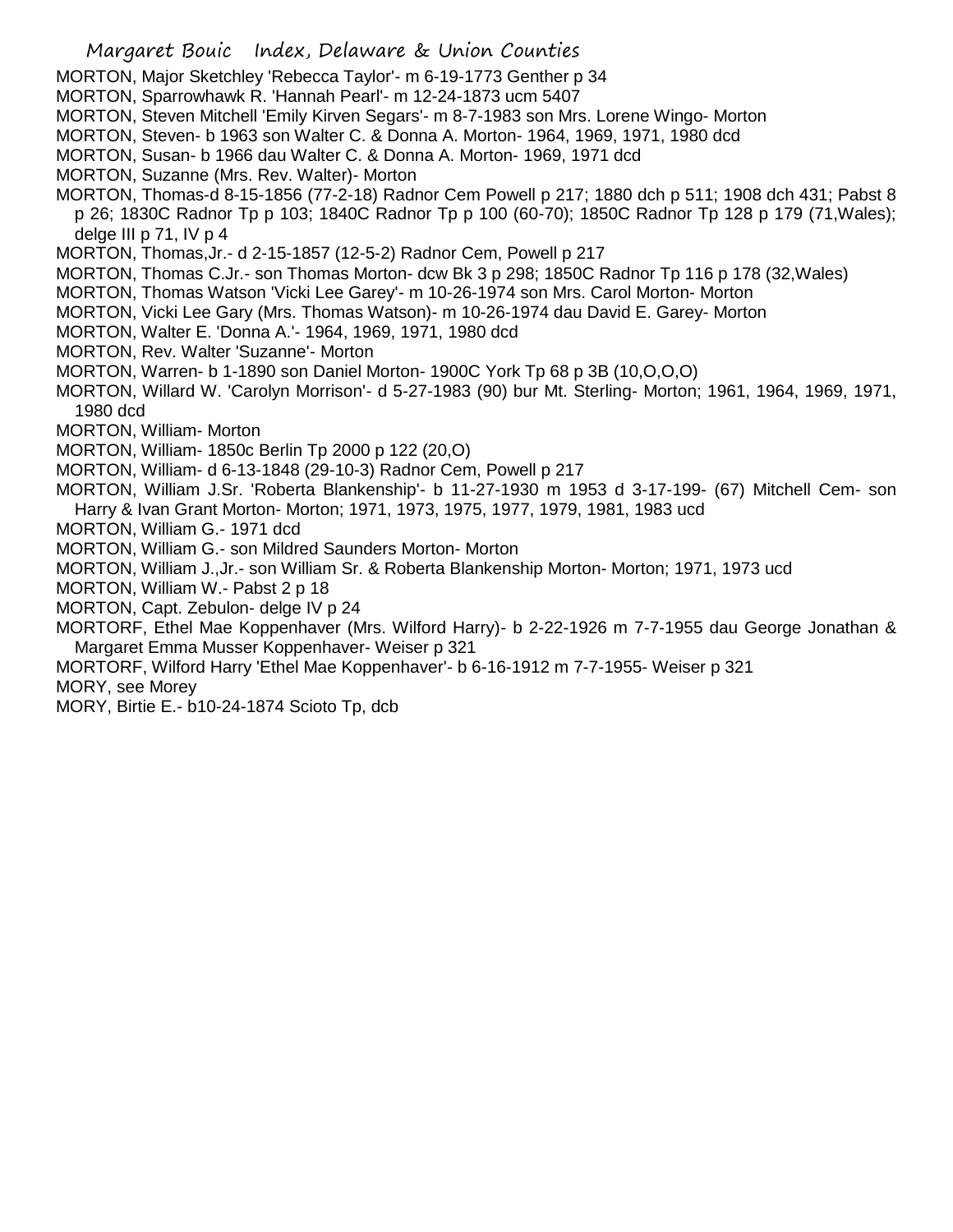MORTON, Major Sketchley 'Rebecca Taylor'- m 6-19-1773 Genther p 34

MORTON, Sparrowhawk R. 'Hannah Pearl'- m 12-24-1873 ucm 5407

MORTON, Steven Mitchell 'Emily Kirven Segars'- m 8-7-1983 son Mrs. Lorene Wingo- Morton

MORTON, Steven- b 1963 son Walter C. & Donna A. Morton- 1964, 1969, 1971, 1980 dcd

MORTON, Susan- b 1966 dau Walter C. & Donna A. Morton- 1969, 1971 dcd

MORTON, Suzanne (Mrs. Rev. Walter)- Morton

MORTON, Thomas-d 8-15-1856 (77-2-18) Radnor Cem Powell p 217; 1880 dch p 511; 1908 dch 431; Pabst 8 p 26; 1830C Radnor Tp p 103; 1840C Radnor Tp p 100 (60-70); 1850C Radnor Tp 128 p 179 (71,Wales); delge III p 71, IV p 4

MORTON, Thomas,Jr.- d 2-15-1857 (12-5-2) Radnor Cem, Powell p 217

MORTON, Thomas C.Jr.- son Thomas Morton- dcw Bk 3 p 298; 1850C Radnor Tp 116 p 178 (32,Wales)

MORTON, Thomas Watson 'Vicki Lee Garey'- m 10-26-1974 son Mrs. Carol Morton- Morton

MORTON, Vicki Lee Gary (Mrs. Thomas Watson)- m 10-26-1974 dau David E. Garey- Morton

MORTON, Walter E. 'Donna A.'- 1964, 1969, 1971, 1980 dcd

MORTON, Rev. Walter 'Suzanne'- Morton

MORTON, Warren- b 1-1890 son Daniel Morton- 1900C York Tp 68 p 3B (10,O,O,O)

MORTON, Willard W. 'Carolyn Morrison'- d 5-27-1983 (90) bur Mt. Sterling- Morton; 1961, 1964, 1969, 1971, 1980 dcd

MORTON, William- Morton

MORTON, William- 1850c Berlin Tp 2000 p 122 (20,O)

MORTON, William- d 6-13-1848 (29-10-3) Radnor Cem, Powell p 217

MORTON, William J.Sr. 'Roberta Blankenship'- b 11-27-1930 m 1953 d 3-17-199- (67) Mitchell Cem- son Harry & Ivan Grant Morton- Morton; 1971, 1973, 1975, 1977, 1979, 1981, 1983 ucd

MORTON, William G.- 1971 dcd

MORTON, William G.- son Mildred Saunders Morton- Morton

MORTON, William J.,Jr.- son William Sr. & Roberta Blankenship Morton- Morton; 1971, 1973 ucd

MORTON, William W.- Pabst 2 p 18

MORTON, Capt. Zebulon- delge IV p 24

MORTORF, Ethel Mae Koppenhaver (Mrs. Wilford Harry)- b 2-22-1926 m 7-7-1955 dau George Jonathan & Margaret Emma Musser Koppenhaver- Weiser p 321

MORTORF, Wilford Harry 'Ethel Mae Koppenhaver'- b 6-16-1912 m 7-7-1955- Weiser p 321

MORY, see Morey

MORY, Birtie E.- b10-24-1874 Scioto Tp, dcb